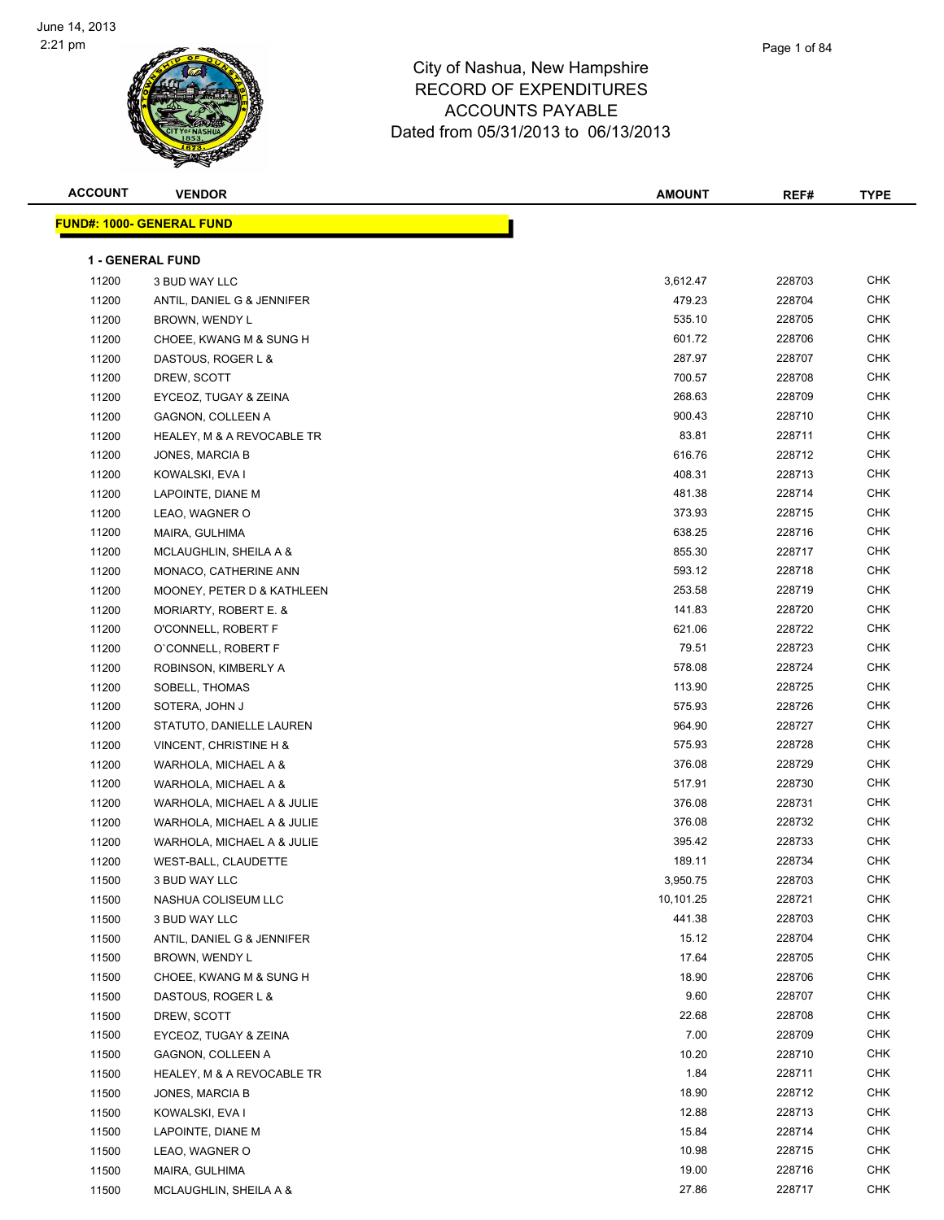June 14, 2013
2:21 pm

# City of Nashua, New Hampshire
## RECORD OF EXPENDITURES
## ACCOUNTS PAYABLE
## Dated from 05/31/2013 to 06/13/2013

**FUND#: 1000- GENERAL FUND**

**1 - GENERAL FUND**

| ACCOUNT | VENDOR | AMOUNT | REF# | TYPE |
|---|---|---|---|---|
| 11200 | 3 BUD WAY LLC | 3,612.47 | 228703 | CHK |
| 11200 | ANTIL, DANIEL G & JENNIFER | 479.23 | 228704 | CHK |
| 11200 | BROWN, WENDY L | 535.10 | 228705 | CHK |
| 11200 | CHOEE, KWANG M & SUNG H | 601.72 | 228706 | CHK |
| 11200 | DASTOUS, ROGER L & | 287.97 | 228707 | CHK |
| 11200 | DREW, SCOTT | 700.57 | 228708 | CHK |
| 11200 | EYCEOZ, TUGAY & ZEINA | 268.63 | 228709 | CHK |
| 11200 | GAGNON, COLLEEN A | 900.43 | 228710 | CHK |
| 11200 | HEALEY, M & A REVOCABLE TR | 83.81 | 228711 | CHK |
| 11200 | JONES, MARCIA B | 616.76 | 228712 | CHK |
| 11200 | KOWALSKI, EVA I | 408.31 | 228713 | CHK |
| 11200 | LAPOINTE, DIANE M | 481.38 | 228714 | CHK |
| 11200 | LEAO, WAGNER O | 373.93 | 228715 | CHK |
| 11200 | MAIRA, GULHIMA | 638.25 | 228716 | CHK |
| 11200 | MCLAUGHLIN, SHEILA A & | 855.30 | 228717 | CHK |
| 11200 | MONACO, CATHERINE ANN | 593.12 | 228718 | CHK |
| 11200 | MOONEY, PETER D & KATHLEEN | 253.58 | 228719 | CHK |
| 11200 | MORIARTY, ROBERT E. & | 141.83 | 228720 | CHK |
| 11200 | O'CONNELL, ROBERT F | 621.06 | 228722 | CHK |
| 11200 | O`CONNELL, ROBERT F | 79.51 | 228723 | CHK |
| 11200 | ROBINSON, KIMBERLY A | 578.08 | 228724 | CHK |
| 11200 | SOBELL, THOMAS | 113.90 | 228725 | CHK |
| 11200 | SOTERA, JOHN J | 575.93 | 228726 | CHK |
| 11200 | STATUTO, DANIELLE LAUREN | 964.90 | 228727 | CHK |
| 11200 | VINCENT, CHRISTINE H & | 575.93 | 228728 | CHK |
| 11200 | WARHOLA, MICHAEL A & | 376.08 | 228729 | CHK |
| 11200 | WARHOLA, MICHAEL A & | 517.91 | 228730 | CHK |
| 11200 | WARHOLA, MICHAEL A & JULIE | 376.08 | 228731 | CHK |
| 11200 | WARHOLA, MICHAEL A & JULIE | 376.08 | 228732 | CHK |
| 11200 | WARHOLA, MICHAEL A & JULIE | 395.42 | 228733 | CHK |
| 11200 | WEST-BALL, CLAUDETTE | 189.11 | 228734 | CHK |
| 11500 | 3 BUD WAY LLC | 3,950.75 | 228703 | CHK |
| 11500 | NASHUA COLISEUM LLC | 10,101.25 | 228721 | CHK |
| 11500 | 3 BUD WAY LLC | 441.38 | 228703 | CHK |
| 11500 | ANTIL, DANIEL G & JENNIFER | 15.12 | 228704 | CHK |
| 11500 | BROWN, WENDY L | 17.64 | 228705 | CHK |
| 11500 | CHOEE, KWANG M & SUNG H | 18.90 | 228706 | CHK |
| 11500 | DASTOUS, ROGER L & | 9.60 | 228707 | CHK |
| 11500 | DREW, SCOTT | 22.68 | 228708 | CHK |
| 11500 | EYCEOZ, TUGAY & ZEINA | 7.00 | 228709 | CHK |
| 11500 | GAGNON, COLLEEN A | 10.20 | 228710 | CHK |
| 11500 | HEALEY, M & A REVOCABLE TR | 1.84 | 228711 | CHK |
| 11500 | JONES, MARCIA B | 18.90 | 228712 | CHK |
| 11500 | KOWALSKI, EVA I | 12.88 | 228713 | CHK |
| 11500 | LAPOINTE, DIANE M | 15.84 | 228714 | CHK |
| 11500 | LEAO, WAGNER O | 10.98 | 228715 | CHK |
| 11500 | MAIRA, GULHIMA | 19.00 | 228716 | CHK |
| 11500 | MCLAUGHLIN, SHEILA A & | 27.86 | 228717 | CHK |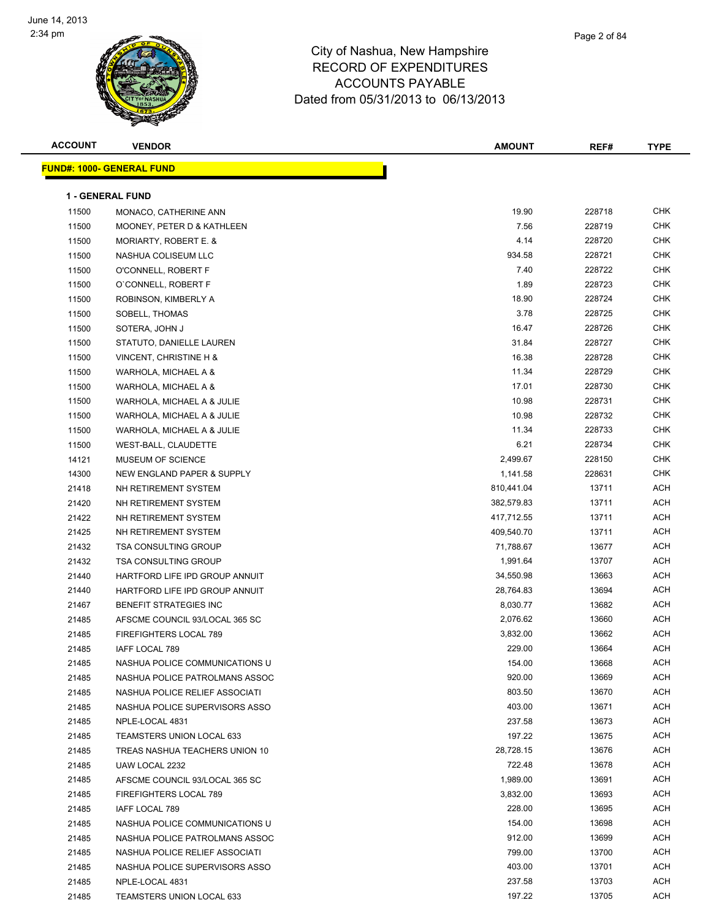# City of Nashua, New Hampshire
# RECORD OF EXPENDITURES
# ACCOUNTS PAYABLE
# Dated from 05/31/2013 to 06/13/2013

| ACCOUNT | VENDOR | AMOUNT | REF# | TYPE |
|---|---|---|---|---|

**FUND#: 1000- GENERAL FUND**

**1 - GENERAL FUND**

| ACCOUNT | VENDOR | AMOUNT | REF# | TYPE |
|---|---|---|---|---|
| 11500 | MONACO, CATHERINE ANN | 19.90 | 228718 | CHK |
| 11500 | MOONEY, PETER D & KATHLEEN | 7.56 | 228719 | CHK |
| 11500 | MORIARTY, ROBERT E. & | 4.14 | 228720 | CHK |
| 11500 | NASHUA COLISEUM LLC | 934.58 | 228721 | CHK |
| 11500 | O'CONNELL, ROBERT F | 7.40 | 228722 | CHK |
| 11500 | O`CONNELL, ROBERT F | 1.89 | 228723 | CHK |
| 11500 | ROBINSON, KIMBERLY A | 18.90 | 228724 | CHK |
| 11500 | SOBELL, THOMAS | 3.78 | 228725 | CHK |
| 11500 | SOTERA, JOHN J | 16.47 | 228726 | CHK |
| 11500 | STATUTO, DANIELLE LAUREN | 31.84 | 228727 | CHK |
| 11500 | VINCENT, CHRISTINE H & | 16.38 | 228728 | CHK |
| 11500 | WARHOLA, MICHAEL A & | 11.34 | 228729 | CHK |
| 11500 | WARHOLA, MICHAEL A & | 17.01 | 228730 | CHK |
| 11500 | WARHOLA, MICHAEL A & JULIE | 10.98 | 228731 | CHK |
| 11500 | WARHOLA, MICHAEL A & JULIE | 10.98 | 228732 | CHK |
| 11500 | WARHOLA, MICHAEL A & JULIE | 11.34 | 228733 | CHK |
| 11500 | WEST-BALL, CLAUDETTE | 6.21 | 228734 | CHK |
| 14121 | MUSEUM OF SCIENCE | 2,499.67 | 228150 | CHK |
| 14300 | NEW ENGLAND PAPER & SUPPLY | 1,141.58 | 228631 | CHK |
| 21418 | NH RETIREMENT SYSTEM | 810,441.04 | 13711 | ACH |
| 21420 | NH RETIREMENT SYSTEM | 382,579.83 | 13711 | ACH |
| 21422 | NH RETIREMENT SYSTEM | 417,712.55 | 13711 | ACH |
| 21425 | NH RETIREMENT SYSTEM | 409,540.70 | 13711 | ACH |
| 21432 | TSA CONSULTING GROUP | 71,788.67 | 13677 | ACH |
| 21432 | TSA CONSULTING GROUP | 1,991.64 | 13707 | ACH |
| 21440 | HARTFORD LIFE IPD GROUP ANNUIT | 34,550.98 | 13663 | ACH |
| 21440 | HARTFORD LIFE IPD GROUP ANNUIT | 28,764.83 | 13694 | ACH |
| 21467 | BENEFIT STRATEGIES INC | 8,030.77 | 13682 | ACH |
| 21485 | AFSCME COUNCIL 93/LOCAL 365 SC | 2,076.62 | 13660 | ACH |
| 21485 | FIREFIGHTERS LOCAL 789 | 3,832.00 | 13662 | ACH |
| 21485 | IAFF LOCAL 789 | 229.00 | 13664 | ACH |
| 21485 | NASHUA POLICE COMMUNICATIONS U | 154.00 | 13668 | ACH |
| 21485 | NASHUA POLICE PATROLMANS ASSOC | 920.00 | 13669 | ACH |
| 21485 | NASHUA POLICE RELIEF ASSOCIATI | 803.50 | 13670 | ACH |
| 21485 | NASHUA POLICE SUPERVISORS ASSO | 403.00 | 13671 | ACH |
| 21485 | NPLE-LOCAL 4831 | 237.58 | 13673 | ACH |
| 21485 | TEAMSTERS UNION LOCAL 633 | 197.22 | 13675 | ACH |
| 21485 | TREAS NASHUA TEACHERS UNION 10 | 28,728.15 | 13676 | ACH |
| 21485 | UAW LOCAL 2232 | 722.48 | 13678 | ACH |
| 21485 | AFSCME COUNCIL 93/LOCAL 365 SC | 1,989.00 | 13691 | ACH |
| 21485 | FIREFIGHTERS LOCAL 789 | 3,832.00 | 13693 | ACH |
| 21485 | IAFF LOCAL 789 | 228.00 | 13695 | ACH |
| 21485 | NASHUA POLICE COMMUNICATIONS U | 154.00 | 13698 | ACH |
| 21485 | NASHUA POLICE PATROLMANS ASSOC | 912.00 | 13699 | ACH |
| 21485 | NASHUA POLICE RELIEF ASSOCIATI | 799.00 | 13700 | ACH |
| 21485 | NASHUA POLICE SUPERVISORS ASSO | 403.00 | 13701 | ACH |
| 21485 | NPLE-LOCAL 4831 | 237.58 | 13703 | ACH |
| 21485 | TEAMSTERS UNION LOCAL 633 | 197.22 | 13705 | ACH |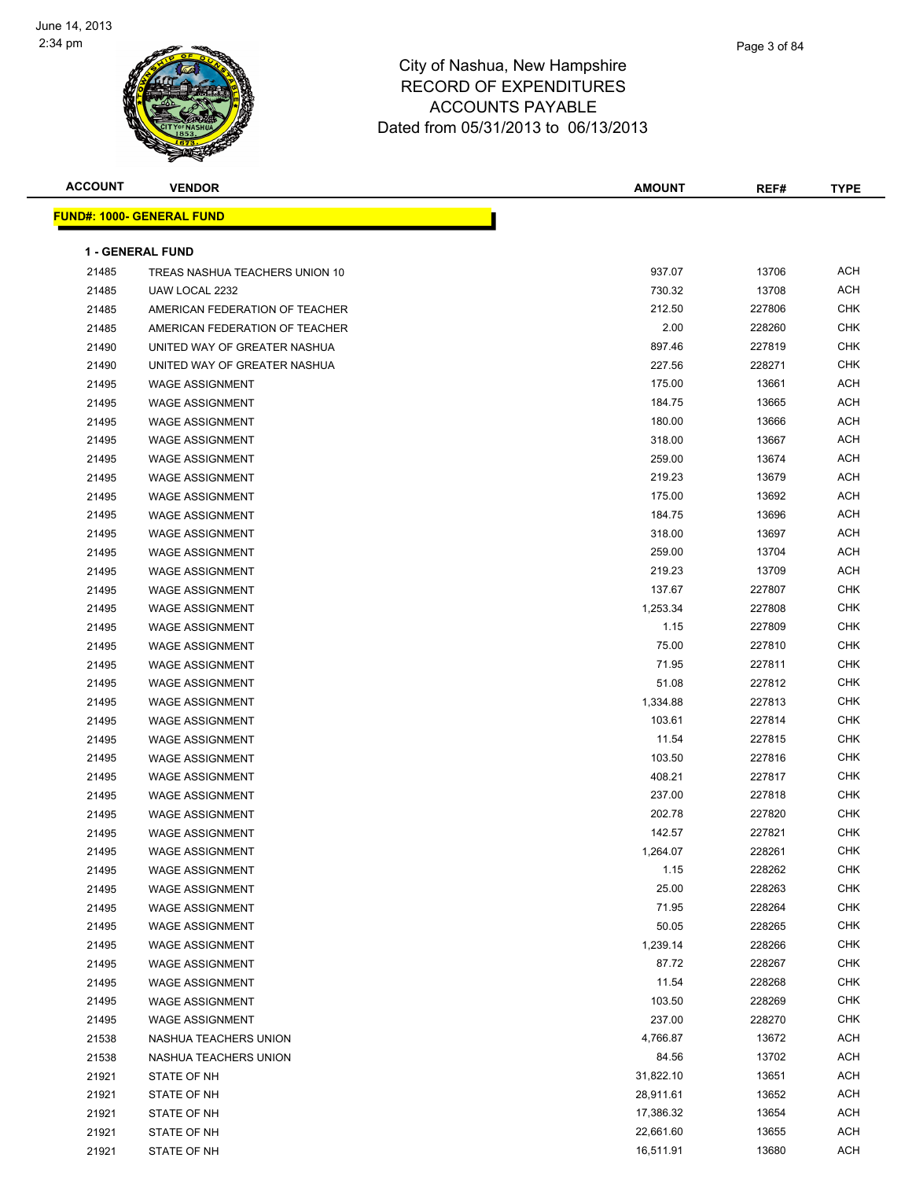# City of Nashua, New Hampshire
## RECORD OF EXPENDITURES
## ACCOUNTS PAYABLE
## Dated from 05/31/2013 to 06/13/2013

**FUND#: 1000- GENERAL FUND**

**1 - GENERAL FUND**

| ACCOUNT | VENDOR | AMOUNT | REF# | TYPE |
|---|---|---|---|---|
| 21485 | TREAS NASHUA TEACHERS UNION 10 | 937.07 | 13706 | ACH |
| 21485 | UAW LOCAL 2232 | 730.32 | 13708 | ACH |
| 21485 | AMERICAN FEDERATION OF TEACHER | 212.50 | 227806 | CHK |
| 21485 | AMERICAN FEDERATION OF TEACHER | 2.00 | 228260 | CHK |
| 21490 | UNITED WAY OF GREATER NASHUA | 897.46 | 227819 | CHK |
| 21490 | UNITED WAY OF GREATER NASHUA | 227.56 | 228271 | CHK |
| 21495 | WAGE ASSIGNMENT | 175.00 | 13661 | ACH |
| 21495 | WAGE ASSIGNMENT | 184.75 | 13665 | ACH |
| 21495 | WAGE ASSIGNMENT | 180.00 | 13666 | ACH |
| 21495 | WAGE ASSIGNMENT | 318.00 | 13667 | ACH |
| 21495 | WAGE ASSIGNMENT | 259.00 | 13674 | ACH |
| 21495 | WAGE ASSIGNMENT | 219.23 | 13679 | ACH |
| 21495 | WAGE ASSIGNMENT | 175.00 | 13692 | ACH |
| 21495 | WAGE ASSIGNMENT | 184.75 | 13696 | ACH |
| 21495 | WAGE ASSIGNMENT | 318.00 | 13697 | ACH |
| 21495 | WAGE ASSIGNMENT | 259.00 | 13704 | ACH |
| 21495 | WAGE ASSIGNMENT | 219.23 | 13709 | ACH |
| 21495 | WAGE ASSIGNMENT | 137.67 | 227807 | CHK |
| 21495 | WAGE ASSIGNMENT | 1,253.34 | 227808 | CHK |
| 21495 | WAGE ASSIGNMENT | 1.15 | 227809 | CHK |
| 21495 | WAGE ASSIGNMENT | 75.00 | 227810 | CHK |
| 21495 | WAGE ASSIGNMENT | 71.95 | 227811 | CHK |
| 21495 | WAGE ASSIGNMENT | 51.08 | 227812 | CHK |
| 21495 | WAGE ASSIGNMENT | 1,334.88 | 227813 | CHK |
| 21495 | WAGE ASSIGNMENT | 103.61 | 227814 | CHK |
| 21495 | WAGE ASSIGNMENT | 11.54 | 227815 | CHK |
| 21495 | WAGE ASSIGNMENT | 103.50 | 227816 | CHK |
| 21495 | WAGE ASSIGNMENT | 408.21 | 227817 | CHK |
| 21495 | WAGE ASSIGNMENT | 237.00 | 227818 | CHK |
| 21495 | WAGE ASSIGNMENT | 202.78 | 227820 | CHK |
| 21495 | WAGE ASSIGNMENT | 142.57 | 227821 | CHK |
| 21495 | WAGE ASSIGNMENT | 1,264.07 | 228261 | CHK |
| 21495 | WAGE ASSIGNMENT | 1.15 | 228262 | CHK |
| 21495 | WAGE ASSIGNMENT | 25.00 | 228263 | CHK |
| 21495 | WAGE ASSIGNMENT | 71.95 | 228264 | CHK |
| 21495 | WAGE ASSIGNMENT | 50.05 | 228265 | CHK |
| 21495 | WAGE ASSIGNMENT | 1,239.14 | 228266 | CHK |
| 21495 | WAGE ASSIGNMENT | 87.72 | 228267 | CHK |
| 21495 | WAGE ASSIGNMENT | 11.54 | 228268 | CHK |
| 21495 | WAGE ASSIGNMENT | 103.50 | 228269 | CHK |
| 21495 | WAGE ASSIGNMENT | 237.00 | 228270 | CHK |
| 21538 | NASHUA TEACHERS UNION | 4,766.87 | 13672 | ACH |
| 21538 | NASHUA TEACHERS UNION | 84.56 | 13702 | ACH |
| 21921 | STATE OF NH | 31,822.10 | 13651 | ACH |
| 21921 | STATE OF NH | 28,911.61 | 13652 | ACH |
| 21921 | STATE OF NH | 17,386.32 | 13654 | ACH |
| 21921 | STATE OF NH | 22,661.60 | 13655 | ACH |
| 21921 | STATE OF NH | 16,511.91 | 13680 | ACH |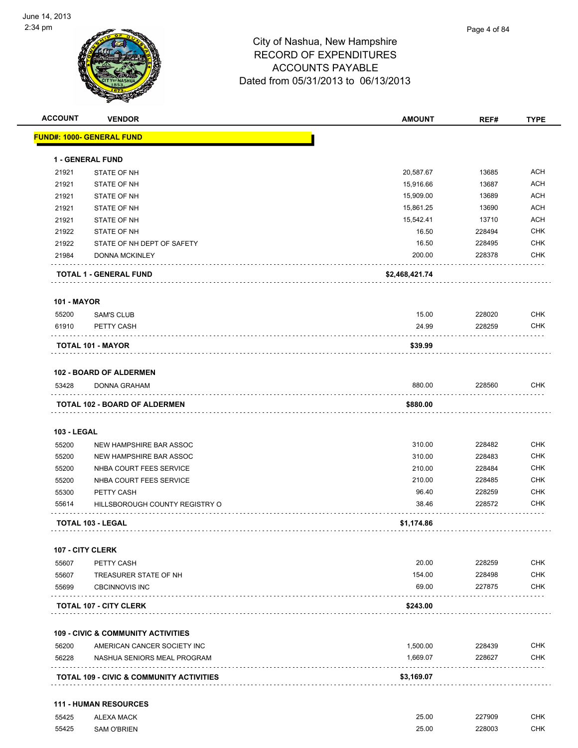City of Nashua, New Hampshire
RECORD OF EXPENDITURES
ACCOUNTS PAYABLE
Dated from 05/31/2013 to 06/13/2013

June 14, 2013
2:34 pm

| ACCOUNT | VENDOR | AMOUNT | REF# | TYPE |
|---|---|---|---|---|
| **FUND#: 1000- GENERAL FUND** | | | | |
| **1 - GENERAL FUND** | | | | |
| 21921 | STATE OF NH | 20,587.67 | 13685 | ACH |
| 21921 | STATE OF NH | 15,916.66 | 13687 | ACH |
| 21921 | STATE OF NH | 15,909.00 | 13689 | ACH |
| 21921 | STATE OF NH | 15,861.25 | 13690 | ACH |
| 21921 | STATE OF NH | 15,542.41 | 13710 | ACH |
| 21922 | STATE OF NH | 16.50 | 228494 | CHK |
| 21922 | STATE OF NH DEPT OF SAFETY | 16.50 | 228495 | CHK |
| 21984 | DONNA MCKINLEY | 200.00 | 228378 | CHK |
| **TOTAL 1 - GENERAL FUND** | | **$2,468,421.74** | | |
| **101 - MAYOR** | | | | |
| 55200 | SAM'S CLUB | 15.00 | 228020 | CHK |
| 61910 | PETTY CASH | 24.99 | 228259 | CHK |
| **TOTAL 101 - MAYOR** | | **$39.99** | | |
| **102 - BOARD OF ALDERMEN** | | | | |
| 53428 | DONNA GRAHAM | 880.00 | 228560 | CHK |
| **TOTAL 102 - BOARD OF ALDERMEN** | | **$880.00** | | |
| **103 - LEGAL** | | | | |
| 55200 | NEW HAMPSHIRE BAR ASSOC | 310.00 | 228482 | CHK |
| 55200 | NEW HAMPSHIRE BAR ASSOC | 310.00 | 228483 | CHK |
| 55200 | NHBA COURT FEES SERVICE | 210.00 | 228484 | CHK |
| 55200 | NHBA COURT FEES SERVICE | 210.00 | 228485 | CHK |
| 55300 | PETTY CASH | 96.40 | 228259 | CHK |
| 55614 | HILLSBOROUGH COUNTY REGISTRY O | 38.46 | 228572 | CHK |
| **TOTAL 103 - LEGAL** | | **$1,174.86** | | |
| **107 - CITY CLERK** | | | | |
| 55607 | PETTY CASH | 20.00 | 228259 | CHK |
| 55607 | TREASURER STATE OF NH | 154.00 | 228498 | CHK |
| 55699 | CBCINNOVIS INC | 69.00 | 227875 | CHK |
| **TOTAL 107 - CITY CLERK** | | **$243.00** | | |
| **109 - CIVIC & COMMUNITY ACTIVITIES** | | | | |
| 56200 | AMERICAN CANCER SOCIETY INC | 1,500.00 | 228439 | CHK |
| 56228 | NASHUA SENIORS MEAL PROGRAM | 1,669.07 | 228627 | CHK |
| **TOTAL 109 - CIVIC & COMMUNITY ACTIVITIES** | | **$3,169.07** | | |
| **111 - HUMAN RESOURCES** | | | | |
| 55425 | ALEXA MACK | 25.00 | 227909 | CHK |
| 55425 | SAM O'BRIEN | 25.00 | 228003 | CHK |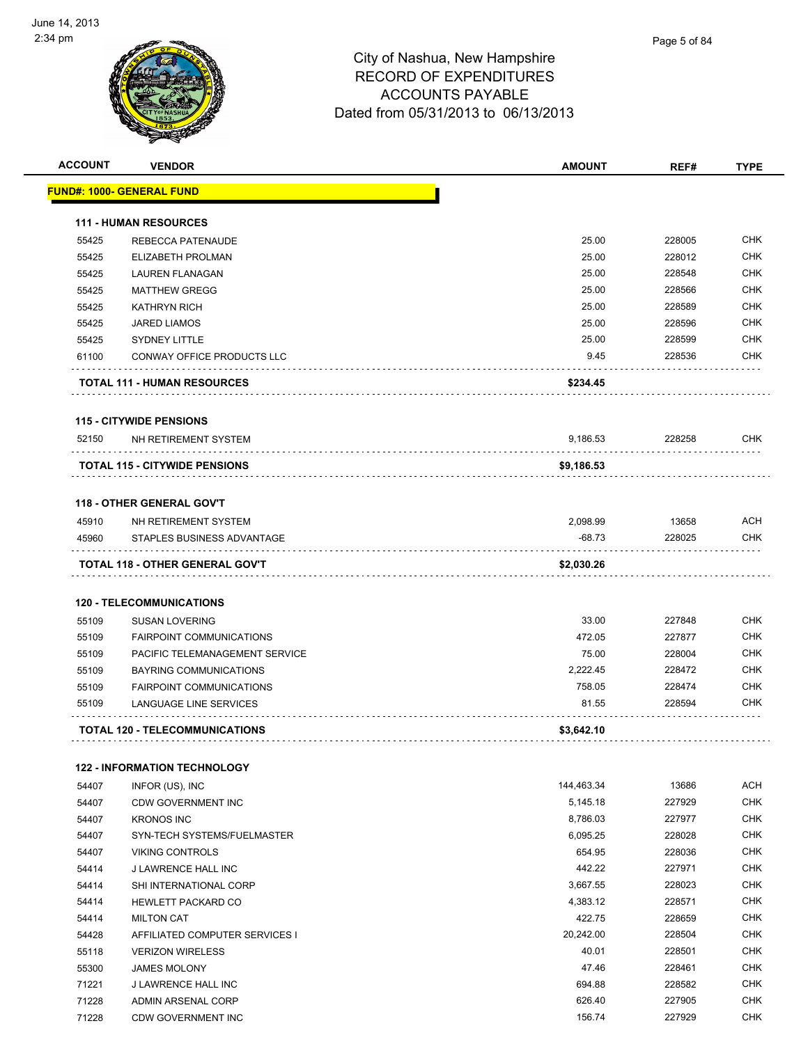# City of Nashua, New Hampshire
## RECORD OF EXPENDITURES
## ACCOUNTS PAYABLE
### Dated from 05/31/2013 to 06/13/2013

June 14, 2013
2:34 pm

| ACCOUNT | VENDOR | AMOUNT | REF# | TYPE |
|---|---|---|---|---|
| **FUND#: 1000- GENERAL FUND** | | | | |
| **111 - HUMAN RESOURCES** | | | | |
| 55425 | REBECCA PATENAUDE | 25.00 | 228005 | CHK |
| 55425 | ELIZABETH PROLMAN | 25.00 | 228012 | CHK |
| 55425 | LAUREN FLANAGAN | 25.00 | 228548 | CHK |
| 55425 | MATTHEW GREGG | 25.00 | 228566 | CHK |
| 55425 | KATHRYN RICH | 25.00 | 228589 | CHK |
| 55425 | JARED LIAMOS | 25.00 | 228596 | CHK |
| 55425 | SYDNEY LITTLE | 25.00 | 228599 | CHK |
| 61100 | CONWAY OFFICE PRODUCTS LLC | 9.45 | 228536 | CHK |
| **TOTAL 111 - HUMAN RESOURCES** | | **$234.45** | | |
| **115 - CITYWIDE PENSIONS** | | | | |
| 52150 | NH RETIREMENT SYSTEM | 9,186.53 | 228258 | CHK |
| **TOTAL 115 - CITYWIDE PENSIONS** | | **$9,186.53** | | |
| **118 - OTHER GENERAL GOV'T** | | | | |
| 45910 | NH RETIREMENT SYSTEM | 2,098.99 | 13658 | ACH |
| 45960 | STAPLES BUSINESS ADVANTAGE | -68.73 | 228025 | CHK |
| **TOTAL 118 - OTHER GENERAL GOV'T** | | **$2,030.26** | | |
| **120 - TELECOMMUNICATIONS** | | | | |
| 55109 | SUSAN LOVERING | 33.00 | 227848 | CHK |
| 55109 | FAIRPOINT COMMUNICATIONS | 472.05 | 227877 | CHK |
| 55109 | PACIFIC TELEMANAGEMENT SERVICE | 75.00 | 228004 | CHK |
| 55109 | BAYRING COMMUNICATIONS | 2,222.45 | 228472 | CHK |
| 55109 | FAIRPOINT COMMUNICATIONS | 758.05 | 228474 | CHK |
| 55109 | LANGUAGE LINE SERVICES | 81.55 | 228594 | CHK |
| **TOTAL 120 - TELECOMMUNICATIONS** | | **$3,642.10** | | |
| **122 - INFORMATION TECHNOLOGY** | | | | |
| 54407 | INFOR (US), INC | 144,463.34 | 13686 | ACH |
| 54407 | CDW GOVERNMENT INC | 5,145.18 | 227929 | CHK |
| 54407 | KRONOS INC | 8,786.03 | 227977 | CHK |
| 54407 | SYN-TECH SYSTEMS/FUELMASTER | 6,095.25 | 228028 | CHK |
| 54407 | VIKING CONTROLS | 654.95 | 228036 | CHK |
| 54414 | J LAWRENCE HALL INC | 442.22 | 227971 | CHK |
| 54414 | SHI INTERNATIONAL CORP | 3,667.55 | 228023 | CHK |
| 54414 | HEWLETT PACKARD CO | 4,383.12 | 228571 | CHK |
| 54414 | MILTON CAT | 422.75 | 228659 | CHK |
| 54428 | AFFILIATED COMPUTER SERVICES I | 20,242.00 | 228504 | CHK |
| 55118 | VERIZON WIRELESS | 40.01 | 228501 | CHK |
| 55300 | JAMES MOLONY | 47.46 | 228461 | CHK |
| 71221 | J LAWRENCE HALL INC | 694.88 | 228582 | CHK |
| 71228 | ADMIN ARSENAL CORP | 626.40 | 227905 | CHK |
| 71228 | CDW GOVERNMENT INC | 156.74 | 227929 | CHK |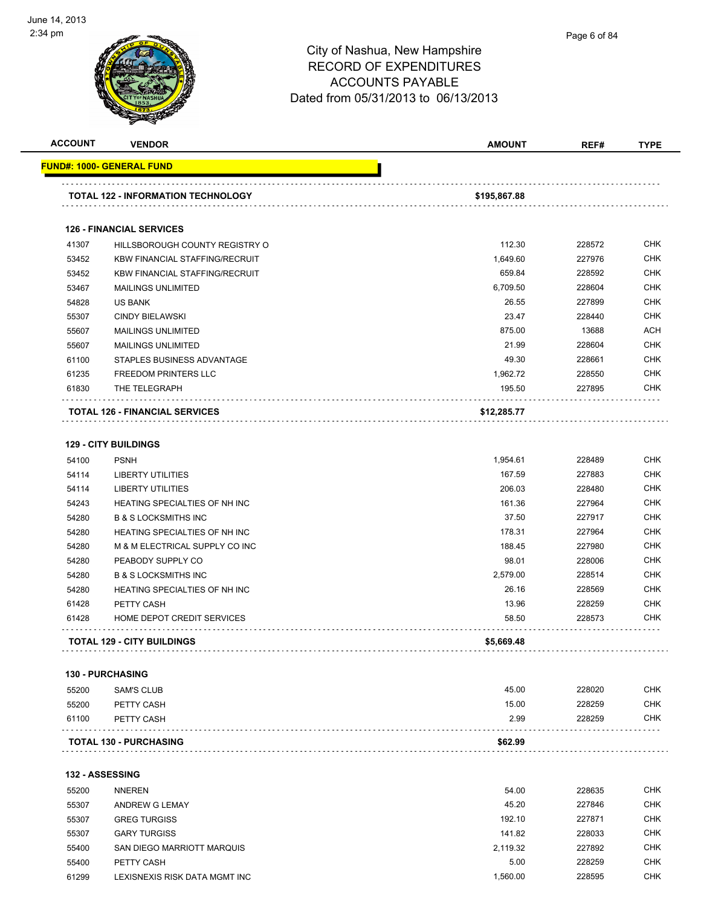# City of Nashua, New Hampshire
## RECORD OF EXPENDITURES
## ACCOUNTS PAYABLE
### Dated from 05/31/2013 to 06/13/2013

| ACCOUNT | VENDOR | AMOUNT | REF# | TYPE |
|---|---|---|---|---|
| **FUND#: 1000- GENERAL FUND** | | | | |
| | **TOTAL 122 - INFORMATION TECHNOLOGY** | **$195,867.88** | | |
| **126 - FINANCIAL SERVICES** | | | | |
| 41307 | HILLSBOROUGH COUNTY REGISTRY O | 112.30 | 228572 | CHK |
| 53452 | KBW FINANCIAL STAFFING/RECRUIT | 1,649.60 | 227976 | CHK |
| 53452 | KBW FINANCIAL STAFFING/RECRUIT | 659.84 | 228592 | CHK |
| 53467 | MAILINGS UNLIMITED | 6,709.50 | 228604 | CHK |
| 54828 | US BANK | 26.55 | 227899 | CHK |
| 55307 | CINDY BIELAWSKI | 23.47 | 228440 | CHK |
| 55607 | MAILINGS UNLIMITED | 875.00 | 13688 | ACH |
| 55607 | MAILINGS UNLIMITED | 21.99 | 228604 | CHK |
| 61100 | STAPLES BUSINESS ADVANTAGE | 49.30 | 228661 | CHK |
| 61235 | FREEDOM PRINTERS LLC | 1,962.72 | 228550 | CHK |
| 61830 | THE TELEGRAPH | 195.50 | 227895 | CHK |
| | **TOTAL 126 - FINANCIAL SERVICES** | **$12,285.77** | | |
| **129 - CITY BUILDINGS** | | | | |
| 54100 | PSNH | 1,954.61 | 228489 | CHK |
| 54114 | LIBERTY UTILITIES | 167.59 | 227883 | CHK |
| 54114 | LIBERTY UTILITIES | 206.03 | 228480 | CHK |
| 54243 | HEATING SPECIALTIES OF NH INC | 161.36 | 227964 | CHK |
| 54280 | B & S LOCKSMITHS INC | 37.50 | 227917 | CHK |
| 54280 | HEATING SPECIALTIES OF NH INC | 178.31 | 227964 | CHK |
| 54280 | M & M ELECTRICAL SUPPLY CO INC | 188.45 | 227980 | CHK |
| 54280 | PEABODY SUPPLY CO | 98.01 | 228006 | CHK |
| 54280 | B & S LOCKSMITHS INC | 2,579.00 | 228514 | CHK |
| 54280 | HEATING SPECIALTIES OF NH INC | 26.16 | 228569 | CHK |
| 61428 | PETTY CASH | 13.96 | 228259 | CHK |
| 61428 | HOME DEPOT CREDIT SERVICES | 58.50 | 228573 | CHK |
| | **TOTAL 129 - CITY BUILDINGS** | **$5,669.48** | | |
| **130 - PURCHASING** | | | | |
| 55200 | SAM'S CLUB | 45.00 | 228020 | CHK |
| 55200 | PETTY CASH | 15.00 | 228259 | CHK |
| 61100 | PETTY CASH | 2.99 | 228259 | CHK |
| | **TOTAL 130 - PURCHASING** | **$62.99** | | |
| **132 - ASSESSING** | | | | |
| 55200 | NNEREN | 54.00 | 228635 | CHK |
| 55307 | ANDREW G LEMAY | 45.20 | 227846 | CHK |
| 55307 | GREG TURGISS | 192.10 | 227871 | CHK |
| 55307 | GARY TURGISS | 141.82 | 228033 | CHK |
| 55400 | SAN DIEGO MARRIOTT MARQUIS | 2,119.32 | 227892 | CHK |
| 55400 | PETTY CASH | 5.00 | 228259 | CHK |
| 61299 | LEXISNEXIS RISK DATA MGMT INC | 1,560.00 | 228595 | CHK |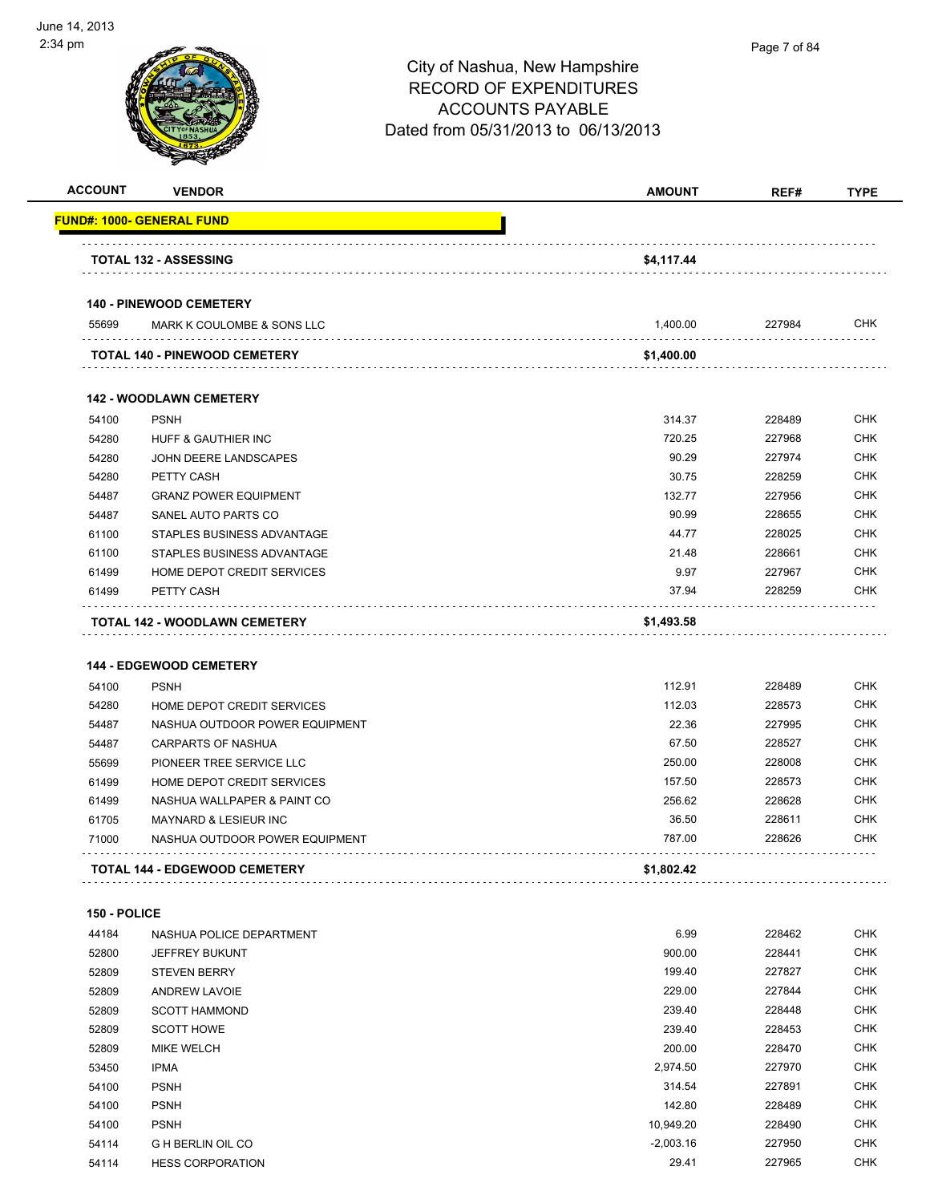# City of Nashua, New Hampshire
## RECORD OF EXPENDITURES
## ACCOUNTS PAYABLE
## Dated from 05/31/2013 to 06/13/2013

| ACCOUNT | VENDOR | AMOUNT | REF# | TYPE |
|---|---|---|---|---|
| **FUND#: 1000- GENERAL FUND** | | | | |
| | **TOTAL 132 - ASSESSING** | **$4,117.44** | | |
| | **140 - PINEWOOD CEMETERY** | | | |
| 55699 | MARK K COULOMBE & SONS LLC | 1,400.00 | 227984 | CHK |
| | **TOTAL 140 - PINEWOOD CEMETERY** | **$1,400.00** | | |
| | **142 - WOODLAWN CEMETERY** | | | |
| 54100 | PSNH | 314.37 | 228489 | CHK |
| 54280 | HUFF & GAUTHIER INC | 720.25 | 227968 | CHK |
| 54280 | JOHN DEERE LANDSCAPES | 90.29 | 227974 | CHK |
| 54280 | PETTY CASH | 30.75 | 228259 | CHK |
| 54487 | GRANZ POWER EQUIPMENT | 132.77 | 227956 | CHK |
| 54487 | SANEL AUTO PARTS CO | 90.99 | 228655 | CHK |
| 61100 | STAPLES BUSINESS ADVANTAGE | 44.77 | 228025 | CHK |
| 61100 | STAPLES BUSINESS ADVANTAGE | 21.48 | 228661 | CHK |
| 61499 | HOME DEPOT CREDIT SERVICES | 9.97 | 227967 | CHK |
| 61499 | PETTY CASH | 37.94 | 228259 | CHK |
| | **TOTAL 142 - WOODLAWN CEMETERY** | **$1,493.58** | | |
| | **144 - EDGEWOOD CEMETERY** | | | |
| 54100 | PSNH | 112.91 | 228489 | CHK |
| 54280 | HOME DEPOT CREDIT SERVICES | 112.03 | 228573 | CHK |
| 54487 | NASHUA OUTDOOR POWER EQUIPMENT | 22.36 | 227995 | CHK |
| 54487 | CARPARTS OF NASHUA | 67.50 | 228527 | CHK |
| 55699 | PIONEER TREE SERVICE LLC | 250.00 | 228008 | CHK |
| 61499 | HOME DEPOT CREDIT SERVICES | 157.50 | 228573 | CHK |
| 61499 | NASHUA WALLPAPER & PAINT CO | 256.62 | 228628 | CHK |
| 61705 | MAYNARD & LESIEUR INC | 36.50 | 228611 | CHK |
| 71000 | NASHUA OUTDOOR POWER EQUIPMENT | 787.00 | 228626 | CHK |
| | **TOTAL 144 - EDGEWOOD CEMETERY** | **$1,802.42** | | |
| | **150 - POLICE** | | | |
| 44184 | NASHUA POLICE DEPARTMENT | 6.99 | 228462 | CHK |
| 52800 | JEFFREY BUKUNT | 900.00 | 228441 | CHK |
| 52809 | STEVEN BERRY | 199.40 | 227827 | CHK |
| 52809 | ANDREW LAVOIE | 229.00 | 227844 | CHK |
| 52809 | SCOTT HAMMOND | 239.40 | 228448 | CHK |
| 52809 | SCOTT HOWE | 239.40 | 228453 | CHK |
| 52809 | MIKE WELCH | 200.00 | 228470 | CHK |
| 53450 | IPMA | 2,974.50 | 227970 | CHK |
| 54100 | PSNH | 314.54 | 227891 | CHK |
| 54100 | PSNH | 142.80 | 228489 | CHK |
| 54100 | PSNH | 10,949.20 | 228490 | CHK |
| 54114 | G H BERLIN OIL CO | -2,003.16 | 227950 | CHK |
| 54114 | HESS CORPORATION | 29.41 | 227965 | CHK |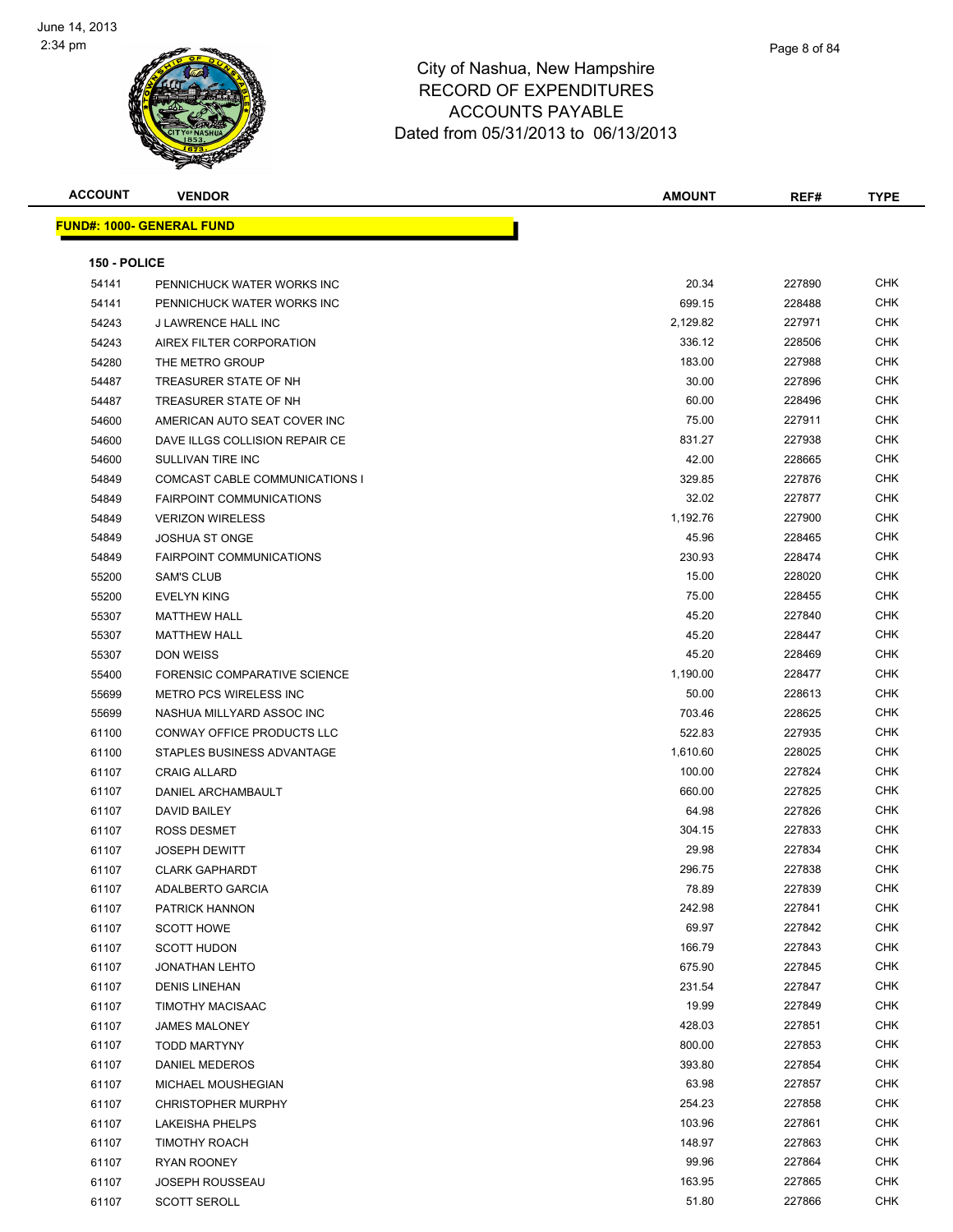# City of Nashua, New Hampshire
## RECORD OF EXPENDITURES
## ACCOUNTS PAYABLE
## Dated from 05/31/2013 to 06/13/2013

**FUND#: 1000- GENERAL FUND**

**150 - POLICE**

| ACCOUNT | VENDOR | AMOUNT | REF# | TYPE |
|---|---|---|---|---|
| 54141 | PENNICHUCK WATER WORKS INC | 20.34 | 227890 | CHK |
| 54141 | PENNICHUCK WATER WORKS INC | 699.15 | 228488 | CHK |
| 54243 | J LAWRENCE HALL INC | 2,129.82 | 227971 | CHK |
| 54243 | AIREX FILTER CORPORATION | 336.12 | 228506 | CHK |
| 54280 | THE METRO GROUP | 183.00 | 227988 | CHK |
| 54487 | TREASURER STATE OF NH | 30.00 | 227896 | CHK |
| 54487 | TREASURER STATE OF NH | 60.00 | 228496 | CHK |
| 54600 | AMERICAN AUTO SEAT COVER INC | 75.00 | 227911 | CHK |
| 54600 | DAVE ILLGS COLLISION REPAIR CE | 831.27 | 227938 | CHK |
| 54600 | SULLIVAN TIRE INC | 42.00 | 228665 | CHK |
| 54849 | COMCAST CABLE COMMUNICATIONS I | 329.85 | 227876 | CHK |
| 54849 | FAIRPOINT COMMUNICATIONS | 32.02 | 227877 | CHK |
| 54849 | VERIZON WIRELESS | 1,192.76 | 227900 | CHK |
| 54849 | JOSHUA ST ONGE | 45.96 | 228465 | CHK |
| 54849 | FAIRPOINT COMMUNICATIONS | 230.93 | 228474 | CHK |
| 55200 | SAM'S CLUB | 15.00 | 228020 | CHK |
| 55200 | EVELYN KING | 75.00 | 228455 | CHK |
| 55307 | MATTHEW HALL | 45.20 | 227840 | CHK |
| 55307 | MATTHEW HALL | 45.20 | 228447 | CHK |
| 55307 | DON WEISS | 45.20 | 228469 | CHK |
| 55400 | FORENSIC COMPARATIVE SCIENCE | 1,190.00 | 228477 | CHK |
| 55699 | METRO PCS WIRELESS INC | 50.00 | 228613 | CHK |
| 55699 | NASHUA MILLYARD ASSOC INC | 703.46 | 228625 | CHK |
| 61100 | CONWAY OFFICE PRODUCTS LLC | 522.83 | 227935 | CHK |
| 61100 | STAPLES BUSINESS ADVANTAGE | 1,610.60 | 228025 | CHK |
| 61107 | CRAIG ALLARD | 100.00 | 227824 | CHK |
| 61107 | DANIEL ARCHAMBAULT | 660.00 | 227825 | CHK |
| 61107 | DAVID BAILEY | 64.98 | 227826 | CHK |
| 61107 | ROSS DESMET | 304.15 | 227833 | CHK |
| 61107 | JOSEPH DEWITT | 29.98 | 227834 | CHK |
| 61107 | CLARK GAPHARDT | 296.75 | 227838 | CHK |
| 61107 | ADALBERTO GARCIA | 78.89 | 227839 | CHK |
| 61107 | PATRICK HANNON | 242.98 | 227841 | CHK |
| 61107 | SCOTT HOWE | 69.97 | 227842 | CHK |
| 61107 | SCOTT HUDON | 166.79 | 227843 | CHK |
| 61107 | JONATHAN LEHTO | 675.90 | 227845 | CHK |
| 61107 | DENIS LINEHAN | 231.54 | 227847 | CHK |
| 61107 | TIMOTHY MACISAAC | 19.99 | 227849 | CHK |
| 61107 | JAMES MALONEY | 428.03 | 227851 | CHK |
| 61107 | TODD MARTYNY | 800.00 | 227853 | CHK |
| 61107 | DANIEL MEDEROS | 393.80 | 227854 | CHK |
| 61107 | MICHAEL MOUSHEGIAN | 63.98 | 227857 | CHK |
| 61107 | CHRISTOPHER MURPHY | 254.23 | 227858 | CHK |
| 61107 | LAKEISHA PHELPS | 103.96 | 227861 | CHK |
| 61107 | TIMOTHY ROACH | 148.97 | 227863 | CHK |
| 61107 | RYAN ROONEY | 99.96 | 227864 | CHK |
| 61107 | JOSEPH ROUSSEAU | 163.95 | 227865 | CHK |
| 61107 | SCOTT SEROLL | 51.80 | 227866 | CHK |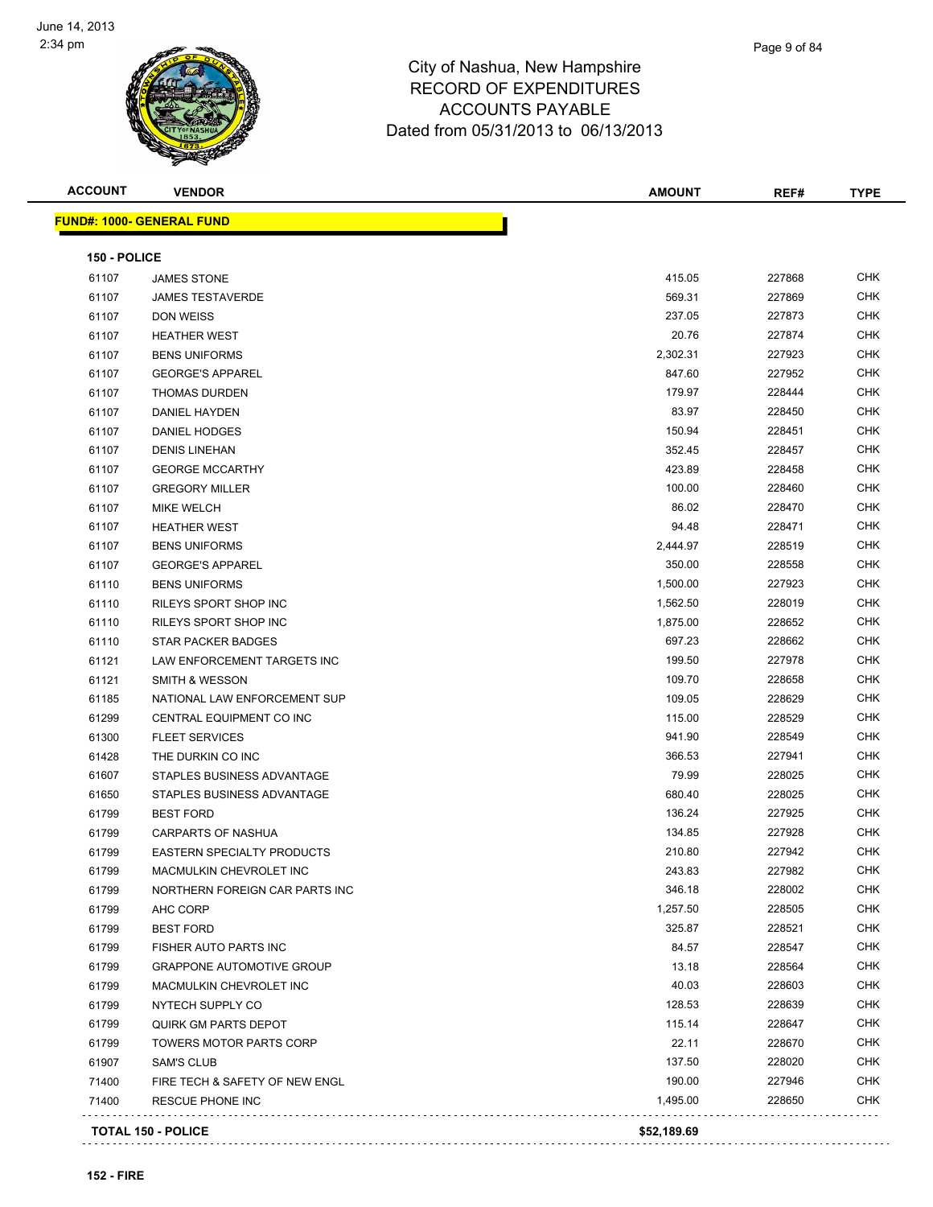City of Nashua, New Hampshire
RECORD OF EXPENDITURES
ACCOUNTS PAYABLE
Dated from 05/31/2013 to 06/13/2013

June 14, 2013
2:34 pm

**FUND#: 1000- GENERAL FUND**

**150 - POLICE**

| ACCOUNT | VENDOR | AMOUNT | REF# | TYPE |
|---|---|---|---|---|
| 61107 | JAMES STONE | 415.05 | 227868 | CHK |
| 61107 | JAMES TESTAVERDE | 569.31 | 227869 | CHK |
| 61107 | DON WEISS | 237.05 | 227873 | CHK |
| 61107 | HEATHER WEST | 20.76 | 227874 | CHK |
| 61107 | BENS UNIFORMS | 2,302.31 | 227923 | CHK |
| 61107 | GEORGE'S APPAREL | 847.60 | 227952 | CHK |
| 61107 | THOMAS DURDEN | 179.97 | 228444 | CHK |
| 61107 | DANIEL HAYDEN | 83.97 | 228450 | CHK |
| 61107 | DANIEL HODGES | 150.94 | 228451 | CHK |
| 61107 | DENIS LINEHAN | 352.45 | 228457 | CHK |
| 61107 | GEORGE MCCARTHY | 423.89 | 228458 | CHK |
| 61107 | GREGORY MILLER | 100.00 | 228460 | CHK |
| 61107 | MIKE WELCH | 86.02 | 228470 | CHK |
| 61107 | HEATHER WEST | 94.48 | 228471 | CHK |
| 61107 | BENS UNIFORMS | 2,444.97 | 228519 | CHK |
| 61107 | GEORGE'S APPAREL | 350.00 | 228558 | CHK |
| 61110 | BENS UNIFORMS | 1,500.00 | 227923 | CHK |
| 61110 | RILEYS SPORT SHOP INC | 1,562.50 | 228019 | CHK |
| 61110 | RILEYS SPORT SHOP INC | 1,875.00 | 228652 | CHK |
| 61110 | STAR PACKER BADGES | 697.23 | 228662 | CHK |
| 61121 | LAW ENFORCEMENT TARGETS INC | 199.50 | 227978 | CHK |
| 61121 | SMITH & WESSON | 109.70 | 228658 | CHK |
| 61185 | NATIONAL LAW ENFORCEMENT SUP | 109.05 | 228629 | CHK |
| 61299 | CENTRAL EQUIPMENT CO INC | 115.00 | 228529 | CHK |
| 61300 | FLEET SERVICES | 941.90 | 228549 | CHK |
| 61428 | THE DURKIN CO INC | 366.53 | 227941 | CHK |
| 61607 | STAPLES BUSINESS ADVANTAGE | 79.99 | 228025 | CHK |
| 61650 | STAPLES BUSINESS ADVANTAGE | 680.40 | 228025 | CHK |
| 61799 | BEST FORD | 136.24 | 227925 | CHK |
| 61799 | CARPARTS OF NASHUA | 134.85 | 227928 | CHK |
| 61799 | EASTERN SPECIALTY PRODUCTS | 210.80 | 227942 | CHK |
| 61799 | MACMULKIN CHEVROLET INC | 243.83 | 227982 | CHK |
| 61799 | NORTHERN FOREIGN CAR PARTS INC | 346.18 | 228002 | CHK |
| 61799 | AHC CORP | 1,257.50 | 228505 | CHK |
| 61799 | BEST FORD | 325.87 | 228521 | CHK |
| 61799 | FISHER AUTO PARTS INC | 84.57 | 228547 | CHK |
| 61799 | GRAPPONE AUTOMOTIVE GROUP | 13.18 | 228564 | CHK |
| 61799 | MACMULKIN CHEVROLET INC | 40.03 | 228603 | CHK |
| 61799 | NYTECH SUPPLY CO | 128.53 | 228639 | CHK |
| 61799 | QUIRK GM PARTS DEPOT | 115.14 | 228647 | CHK |
| 61799 | TOWERS MOTOR PARTS CORP | 22.11 | 228670 | CHK |
| 61907 | SAM'S CLUB | 137.50 | 228020 | CHK |
| 71400 | FIRE TECH & SAFETY OF NEW ENGL | 190.00 | 227946 | CHK |
| 71400 | RESCUE PHONE INC | 1,495.00 | 228650 | CHK |
| **TOTAL 150 - POLICE** | | **$52,189.69** | | |

**152 - FIRE**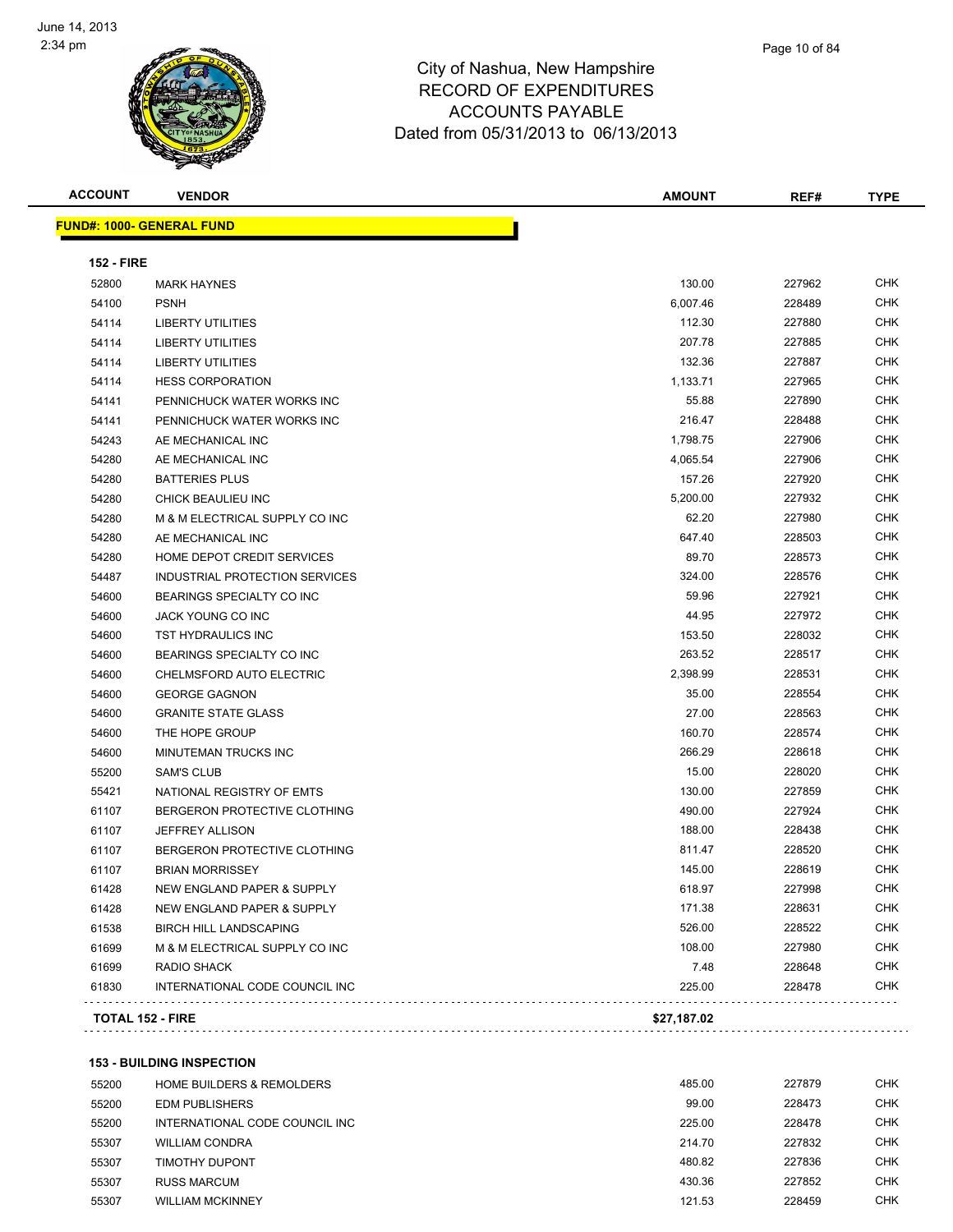City of Nashua, New Hampshire
RECORD OF EXPENDITURES
ACCOUNTS PAYABLE
Dated from 05/31/2013 to 06/13/2013

| ACCOUNT | VENDOR | AMOUNT | REF# | TYPE |
|---|---|---|---|---|
| **FUND#: 1000- GENERAL FUND** | | | | |
| **152 - FIRE** | | | | |
| 52800 | MARK HAYNES | 130.00 | 227962 | CHK |
| 54100 | PSNH | 6,007.46 | 228489 | CHK |
| 54114 | LIBERTY UTILITIES | 112.30 | 227880 | CHK |
| 54114 | LIBERTY UTILITIES | 207.78 | 227885 | CHK |
| 54114 | LIBERTY UTILITIES | 132.36 | 227887 | CHK |
| 54114 | HESS CORPORATION | 1,133.71 | 227965 | CHK |
| 54141 | PENNICHUCK WATER WORKS INC | 55.88 | 227890 | CHK |
| 54141 | PENNICHUCK WATER WORKS INC | 216.47 | 228488 | CHK |
| 54243 | AE MECHANICAL INC | 1,798.75 | 227906 | CHK |
| 54280 | AE MECHANICAL INC | 4,065.54 | 227906 | CHK |
| 54280 | BATTERIES PLUS | 157.26 | 227920 | CHK |
| 54280 | CHICK BEAULIEU INC | 5,200.00 | 227932 | CHK |
| 54280 | M & M ELECTRICAL SUPPLY CO INC | 62.20 | 227980 | CHK |
| 54280 | AE MECHANICAL INC | 647.40 | 228503 | CHK |
| 54280 | HOME DEPOT CREDIT SERVICES | 89.70 | 228573 | CHK |
| 54487 | INDUSTRIAL PROTECTION SERVICES | 324.00 | 228576 | CHK |
| 54600 | BEARINGS SPECIALTY CO INC | 59.96 | 227921 | CHK |
| 54600 | JACK YOUNG CO INC | 44.95 | 227972 | CHK |
| 54600 | TST HYDRAULICS INC | 153.50 | 228032 | CHK |
| 54600 | BEARINGS SPECIALTY CO INC | 263.52 | 228517 | CHK |
| 54600 | CHELMSFORD AUTO ELECTRIC | 2,398.99 | 228531 | CHK |
| 54600 | GEORGE GAGNON | 35.00 | 228554 | CHK |
| 54600 | GRANITE STATE GLASS | 27.00 | 228563 | CHK |
| 54600 | THE HOPE GROUP | 160.70 | 228574 | CHK |
| 54600 | MINUTEMAN TRUCKS INC | 266.29 | 228618 | CHK |
| 55200 | SAM'S CLUB | 15.00 | 228020 | CHK |
| 55421 | NATIONAL REGISTRY OF EMTS | 130.00 | 227859 | CHK |
| 61107 | BERGERON PROTECTIVE CLOTHING | 490.00 | 227924 | CHK |
| 61107 | JEFFREY ALLISON | 188.00 | 228438 | CHK |
| 61107 | BERGERON PROTECTIVE CLOTHING | 811.47 | 228520 | CHK |
| 61107 | BRIAN MORRISSEY | 145.00 | 228619 | CHK |
| 61428 | NEW ENGLAND PAPER & SUPPLY | 618.97 | 227998 | CHK |
| 61428 | NEW ENGLAND PAPER & SUPPLY | 171.38 | 228631 | CHK |
| 61538 | BIRCH HILL LANDSCAPING | 526.00 | 228522 | CHK |
| 61699 | M & M ELECTRICAL SUPPLY CO INC | 108.00 | 227980 | CHK |
| 61699 | RADIO SHACK | 7.48 | 228648 | CHK |
| 61830 | INTERNATIONAL CODE COUNCIL INC | 225.00 | 228478 | CHK |
| **TOTAL 152 - FIRE** | | **$27,187.02** | | |
| **153 - BUILDING INSPECTION** | | | | |
| 55200 | HOME BUILDERS & REMOLDERS | 485.00 | 227879 | CHK |
| 55200 | EDM PUBLISHERS | 99.00 | 228473 | CHK |
| 55200 | INTERNATIONAL CODE COUNCIL INC | 225.00 | 228478 | CHK |
| 55307 | WILLIAM CONDRA | 214.70 | 227832 | CHK |
| 55307 | TIMOTHY DUPONT | 480.82 | 227836 | CHK |
| 55307 | RUSS MARCUM | 430.36 | 227852 | CHK |
| 55307 | WILLIAM MCKINNEY | 121.53 | 228459 | CHK |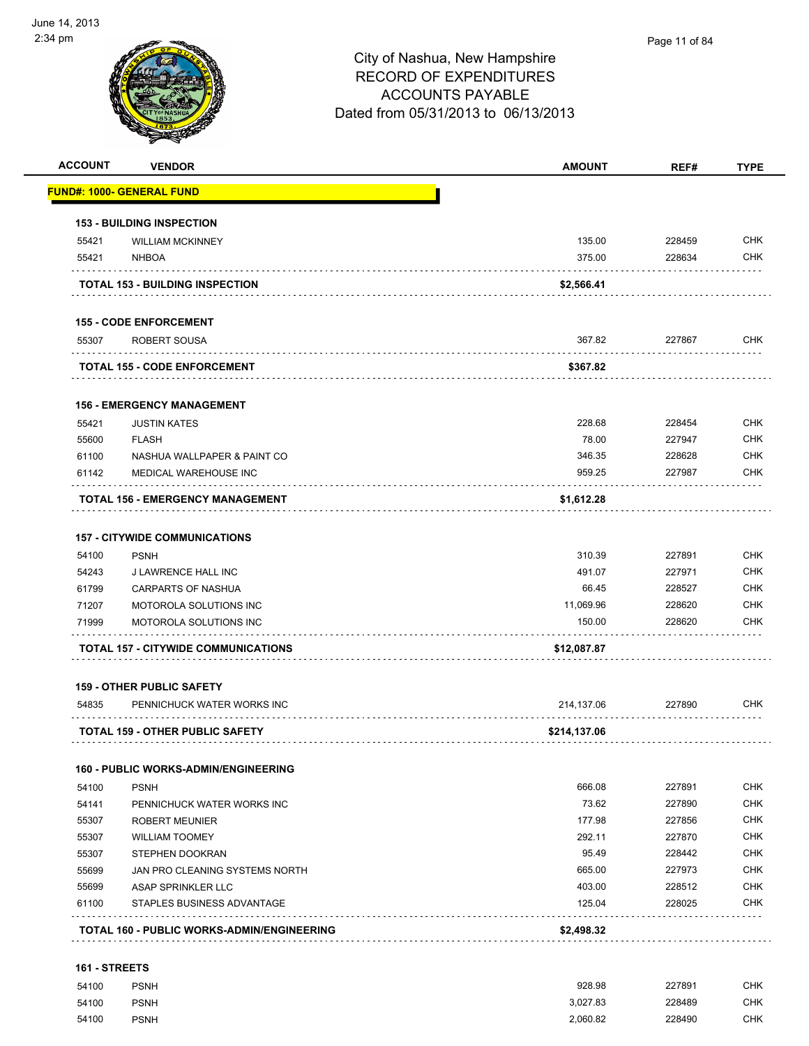# City of Nashua, New Hampshire
## RECORD OF EXPENDITURES
## ACCOUNTS PAYABLE
### Dated from 05/31/2013 to 06/13/2013

June 14, 2013
2:34 pm

| ACCOUNT | VENDOR | AMOUNT | REF# | TYPE |
|---|---|---|---|---|
| **FUND#: 1000- GENERAL FUND** | | | | |
| **153 - BUILDING INSPECTION** | | | | |
| 55421 | WILLIAM MCKINNEY | 135.00 | 228459 | CHK |
| 55421 | NHBOA | 375.00 | 228634 | CHK |
| **TOTAL 153 - BUILDING INSPECTION** | | **$2,566.41** | | |
| **155 - CODE ENFORCEMENT** | | | | |
| 55307 | ROBERT SOUSA | 367.82 | 227867 | CHK |
| **TOTAL 155 - CODE ENFORCEMENT** | | **$367.82** | | |
| **156 - EMERGENCY MANAGEMENT** | | | | |
| 55421 | JUSTIN KATES | 228.68 | 228454 | CHK |
| 55600 | FLASH | 78.00 | 227947 | CHK |
| 61100 | NASHUA WALLPAPER & PAINT CO | 346.35 | 228628 | CHK |
| 61142 | MEDICAL WAREHOUSE INC | 959.25 | 227987 | CHK |
| **TOTAL 156 - EMERGENCY MANAGEMENT** | | **$1,612.28** | | |
| **157 - CITYWIDE COMMUNICATIONS** | | | | |
| 54100 | PSNH | 310.39 | 227891 | CHK |
| 54243 | J LAWRENCE HALL INC | 491.07 | 227971 | CHK |
| 61799 | CARPARTS OF NASHUA | 66.45 | 228527 | CHK |
| 71207 | MOTOROLA SOLUTIONS INC | 11,069.96 | 228620 | CHK |
| 71999 | MOTOROLA SOLUTIONS INC | 150.00 | 228620 | CHK |
| **TOTAL 157 - CITYWIDE COMMUNICATIONS** | | **$12,087.87** | | |
| **159 - OTHER PUBLIC SAFETY** | | | | |
| 54835 | PENNICHUCK WATER WORKS INC | 214,137.06 | 227890 | CHK |
| **TOTAL 159 - OTHER PUBLIC SAFETY** | | **$214,137.06** | | |
| **160 - PUBLIC WORKS-ADMIN/ENGINEERING** | | | | |
| 54100 | PSNH | 666.08 | 227891 | CHK |
| 54141 | PENNICHUCK WATER WORKS INC | 73.62 | 227890 | CHK |
| 55307 | ROBERT MEUNIER | 177.98 | 227856 | CHK |
| 55307 | WILLIAM TOOMEY | 292.11 | 227870 | CHK |
| 55307 | STEPHEN DOOKRAN | 95.49 | 228442 | CHK |
| 55699 | JAN PRO CLEANING SYSTEMS NORTH | 665.00 | 227973 | CHK |
| 55699 | ASAP SPRINKLER LLC | 403.00 | 228512 | CHK |
| 61100 | STAPLES BUSINESS ADVANTAGE | 125.04 | 228025 | CHK |
| **TOTAL 160 - PUBLIC WORKS-ADMIN/ENGINEERING** | | **$2,498.32** | | |
| **161 - STREETS** | | | | |
| 54100 | PSNH | 928.98 | 227891 | CHK |
| 54100 | PSNH | 3,027.83 | 228489 | CHK |
| 54100 | PSNH | 2,060.82 | 228490 | CHK |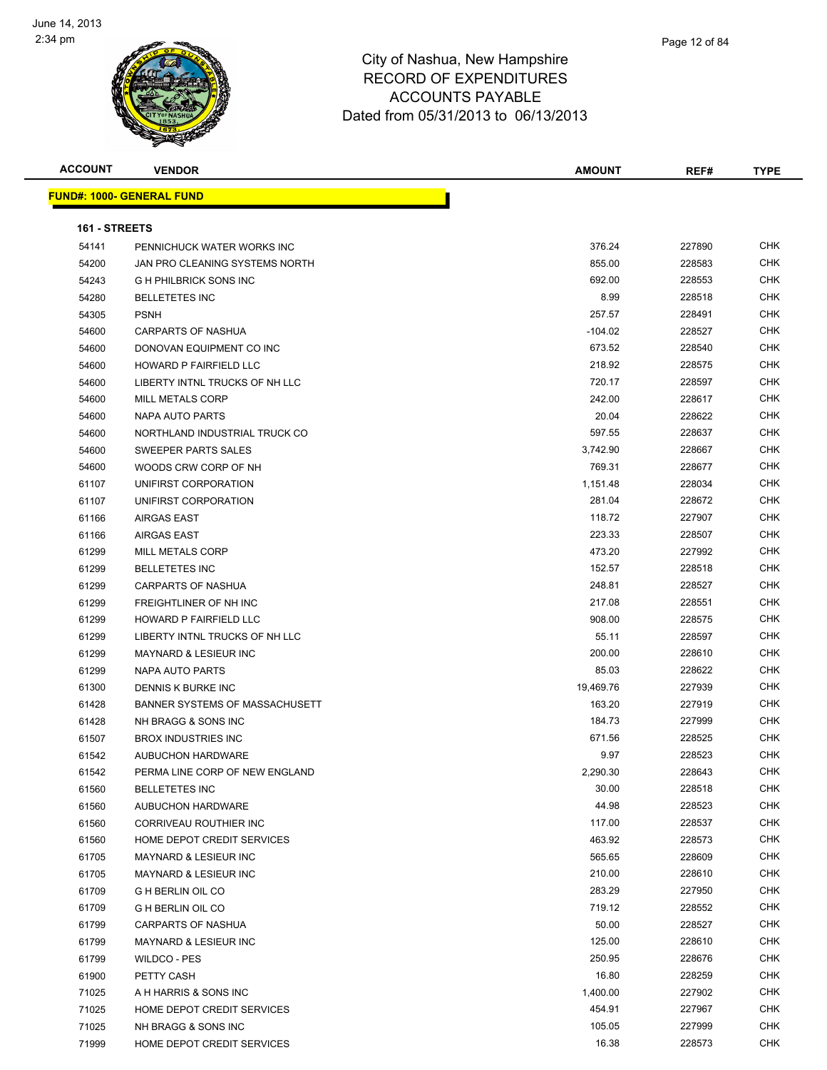# City of Nashua, New Hampshire
## RECORD OF EXPENDITURES
## ACCOUNTS PAYABLE
### Dated from 05/31/2013 to 06/13/2013

| ACCOUNT | VENDOR | AMOUNT | REF# | TYPE |
|---|---|---|---|---|

**FUND#: 1000- GENERAL FUND**

**161 - STREETS**

| ACCOUNT | VENDOR | AMOUNT | REF# | TYPE |
|---|---|---|---|---|
| 54141 | PENNICHUCK WATER WORKS INC | 376.24 | 227890 | CHK |
| 54200 | JAN PRO CLEANING SYSTEMS NORTH | 855.00 | 228583 | CHK |
| 54243 | G H PHILBRICK SONS INC | 692.00 | 228553 | CHK |
| 54280 | BELLETETES INC | 8.99 | 228518 | CHK |
| 54305 | PSNH | 257.57 | 228491 | CHK |
| 54600 | CARPARTS OF NASHUA | -104.02 | 228527 | CHK |
| 54600 | DONOVAN EQUIPMENT CO INC | 673.52 | 228540 | CHK |
| 54600 | HOWARD P FAIRFIELD LLC | 218.92 | 228575 | CHK |
| 54600 | LIBERTY INTNL TRUCKS OF NH LLC | 720.17 | 228597 | CHK |
| 54600 | MILL METALS CORP | 242.00 | 228617 | CHK |
| 54600 | NAPA AUTO PARTS | 20.04 | 228622 | CHK |
| 54600 | NORTHLAND INDUSTRIAL TRUCK CO | 597.55 | 228637 | CHK |
| 54600 | SWEEPER PARTS SALES | 3,742.90 | 228667 | CHK |
| 54600 | WOODS CRW CORP OF NH | 769.31 | 228677 | CHK |
| 61107 | UNIFIRST CORPORATION | 1,151.48 | 228034 | CHK |
| 61107 | UNIFIRST CORPORATION | 281.04 | 228672 | CHK |
| 61166 | AIRGAS EAST | 118.72 | 227907 | CHK |
| 61166 | AIRGAS EAST | 223.33 | 228507 | CHK |
| 61299 | MILL METALS CORP | 473.20 | 227992 | CHK |
| 61299 | BELLETETES INC | 152.57 | 228518 | CHK |
| 61299 | CARPARTS OF NASHUA | 248.81 | 228527 | CHK |
| 61299 | FREIGHTLINER OF NH INC | 217.08 | 228551 | CHK |
| 61299 | HOWARD P FAIRFIELD LLC | 908.00 | 228575 | CHK |
| 61299 | LIBERTY INTNL TRUCKS OF NH LLC | 55.11 | 228597 | CHK |
| 61299 | MAYNARD & LESIEUR INC | 200.00 | 228610 | CHK |
| 61299 | NAPA AUTO PARTS | 85.03 | 228622 | CHK |
| 61300 | DENNIS K BURKE INC | 19,469.76 | 227939 | CHK |
| 61428 | BANNER SYSTEMS OF MASSACHUSETT | 163.20 | 227919 | CHK |
| 61428 | NH BRAGG & SONS INC | 184.73 | 227999 | CHK |
| 61507 | BROX INDUSTRIES INC | 671.56 | 228525 | CHK |
| 61542 | AUBUCHON HARDWARE | 9.97 | 228523 | CHK |
| 61542 | PERMA LINE CORP OF NEW ENGLAND | 2,290.30 | 228643 | CHK |
| 61560 | BELLETETES INC | 30.00 | 228518 | CHK |
| 61560 | AUBUCHON HARDWARE | 44.98 | 228523 | CHK |
| 61560 | CORRIVEAU ROUTHIER INC | 117.00 | 228537 | CHK |
| 61560 | HOME DEPOT CREDIT SERVICES | 463.92 | 228573 | CHK |
| 61705 | MAYNARD & LESIEUR INC | 565.65 | 228609 | CHK |
| 61705 | MAYNARD & LESIEUR INC | 210.00 | 228610 | CHK |
| 61709 | G H BERLIN OIL CO | 283.29 | 227950 | CHK |
| 61709 | G H BERLIN OIL CO | 719.12 | 228552 | CHK |
| 61799 | CARPARTS OF NASHUA | 50.00 | 228527 | CHK |
| 61799 | MAYNARD & LESIEUR INC | 125.00 | 228610 | CHK |
| 61799 | WILDCO - PES | 250.95 | 228676 | CHK |
| 61900 | PETTY CASH | 16.80 | 228259 | CHK |
| 71025 | A H HARRIS & SONS INC | 1,400.00 | 227902 | CHK |
| 71025 | HOME DEPOT CREDIT SERVICES | 454.91 | 227967 | CHK |
| 71025 | NH BRAGG & SONS INC | 105.05 | 227999 | CHK |
| 71999 | HOME DEPOT CREDIT SERVICES | 16.38 | 228573 | CHK |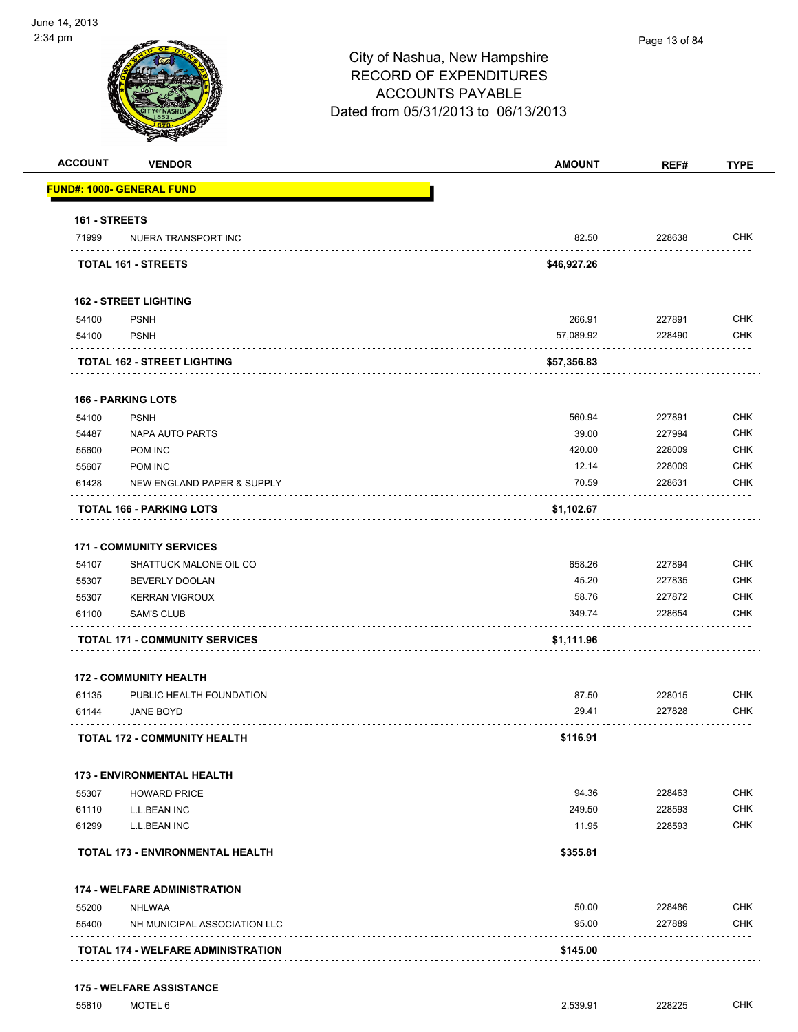# City of Nashua, New Hampshire
## RECORD OF EXPENDITURES
## ACCOUNTS PAYABLE
## Dated from 05/31/2013 to 06/13/2013

June 14, 2013
2:34 pm

| ACCOUNT | VENDOR | AMOUNT | REF# | TYPE |
|---|---|---|---|---|
| **FUND#: 1000- GENERAL FUND** | | | | |
| **161 - STREETS** | | | | |
| 71999 | NUERA TRANSPORT INC | 82.50 | 228638 | CHK |
| **TOTAL 161 - STREETS** | | **$46,927.26** | | |
| **162 - STREET LIGHTING** | | | | |
| 54100 | PSNH | 266.91 | 227891 | CHK |
| 54100 | PSNH | 57,089.92 | 228490 | CHK |
| **TOTAL 162 - STREET LIGHTING** | | **$57,356.83** | | |
| **166 - PARKING LOTS** | | | | |
| 54100 | PSNH | 560.94 | 227891 | CHK |
| 54487 | NAPA AUTO PARTS | 39.00 | 227994 | CHK |
| 55600 | POM INC | 420.00 | 228009 | CHK |
| 55607 | POM INC | 12.14 | 228009 | CHK |
| 61428 | NEW ENGLAND PAPER & SUPPLY | 70.59 | 228631 | CHK |
| **TOTAL 166 - PARKING LOTS** | | **$1,102.67** | | |
| **171 - COMMUNITY SERVICES** | | | | |
| 54107 | SHATTUCK MALONE OIL CO | 658.26 | 227894 | CHK |
| 55307 | BEVERLY DOOLAN | 45.20 | 227835 | CHK |
| 55307 | KERRAN VIGROUX | 58.76 | 227872 | CHK |
| 61100 | SAM'S CLUB | 349.74 | 228654 | CHK |
| **TOTAL 171 - COMMUNITY SERVICES** | | **$1,111.96** | | |
| **172 - COMMUNITY HEALTH** | | | | |
| 61135 | PUBLIC HEALTH FOUNDATION | 87.50 | 228015 | CHK |
| 61144 | JANE BOYD | 29.41 | 227828 | CHK |
| **TOTAL 172 - COMMUNITY HEALTH** | | **$116.91** | | |
| **173 - ENVIRONMENTAL HEALTH** | | | | |
| 55307 | HOWARD PRICE | 94.36 | 228463 | CHK |
| 61110 | L.L.BEAN INC | 249.50 | 228593 | CHK |
| 61299 | L.L.BEAN INC | 11.95 | 228593 | CHK |
| **TOTAL 173 - ENVIRONMENTAL HEALTH** | | **$355.81** | | |
| **174 - WELFARE ADMINISTRATION** | | | | |
| 55200 | NHLWAA | 50.00 | 228486 | CHK |
| 55400 | NH MUNICIPAL ASSOCIATION LLC | 95.00 | 227889 | CHK |
| **TOTAL 174 - WELFARE ADMINISTRATION** | | **$145.00** | | |
| **175 - WELFARE ASSISTANCE** | | | | |
| 55810 | MOTEL 6 | 2,539.91 | 228225 | CHK |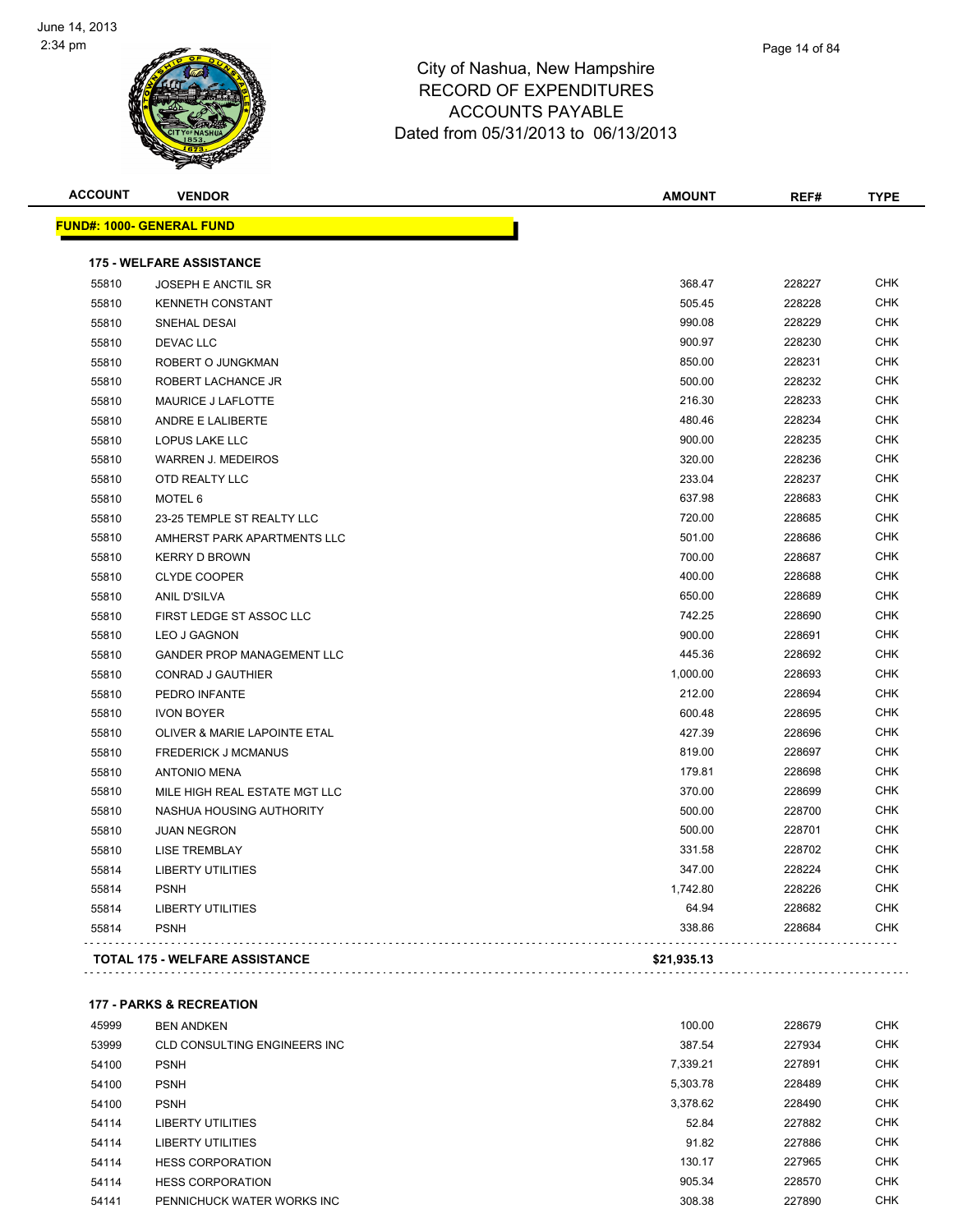# City of Nashua, New Hampshire
## RECORD OF EXPENDITURES
## ACCOUNTS PAYABLE
## Dated from 05/31/2013 to 06/13/2013

June 14, 2013
2:34 pm

| ACCOUNT | VENDOR | AMOUNT | REF# | TYPE |
|---|---|---|---|---|
| **FUND#: 1000- GENERAL FUND** | | | | |
| **175 - WELFARE ASSISTANCE** | | | | |
| 55810 | JOSEPH E ANCTIL SR | 368.47 | 228227 | CHK |
| 55810 | KENNETH CONSTANT | 505.45 | 228228 | CHK |
| 55810 | SNEHAL DESAI | 990.08 | 228229 | CHK |
| 55810 | DEVAC LLC | 900.97 | 228230 | CHK |
| 55810 | ROBERT O JUNGKMAN | 850.00 | 228231 | CHK |
| 55810 | ROBERT LACHANCE JR | 500.00 | 228232 | CHK |
| 55810 | MAURICE J LAFLOTTE | 216.30 | 228233 | CHK |
| 55810 | ANDRE E LALIBERTE | 480.46 | 228234 | CHK |
| 55810 | LOPUS LAKE LLC | 900.00 | 228235 | CHK |
| 55810 | WARREN J. MEDEIROS | 320.00 | 228236 | CHK |
| 55810 | OTD REALTY LLC | 233.04 | 228237 | CHK |
| 55810 | MOTEL 6 | 637.98 | 228683 | CHK |
| 55810 | 23-25 TEMPLE ST REALTY LLC | 720.00 | 228685 | CHK |
| 55810 | AMHERST PARK APARTMENTS LLC | 501.00 | 228686 | CHK |
| 55810 | KERRY D BROWN | 700.00 | 228687 | CHK |
| 55810 | CLYDE COOPER | 400.00 | 228688 | CHK |
| 55810 | ANIL D'SILVA | 650.00 | 228689 | CHK |
| 55810 | FIRST LEDGE ST ASSOC LLC | 742.25 | 228690 | CHK |
| 55810 | LEO J GAGNON | 900.00 | 228691 | CHK |
| 55810 | GANDER PROP MANAGEMENT LLC | 445.36 | 228692 | CHK |
| 55810 | CONRAD J GAUTHIER | 1,000.00 | 228693 | CHK |
| 55810 | PEDRO INFANTE | 212.00 | 228694 | CHK |
| 55810 | IVON BOYER | 600.48 | 228695 | CHK |
| 55810 | OLIVER & MARIE LAPOINTE ETAL | 427.39 | 228696 | CHK |
| 55810 | FREDERICK J MCMANUS | 819.00 | 228697 | CHK |
| 55810 | ANTONIO MENA | 179.81 | 228698 | CHK |
| 55810 | MILE HIGH REAL ESTATE MGT LLC | 370.00 | 228699 | CHK |
| 55810 | NASHUA HOUSING AUTHORITY | 500.00 | 228700 | CHK |
| 55810 | JUAN NEGRON | 500.00 | 228701 | CHK |
| 55810 | LISE TREMBLAY | 331.58 | 228702 | CHK |
| 55814 | LIBERTY UTILITIES | 347.00 | 228224 | CHK |
| 55814 | PSNH | 1,742.80 | 228226 | CHK |
| 55814 | LIBERTY UTILITIES | 64.94 | 228682 | CHK |
| 55814 | PSNH | 338.86 | 228684 | CHK |
| **TOTAL 175 - WELFARE ASSISTANCE** | | **$21,935.13** | | |
| **177 - PARKS & RECREATION** | | | | |
| 45999 | BEN ANDKEN | 100.00 | 228679 | CHK |
| 53999 | CLD CONSULTING ENGINEERS INC | 387.54 | 227934 | CHK |
| 54100 | PSNH | 7,339.21 | 227891 | CHK |
| 54100 | PSNH | 5,303.78 | 228489 | CHK |
| 54100 | PSNH | 3,378.62 | 228490 | CHK |
| 54114 | LIBERTY UTILITIES | 52.84 | 227882 | CHK |
| 54114 | LIBERTY UTILITIES | 91.82 | 227886 | CHK |
| 54114 | HESS CORPORATION | 130.17 | 227965 | CHK |
| 54114 | HESS CORPORATION | 905.34 | 228570 | CHK |
| 54141 | PENNICHUCK WATER WORKS INC | 308.38 | 227890 | CHK |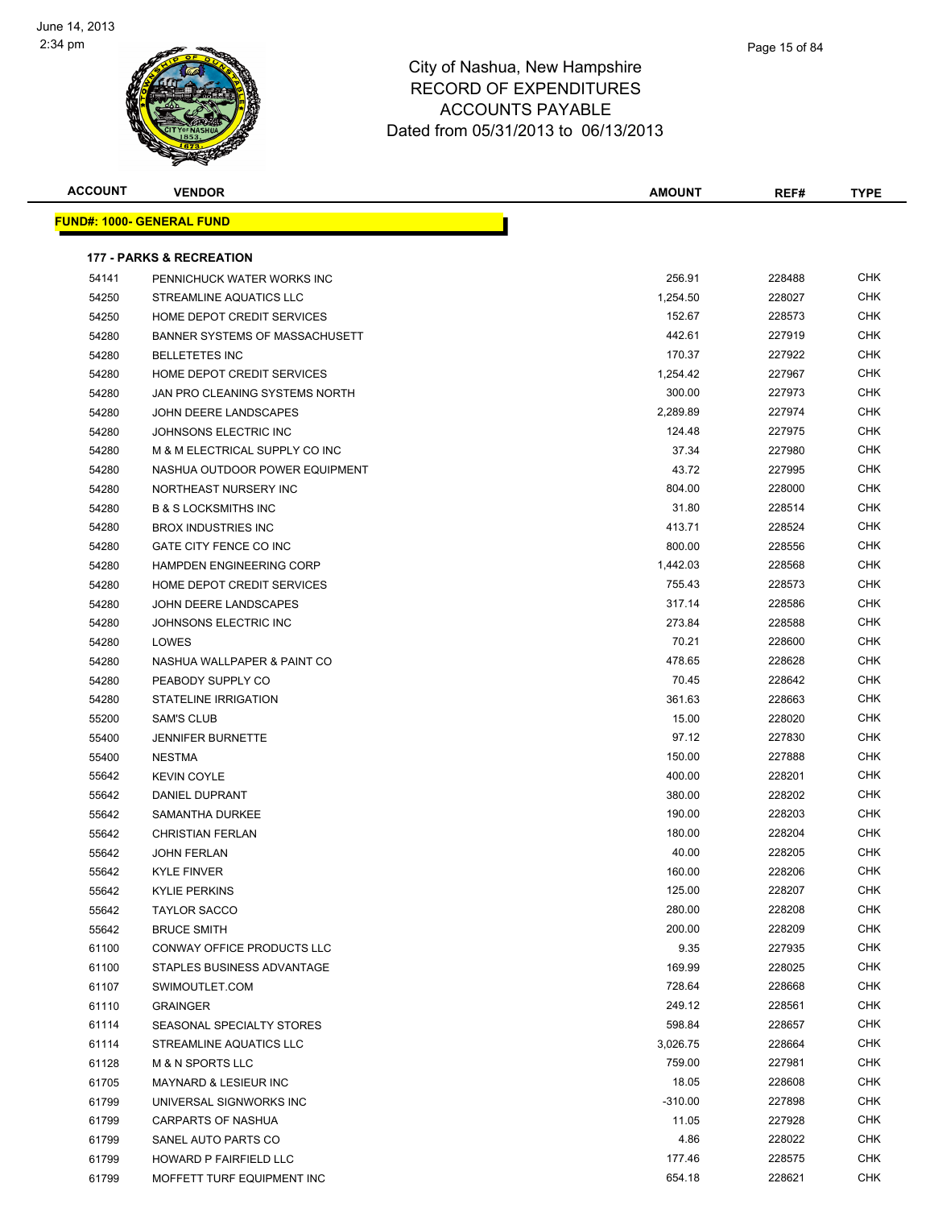# City of Nashua, New Hampshire
## RECORD OF EXPENDITURES
## ACCOUNTS PAYABLE
## Dated from 05/31/2013 to 06/13/2013

| ACCOUNT | VENDOR | AMOUNT | REF# | TYPE |
|---|---|---|---|---|

**FUND#: 1000- GENERAL FUND**

**177 - PARKS & RECREATION**

| ACCOUNT | VENDOR | AMOUNT | REF# | TYPE |
|---|---|---|---|---|
| 54141 | PENNICHUCK WATER WORKS INC | 256.91 | 228488 | CHK |
| 54250 | STREAMLINE AQUATICS LLC | 1,254.50 | 228027 | CHK |
| 54250 | HOME DEPOT CREDIT SERVICES | 152.67 | 228573 | CHK |
| 54280 | BANNER SYSTEMS OF MASSACHUSETT | 442.61 | 227919 | CHK |
| 54280 | BELLETETES INC | 170.37 | 227922 | CHK |
| 54280 | HOME DEPOT CREDIT SERVICES | 1,254.42 | 227967 | CHK |
| 54280 | JAN PRO CLEANING SYSTEMS NORTH | 300.00 | 227973 | CHK |
| 54280 | JOHN DEERE LANDSCAPES | 2,289.89 | 227974 | CHK |
| 54280 | JOHNSONS ELECTRIC INC | 124.48 | 227975 | CHK |
| 54280 | M & M ELECTRICAL SUPPLY CO INC | 37.34 | 227980 | CHK |
| 54280 | NASHUA OUTDOOR POWER EQUIPMENT | 43.72 | 227995 | CHK |
| 54280 | NORTHEAST NURSERY INC | 804.00 | 228000 | CHK |
| 54280 | B & S LOCKSMITHS INC | 31.80 | 228514 | CHK |
| 54280 | BROX INDUSTRIES INC | 413.71 | 228524 | CHK |
| 54280 | GATE CITY FENCE CO INC | 800.00 | 228556 | CHK |
| 54280 | HAMPDEN ENGINEERING CORP | 1,442.03 | 228568 | CHK |
| 54280 | HOME DEPOT CREDIT SERVICES | 755.43 | 228573 | CHK |
| 54280 | JOHN DEERE LANDSCAPES | 317.14 | 228586 | CHK |
| 54280 | JOHNSONS ELECTRIC INC | 273.84 | 228588 | CHK |
| 54280 | LOWES | 70.21 | 228600 | CHK |
| 54280 | NASHUA WALLPAPER & PAINT CO | 478.65 | 228628 | CHK |
| 54280 | PEABODY SUPPLY CO | 70.45 | 228642 | CHK |
| 54280 | STATELINE IRRIGATION | 361.63 | 228663 | CHK |
| 55200 | SAM'S CLUB | 15.00 | 228020 | CHK |
| 55400 | JENNIFER BURNETTE | 97.12 | 227830 | CHK |
| 55400 | NESTMA | 150.00 | 227888 | CHK |
| 55642 | KEVIN COYLE | 400.00 | 228201 | CHK |
| 55642 | DANIEL DUPRANT | 380.00 | 228202 | CHK |
| 55642 | SAMANTHA DURKEE | 190.00 | 228203 | CHK |
| 55642 | CHRISTIAN FERLAN | 180.00 | 228204 | CHK |
| 55642 | JOHN FERLAN | 40.00 | 228205 | CHK |
| 55642 | KYLE FINVER | 160.00 | 228206 | CHK |
| 55642 | KYLIE PERKINS | 125.00 | 228207 | CHK |
| 55642 | TAYLOR SACCO | 280.00 | 228208 | CHK |
| 55642 | BRUCE SMITH | 200.00 | 228209 | CHK |
| 61100 | CONWAY OFFICE PRODUCTS LLC | 9.35 | 227935 | CHK |
| 61100 | STAPLES BUSINESS ADVANTAGE | 169.99 | 228025 | CHK |
| 61107 | SWIMOUTLET.COM | 728.64 | 228668 | CHK |
| 61110 | GRAINGER | 249.12 | 228561 | CHK |
| 61114 | SEASONAL SPECIALTY STORES | 598.84 | 228657 | CHK |
| 61114 | STREAMLINE AQUATICS LLC | 3,026.75 | 228664 | CHK |
| 61128 | M & N SPORTS LLC | 759.00 | 227981 | CHK |
| 61705 | MAYNARD & LESIEUR INC | 18.05 | 228608 | CHK |
| 61799 | UNIVERSAL SIGNWORKS INC | -310.00 | 227898 | CHK |
| 61799 | CARPARTS OF NASHUA | 11.05 | 227928 | CHK |
| 61799 | SANEL AUTO PARTS CO | 4.86 | 228022 | CHK |
| 61799 | HOWARD P FAIRFIELD LLC | 177.46 | 228575 | CHK |
| 61799 | MOFFETT TURF EQUIPMENT INC | 654.18 | 228621 | CHK |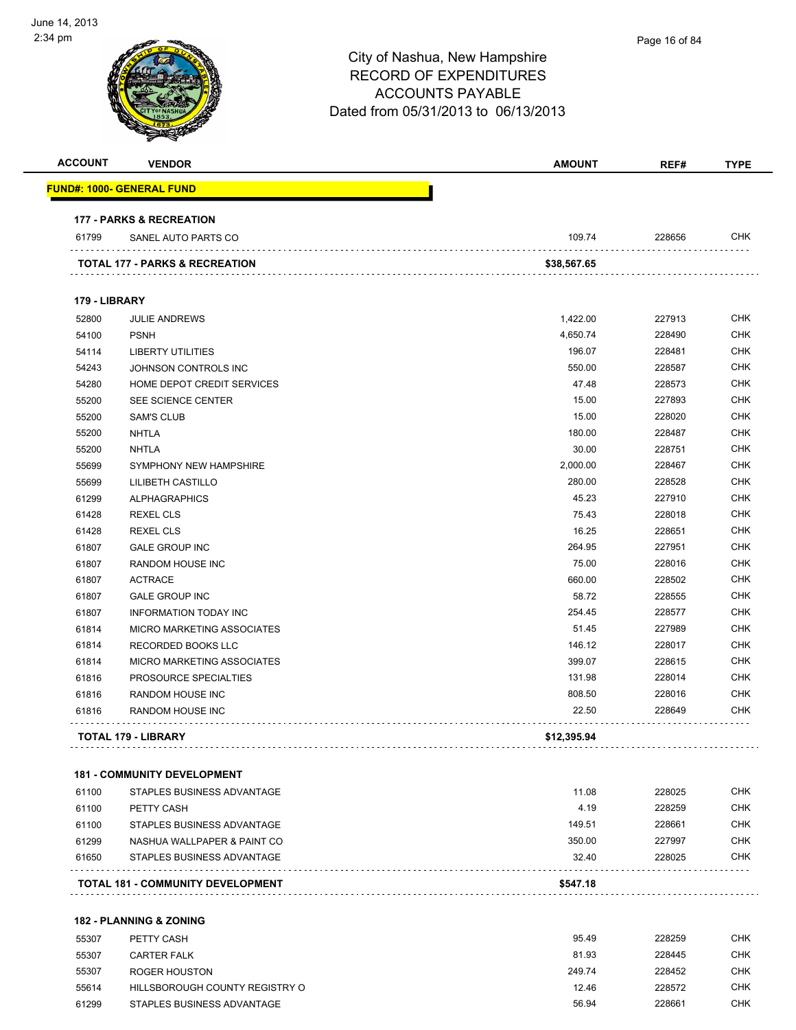City of Nashua, New Hampshire
RECORD OF EXPENDITURES
ACCOUNTS PAYABLE
Dated from 05/31/2013 to 06/13/2013

| ACCOUNT | VENDOR | AMOUNT | REF# | TYPE |
|---|---|---|---|---|
| **FUND#: 1000- GENERAL FUND** | | | | |
| **177 - PARKS & RECREATION** | | | | |
| 61799 | SANEL AUTO PARTS CO | 109.74 | 228656 | CHK |
| **TOTAL 177 - PARKS & RECREATION** | | **$38,567.65** | | |
| **179 - LIBRARY** | | | | |
| 52800 | JULIE ANDREWS | 1,422.00 | 227913 | CHK |
| 54100 | PSNH | 4,650.74 | 228490 | CHK |
| 54114 | LIBERTY UTILITIES | 196.07 | 228481 | CHK |
| 54243 | JOHNSON CONTROLS INC | 550.00 | 228587 | CHK |
| 54280 | HOME DEPOT CREDIT SERVICES | 47.48 | 228573 | CHK |
| 55200 | SEE SCIENCE CENTER | 15.00 | 227893 | CHK |
| 55200 | SAM'S CLUB | 15.00 | 228020 | CHK |
| 55200 | NHTLA | 180.00 | 228487 | CHK |
| 55200 | NHTLA | 30.00 | 228751 | CHK |
| 55699 | SYMPHONY NEW HAMPSHIRE | 2,000.00 | 228467 | CHK |
| 55699 | LILIBETH CASTILLO | 280.00 | 228528 | CHK |
| 61299 | ALPHAGRAPHICS | 45.23 | 227910 | CHK |
| 61428 | REXEL CLS | 75.43 | 228018 | CHK |
| 61428 | REXEL CLS | 16.25 | 228651 | CHK |
| 61807 | GALE GROUP INC | 264.95 | 227951 | CHK |
| 61807 | RANDOM HOUSE INC | 75.00 | 228016 | CHK |
| 61807 | ACTRACE | 660.00 | 228502 | CHK |
| 61807 | GALE GROUP INC | 58.72 | 228555 | CHK |
| 61807 | INFORMATION TODAY INC | 254.45 | 228577 | CHK |
| 61814 | MICRO MARKETING ASSOCIATES | 51.45 | 227989 | CHK |
| 61814 | RECORDED BOOKS LLC | 146.12 | 228017 | CHK |
| 61814 | MICRO MARKETING ASSOCIATES | 399.07 | 228615 | CHK |
| 61816 | PROSOURCE SPECIALTIES | 131.98 | 228014 | CHK |
| 61816 | RANDOM HOUSE INC | 808.50 | 228016 | CHK |
| 61816 | RANDOM HOUSE INC | 22.50 | 228649 | CHK |
| **TOTAL 179 - LIBRARY** | | **$12,395.94** | | |
| **181 - COMMUNITY DEVELOPMENT** | | | | |
| 61100 | STAPLES BUSINESS ADVANTAGE | 11.08 | 228025 | CHK |
| 61100 | PETTY CASH | 4.19 | 228259 | CHK |
| 61100 | STAPLES BUSINESS ADVANTAGE | 149.51 | 228661 | CHK |
| 61299 | NASHUA WALLPAPER & PAINT CO | 350.00 | 227997 | CHK |
| 61650 | STAPLES BUSINESS ADVANTAGE | 32.40 | 228025 | CHK |
| **TOTAL 181 - COMMUNITY DEVELOPMENT** | | **$547.18** | | |
| **182 - PLANNING & ZONING** | | | | |
| 55307 | PETTY CASH | 95.49 | 228259 | CHK |
| 55307 | CARTER FALK | 81.93 | 228445 | CHK |
| 55307 | ROGER HOUSTON | 249.74 | 228452 | CHK |
| 55614 | HILLSBOROUGH COUNTY REGISTRY O | 12.46 | 228572 | CHK |
| 61299 | STAPLES BUSINESS ADVANTAGE | 56.94 | 228661 | CHK |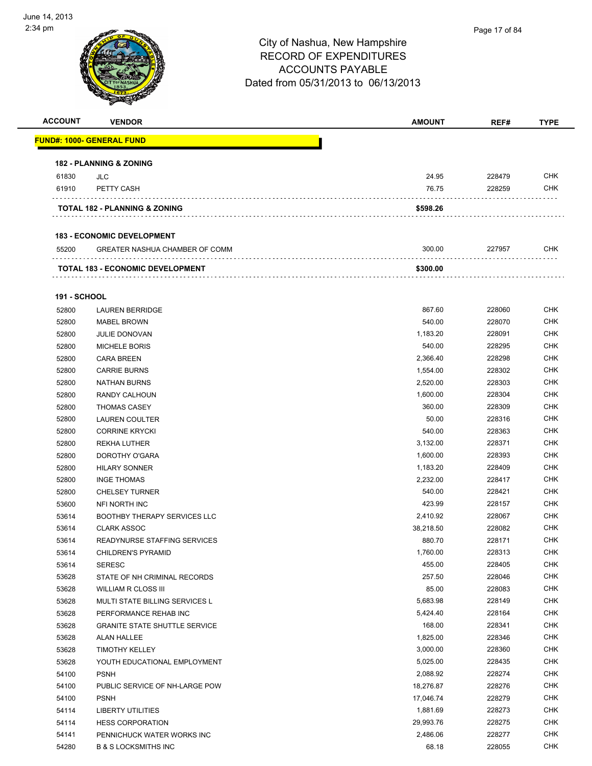# City of Nashua, New Hampshire
## RECORD OF EXPENDITURES
## ACCOUNTS PAYABLE
### Dated from 05/31/2013 to 06/13/2013

| ACCOUNT | VENDOR | AMOUNT | REF# | TYPE |
|---|---|---|---|---|
| **FUND#: 1000- GENERAL FUND** | | | | |
| **182 - PLANNING & ZONING** | | | | |
| 61830 | JLC | 24.95 | 228479 | CHK |
| 61910 | PETTY CASH | 76.75 | 228259 | CHK |
| **TOTAL 182 - PLANNING & ZONING** | | **$598.26** | | |
| **183 - ECONOMIC DEVELOPMENT** | | | | |
| 55200 | GREATER NASHUA CHAMBER OF COMM | 300.00 | 227957 | CHK |
| **TOTAL 183 - ECONOMIC DEVELOPMENT** | | **$300.00** | | |
| **191 - SCHOOL** | | | | |
| 52800 | LAUREN BERRIDGE | 867.60 | 228060 | CHK |
| 52800 | MABEL BROWN | 540.00 | 228070 | CHK |
| 52800 | JULIE DONOVAN | 1,183.20 | 228091 | CHK |
| 52800 | MICHELE BORIS | 540.00 | 228295 | CHK |
| 52800 | CARA BREEN | 2,366.40 | 228298 | CHK |
| 52800 | CARRIE BURNS | 1,554.00 | 228302 | CHK |
| 52800 | NATHAN BURNS | 2,520.00 | 228303 | CHK |
| 52800 | RANDY CALHOUN | 1,600.00 | 228304 | CHK |
| 52800 | THOMAS CASEY | 360.00 | 228309 | CHK |
| 52800 | LAUREN COULTER | 50.00 | 228316 | CHK |
| 52800 | CORRINE KRYCKI | 540.00 | 228363 | CHK |
| 52800 | REKHA LUTHER | 3,132.00 | 228371 | CHK |
| 52800 | DOROTHY O'GARA | 1,600.00 | 228393 | CHK |
| 52800 | HILARY SONNER | 1,183.20 | 228409 | CHK |
| 52800 | INGE THOMAS | 2,232.00 | 228417 | CHK |
| 52800 | CHELSEY TURNER | 540.00 | 228421 | CHK |
| 53600 | NFI NORTH INC | 423.99 | 228157 | CHK |
| 53614 | BOOTHBY THERAPY SERVICES LLC | 2,410.92 | 228067 | CHK |
| 53614 | CLARK ASSOC | 38,218.50 | 228082 | CHK |
| 53614 | READYNURSE STAFFING SERVICES | 880.70 | 228171 | CHK |
| 53614 | CHILDREN'S PYRAMID | 1,760.00 | 228313 | CHK |
| 53614 | SERESC | 455.00 | 228405 | CHK |
| 53628 | STATE OF NH CRIMINAL RECORDS | 257.50 | 228046 | CHK |
| 53628 | WILLIAM R CLOSS III | 85.00 | 228083 | CHK |
| 53628 | MULTI STATE BILLING SERVICES L | 5,683.98 | 228149 | CHK |
| 53628 | PERFORMANCE REHAB INC | 5,424.40 | 228164 | CHK |
| 53628 | GRANITE STATE SHUTTLE SERVICE | 168.00 | 228341 | CHK |
| 53628 | ALAN HALLEE | 1,825.00 | 228346 | CHK |
| 53628 | TIMOTHY KELLEY | 3,000.00 | 228360 | CHK |
| 53628 | YOUTH EDUCATIONAL EMPLOYMENT | 5,025.00 | 228435 | CHK |
| 54100 | PSNH | 2,088.92 | 228274 | CHK |
| 54100 | PUBLIC SERVICE OF NH-LARGE POW | 18,276.87 | 228276 | CHK |
| 54100 | PSNH | 17,046.74 | 228279 | CHK |
| 54114 | LIBERTY UTILITIES | 1,881.69 | 228273 | CHK |
| 54114 | HESS CORPORATION | 29,993.76 | 228275 | CHK |
| 54141 | PENNICHUCK WATER WORKS INC | 2,486.06 | 228277 | CHK |
| 54280 | B & S LOCKSMITHS INC | 68.18 | 228055 | CHK |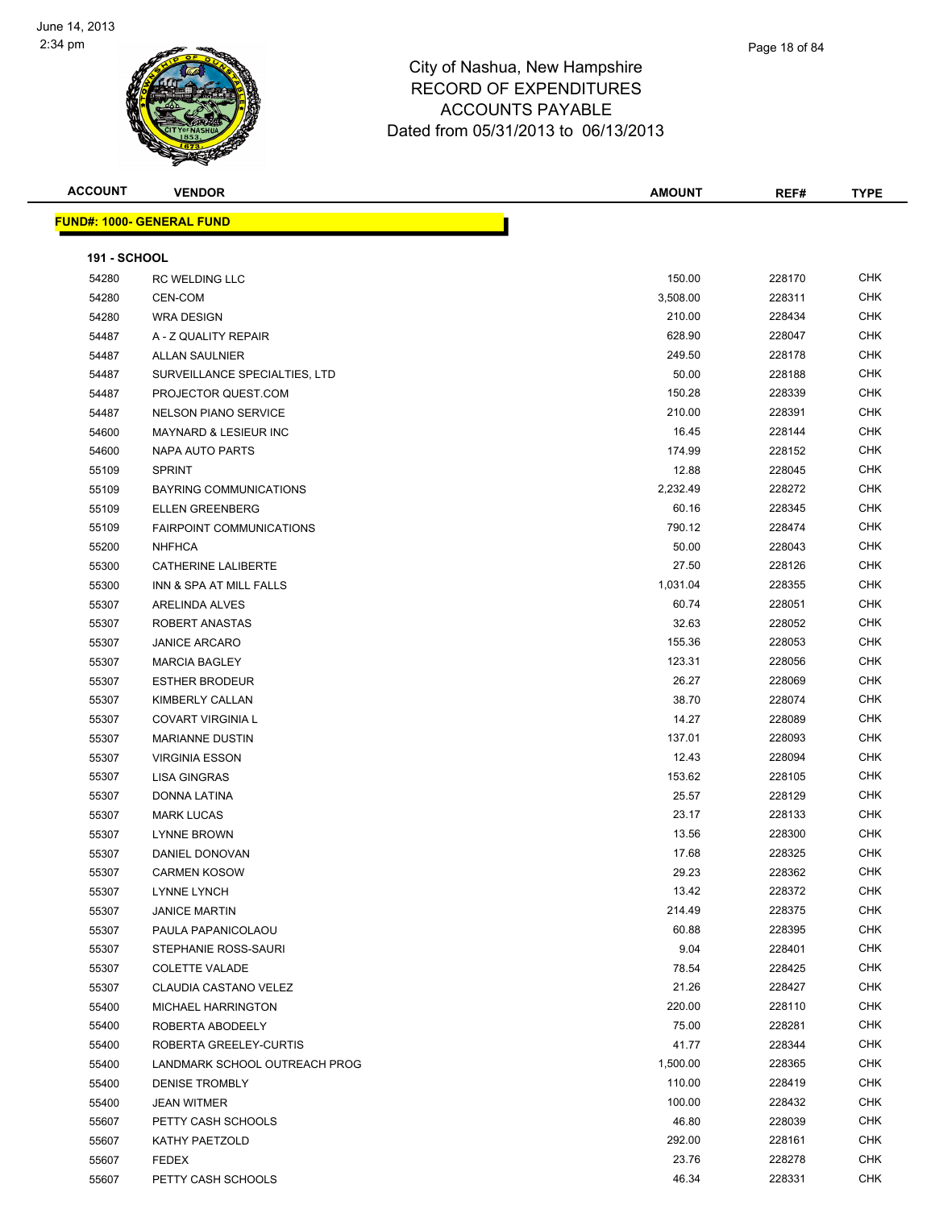# City of Nashua, New Hampshire
# RECORD OF EXPENDITURES
# ACCOUNTS PAYABLE
# Dated from 05/31/2013 to 06/13/2013

| ACCOUNT | VENDOR | AMOUNT | REF# | TYPE |
|---|---|---|---|---|

**FUND#: 1000- GENERAL FUND**

**191 - SCHOOL**

| ACCOUNT | VENDOR | AMOUNT | REF# | TYPE |
|---|---|---|---|---|
| 54280 | RC WELDING LLC | 150.00 | 228170 | CHK |
| 54280 | CEN-COM | 3,508.00 | 228311 | CHK |
| 54280 | WRA DESIGN | 210.00 | 228434 | CHK |
| 54487 | A - Z QUALITY REPAIR | 628.90 | 228047 | CHK |
| 54487 | ALLAN SAULNIER | 249.50 | 228178 | CHK |
| 54487 | SURVEILLANCE SPECIALTIES, LTD | 50.00 | 228188 | CHK |
| 54487 | PROJECTOR QUEST.COM | 150.28 | 228339 | CHK |
| 54487 | NELSON PIANO SERVICE | 210.00 | 228391 | CHK |
| 54600 | MAYNARD & LESIEUR INC | 16.45 | 228144 | CHK |
| 54600 | NAPA AUTO PARTS | 174.99 | 228152 | CHK |
| 55109 | SPRINT | 12.88 | 228045 | CHK |
| 55109 | BAYRING COMMUNICATIONS | 2,232.49 | 228272 | CHK |
| 55109 | ELLEN GREENBERG | 60.16 | 228345 | CHK |
| 55109 | FAIRPOINT COMMUNICATIONS | 790.12 | 228474 | CHK |
| 55200 | NHFHCA | 50.00 | 228043 | CHK |
| 55300 | CATHERINE LALIBERTE | 27.50 | 228126 | CHK |
| 55300 | INN & SPA AT MILL FALLS | 1,031.04 | 228355 | CHK |
| 55307 | ARELINDA ALVES | 60.74 | 228051 | CHK |
| 55307 | ROBERT ANASTAS | 32.63 | 228052 | CHK |
| 55307 | JANICE ARCARO | 155.36 | 228053 | CHK |
| 55307 | MARCIA BAGLEY | 123.31 | 228056 | CHK |
| 55307 | ESTHER BRODEUR | 26.27 | 228069 | CHK |
| 55307 | KIMBERLY CALLAN | 38.70 | 228074 | CHK |
| 55307 | COVART VIRGINIA L | 14.27 | 228089 | CHK |
| 55307 | MARIANNE DUSTIN | 137.01 | 228093 | CHK |
| 55307 | VIRGINIA ESSON | 12.43 | 228094 | CHK |
| 55307 | LISA GINGRAS | 153.62 | 228105 | CHK |
| 55307 | DONNA LATINA | 25.57 | 228129 | CHK |
| 55307 | MARK LUCAS | 23.17 | 228133 | CHK |
| 55307 | LYNNE BROWN | 13.56 | 228300 | CHK |
| 55307 | DANIEL DONOVAN | 17.68 | 228325 | CHK |
| 55307 | CARMEN KOSOW | 29.23 | 228362 | CHK |
| 55307 | LYNNE LYNCH | 13.42 | 228372 | CHK |
| 55307 | JANICE MARTIN | 214.49 | 228375 | CHK |
| 55307 | PAULA PAPANICOLAOU | 60.88 | 228395 | CHK |
| 55307 | STEPHANIE ROSS-SAURI | 9.04 | 228401 | CHK |
| 55307 | COLETTE VALADE | 78.54 | 228425 | CHK |
| 55307 | CLAUDIA CASTANO VELEZ | 21.26 | 228427 | CHK |
| 55400 | MICHAEL HARRINGTON | 220.00 | 228110 | CHK |
| 55400 | ROBERTA ABODEELY | 75.00 | 228281 | CHK |
| 55400 | ROBERTA GREELEY-CURTIS | 41.77 | 228344 | CHK |
| 55400 | LANDMARK SCHOOL OUTREACH PROG | 1,500.00 | 228365 | CHK |
| 55400 | DENISE TROMBLY | 110.00 | 228419 | CHK |
| 55400 | JEAN WITMER | 100.00 | 228432 | CHK |
| 55607 | PETTY CASH SCHOOLS | 46.80 | 228039 | CHK |
| 55607 | KATHY PAETZOLD | 292.00 | 228161 | CHK |
| 55607 | FEDEX | 23.76 | 228278 | CHK |
| 55607 | PETTY CASH SCHOOLS | 46.34 | 228331 | CHK |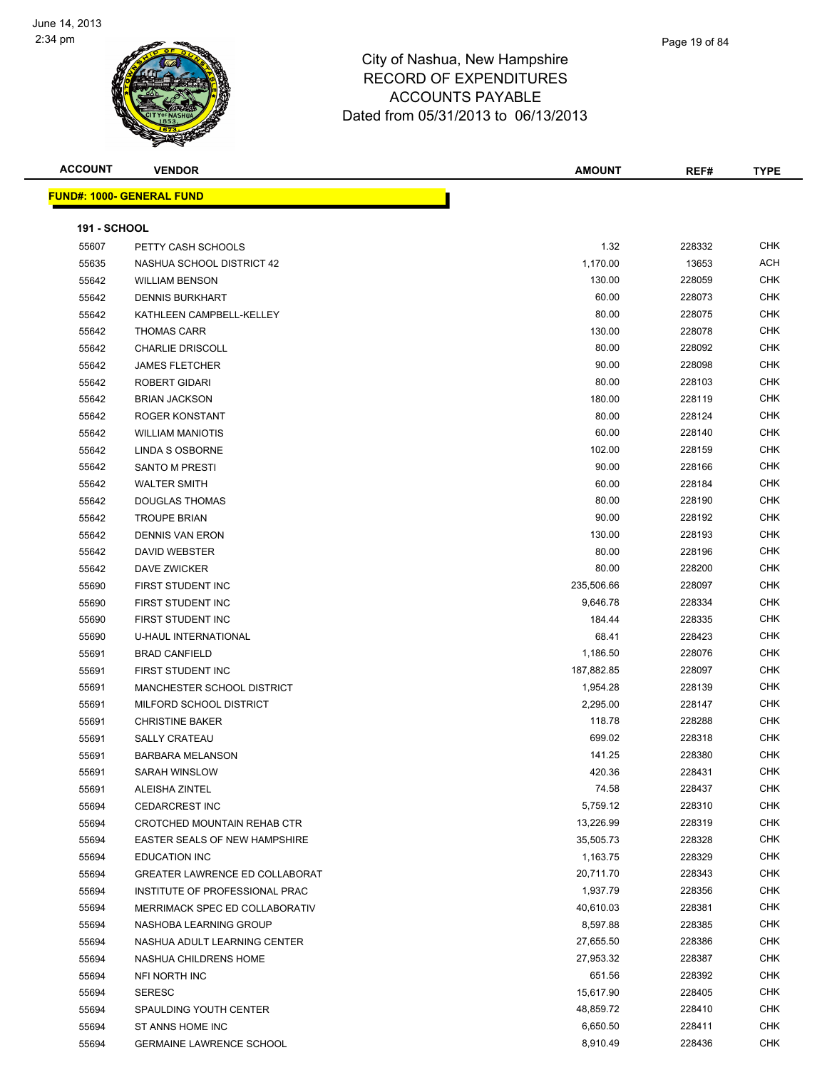# City of Nashua, New Hampshire
## RECORD OF EXPENDITURES
## ACCOUNTS PAYABLE
## Dated from 05/31/2013 to 06/13/2013

June 14, 2013
2:34 pm

| ACCOUNT | VENDOR | AMOUNT | REF# | TYPE |
|---|---|---|---|---|

**FUND#: 1000- GENERAL FUND**

**191 - SCHOOL**

| ACCOUNT | VENDOR | AMOUNT | REF# | TYPE |
|---|---|---|---|---|
| 55607 | PETTY CASH SCHOOLS | 1.32 | 228332 | CHK |
| 55635 | NASHUA SCHOOL DISTRICT 42 | 1,170.00 | 13653 | ACH |
| 55642 | WILLIAM BENSON | 130.00 | 228059 | CHK |
| 55642 | DENNIS BURKHART | 60.00 | 228073 | CHK |
| 55642 | KATHLEEN CAMPBELL-KELLEY | 80.00 | 228075 | CHK |
| 55642 | THOMAS CARR | 130.00 | 228078 | CHK |
| 55642 | CHARLIE DRISCOLL | 80.00 | 228092 | CHK |
| 55642 | JAMES FLETCHER | 90.00 | 228098 | CHK |
| 55642 | ROBERT GIDARI | 80.00 | 228103 | CHK |
| 55642 | BRIAN JACKSON | 180.00 | 228119 | CHK |
| 55642 | ROGER KONSTANT | 80.00 | 228124 | CHK |
| 55642 | WILLIAM MANIOTIS | 60.00 | 228140 | CHK |
| 55642 | LINDA S OSBORNE | 102.00 | 228159 | CHK |
| 55642 | SANTO M PRESTI | 90.00 | 228166 | CHK |
| 55642 | WALTER SMITH | 60.00 | 228184 | CHK |
| 55642 | DOUGLAS THOMAS | 80.00 | 228190 | CHK |
| 55642 | TROUPE BRIAN | 90.00 | 228192 | CHK |
| 55642 | DENNIS VAN ERON | 130.00 | 228193 | CHK |
| 55642 | DAVID WEBSTER | 80.00 | 228196 | CHK |
| 55642 | DAVE ZWICKER | 80.00 | 228200 | CHK |
| 55690 | FIRST STUDENT INC | 235,506.66 | 228097 | CHK |
| 55690 | FIRST STUDENT INC | 9,646.78 | 228334 | CHK |
| 55690 | FIRST STUDENT INC | 184.44 | 228335 | CHK |
| 55690 | U-HAUL INTERNATIONAL | 68.41 | 228423 | CHK |
| 55691 | BRAD CANFIELD | 1,186.50 | 228076 | CHK |
| 55691 | FIRST STUDENT INC | 187,882.85 | 228097 | CHK |
| 55691 | MANCHESTER SCHOOL DISTRICT | 1,954.28 | 228139 | CHK |
| 55691 | MILFORD SCHOOL DISTRICT | 2,295.00 | 228147 | CHK |
| 55691 | CHRISTINE BAKER | 118.78 | 228288 | CHK |
| 55691 | SALLY CRATEAU | 699.02 | 228318 | CHK |
| 55691 | BARBARA MELANSON | 141.25 | 228380 | CHK |
| 55691 | SARAH WINSLOW | 420.36 | 228431 | CHK |
| 55691 | ALEISHA ZINTEL | 74.58 | 228437 | CHK |
| 55694 | CEDARCREST INC | 5,759.12 | 228310 | CHK |
| 55694 | CROTCHED MOUNTAIN REHAB CTR | 13,226.99 | 228319 | CHK |
| 55694 | EASTER SEALS OF NEW HAMPSHIRE | 35,505.73 | 228328 | CHK |
| 55694 | EDUCATION INC | 1,163.75 | 228329 | CHK |
| 55694 | GREATER LAWRENCE ED COLLABORAT | 20,711.70 | 228343 | CHK |
| 55694 | INSTITUTE OF PROFESSIONAL PRAC | 1,937.79 | 228356 | CHK |
| 55694 | MERRIMACK SPEC ED COLLABORATIV | 40,610.03 | 228381 | CHK |
| 55694 | NASHOBA LEARNING GROUP | 8,597.88 | 228385 | CHK |
| 55694 | NASHUA ADULT LEARNING CENTER | 27,655.50 | 228386 | CHK |
| 55694 | NASHUA CHILDRENS HOME | 27,953.32 | 228387 | CHK |
| 55694 | NFI NORTH INC | 651.56 | 228392 | CHK |
| 55694 | SERESC | 15,617.90 | 228405 | CHK |
| 55694 | SPAULDING YOUTH CENTER | 48,859.72 | 228410 | CHK |
| 55694 | ST ANNS HOME INC | 6,650.50 | 228411 | CHK |
| 55694 | GERMAINE LAWRENCE SCHOOL | 8,910.49 | 228436 | CHK |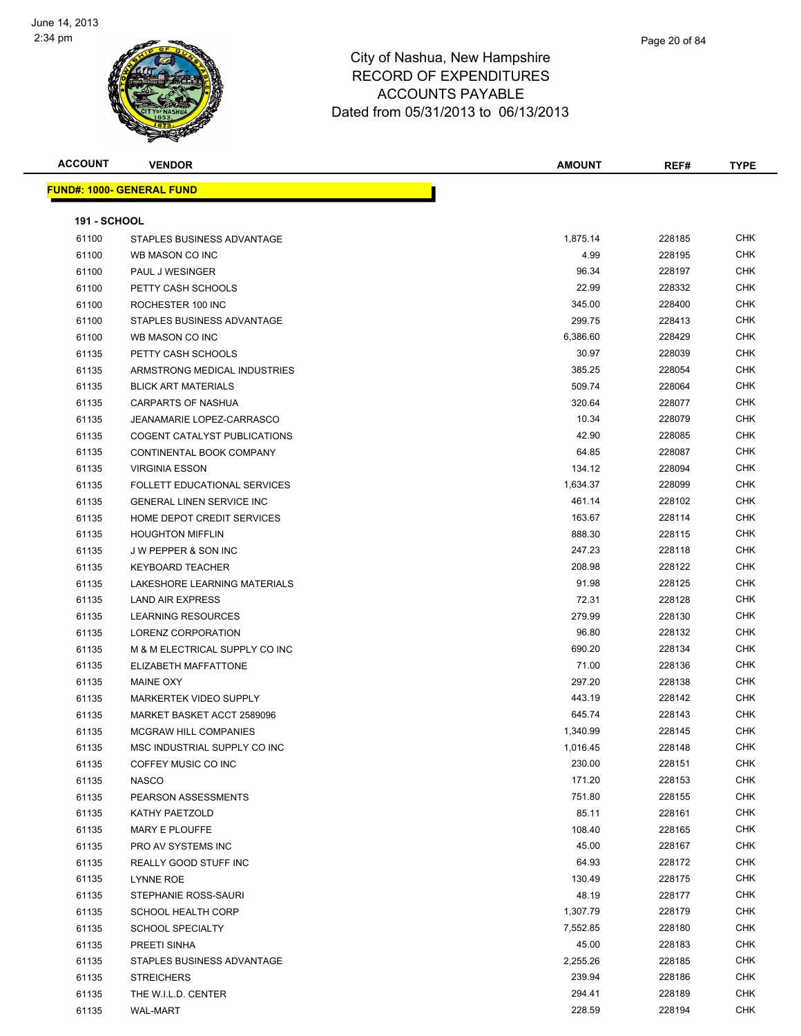# City of Nashua, New Hampshire
## RECORD OF EXPENDITURES
## ACCOUNTS PAYABLE
## Dated from 05/31/2013 to 06/13/2013

**FUND#: 1000- GENERAL FUND**

**191 - SCHOOL**

| ACCOUNT | VENDOR | AMOUNT | REF# | TYPE |
|---|---|---|---|---|
| 61100 | STAPLES BUSINESS ADVANTAGE | 1,875.14 | 228185 | CHK |
| 61100 | WB MASON CO INC | 4.99 | 228195 | CHK |
| 61100 | PAUL J WESINGER | 96.34 | 228197 | CHK |
| 61100 | PETTY CASH SCHOOLS | 22.99 | 228332 | CHK |
| 61100 | ROCHESTER 100 INC | 345.00 | 228400 | CHK |
| 61100 | STAPLES BUSINESS ADVANTAGE | 299.75 | 228413 | CHK |
| 61100 | WB MASON CO INC | 6,386.60 | 228429 | CHK |
| 61135 | PETTY CASH SCHOOLS | 30.97 | 228039 | CHK |
| 61135 | ARMSTRONG MEDICAL INDUSTRIES | 385.25 | 228054 | CHK |
| 61135 | BLICK ART MATERIALS | 509.74 | 228064 | CHK |
| 61135 | CARPARTS OF NASHUA | 320.64 | 228077 | CHK |
| 61135 | JEANAMARIE LOPEZ-CARRASCO | 10.34 | 228079 | CHK |
| 61135 | COGENT CATALYST PUBLICATIONS | 42.90 | 228085 | CHK |
| 61135 | CONTINENTAL BOOK COMPANY | 64.85 | 228087 | CHK |
| 61135 | VIRGINIA ESSON | 134.12 | 228094 | CHK |
| 61135 | FOLLETT EDUCATIONAL SERVICES | 1,634.37 | 228099 | CHK |
| 61135 | GENERAL LINEN SERVICE INC | 461.14 | 228102 | CHK |
| 61135 | HOME DEPOT CREDIT SERVICES | 163.67 | 228114 | CHK |
| 61135 | HOUGHTON MIFFLIN | 888.30 | 228115 | CHK |
| 61135 | J W PEPPER & SON INC | 247.23 | 228118 | CHK |
| 61135 | KEYBOARD TEACHER | 208.98 | 228122 | CHK |
| 61135 | LAKESHORE LEARNING MATERIALS | 91.98 | 228125 | CHK |
| 61135 | LAND AIR EXPRESS | 72.31 | 228128 | CHK |
| 61135 | LEARNING RESOURCES | 279.99 | 228130 | CHK |
| 61135 | LORENZ CORPORATION | 96.80 | 228132 | CHK |
| 61135 | M & M ELECTRICAL SUPPLY CO INC | 690.20 | 228134 | CHK |
| 61135 | ELIZABETH MAFFATTONE | 71.00 | 228136 | CHK |
| 61135 | MAINE OXY | 297.20 | 228138 | CHK |
| 61135 | MARKERTEK VIDEO SUPPLY | 443.19 | 228142 | CHK |
| 61135 | MARKET BASKET ACCT 2589096 | 645.74 | 228143 | CHK |
| 61135 | MCGRAW HILL COMPANIES | 1,340.99 | 228145 | CHK |
| 61135 | MSC INDUSTRIAL SUPPLY CO INC | 1,016.45 | 228148 | CHK |
| 61135 | COFFEY MUSIC CO INC | 230.00 | 228151 | CHK |
| 61135 | NASCO | 171.20 | 228153 | CHK |
| 61135 | PEARSON ASSESSMENTS | 751.80 | 228155 | CHK |
| 61135 | KATHY PAETZOLD | 85.11 | 228161 | CHK |
| 61135 | MARY E PLOUFFE | 108.40 | 228165 | CHK |
| 61135 | PRO AV SYSTEMS INC | 45.00 | 228167 | CHK |
| 61135 | REALLY GOOD STUFF INC | 64.93 | 228172 | CHK |
| 61135 | LYNNE ROE | 130.49 | 228175 | CHK |
| 61135 | STEPHANIE ROSS-SAURI | 48.19 | 228177 | CHK |
| 61135 | SCHOOL HEALTH CORP | 1,307.79 | 228179 | CHK |
| 61135 | SCHOOL SPECIALTY | 7,552.85 | 228180 | CHK |
| 61135 | PREETI SINHA | 45.00 | 228183 | CHK |
| 61135 | STAPLES BUSINESS ADVANTAGE | 2,255.26 | 228185 | CHK |
| 61135 | STREICHERS | 239.94 | 228186 | CHK |
| 61135 | THE W.I.L.D. CENTER | 294.41 | 228189 | CHK |
| 61135 | WAL-MART | 228.59 | 228194 | CHK |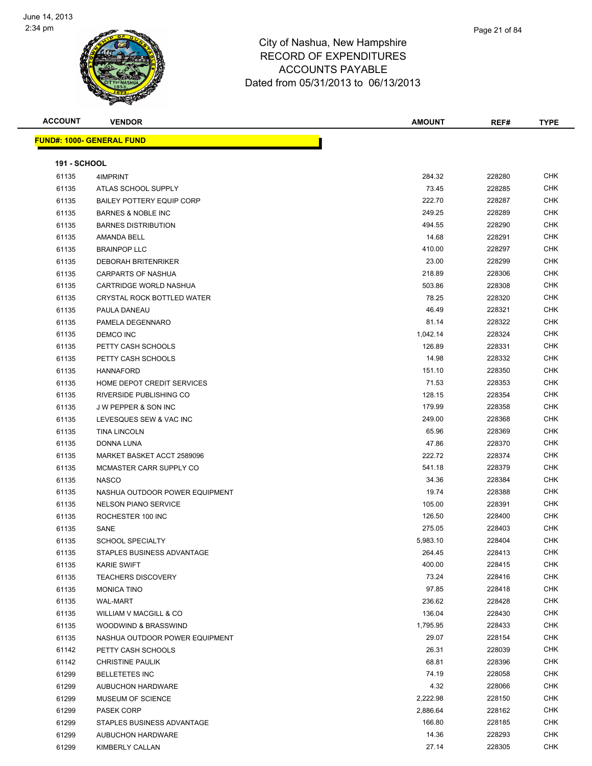# City of Nashua, New Hampshire
## RECORD OF EXPENDITURES
## ACCOUNTS PAYABLE
### Dated from 05/31/2013 to 06/13/2013

June 14, 2013
2:34 pm

**FUND#: 1000- GENERAL FUND**

**191 - SCHOOL**

| ACCOUNT | VENDOR | AMOUNT | REF# | TYPE |
|---|---|---|---|---|
| 61135 | 4IMPRINT | 284.32 | 228280 | CHK |
| 61135 | ATLAS SCHOOL SUPPLY | 73.45 | 228285 | CHK |
| 61135 | BAILEY POTTERY EQUIP CORP | 222.70 | 228287 | CHK |
| 61135 | BARNES & NOBLE INC | 249.25 | 228289 | CHK |
| 61135 | BARNES DISTRIBUTION | 494.55 | 228290 | CHK |
| 61135 | AMANDA BELL | 14.68 | 228291 | CHK |
| 61135 | BRAINPOP LLC | 410.00 | 228297 | CHK |
| 61135 | DEBORAH BRITENRIKER | 23.00 | 228299 | CHK |
| 61135 | CARPARTS OF NASHUA | 218.89 | 228306 | CHK |
| 61135 | CARTRIDGE WORLD NASHUA | 503.86 | 228308 | CHK |
| 61135 | CRYSTAL ROCK BOTTLED WATER | 78.25 | 228320 | CHK |
| 61135 | PAULA DANEAU | 46.49 | 228321 | CHK |
| 61135 | PAMELA DEGENNARO | 81.14 | 228322 | CHK |
| 61135 | DEMCO INC | 1,042.14 | 228324 | CHK |
| 61135 | PETTY CASH SCHOOLS | 126.89 | 228331 | CHK |
| 61135 | PETTY CASH SCHOOLS | 14.98 | 228332 | CHK |
| 61135 | HANNAFORD | 151.10 | 228350 | CHK |
| 61135 | HOME DEPOT CREDIT SERVICES | 71.53 | 228353 | CHK |
| 61135 | RIVERSIDE PUBLISHING CO | 128.15 | 228354 | CHK |
| 61135 | J W PEPPER & SON INC | 179.99 | 228358 | CHK |
| 61135 | LEVESQUES SEW & VAC INC | 249.00 | 228368 | CHK |
| 61135 | TINA LINCOLN | 65.96 | 228369 | CHK |
| 61135 | DONNA LUNA | 47.86 | 228370 | CHK |
| 61135 | MARKET BASKET ACCT 2589096 | 222.72 | 228374 | CHK |
| 61135 | MCMASTER CARR SUPPLY CO | 541.18 | 228379 | CHK |
| 61135 | NASCO | 34.36 | 228384 | CHK |
| 61135 | NASHUA OUTDOOR POWER EQUIPMENT | 19.74 | 228388 | CHK |
| 61135 | NELSON PIANO SERVICE | 105.00 | 228391 | CHK |
| 61135 | ROCHESTER 100 INC | 126.50 | 228400 | CHK |
| 61135 | SANE | 275.05 | 228403 | CHK |
| 61135 | SCHOOL SPECIALTY | 5,983.10 | 228404 | CHK |
| 61135 | STAPLES BUSINESS ADVANTAGE | 264.45 | 228413 | CHK |
| 61135 | KARIE SWIFT | 400.00 | 228415 | CHK |
| 61135 | TEACHERS DISCOVERY | 73.24 | 228416 | CHK |
| 61135 | MONICA TINO | 97.85 | 228418 | CHK |
| 61135 | WAL-MART | 236.62 | 228428 | CHK |
| 61135 | WILLIAM V MACGILL & CO | 136.04 | 228430 | CHK |
| 61135 | WOODWIND & BRASSWIND | 1,795.95 | 228433 | CHK |
| 61135 | NASHUA OUTDOOR POWER EQUIPMENT | 29.07 | 228154 | CHK |
| 61142 | PETTY CASH SCHOOLS | 26.31 | 228039 | CHK |
| 61142 | CHRISTINE PAULIK | 68.81 | 228396 | CHK |
| 61299 | BELLETETES INC | 74.19 | 228058 | CHK |
| 61299 | AUBUCHON HARDWARE | 4.32 | 228066 | CHK |
| 61299 | MUSEUM OF SCIENCE | 2,222.98 | 228150 | CHK |
| 61299 | PASEK CORP | 2,886.64 | 228162 | CHK |
| 61299 | STAPLES BUSINESS ADVANTAGE | 166.80 | 228185 | CHK |
| 61299 | AUBUCHON HARDWARE | 14.36 | 228293 | CHK |
| 61299 | KIMBERLY CALLAN | 27.14 | 228305 | CHK |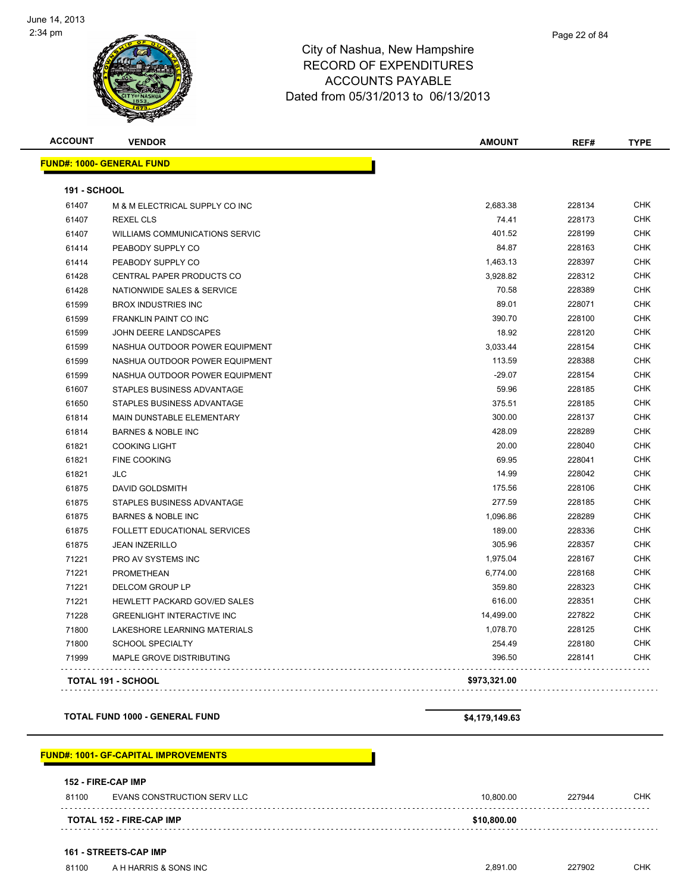City of Nashua, New Hampshire
RECORD OF EXPENDITURES
ACCOUNTS PAYABLE
Dated from 05/31/2013 to 06/13/2013

| ACCOUNT | VENDOR | AMOUNT | REF# | TYPE |
|---|---|---|---|---|
| **FUND#: 1000- GENERAL FUND** | | | | |
| **191 - SCHOOL** | | | | |
| 61407 | M & M ELECTRICAL SUPPLY CO INC | 2,683.38 | 228134 | CHK |
| 61407 | REXEL CLS | 74.41 | 228173 | CHK |
| 61407 | WILLIAMS COMMUNICATIONS SERVIC | 401.52 | 228199 | CHK |
| 61414 | PEABODY SUPPLY CO | 84.87 | 228163 | CHK |
| 61414 | PEABODY SUPPLY CO | 1,463.13 | 228397 | CHK |
| 61428 | CENTRAL PAPER PRODUCTS CO | 3,928.82 | 228312 | CHK |
| 61428 | NATIONWIDE SALES & SERVICE | 70.58 | 228389 | CHK |
| 61599 | BROX INDUSTRIES INC | 89.01 | 228071 | CHK |
| 61599 | FRANKLIN PAINT CO INC | 390.70 | 228100 | CHK |
| 61599 | JOHN DEERE LANDSCAPES | 18.92 | 228120 | CHK |
| 61599 | NASHUA OUTDOOR POWER EQUIPMENT | 3,033.44 | 228154 | CHK |
| 61599 | NASHUA OUTDOOR POWER EQUIPMENT | 113.59 | 228388 | CHK |
| 61599 | NASHUA OUTDOOR POWER EQUIPMENT | -29.07 | 228154 | CHK |
| 61607 | STAPLES BUSINESS ADVANTAGE | 59.96 | 228185 | CHK |
| 61650 | STAPLES BUSINESS ADVANTAGE | 375.51 | 228185 | CHK |
| 61814 | MAIN DUNSTABLE ELEMENTARY | 300.00 | 228137 | CHK |
| 61814 | BARNES & NOBLE INC | 428.09 | 228289 | CHK |
| 61821 | COOKING LIGHT | 20.00 | 228040 | CHK |
| 61821 | FINE COOKING | 69.95 | 228041 | CHK |
| 61821 | JLC | 14.99 | 228042 | CHK |
| 61875 | DAVID GOLDSMITH | 175.56 | 228106 | CHK |
| 61875 | STAPLES BUSINESS ADVANTAGE | 277.59 | 228185 | CHK |
| 61875 | BARNES & NOBLE INC | 1,096.86 | 228289 | CHK |
| 61875 | FOLLETT EDUCATIONAL SERVICES | 189.00 | 228336 | CHK |
| 61875 | JEAN INZERILLO | 305.96 | 228357 | CHK |
| 71221 | PRO AV SYSTEMS INC | 1,975.04 | 228167 | CHK |
| 71221 | PROMETHEAN | 6,774.00 | 228168 | CHK |
| 71221 | DELCOM GROUP LP | 359.80 | 228323 | CHK |
| 71221 | HEWLETT PACKARD GOV/ED SALES | 616.00 | 228351 | CHK |
| 71228 | GREENLIGHT INTERACTIVE INC | 14,499.00 | 227822 | CHK |
| 71800 | LAKESHORE LEARNING MATERIALS | 1,078.70 | 228125 | CHK |
| 71800 | SCHOOL SPECIALTY | 254.49 | 228180 | CHK |
| 71999 | MAPLE GROVE DISTRIBUTING | 396.50 | 228141 | CHK |
| **TOTAL 191 - SCHOOL** | | **$973,321.00** | | |
| **TOTAL FUND 1000 - GENERAL FUND** | | **$4,179,149.63** | | |
| **FUND#: 1001- GF-CAPITAL IMPROVEMENTS** | | | | |
| **152 - FIRE-CAP IMP** | | | | |
| 81100 | EVANS CONSTRUCTION SERV LLC | 10,800.00 | 227944 | CHK |
| **TOTAL 152 - FIRE-CAP IMP** | | **$10,800.00** | | |
| **161 - STREETS-CAP IMP** | | | | |
| 81100 | A H HARRIS & SONS INC | 2,891.00 | 227902 | CHK |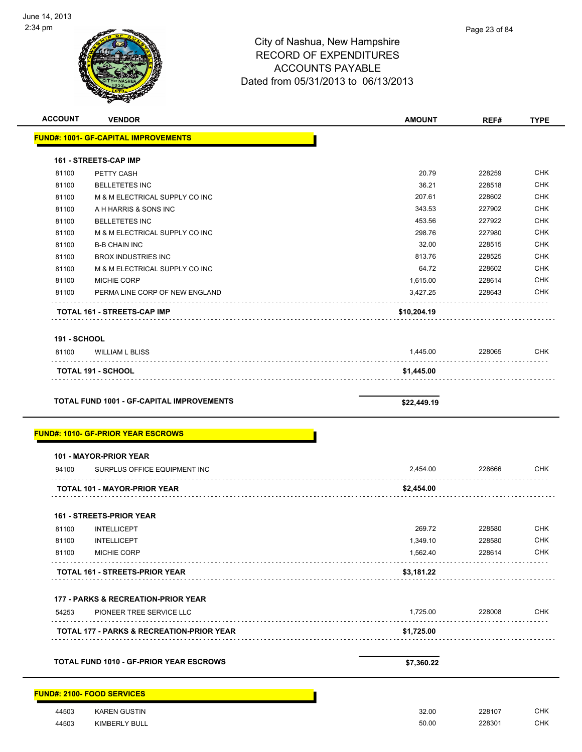# City of Nashua, New Hampshire
## RECORD OF EXPENDITURES
## ACCOUNTS PAYABLE
### Dated from 05/31/2013 to 06/13/2013

| ACCOUNT | VENDOR | AMOUNT | REF# | TYPE |
|---|---|---|---|---|
| **FUND#: 1001- GF-CAPITAL IMPROVEMENTS** | | | | |
| **161 - STREETS-CAP IMP** | | | | |
| 81100 | PETTY CASH | 20.79 | 228259 | CHK |
| 81100 | BELLETETES INC | 36.21 | 228518 | CHK |
| 81100 | M & M ELECTRICAL SUPPLY CO INC | 207.61 | 228602 | CHK |
| 81100 | A H HARRIS & SONS INC | 343.53 | 227902 | CHK |
| 81100 | BELLETETES INC | 453.56 | 227922 | CHK |
| 81100 | M & M ELECTRICAL SUPPLY CO INC | 298.76 | 227980 | CHK |
| 81100 | B-B CHAIN INC | 32.00 | 228515 | CHK |
| 81100 | BROX INDUSTRIES INC | 813.76 | 228525 | CHK |
| 81100 | M & M ELECTRICAL SUPPLY CO INC | 64.72 | 228602 | CHK |
| 81100 | MICHIE CORP | 1,615.00 | 228614 | CHK |
| 81100 | PERMA LINE CORP OF NEW ENGLAND | 3,427.25 | 228643 | CHK |
| | **TOTAL 161 - STREETS-CAP IMP** | **$10,204.19** | | |
| **191 - SCHOOL** | | | | |
| 81100 | WILLIAM L BLISS | 1,445.00 | 228065 | CHK |
| | **TOTAL 191 - SCHOOL** | **$1,445.00** | | |
| | **TOTAL FUND 1001 - GF-CAPITAL IMPROVEMENTS** | **$22,449.19** | | |
| **FUND#: 1010- GF-PRIOR YEAR ESCROWS** | | | | |
| **101 - MAYOR-PRIOR YEAR** | | | | |
| 94100 | SURPLUS OFFICE EQUIPMENT INC | 2,454.00 | 228666 | CHK |
| | **TOTAL 101 - MAYOR-PRIOR YEAR** | **$2,454.00** | | |
| **161 - STREETS-PRIOR YEAR** | | | | |
| 81100 | INTELLICEPT | 269.72 | 228580 | CHK |
| 81100 | INTELLICEPT | 1,349.10 | 228580 | CHK |
| 81100 | MICHIE CORP | 1,562.40 | 228614 | CHK |
| | **TOTAL 161 - STREETS-PRIOR YEAR** | **$3,181.22** | | |
| **177 - PARKS & RECREATION-PRIOR YEAR** | | | | |
| 54253 | PIONEER TREE SERVICE LLC | 1,725.00 | 228008 | CHK |
| | **TOTAL 177 - PARKS & RECREATION-PRIOR YEAR** | **$1,725.00** | | |
| | **TOTAL FUND 1010 - GF-PRIOR YEAR ESCROWS** | **$7,360.22** | | |
| **FUND#: 2100- FOOD SERVICES** | | | | |
| 44503 | KAREN GUSTIN | 32.00 | 228107 | CHK |
| 44503 | KIMBERLY BULL | 50.00 | 228301 | CHK |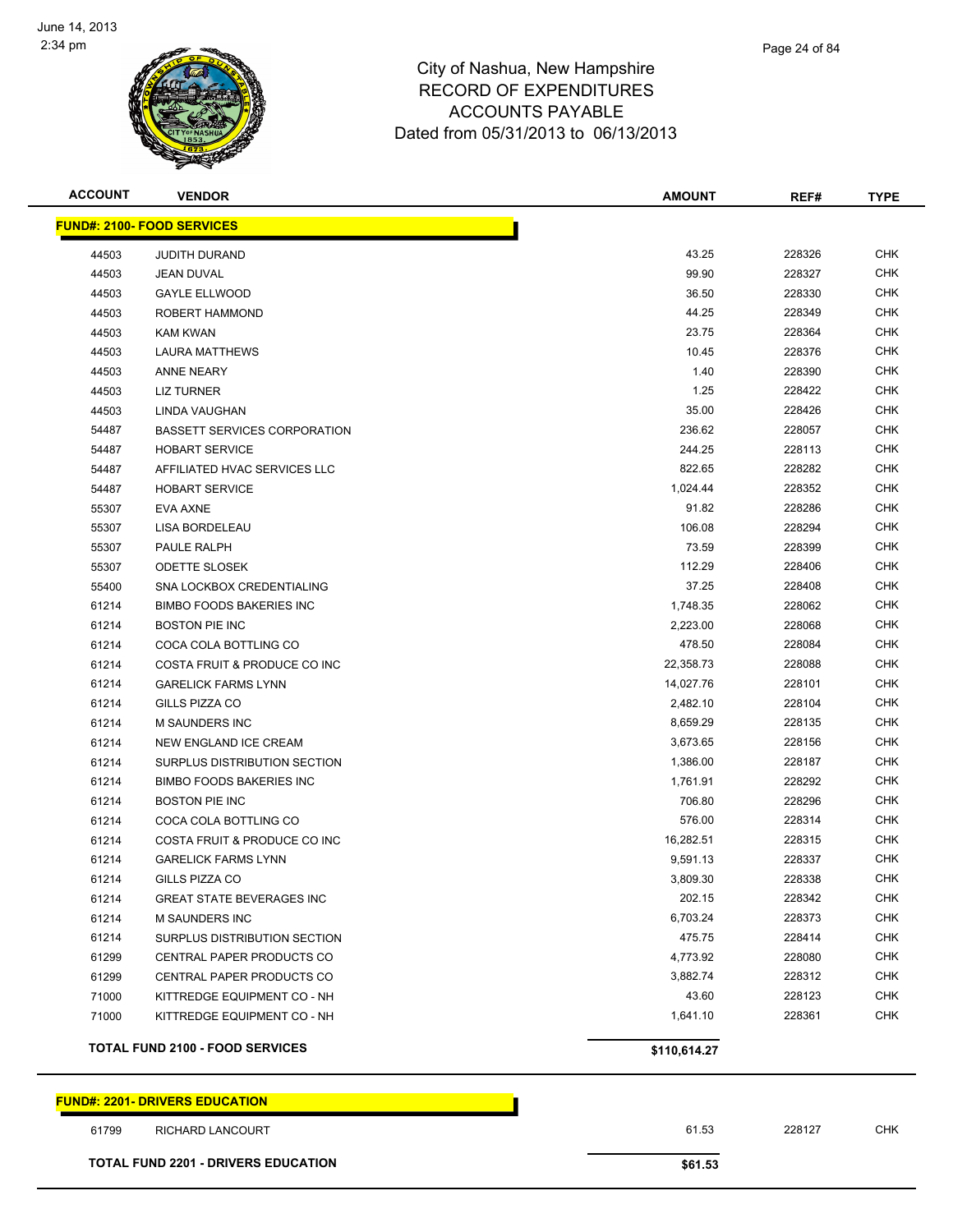City of Nashua, New Hampshire
RECORD OF EXPENDITURES
ACCOUNTS PAYABLE
Dated from 05/31/2013 to 06/13/2013

| ACCOUNT | VENDOR | AMOUNT | REF# | TYPE |
|---|---|---|---|---|
| **FUND#: 2100- FOOD SERVICES** | | | | |
| 44503 | JUDITH DURAND | 43.25 | 228326 | CHK |
| 44503 | JEAN DUVAL | 99.90 | 228327 | CHK |
| 44503 | GAYLE ELLWOOD | 36.50 | 228330 | CHK |
| 44503 | ROBERT HAMMOND | 44.25 | 228349 | CHK |
| 44503 | KAM KWAN | 23.75 | 228364 | CHK |
| 44503 | LAURA MATTHEWS | 10.45 | 228376 | CHK |
| 44503 | ANNE NEARY | 1.40 | 228390 | CHK |
| 44503 | LIZ TURNER | 1.25 | 228422 | CHK |
| 44503 | LINDA VAUGHAN | 35.00 | 228426 | CHK |
| 54487 | BASSETT SERVICES CORPORATION | 236.62 | 228057 | CHK |
| 54487 | HOBART SERVICE | 244.25 | 228113 | CHK |
| 54487 | AFFILIATED HVAC SERVICES LLC | 822.65 | 228282 | CHK |
| 54487 | HOBART SERVICE | 1,024.44 | 228352 | CHK |
| 55307 | EVA AXNE | 91.82 | 228286 | CHK |
| 55307 | LISA BORDELEAU | 106.08 | 228294 | CHK |
| 55307 | PAULE RALPH | 73.59 | 228399 | CHK |
| 55307 | ODETTE SLOSEK | 112.29 | 228406 | CHK |
| 55400 | SNA LOCKBOX CREDENTIALING | 37.25 | 228408 | CHK |
| 61214 | BIMBO FOODS BAKERIES INC | 1,748.35 | 228062 | CHK |
| 61214 | BOSTON PIE INC | 2,223.00 | 228068 | CHK |
| 61214 | COCA COLA BOTTLING CO | 478.50 | 228084 | CHK |
| 61214 | COSTA FRUIT & PRODUCE CO INC | 22,358.73 | 228088 | CHK |
| 61214 | GARELICK FARMS LYNN | 14,027.76 | 228101 | CHK |
| 61214 | GILLS PIZZA CO | 2,482.10 | 228104 | CHK |
| 61214 | M SAUNDERS INC | 8,659.29 | 228135 | CHK |
| 61214 | NEW ENGLAND ICE CREAM | 3,673.65 | 228156 | CHK |
| 61214 | SURPLUS DISTRIBUTION SECTION | 1,386.00 | 228187 | CHK |
| 61214 | BIMBO FOODS BAKERIES INC | 1,761.91 | 228292 | CHK |
| 61214 | BOSTON PIE INC | 706.80 | 228296 | CHK |
| 61214 | COCA COLA BOTTLING CO | 576.00 | 228314 | CHK |
| 61214 | COSTA FRUIT & PRODUCE CO INC | 16,282.51 | 228315 | CHK |
| 61214 | GARELICK FARMS LYNN | 9,591.13 | 228337 | CHK |
| 61214 | GILLS PIZZA CO | 3,809.30 | 228338 | CHK |
| 61214 | GREAT STATE BEVERAGES INC | 202.15 | 228342 | CHK |
| 61214 | M SAUNDERS INC | 6,703.24 | 228373 | CHK |
| 61214 | SURPLUS DISTRIBUTION SECTION | 475.75 | 228414 | CHK |
| 61299 | CENTRAL PAPER PRODUCTS CO | 4,773.92 | 228080 | CHK |
| 61299 | CENTRAL PAPER PRODUCTS CO | 3,882.74 | 228312 | CHK |
| 71000 | KITTREDGE EQUIPMENT CO - NH | 43.60 | 228123 | CHK |
| 71000 | KITTREDGE EQUIPMENT CO - NH | 1,641.10 | 228361 | CHK |
| **TOTAL FUND 2100 - FOOD SERVICES** | | **$110,614.27** | | |
| **FUND#: 2201- DRIVERS EDUCATION** | | | | |
| 61799 | RICHARD LANCOURT | 61.53 | 228127 | CHK |
| **TOTAL FUND 2201 - DRIVERS EDUCATION** | | **$61.53** | | |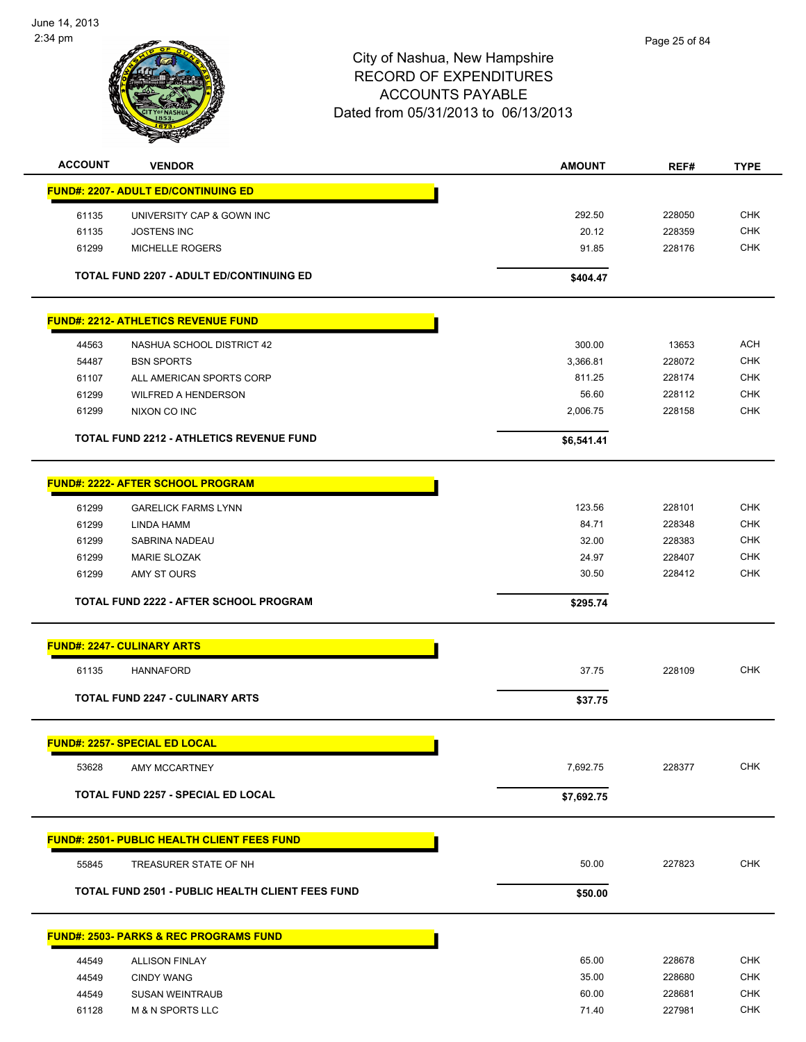# City of Nashua, New Hampshire
## RECORD OF EXPENDITURES
## ACCOUNTS PAYABLE
## Dated from 05/31/2013 to 06/13/2013

June 14, 2013
2:34 pm

| ACCOUNT | VENDOR | AMOUNT | REF# | TYPE |
|---|---|---|---|---|
| **FUND#: 2207- ADULT ED/CONTINUING ED** | | | | |
| 61135 | UNIVERSITY CAP & GOWN INC | 292.50 | 228050 | CHK |
| 61135 | JOSTENS INC | 20.12 | 228359 | CHK |
| 61299 | MICHELLE ROGERS | 91.85 | 228176 | CHK |
| **TOTAL FUND 2207 - ADULT ED/CONTINUING ED** | | **$404.47** | | |
| **FUND#: 2212- ATHLETICS REVENUE FUND** | | | | |
| 44563 | NASHUA SCHOOL DISTRICT 42 | 300.00 | 13653 | ACH |
| 54487 | BSN SPORTS | 3,366.81 | 228072 | CHK |
| 61107 | ALL AMERICAN SPORTS CORP | 811.25 | 228174 | CHK |
| 61299 | WILFRED A HENDERSON | 56.60 | 228112 | CHK |
| 61299 | NIXON CO INC | 2,006.75 | 228158 | CHK |
| **TOTAL FUND 2212 - ATHLETICS REVENUE FUND** | | **$6,541.41** | | |
| **FUND#: 2222- AFTER SCHOOL PROGRAM** | | | | |
| 61299 | GARELICK FARMS LYNN | 123.56 | 228101 | CHK |
| 61299 | LINDA HAMM | 84.71 | 228348 | CHK |
| 61299 | SABRINA NADEAU | 32.00 | 228383 | CHK |
| 61299 | MARIE SLOZAK | 24.97 | 228407 | CHK |
| 61299 | AMY ST OURS | 30.50 | 228412 | CHK |
| **TOTAL FUND 2222 - AFTER SCHOOL PROGRAM** | | **$295.74** | | |
| **FUND#: 2247- CULINARY ARTS** | | | | |
| 61135 | HANNAFORD | 37.75 | 228109 | CHK |
| **TOTAL FUND 2247 - CULINARY ARTS** | | **$37.75** | | |
| **FUND#: 2257- SPECIAL ED LOCAL** | | | | |
| 53628 | AMY MCCARTNEY | 7,692.75 | 228377 | CHK |
| **TOTAL FUND 2257 - SPECIAL ED LOCAL** | | **$7,692.75** | | |
| **FUND#: 2501- PUBLIC HEALTH CLIENT FEES FUND** | | | | |
| 55845 | TREASURER STATE OF NH | 50.00 | 227823 | CHK |
| **TOTAL FUND 2501 - PUBLIC HEALTH CLIENT FEES FUND** | | **$50.00** | | |
| **FUND#: 2503- PARKS & REC PROGRAMS FUND** | | | | |
| 44549 | ALLISON FINLAY | 65.00 | 228678 | CHK |
| 44549 | CINDY WANG | 35.00 | 228680 | CHK |
| 44549 | SUSAN WEINTRAUB | 60.00 | 228681 | CHK |
| 61128 | M & N SPORTS LLC | 71.40 | 227981 | CHK |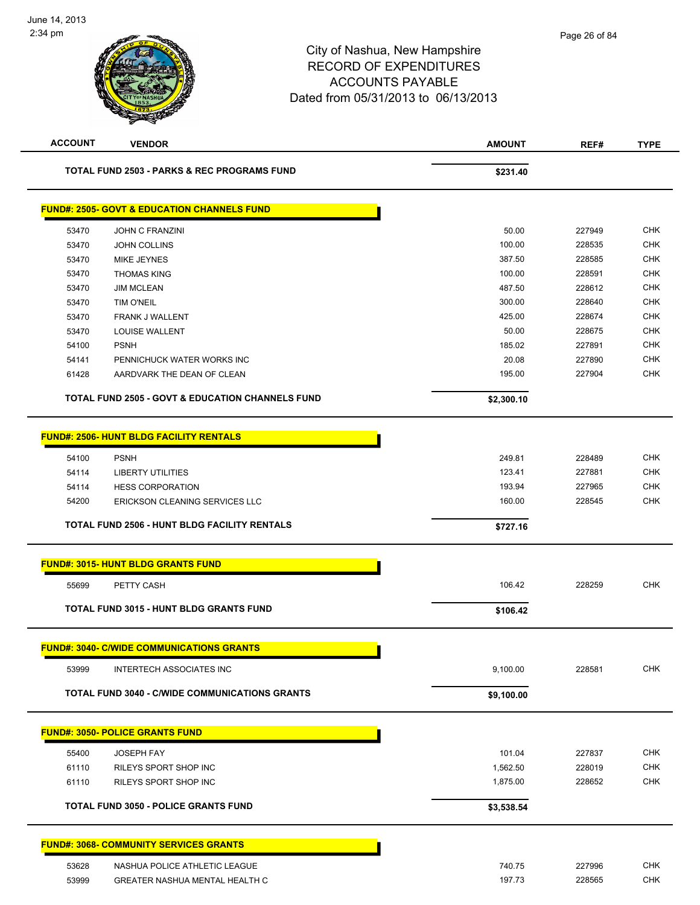# City of Nashua, New Hampshire
## RECORD OF EXPENDITURES
## ACCOUNTS PAYABLE
### Dated from 05/31/2013 to 06/13/2013

June 14, 2013
2:34 pm

| ACCOUNT | VENDOR | AMOUNT | REF# | TYPE |
|---|---|---|---|---|
| | **TOTAL FUND 2503 - PARKS & REC PROGRAMS FUND** | **$231.40** | | |

**FUND#: 2505- GOVT & EDUCATION CHANNELS FUND**

| ACCOUNT | VENDOR | AMOUNT | REF# | TYPE |
|---|---|---|---|---|
| 53470 | JOHN C FRANZINI | 50.00 | 227949 | CHK |
| 53470 | JOHN COLLINS | 100.00 | 228535 | CHK |
| 53470 | MIKE JEYNES | 387.50 | 228585 | CHK |
| 53470 | THOMAS KING | 100.00 | 228591 | CHK |
| 53470 | JIM MCLEAN | 487.50 | 228612 | CHK |
| 53470 | TIM O'NEIL | 300.00 | 228640 | CHK |
| 53470 | FRANK J WALLENT | 425.00 | 228674 | CHK |
| 53470 | LOUISE WALLENT | 50.00 | 228675 | CHK |
| 54100 | PSNH | 185.02 | 227891 | CHK |
| 54141 | PENNICHUCK WATER WORKS INC | 20.08 | 227890 | CHK |
| 61428 | AARDVARK THE DEAN OF CLEAN | 195.00 | 227904 | CHK |
| | **TOTAL FUND 2505 - GOVT & EDUCATION CHANNELS FUND** | **$2,300.10** | | |

**FUND#: 2506- HUNT BLDG FACILITY RENTALS**

| ACCOUNT | VENDOR | AMOUNT | REF# | TYPE |
|---|---|---|---|---|
| 54100 | PSNH | 249.81 | 228489 | CHK |
| 54114 | LIBERTY UTILITIES | 123.41 | 227881 | CHK |
| 54114 | HESS CORPORATION | 193.94 | 227965 | CHK |
| 54200 | ERICKSON CLEANING SERVICES LLC | 160.00 | 228545 | CHK |
| | **TOTAL FUND 2506 - HUNT BLDG FACILITY RENTALS** | **$727.16** | | |

**FUND#: 3015- HUNT BLDG GRANTS FUND**

| ACCOUNT | VENDOR | AMOUNT | REF# | TYPE |
|---|---|---|---|---|
| 55699 | PETTY CASH | 106.42 | 228259 | CHK |
| | **TOTAL FUND 3015 - HUNT BLDG GRANTS FUND** | **$106.42** | | |

**FUND#: 3040- C/WIDE COMMUNICATIONS GRANTS**

| ACCOUNT | VENDOR | AMOUNT | REF# | TYPE |
|---|---|---|---|---|
| 53999 | INTERTECH ASSOCIATES INC | 9,100.00 | 228581 | CHK |
| | **TOTAL FUND 3040 - C/WIDE COMMUNICATIONS GRANTS** | **$9,100.00** | | |

**FUND#: 3050- POLICE GRANTS FUND**

| ACCOUNT | VENDOR | AMOUNT | REF# | TYPE |
|---|---|---|---|---|
| 55400 | JOSEPH FAY | 101.04 | 227837 | CHK |
| 61110 | RILEYS SPORT SHOP INC | 1,562.50 | 228019 | CHK |
| 61110 | RILEYS SPORT SHOP INC | 1,875.00 | 228652 | CHK |
| | **TOTAL FUND 3050 - POLICE GRANTS FUND** | **$3,538.54** | | |

**FUND#: 3068- COMMUNITY SERVICES GRANTS**

| ACCOUNT | VENDOR | AMOUNT | REF# | TYPE |
|---|---|---|---|---|
| 53628 | NASHUA POLICE ATHLETIC LEAGUE | 740.75 | 227996 | CHK |
| 53999 | GREATER NASHUA MENTAL HEALTH C | 197.73 | 228565 | CHK |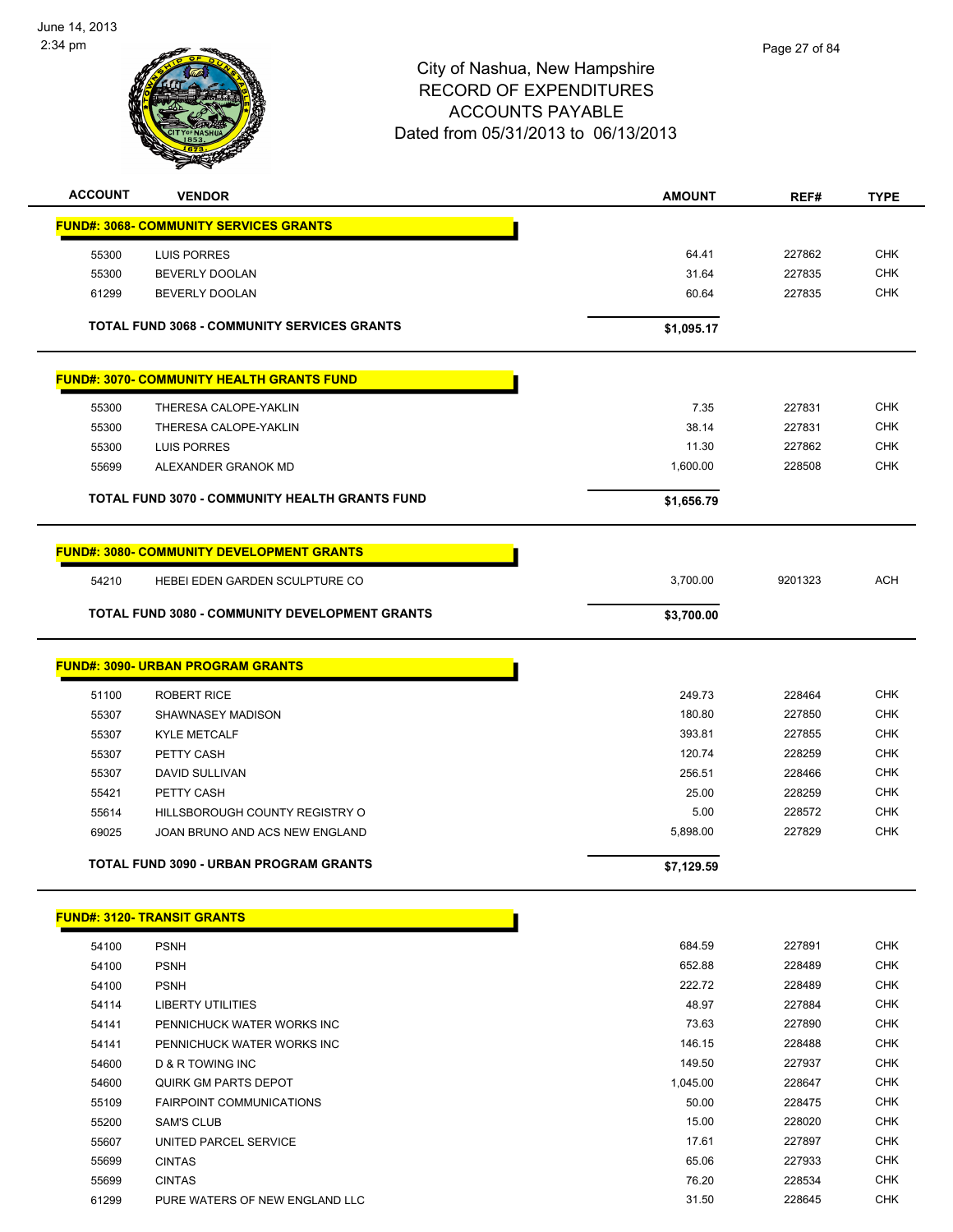# City of Nashua, New Hampshire
## RECORD OF EXPENDITURES
## ACCOUNTS PAYABLE
### Dated from 05/31/2013 to 06/13/2013

| ACCOUNT | VENDOR | AMOUNT | REF# | TYPE |
|---|---|---|---|---|
| **FUND#: 3068- COMMUNITY SERVICES GRANTS** | | | | |
| 55300 | LUIS PORRES | 64.41 | 227862 | CHK |
| 55300 | BEVERLY DOOLAN | 31.64 | 227835 | CHK |
| 61299 | BEVERLY DOOLAN | 60.64 | 227835 | CHK |
| **TOTAL FUND 3068 - COMMUNITY SERVICES GRANTS** | | **$1,095.17** | | |
| **FUND#: 3070- COMMUNITY HEALTH GRANTS FUND** | | | | |
| 55300 | THERESA CALOPE-YAKLIN | 7.35 | 227831 | CHK |
| 55300 | THERESA CALOPE-YAKLIN | 38.14 | 227831 | CHK |
| 55300 | LUIS PORRES | 11.30 | 227862 | CHK |
| 55699 | ALEXANDER GRANOK MD | 1,600.00 | 228508 | CHK |
| **TOTAL FUND 3070 - COMMUNITY HEALTH GRANTS FUND** | | **$1,656.79** | | |
| **FUND#: 3080- COMMUNITY DEVELOPMENT GRANTS** | | | | |
| 54210 | HEBEI EDEN GARDEN SCULPTURE CO | 3,700.00 | 9201323 | ACH |
| **TOTAL FUND 3080 - COMMUNITY DEVELOPMENT GRANTS** | | **$3,700.00** | | |
| **FUND#: 3090- URBAN PROGRAM GRANTS** | | | | |
| 51100 | ROBERT RICE | 249.73 | 228464 | CHK |
| 55307 | SHAWNASEY MADISON | 180.80 | 227850 | CHK |
| 55307 | KYLE METCALF | 393.81 | 227855 | CHK |
| 55307 | PETTY CASH | 120.74 | 228259 | CHK |
| 55307 | DAVID SULLIVAN | 256.51 | 228466 | CHK |
| 55421 | PETTY CASH | 25.00 | 228259 | CHK |
| 55614 | HILLSBOROUGH COUNTY REGISTRY O | 5.00 | 228572 | CHK |
| 69025 | JOAN BRUNO AND ACS NEW ENGLAND | 5,898.00 | 227829 | CHK |
| **TOTAL FUND 3090 - URBAN PROGRAM GRANTS** | | **$7,129.59** | | |
| **FUND#: 3120- TRANSIT GRANTS** | | | | |
| 54100 | PSNH | 684.59 | 227891 | CHK |
| 54100 | PSNH | 652.88 | 228489 | CHK |
| 54100 | PSNH | 222.72 | 228489 | CHK |
| 54114 | LIBERTY UTILITIES | 48.97 | 227884 | CHK |
| 54141 | PENNICHUCK WATER WORKS INC | 73.63 | 227890 | CHK |
| 54141 | PENNICHUCK WATER WORKS INC | 146.15 | 228488 | CHK |
| 54600 | D & R TOWING INC | 149.50 | 227937 | CHK |
| 54600 | QUIRK GM PARTS DEPOT | 1,045.00 | 228647 | CHK |
| 55109 | FAIRPOINT COMMUNICATIONS | 50.00 | 228475 | CHK |
| 55200 | SAM'S CLUB | 15.00 | 228020 | CHK |
| 55607 | UNITED PARCEL SERVICE | 17.61 | 227897 | CHK |
| 55699 | CINTAS | 65.06 | 227933 | CHK |
| 55699 | CINTAS | 76.20 | 228534 | CHK |
| 61299 | PURE WATERS OF NEW ENGLAND LLC | 31.50 | 228645 | CHK |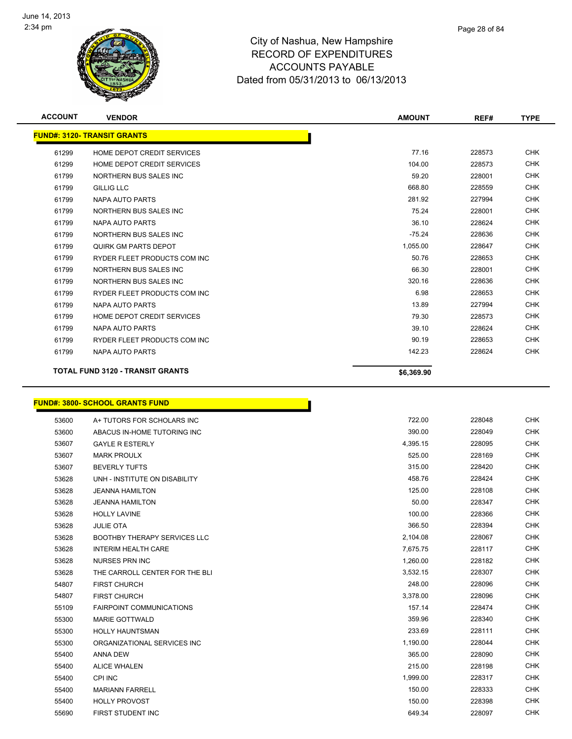# City of Nashua, New Hampshire
## RECORD OF EXPENDITURES
## ACCOUNTS PAYABLE
## Dated from 05/31/2013 to 06/13/2013

June 14, 2013
2:34 pm

| ACCOUNT | VENDOR | AMOUNT | REF# | TYPE |
|---|---|---|---|---|
| **FUND#: 3120- TRANSIT GRANTS** | | | | |
| 61299 | HOME DEPOT CREDIT SERVICES | 77.16 | 228573 | CHK |
| 61299 | HOME DEPOT CREDIT SERVICES | 104.00 | 228573 | CHK |
| 61799 | NORTHERN BUS SALES INC | 59.20 | 228001 | CHK |
| 61799 | GILLIG LLC | 668.80 | 228559 | CHK |
| 61799 | NAPA AUTO PARTS | 281.92 | 227994 | CHK |
| 61799 | NORTHERN BUS SALES INC | 75.24 | 228001 | CHK |
| 61799 | NAPA AUTO PARTS | 36.10 | 228624 | CHK |
| 61799 | NORTHERN BUS SALES INC | -75.24 | 228636 | CHK |
| 61799 | QUIRK GM PARTS DEPOT | 1,055.00 | 228647 | CHK |
| 61799 | RYDER FLEET PRODUCTS COM INC | 50.76 | 228653 | CHK |
| 61799 | NORTHERN BUS SALES INC | 66.30 | 228001 | CHK |
| 61799 | NORTHERN BUS SALES INC | 320.16 | 228636 | CHK |
| 61799 | RYDER FLEET PRODUCTS COM INC | 6.98 | 228653 | CHK |
| 61799 | NAPA AUTO PARTS | 13.89 | 227994 | CHK |
| 61799 | HOME DEPOT CREDIT SERVICES | 79.30 | 228573 | CHK |
| 61799 | NAPA AUTO PARTS | 39.10 | 228624 | CHK |
| 61799 | RYDER FLEET PRODUCTS COM INC | 90.19 | 228653 | CHK |
| 61799 | NAPA AUTO PARTS | 142.23 | 228624 | CHK |
| **TOTAL FUND 3120 - TRANSIT GRANTS** | | **$6,369.90** | | |
| **FUND#: 3800- SCHOOL GRANTS FUND** | | | | |
| 53600 | A+ TUTORS FOR SCHOLARS INC | 722.00 | 228048 | CHK |
| 53600 | ABACUS IN-HOME TUTORING INC | 390.00 | 228049 | CHK |
| 53607 | GAYLE R ESTERLY | 4,395.15 | 228095 | CHK |
| 53607 | MARK PROULX | 525.00 | 228169 | CHK |
| 53607 | BEVERLY TUFTS | 315.00 | 228420 | CHK |
| 53628 | UNH - INSTITUTE ON DISABILITY | 458.76 | 228424 | CHK |
| 53628 | JEANNA HAMILTON | 125.00 | 228108 | CHK |
| 53628 | JEANNA HAMILTON | 50.00 | 228347 | CHK |
| 53628 | HOLLY LAVINE | 100.00 | 228366 | CHK |
| 53628 | JULIE OTA | 366.50 | 228394 | CHK |
| 53628 | BOOTHBY THERAPY SERVICES LLC | 2,104.08 | 228067 | CHK |
| 53628 | INTERIM HEALTH CARE | 7,675.75 | 228117 | CHK |
| 53628 | NURSES PRN INC | 1,260.00 | 228182 | CHK |
| 53628 | THE CARROLL CENTER FOR THE BLI | 3,532.15 | 228307 | CHK |
| 54807 | FIRST CHURCH | 248.00 | 228096 | CHK |
| 54807 | FIRST CHURCH | 3,378.00 | 228096 | CHK |
| 55109 | FAIRPOINT COMMUNICATIONS | 157.14 | 228474 | CHK |
| 55300 | MARIE GOTTWALD | 359.96 | 228340 | CHK |
| 55300 | HOLLY HAUNTSMAN | 233.69 | 228111 | CHK |
| 55300 | ORGANIZATIONAL SERVICES INC | 1,190.00 | 228044 | CHK |
| 55400 | ANNA DEW | 365.00 | 228090 | CHK |
| 55400 | ALICE WHALEN | 215.00 | 228198 | CHK |
| 55400 | CPI INC | 1,999.00 | 228317 | CHK |
| 55400 | MARIANN FARRELL | 150.00 | 228333 | CHK |
| 55400 | HOLLY PROVOST | 150.00 | 228398 | CHK |
| 55690 | FIRST STUDENT INC | 649.34 | 228097 | CHK |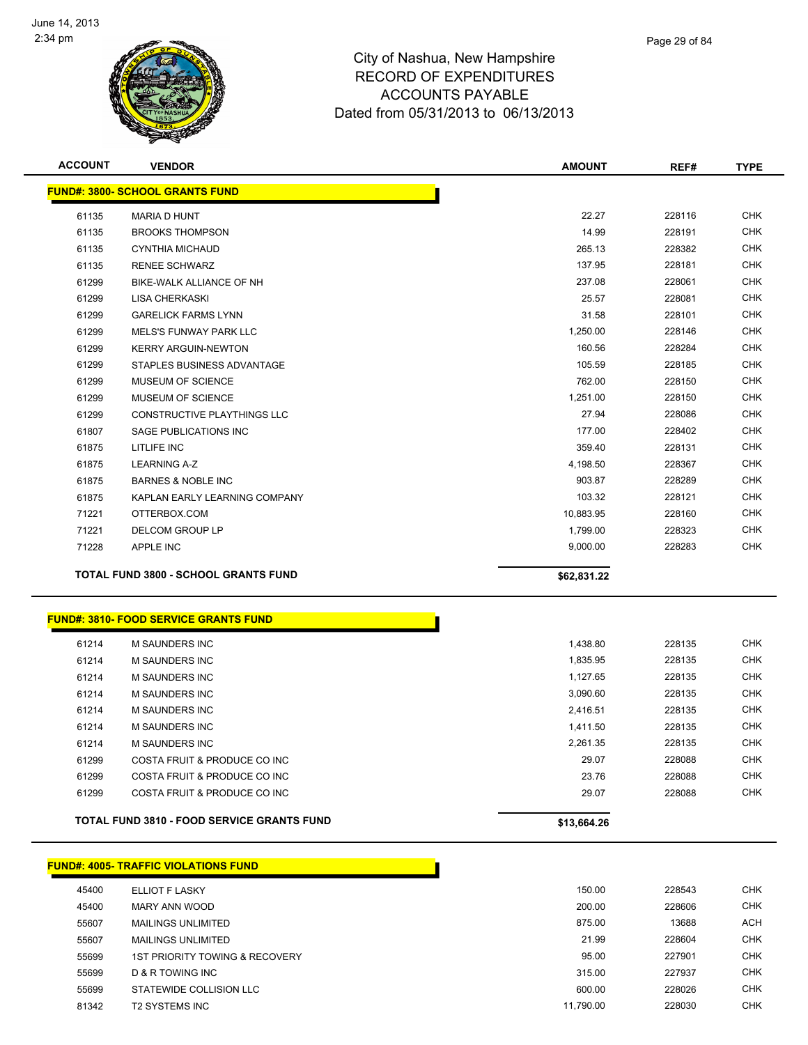# City of Nashua, New Hampshire
## RECORD OF EXPENDITURES
## ACCOUNTS PAYABLE
## Dated from 05/31/2013 to 06/13/2013

| ACCOUNT | VENDOR | AMOUNT | REF# | TYPE |
|---|---|---|---|---|
| **FUND#: 3800- SCHOOL GRANTS FUND** | | | | |
| 61135 | MARIA D HUNT | 22.27 | 228116 | CHK |
| 61135 | BROOKS THOMPSON | 14.99 | 228191 | CHK |
| 61135 | CYNTHIA MICHAUD | 265.13 | 228382 | CHK |
| 61135 | RENEE SCHWARZ | 137.95 | 228181 | CHK |
| 61299 | BIKE-WALK ALLIANCE OF NH | 237.08 | 228061 | CHK |
| 61299 | LISA CHERKASKI | 25.57 | 228081 | CHK |
| 61299 | GARELICK FARMS LYNN | 31.58 | 228101 | CHK |
| 61299 | MELS'S FUNWAY PARK LLC | 1,250.00 | 228146 | CHK |
| 61299 | KERRY ARGUIN-NEWTON | 160.56 | 228284 | CHK |
| 61299 | STAPLES BUSINESS ADVANTAGE | 105.59 | 228185 | CHK |
| 61299 | MUSEUM OF SCIENCE | 762.00 | 228150 | CHK |
| 61299 | MUSEUM OF SCIENCE | 1,251.00 | 228150 | CHK |
| 61299 | CONSTRUCTIVE PLAYTHINGS LLC | 27.94 | 228086 | CHK |
| 61807 | SAGE PUBLICATIONS INC | 177.00 | 228402 | CHK |
| 61875 | LITLIFE INC | 359.40 | 228131 | CHK |
| 61875 | LEARNING A-Z | 4,198.50 | 228367 | CHK |
| 61875 | BARNES & NOBLE INC | 903.87 | 228289 | CHK |
| 61875 | KAPLAN EARLY LEARNING COMPANY | 103.32 | 228121 | CHK |
| 71221 | OTTERBOX.COM | 10,883.95 | 228160 | CHK |
| 71221 | DELCOM GROUP LP | 1,799.00 | 228323 | CHK |
| 71228 | APPLE INC | 9,000.00 | 228283 | CHK |
| **TOTAL FUND 3800 - SCHOOL GRANTS FUND** | | **$62,831.22** | | |

| ACCOUNT | VENDOR | AMOUNT | REF# | TYPE |
|---|---|---|---|---|
| **FUND#: 3810- FOOD SERVICE GRANTS FUND** | | | | |
| 61214 | M SAUNDERS INC | 1,438.80 | 228135 | CHK |
| 61214 | M SAUNDERS INC | 1,835.95 | 228135 | CHK |
| 61214 | M SAUNDERS INC | 1,127.65 | 228135 | CHK |
| 61214 | M SAUNDERS INC | 3,090.60 | 228135 | CHK |
| 61214 | M SAUNDERS INC | 2,416.51 | 228135 | CHK |
| 61214 | M SAUNDERS INC | 1,411.50 | 228135 | CHK |
| 61214 | M SAUNDERS INC | 2,261.35 | 228135 | CHK |
| 61299 | COSTA FRUIT & PRODUCE CO INC | 29.07 | 228088 | CHK |
| 61299 | COSTA FRUIT & PRODUCE CO INC | 23.76 | 228088 | CHK |
| 61299 | COSTA FRUIT & PRODUCE CO INC | 29.07 | 228088 | CHK |
| **TOTAL FUND 3810 - FOOD SERVICE GRANTS FUND** | | **$13,664.26** | | |

| ACCOUNT | VENDOR | AMOUNT | REF# | TYPE |
|---|---|---|---|---|
| **FUND#: 4005- TRAFFIC VIOLATIONS FUND** | | | | |
| 45400 | ELLIOT F LASKY | 150.00 | 228543 | CHK |
| 45400 | MARY ANN WOOD | 200.00 | 228606 | CHK |
| 55607 | MAILINGS UNLIMITED | 875.00 | 13688 | ACH |
| 55607 | MAILINGS UNLIMITED | 21.99 | 228604 | CHK |
| 55699 | 1ST PRIORITY TOWING & RECOVERY | 95.00 | 227901 | CHK |
| 55699 | D & R TOWING INC | 315.00 | 227937 | CHK |
| 55699 | STATEWIDE COLLISION LLC | 600.00 | 228026 | CHK |
| 81342 | T2 SYSTEMS INC | 11,790.00 | 228030 | CHK |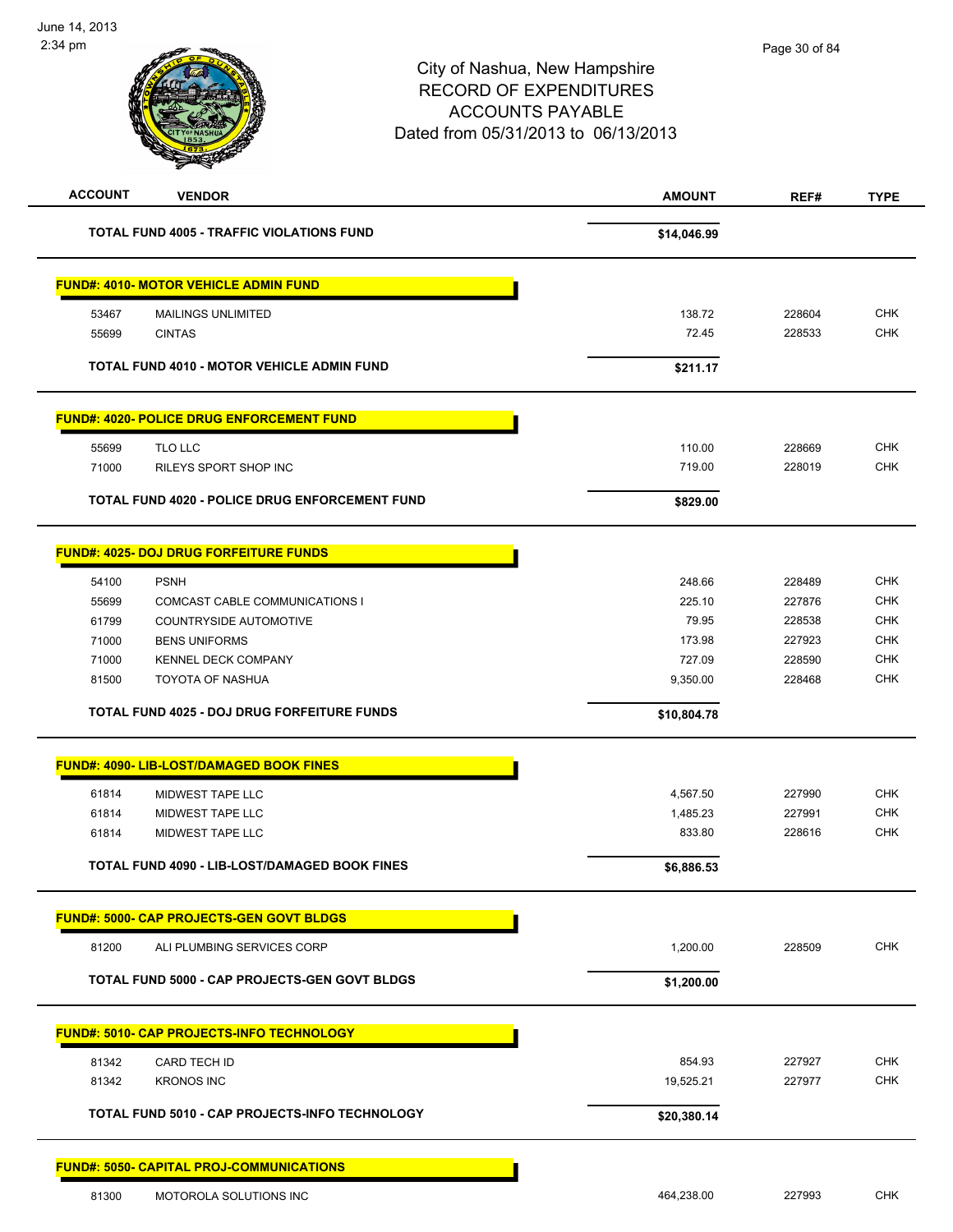City of Nashua, New Hampshire
RECORD OF EXPENDITURES
ACCOUNTS PAYABLE
Dated from 05/31/2013 to 06/13/2013

| ACCOUNT | VENDOR | AMOUNT | REF# | TYPE |
|---|---|---|---|---|
| | **TOTAL FUND 4005 - TRAFFIC VIOLATIONS FUND** | **$14,046.99** | | |
| | **FUND#: 4010- MOTOR VEHICLE ADMIN FUND** | | | |
| 53467 | MAILINGS UNLIMITED | 138.72 | 228604 | CHK |
| 55699 | CINTAS | 72.45 | 228533 | CHK |
| | **TOTAL FUND 4010 - MOTOR VEHICLE ADMIN FUND** | **$211.17** | | |
| | **FUND#: 4020- POLICE DRUG ENFORCEMENT FUND** | | | |
| 55699 | TLO LLC | 110.00 | 228669 | CHK |
| 71000 | RILEYS SPORT SHOP INC | 719.00 | 228019 | CHK |
| | **TOTAL FUND 4020 - POLICE DRUG ENFORCEMENT FUND** | **$829.00** | | |
| | **FUND#: 4025- DOJ DRUG FORFEITURE FUNDS** | | | |
| 54100 | PSNH | 248.66 | 228489 | CHK |
| 55699 | COMCAST CABLE COMMUNICATIONS I | 225.10 | 227876 | CHK |
| 61799 | COUNTRYSIDE AUTOMOTIVE | 79.95 | 228538 | CHK |
| 71000 | BENS UNIFORMS | 173.98 | 227923 | CHK |
| 71000 | KENNEL DECK COMPANY | 727.09 | 228590 | CHK |
| 81500 | TOYOTA OF NASHUA | 9,350.00 | 228468 | CHK |
| | **TOTAL FUND 4025 - DOJ DRUG FORFEITURE FUNDS** | **$10,804.78** | | |
| | **FUND#: 4090- LIB-LOST/DAMAGED BOOK FINES** | | | |
| 61814 | MIDWEST TAPE LLC | 4,567.50 | 227990 | CHK |
| 61814 | MIDWEST TAPE LLC | 1,485.23 | 227991 | CHK |
| 61814 | MIDWEST TAPE LLC | 833.80 | 228616 | CHK |
| | **TOTAL FUND 4090 - LIB-LOST/DAMAGED BOOK FINES** | **$6,886.53** | | |
| | **FUND#: 5000- CAP PROJECTS-GEN GOVT BLDGS** | | | |
| 81200 | ALI PLUMBING SERVICES CORP | 1,200.00 | 228509 | CHK |
| | **TOTAL FUND 5000 - CAP PROJECTS-GEN GOVT BLDGS** | **$1,200.00** | | |
| | **FUND#: 5010- CAP PROJECTS-INFO TECHNOLOGY** | | | |
| 81342 | CARD TECH ID | 854.93 | 227927 | CHK |
| 81342 | KRONOS INC | 19,525.21 | 227977 | CHK |
| | **TOTAL FUND 5010 - CAP PROJECTS-INFO TECHNOLOGY** | **$20,380.14** | | |
| | **FUND#: 5050- CAPITAL PROJ-COMMUNICATIONS** | | | |
| 81300 | MOTOROLA SOLUTIONS INC | 464,238.00 | 227993 | CHK |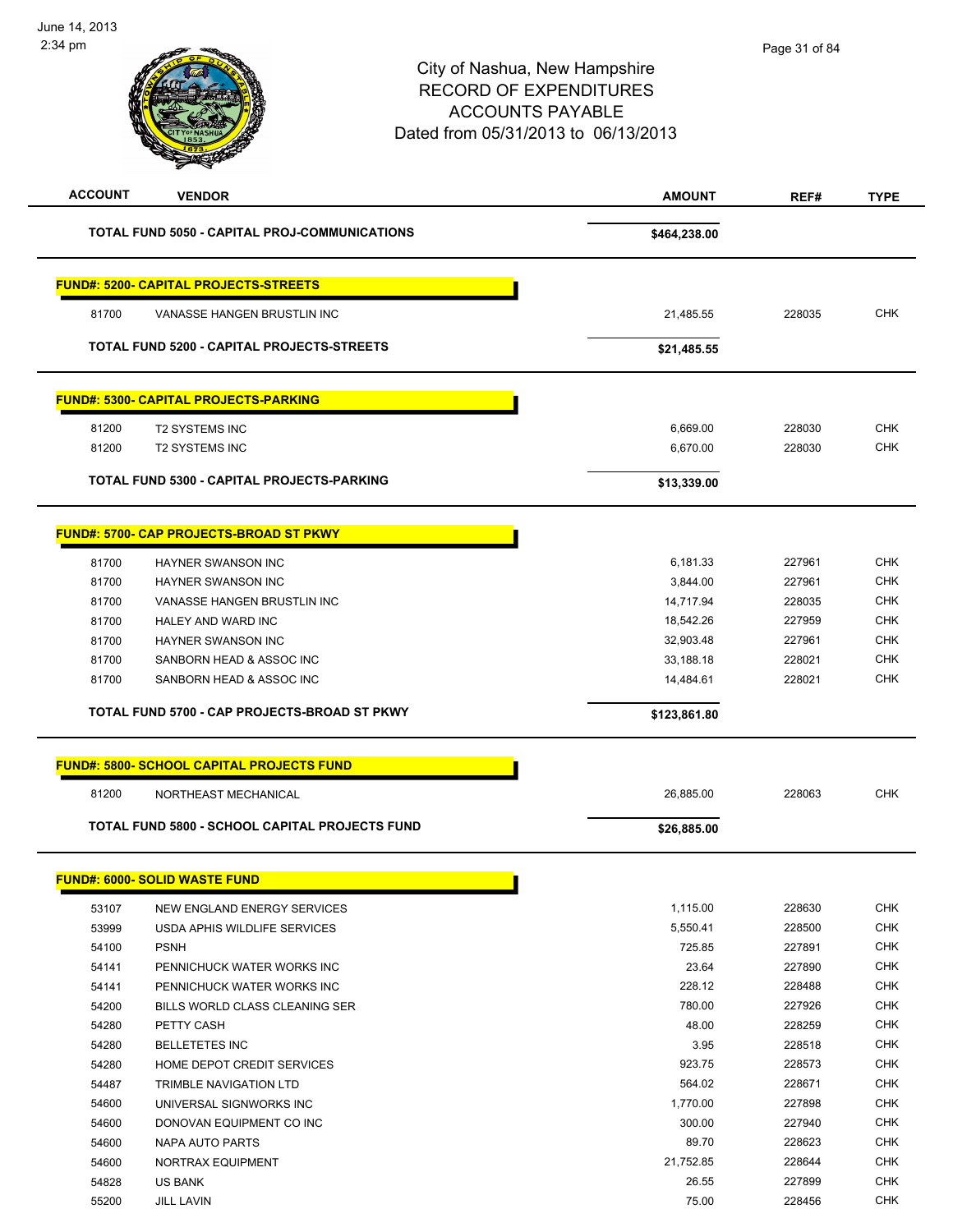# City of Nashua, New Hampshire
## RECORD OF EXPENDITURES
## ACCOUNTS PAYABLE
### Dated from 05/31/2013 to 06/13/2013

June 14, 2013
2:34 pm

| ACCOUNT | VENDOR | AMOUNT | REF# | TYPE |
|---|---|---|---|---|
| | **TOTAL FUND 5050 - CAPITAL PROJ-COMMUNICATIONS** | **$464,238.00** | | |
| | **FUND#: 5200- CAPITAL PROJECTS-STREETS** | | | |
| 81700 | VANASSE HANGEN BRUSTLIN INC | 21,485.55 | 228035 | CHK |
| | **TOTAL FUND 5200 - CAPITAL PROJECTS-STREETS** | **$21,485.55** | | |
| | **FUND#: 5300- CAPITAL PROJECTS-PARKING** | | | |
| 81200 | T2 SYSTEMS INC | 6,669.00 | 228030 | CHK |
| 81200 | T2 SYSTEMS INC | 6,670.00 | 228030 | CHK |
| | **TOTAL FUND 5300 - CAPITAL PROJECTS-PARKING** | **$13,339.00** | | |
| | **FUND#: 5700- CAP PROJECTS-BROAD ST PKWY** | | | |
| 81700 | HAYNER SWANSON INC | 6,181.33 | 227961 | CHK |
| 81700 | HAYNER SWANSON INC | 3,844.00 | 227961 | CHK |
| 81700 | VANASSE HANGEN BRUSTLIN INC | 14,717.94 | 228035 | CHK |
| 81700 | HALEY AND WARD INC | 18,542.26 | 227959 | CHK |
| 81700 | HAYNER SWANSON INC | 32,903.48 | 227961 | CHK |
| 81700 | SANBORN HEAD & ASSOC INC | 33,188.18 | 228021 | CHK |
| 81700 | SANBORN HEAD & ASSOC INC | 14,484.61 | 228021 | CHK |
| | **TOTAL FUND 5700 - CAP PROJECTS-BROAD ST PKWY** | **$123,861.80** | | |
| | **FUND#: 5800- SCHOOL CAPITAL PROJECTS FUND** | | | |
| 81200 | NORTHEAST MECHANICAL | 26,885.00 | 228063 | CHK |
| | **TOTAL FUND 5800 - SCHOOL CAPITAL PROJECTS FUND** | **$26,885.00** | | |
| | **FUND#: 6000- SOLID WASTE FUND** | | | |
| 53107 | NEW ENGLAND ENERGY SERVICES | 1,115.00 | 228630 | CHK |
| 53999 | USDA APHIS WILDLIFE SERVICES | 5,550.41 | 228500 | CHK |
| 54100 | PSNH | 725.85 | 227891 | CHK |
| 54141 | PENNICHUCK WATER WORKS INC | 23.64 | 227890 | CHK |
| 54141 | PENNICHUCK WATER WORKS INC | 228.12 | 228488 | CHK |
| 54200 | BILLS WORLD CLASS CLEANING SER | 780.00 | 227926 | CHK |
| 54280 | PETTY CASH | 48.00 | 228259 | CHK |
| 54280 | BELLETETES INC | 3.95 | 228518 | CHK |
| 54280 | HOME DEPOT CREDIT SERVICES | 923.75 | 228573 | CHK |
| 54487 | TRIMBLE NAVIGATION LTD | 564.02 | 228671 | CHK |
| 54600 | UNIVERSAL SIGNWORKS INC | 1,770.00 | 227898 | CHK |
| 54600 | DONOVAN EQUIPMENT CO INC | 300.00 | 227940 | CHK |
| 54600 | NAPA AUTO PARTS | 89.70 | 228623 | CHK |
| 54600 | NORTRAX EQUIPMENT | 21,752.85 | 228644 | CHK |
| 54828 | US BANK | 26.55 | 227899 | CHK |
| 55200 | JILL LAVIN | 75.00 | 228456 | CHK |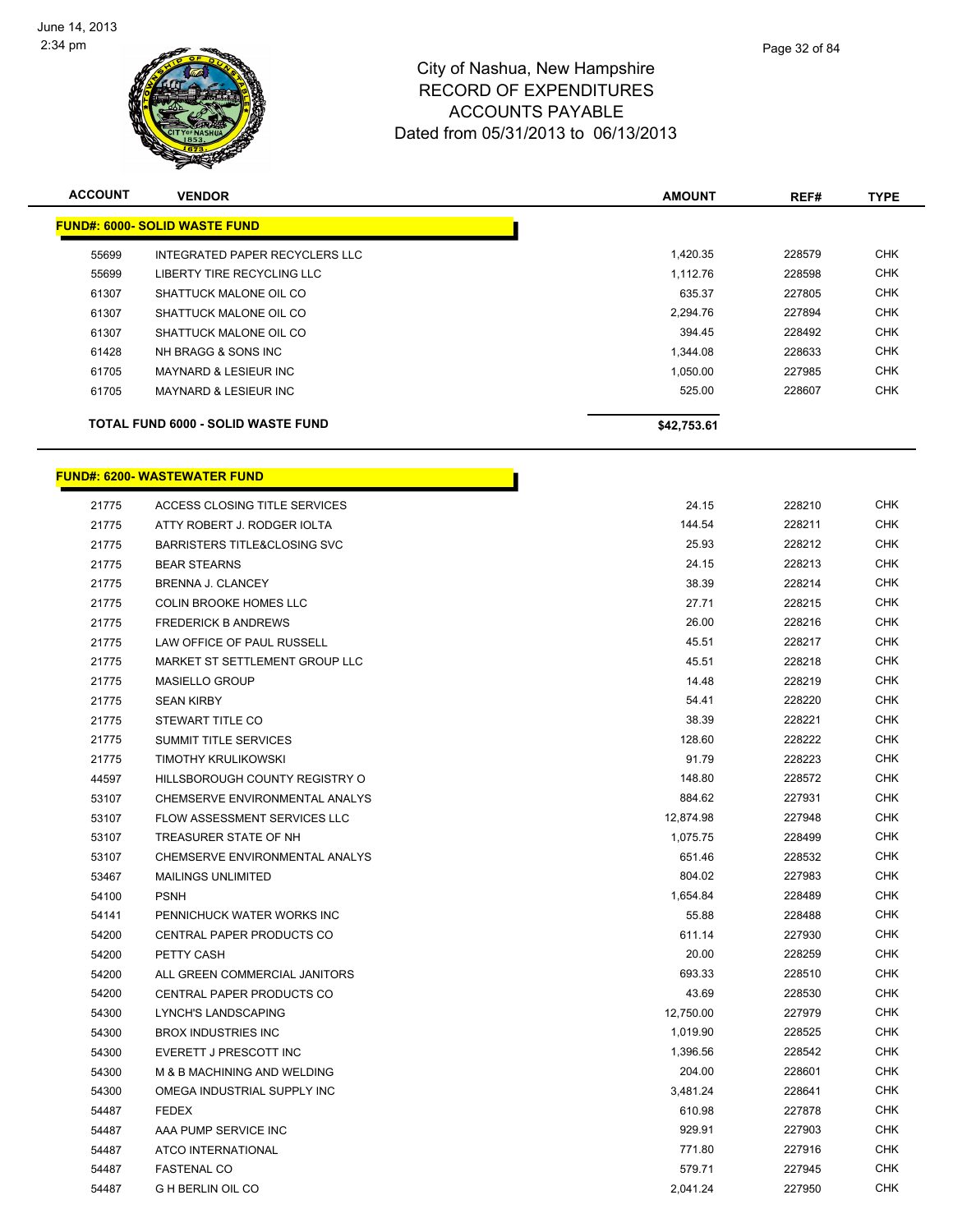June 14, 2013
2:34 pm

# City of Nashua, New Hampshire
## RECORD OF EXPENDITURES
## ACCOUNTS PAYABLE
### Dated from 05/31/2013 to 06/13/2013

| ACCOUNT | VENDOR | AMOUNT | REF# | TYPE |
|---|---|---|---|---|
| **FUND#: 6000- SOLID WASTE FUND** | | | | |
| 55699 | INTEGRATED PAPER RECYCLERS LLC | 1,420.35 | 228579 | CHK |
| 55699 | LIBERTY TIRE RECYCLING LLC | 1,112.76 | 228598 | CHK |
| 61307 | SHATTUCK MALONE OIL CO | 635.37 | 227805 | CHK |
| 61307 | SHATTUCK MALONE OIL CO | 2,294.76 | 227894 | CHK |
| 61307 | SHATTUCK MALONE OIL CO | 394.45 | 228492 | CHK |
| 61428 | NH BRAGG & SONS INC | 1,344.08 | 228633 | CHK |
| 61705 | MAYNARD & LESIEUR INC | 1,050.00 | 227985 | CHK |
| 61705 | MAYNARD & LESIEUR INC | 525.00 | 228607 | CHK |
| **TOTAL FUND 6000 - SOLID WASTE FUND** | | **$42,753.61** | | |

| ACCOUNT | VENDOR | AMOUNT | REF# | TYPE |
|---|---|---|---|---|
| **FUND#: 6200- WASTEWATER FUND** | | | | |
| 21775 | ACCESS CLOSING TITLE SERVICES | 24.15 | 228210 | CHK |
| 21775 | ATTY ROBERT J. RODGER IOLTA | 144.54 | 228211 | CHK |
| 21775 | BARRISTERS TITLE&CLOSING SVC | 25.93 | 228212 | CHK |
| 21775 | BEAR STEARNS | 24.15 | 228213 | CHK |
| 21775 | BRENNA J. CLANCEY | 38.39 | 228214 | CHK |
| 21775 | COLIN BROOKE HOMES LLC | 27.71 | 228215 | CHK |
| 21775 | FREDERICK B ANDREWS | 26.00 | 228216 | CHK |
| 21775 | LAW OFFICE OF PAUL RUSSELL | 45.51 | 228217 | CHK |
| 21775 | MARKET ST SETTLEMENT GROUP LLC | 45.51 | 228218 | CHK |
| 21775 | MASIELLO GROUP | 14.48 | 228219 | CHK |
| 21775 | SEAN KIRBY | 54.41 | 228220 | CHK |
| 21775 | STEWART TITLE CO | 38.39 | 228221 | CHK |
| 21775 | SUMMIT TITLE SERVICES | 128.60 | 228222 | CHK |
| 21775 | TIMOTHY KRULIKOWSKI | 91.79 | 228223 | CHK |
| 44597 | HILLSBOROUGH COUNTY REGISTRY O | 148.80 | 228572 | CHK |
| 53107 | CHEMSERVE ENVIRONMENTAL ANALYS | 884.62 | 227931 | CHK |
| 53107 | FLOW ASSESSMENT SERVICES LLC | 12,874.98 | 227948 | CHK |
| 53107 | TREASURER STATE OF NH | 1,075.75 | 228499 | CHK |
| 53107 | CHEMSERVE ENVIRONMENTAL ANALYS | 651.46 | 228532 | CHK |
| 53467 | MAILINGS UNLIMITED | 804.02 | 227983 | CHK |
| 54100 | PSNH | 1,654.84 | 228489 | CHK |
| 54141 | PENNICHUCK WATER WORKS INC | 55.88 | 228488 | CHK |
| 54200 | CENTRAL PAPER PRODUCTS CO | 611.14 | 227930 | CHK |
| 54200 | PETTY CASH | 20.00 | 228259 | CHK |
| 54200 | ALL GREEN COMMERCIAL JANITORS | 693.33 | 228510 | CHK |
| 54200 | CENTRAL PAPER PRODUCTS CO | 43.69 | 228530 | CHK |
| 54300 | LYNCH'S LANDSCAPING | 12,750.00 | 227979 | CHK |
| 54300 | BROX INDUSTRIES INC | 1,019.90 | 228525 | CHK |
| 54300 | EVERETT J PRESCOTT INC | 1,396.56 | 228542 | CHK |
| 54300 | M & B MACHINING AND WELDING | 204.00 | 228601 | CHK |
| 54300 | OMEGA INDUSTRIAL SUPPLY INC | 3,481.24 | 228641 | CHK |
| 54487 | FEDEX | 610.98 | 227878 | CHK |
| 54487 | AAA PUMP SERVICE INC | 929.91 | 227903 | CHK |
| 54487 | ATCO INTERNATIONAL | 771.80 | 227916 | CHK |
| 54487 | FASTENAL CO | 579.71 | 227945 | CHK |
| 54487 | G H BERLIN OIL CO | 2,041.24 | 227950 | CHK |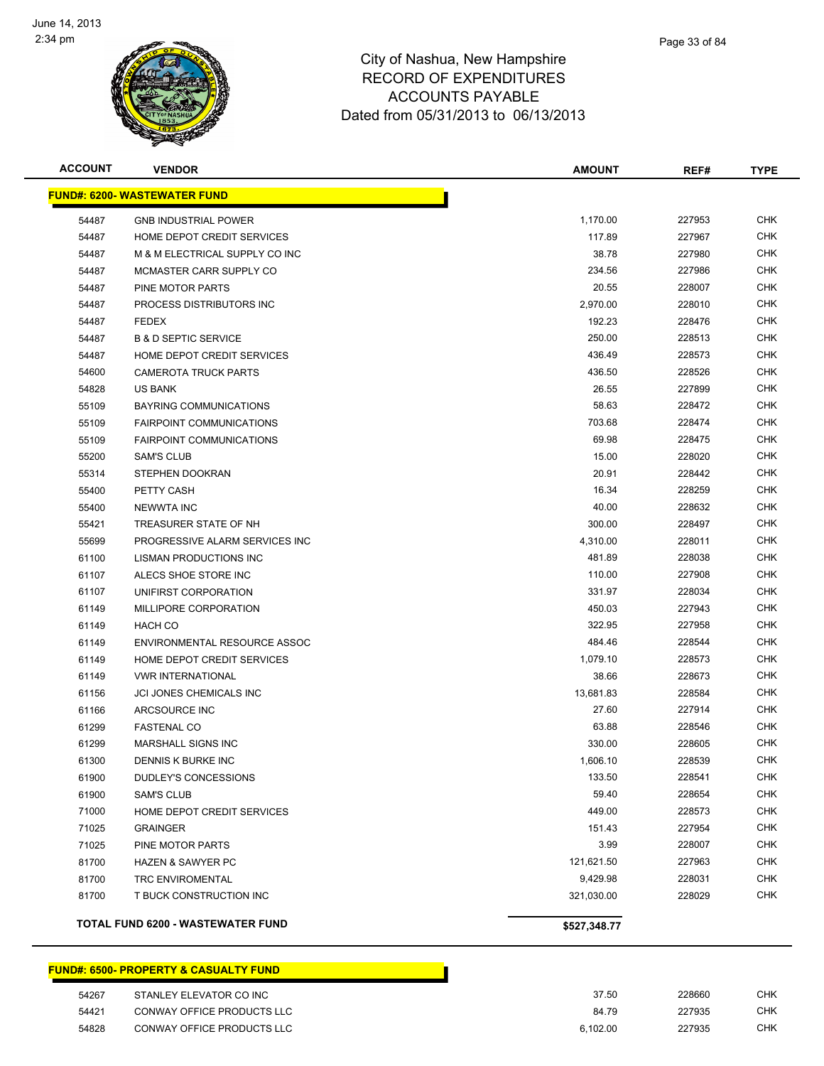City of Nashua, New Hampshire
RECORD OF EXPENDITURES
ACCOUNTS PAYABLE
Dated from 05/31/2013 to 06/13/2013

| ACCOUNT | VENDOR | AMOUNT | REF# | TYPE |
|---|---|---|---|---|
| **FUND#: 6200- WASTEWATER FUND** | | | | |
| 54487 | GNB INDUSTRIAL POWER | 1,170.00 | 227953 | CHK |
| 54487 | HOME DEPOT CREDIT SERVICES | 117.89 | 227967 | CHK |
| 54487 | M & M ELECTRICAL SUPPLY CO INC | 38.78 | 227980 | CHK |
| 54487 | MCMASTER CARR SUPPLY CO | 234.56 | 227986 | CHK |
| 54487 | PINE MOTOR PARTS | 20.55 | 228007 | CHK |
| 54487 | PROCESS DISTRIBUTORS INC | 2,970.00 | 228010 | CHK |
| 54487 | FEDEX | 192.23 | 228476 | CHK |
| 54487 | B & D SEPTIC SERVICE | 250.00 | 228513 | CHK |
| 54487 | HOME DEPOT CREDIT SERVICES | 436.49 | 228573 | CHK |
| 54600 | CAMEROTA TRUCK PARTS | 436.50 | 228526 | CHK |
| 54828 | US BANK | 26.55 | 227899 | CHK |
| 55109 | BAYRING COMMUNICATIONS | 58.63 | 228472 | CHK |
| 55109 | FAIRPOINT COMMUNICATIONS | 703.68 | 228474 | CHK |
| 55109 | FAIRPOINT COMMUNICATIONS | 69.98 | 228475 | CHK |
| 55200 | SAM'S CLUB | 15.00 | 228020 | CHK |
| 55314 | STEPHEN DOOKRAN | 20.91 | 228442 | CHK |
| 55400 | PETTY CASH | 16.34 | 228259 | CHK |
| 55400 | NEWWTA INC | 40.00 | 228632 | CHK |
| 55421 | TREASURER STATE OF NH | 300.00 | 228497 | CHK |
| 55699 | PROGRESSIVE ALARM SERVICES INC | 4,310.00 | 228011 | CHK |
| 61100 | LISMAN PRODUCTIONS INC | 481.89 | 228038 | CHK |
| 61107 | ALECS SHOE STORE INC | 110.00 | 227908 | CHK |
| 61107 | UNIFIRST CORPORATION | 331.97 | 228034 | CHK |
| 61149 | MILLIPORE CORPORATION | 450.03 | 227943 | CHK |
| 61149 | HACH CO | 322.95 | 227958 | CHK |
| 61149 | ENVIRONMENTAL RESOURCE ASSOC | 484.46 | 228544 | CHK |
| 61149 | HOME DEPOT CREDIT SERVICES | 1,079.10 | 228573 | CHK |
| 61149 | VWR INTERNATIONAL | 38.66 | 228673 | CHK |
| 61156 | JCI JONES CHEMICALS INC | 13,681.83 | 228584 | CHK |
| 61166 | ARCSOURCE INC | 27.60 | 227914 | CHK |
| 61299 | FASTENAL CO | 63.88 | 228546 | CHK |
| 61299 | MARSHALL SIGNS INC | 330.00 | 228605 | CHK |
| 61300 | DENNIS K BURKE INC | 1,606.10 | 228539 | CHK |
| 61900 | DUDLEY'S CONCESSIONS | 133.50 | 228541 | CHK |
| 61900 | SAM'S CLUB | 59.40 | 228654 | CHK |
| 71000 | HOME DEPOT CREDIT SERVICES | 449.00 | 228573 | CHK |
| 71025 | GRAINGER | 151.43 | 227954 | CHK |
| 71025 | PINE MOTOR PARTS | 3.99 | 228007 | CHK |
| 81700 | HAZEN & SAWYER PC | 121,621.50 | 227963 | CHK |
| 81700 | TRC ENVIROMENTAL | 9,429.98 | 228031 | CHK |
| 81700 | T BUCK CONSTRUCTION INC | 321,030.00 | 228029 | CHK |
| **TOTAL FUND 6200 - WASTEWATER FUND** | | **$527,348.77** | | |

| ACCOUNT | VENDOR | AMOUNT | REF# | TYPE |
|---|---|---|---|---|
| **FUND#: 6500- PROPERTY & CASUALTY FUND** | | | | |
| 54267 | STANLEY ELEVATOR CO INC | 37.50 | 228660 | CHK |
| 54421 | CONWAY OFFICE PRODUCTS LLC | 84.79 | 227935 | CHK |
| 54828 | CONWAY OFFICE PRODUCTS LLC | 6,102.00 | 227935 | CHK |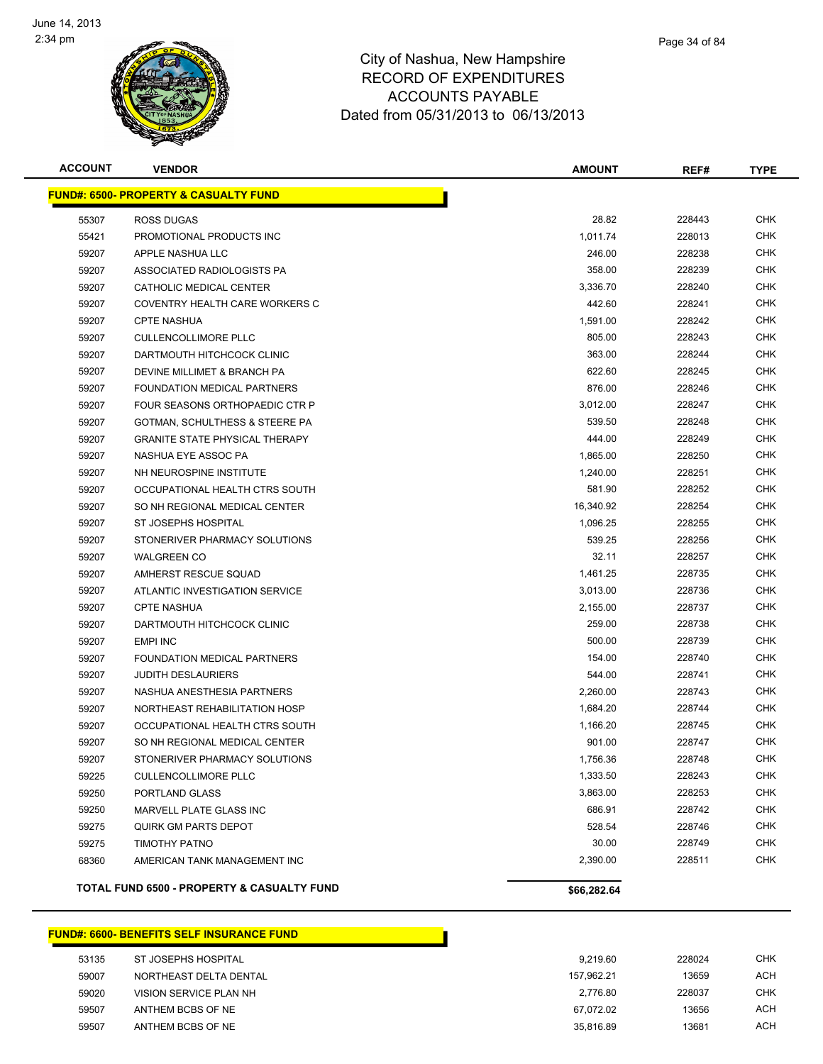# City of Nashua, New Hampshire
## RECORD OF EXPENDITURES
## ACCOUNTS PAYABLE
## Dated from 05/31/2013 to 06/13/2013

| ACCOUNT | VENDOR | AMOUNT | REF# | TYPE |
|---|---|---|---|---|
| **FUND#: 6500- PROPERTY & CASUALTY FUND** | | | | |
| 55307 | ROSS DUGAS | 28.82 | 228443 | CHK |
| 55421 | PROMOTIONAL PRODUCTS INC | 1,011.74 | 228013 | CHK |
| 59207 | APPLE NASHUA LLC | 246.00 | 228238 | CHK |
| 59207 | ASSOCIATED RADIOLOGISTS PA | 358.00 | 228239 | CHK |
| 59207 | CATHOLIC MEDICAL CENTER | 3,336.70 | 228240 | CHK |
| 59207 | COVENTRY HEALTH CARE WORKERS C | 442.60 | 228241 | CHK |
| 59207 | CPTE NASHUA | 1,591.00 | 228242 | CHK |
| 59207 | CULLENCOLLIMORE PLLC | 805.00 | 228243 | CHK |
| 59207 | DARTMOUTH HITCHCOCK CLINIC | 363.00 | 228244 | CHK |
| 59207 | DEVINE MILLIMET & BRANCH PA | 622.60 | 228245 | CHK |
| 59207 | FOUNDATION MEDICAL PARTNERS | 876.00 | 228246 | CHK |
| 59207 | FOUR SEASONS ORTHOPAEDIC CTR P | 3,012.00 | 228247 | CHK |
| 59207 | GOTMAN, SCHULTHESS & STEERE PA | 539.50 | 228248 | CHK |
| 59207 | GRANITE STATE PHYSICAL THERAPY | 444.00 | 228249 | CHK |
| 59207 | NASHUA EYE ASSOC PA | 1,865.00 | 228250 | CHK |
| 59207 | NH NEUROSPINE INSTITUTE | 1,240.00 | 228251 | CHK |
| 59207 | OCCUPATIONAL HEALTH CTRS SOUTH | 581.90 | 228252 | CHK |
| 59207 | SO NH REGIONAL MEDICAL CENTER | 16,340.92 | 228254 | CHK |
| 59207 | ST JOSEPHS HOSPITAL | 1,096.25 | 228255 | CHK |
| 59207 | STONERIVER PHARMACY SOLUTIONS | 539.25 | 228256 | CHK |
| 59207 | WALGREEN CO | 32.11 | 228257 | CHK |
| 59207 | AMHERST RESCUE SQUAD | 1,461.25 | 228735 | CHK |
| 59207 | ATLANTIC INVESTIGATION SERVICE | 3,013.00 | 228736 | CHK |
| 59207 | CPTE NASHUA | 2,155.00 | 228737 | CHK |
| 59207 | DARTMOUTH HITCHCOCK CLINIC | 259.00 | 228738 | CHK |
| 59207 | EMPI INC | 500.00 | 228739 | CHK |
| 59207 | FOUNDATION MEDICAL PARTNERS | 154.00 | 228740 | CHK |
| 59207 | JUDITH DESLAURIERS | 544.00 | 228741 | CHK |
| 59207 | NASHUA ANESTHESIA PARTNERS | 2,260.00 | 228743 | CHK |
| 59207 | NORTHEAST REHABILITATION HOSP | 1,684.20 | 228744 | CHK |
| 59207 | OCCUPATIONAL HEALTH CTRS SOUTH | 1,166.20 | 228745 | CHK |
| 59207 | SO NH REGIONAL MEDICAL CENTER | 901.00 | 228747 | CHK |
| 59207 | STONERIVER PHARMACY SOLUTIONS | 1,756.36 | 228748 | CHK |
| 59225 | CULLENCOLLIMORE PLLC | 1,333.50 | 228243 | CHK |
| 59250 | PORTLAND GLASS | 3,863.00 | 228253 | CHK |
| 59250 | MARVELL PLATE GLASS INC | 686.91 | 228742 | CHK |
| 59275 | QUIRK GM PARTS DEPOT | 528.54 | 228746 | CHK |
| 59275 | TIMOTHY PATNO | 30.00 | 228749 | CHK |
| 68360 | AMERICAN TANK MANAGEMENT INC | 2,390.00 | 228511 | CHK |
| **TOTAL FUND 6500 - PROPERTY & CASUALTY FUND** | | **$66,282.64** | | |

| ACCOUNT | VENDOR | AMOUNT | REF# | TYPE |
|---|---|---|---|---|
| **FUND#: 6600- BENEFITS SELF INSURANCE FUND** | | | | |
| 53135 | ST JOSEPHS HOSPITAL | 9,219.60 | 228024 | CHK |
| 59007 | NORTHEAST DELTA DENTAL | 157,962.21 | 13659 | ACH |
| 59020 | VISION SERVICE PLAN NH | 2,776.80 | 228037 | CHK |
| 59507 | ANTHEM BCBS OF NE | 67,072.02 | 13656 | ACH |
| 59507 | ANTHEM BCBS OF NE | 35,816.89 | 13681 | ACH |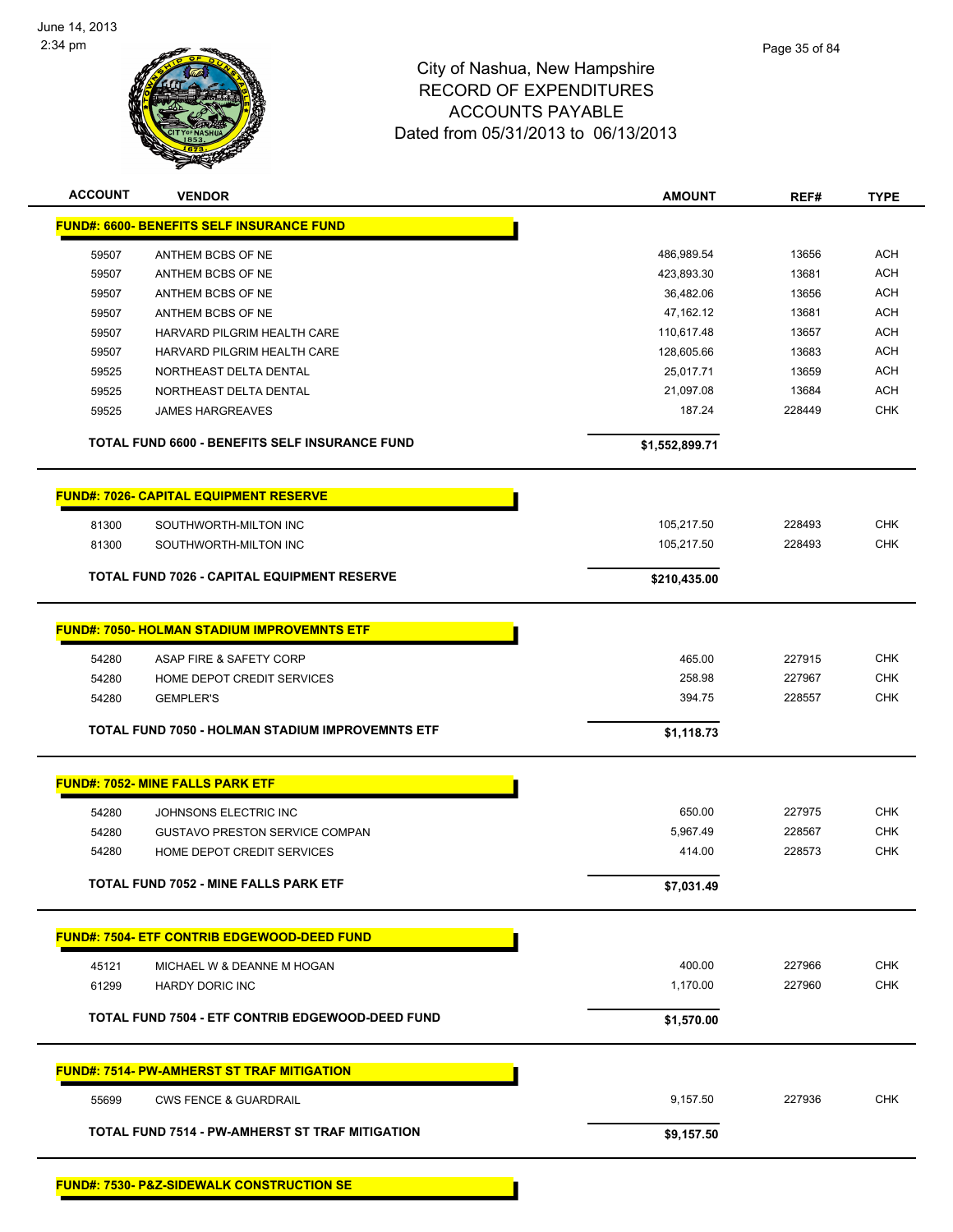# City of Nashua, New Hampshire
## RECORD OF EXPENDITURES
## ACCOUNTS PAYABLE
### Dated from 05/31/2013 to 06/13/2013

| ACCOUNT | VENDOR | AMOUNT | REF# | TYPE |
|---|---|---|---|---|
| **FUND#: 6600- BENEFITS SELF INSURANCE FUND** | | | | |
| 59507 | ANTHEM BCBS OF NE | 486,989.54 | 13656 | ACH |
| 59507 | ANTHEM BCBS OF NE | 423,893.30 | 13681 | ACH |
| 59507 | ANTHEM BCBS OF NE | 36,482.06 | 13656 | ACH |
| 59507 | ANTHEM BCBS OF NE | 47,162.12 | 13681 | ACH |
| 59507 | HARVARD PILGRIM HEALTH CARE | 110,617.48 | 13657 | ACH |
| 59507 | HARVARD PILGRIM HEALTH CARE | 128,605.66 | 13683 | ACH |
| 59525 | NORTHEAST DELTA DENTAL | 25,017.71 | 13659 | ACH |
| 59525 | NORTHEAST DELTA DENTAL | 21,097.08 | 13684 | ACH |
| 59525 | JAMES HARGREAVES | 187.24 | 228449 | CHK |
| **TOTAL FUND 6600 - BENEFITS SELF INSURANCE FUND** | | **$1,552,899.71** | | |
| **FUND#: 7026- CAPITAL EQUIPMENT RESERVE** | | | | |
| 81300 | SOUTHWORTH-MILTON INC | 105,217.50 | 228493 | CHK |
| 81300 | SOUTHWORTH-MILTON INC | 105,217.50 | 228493 | CHK |
| **TOTAL FUND 7026 - CAPITAL EQUIPMENT RESERVE** | | **$210,435.00** | | |
| **FUND#: 7050- HOLMAN STADIUM IMPROVEMNTS ETF** | | | | |
| 54280 | ASAP FIRE & SAFETY CORP | 465.00 | 227915 | CHK |
| 54280 | HOME DEPOT CREDIT SERVICES | 258.98 | 227967 | CHK |
| 54280 | GEMPLER'S | 394.75 | 228557 | CHK |
| **TOTAL FUND 7050 - HOLMAN STADIUM IMPROVEMNTS ETF** | | **$1,118.73** | | |
| **FUND#: 7052- MINE FALLS PARK ETF** | | | | |
| 54280 | JOHNSONS ELECTRIC INC | 650.00 | 227975 | CHK |
| 54280 | GUSTAVO PRESTON SERVICE COMPAN | 5,967.49 | 228567 | CHK |
| 54280 | HOME DEPOT CREDIT SERVICES | 414.00 | 228573 | CHK |
| **TOTAL FUND 7052 - MINE FALLS PARK ETF** | | **$7,031.49** | | |
| **FUND#: 7504- ETF CONTRIB EDGEWOOD-DEED FUND** | | | | |
| 45121 | MICHAEL W & DEANNE M HOGAN | 400.00 | 227966 | CHK |
| 61299 | HARDY DORIC INC | 1,170.00 | 227960 | CHK |
| **TOTAL FUND 7504 - ETF CONTRIB EDGEWOOD-DEED FUND** | | **$1,570.00** | | |
| **FUND#: 7514- PW-AMHERST ST TRAF MITIGATION** | | | | |
| 55699 | CWS FENCE & GUARDRAIL | 9,157.50 | 227936 | CHK |
| **TOTAL FUND 7514 - PW-AMHERST ST TRAF MITIGATION** | | **$9,157.50** | | |
| **FUND#: 7530- P&Z-SIDEWALK CONSTRUCTION SE** | | | | |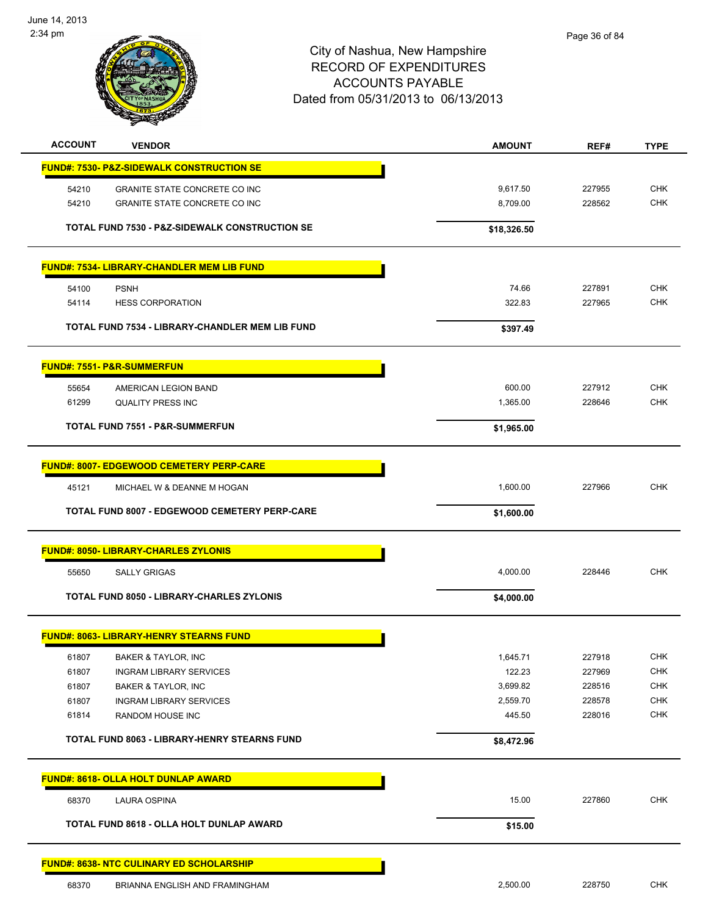June 14, 2013
2:34 pm

# City of Nashua, New Hampshire
## RECORD OF EXPENDITURES
## ACCOUNTS PAYABLE
### Dated from 05/31/2013 to 06/13/2013

| ACCOUNT | VENDOR | AMOUNT | REF# | TYPE |
|---|---|---|---|---|
| **FUND#: 7530- P&Z-SIDEWALK CONSTRUCTION SE** | | | | |
| 54210 | GRANITE STATE CONCRETE CO INC | 9,617.50 | 227955 | CHK |
| 54210 | GRANITE STATE CONCRETE CO INC | 8,709.00 | 228562 | CHK |
| | **TOTAL FUND 7530 - P&Z-SIDEWALK CONSTRUCTION SE** | **$18,326.50** | | |
| **FUND#: 7534- LIBRARY-CHANDLER MEM LIB FUND** | | | | |
| 54100 | PSNH | 74.66 | 227891 | CHK |
| 54114 | HESS CORPORATION | 322.83 | 227965 | CHK |
| | **TOTAL FUND 7534 - LIBRARY-CHANDLER MEM LIB FUND** | **$397.49** | | |
| **FUND#: 7551- P&R-SUMMERFUN** | | | | |
| 55654 | AMERICAN LEGION BAND | 600.00 | 227912 | CHK |
| 61299 | QUALITY PRESS INC | 1,365.00 | 228646 | CHK |
| | **TOTAL FUND 7551 - P&R-SUMMERFUN** | **$1,965.00** | | |
| **FUND#: 8007- EDGEWOOD CEMETERY PERP-CARE** | | | | |
| 45121 | MICHAEL W & DEANNE M HOGAN | 1,600.00 | 227966 | CHK |
| | **TOTAL FUND 8007 - EDGEWOOD CEMETERY PERP-CARE** | **$1,600.00** | | |
| **FUND#: 8050- LIBRARY-CHARLES ZYLONIS** | | | | |
| 55650 | SALLY GRIGAS | 4,000.00 | 228446 | CHK |
| | **TOTAL FUND 8050 - LIBRARY-CHARLES ZYLONIS** | **$4,000.00** | | |
| **FUND#: 8063- LIBRARY-HENRY STEARNS FUND** | | | | |
| 61807 | BAKER & TAYLOR, INC | 1,645.71 | 227918 | CHK |
| 61807 | INGRAM LIBRARY SERVICES | 122.23 | 227969 | CHK |
| 61807 | BAKER & TAYLOR, INC | 3,699.82 | 228516 | CHK |
| 61807 | INGRAM LIBRARY SERVICES | 2,559.70 | 228578 | CHK |
| 61814 | RANDOM HOUSE INC | 445.50 | 228016 | CHK |
| | **TOTAL FUND 8063 - LIBRARY-HENRY STEARNS FUND** | **$8,472.96** | | |
| **FUND#: 8618- OLLA HOLT DUNLAP AWARD** | | | | |
| 68370 | LAURA OSPINA | 15.00 | 227860 | CHK |
| | **TOTAL FUND 8618 - OLLA HOLT DUNLAP AWARD** | **$15.00** | | |
| **FUND#: 8638- NTC CULINARY ED SCHOLARSHIP** | | | | |
| 68370 | BRIANNA ENGLISH AND FRAMINGHAM | 2,500.00 | 228750 | CHK |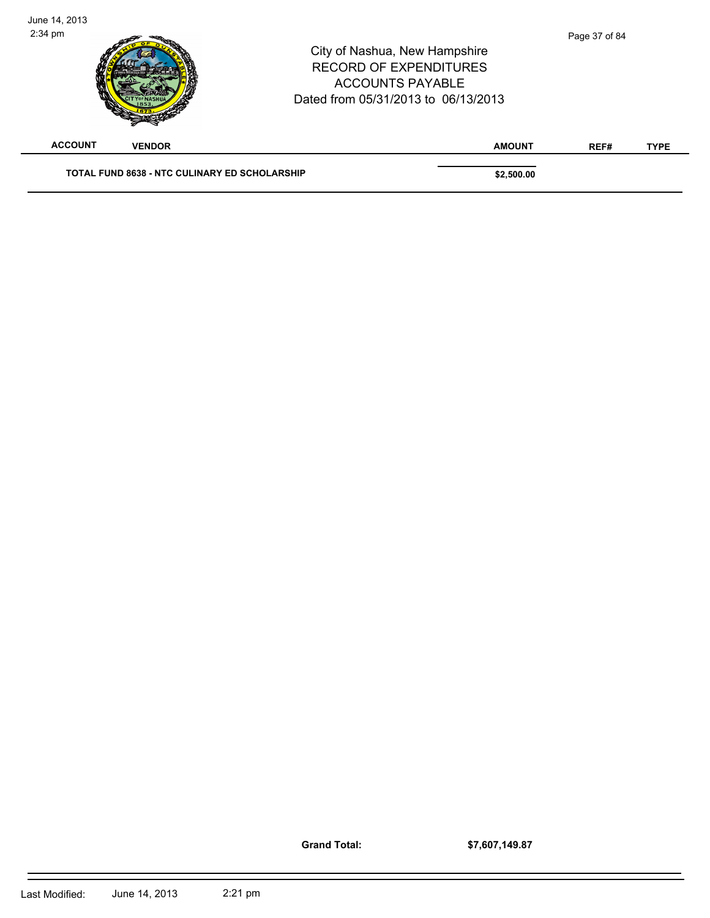| ACCOUNT | VENDOR | AMOUNT | REF# | TYPE |
|---|---|---|---|---|
| | **TOTAL FUND 8638 - NTC CULINARY ED SCHOLARSHIP** | **$2,500.00** | | |

**Grand Total:** **$7,607,149.87**

Last Modified: June 14, 2013 2:21 pm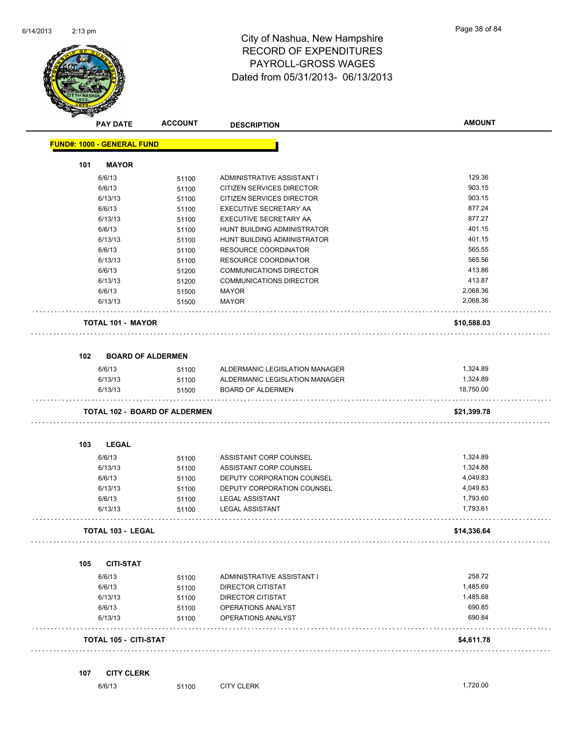# City of Nashua, New Hampshire
## RECORD OF EXPENDITURES
## PAYROLL-GROSS WAGES
## Dated from 05/31/2013- 06/13/2013

| PAY DATE | ACCOUNT | DESCRIPTION | AMOUNT |
|---|---|---|---|

**FUND#: 1000 - GENERAL FUND**

**101 MAYOR**

| PAY DATE | ACCOUNT | DESCRIPTION | AMOUNT |
|---|---|---|---|
| 6/6/13 | 51100 | ADMINISTRATIVE ASSISTANT I | 129.36 |
| 6/6/13 | 51100 | CITIZEN SERVICES DIRECTOR | 903.15 |
| 6/13/13 | 51100 | CITIZEN SERVICES DIRECTOR | 903.15 |
| 6/6/13 | 51100 | EXECUTIVE SECRETARY AA | 877.24 |
| 6/13/13 | 51100 | EXECUTIVE SECRETARY AA | 877.27 |
| 6/6/13 | 51100 | HUNT BUILDING ADMINISTRATOR | 401.15 |
| 6/13/13 | 51100 | HUNT BUILDING ADMINISTRATOR | 401.15 |
| 6/6/13 | 51100 | RESOURCE COORDINATOR | 565.55 |
| 6/13/13 | 51100 | RESOURCE COORDINATOR | 565.56 |
| 6/6/13 | 51200 | COMMUNICATIONS DIRECTOR | 413.86 |
| 6/13/13 | 51200 | COMMUNICATIONS DIRECTOR | 413.87 |
| 6/6/13 | 51500 | MAYOR | 2,068.36 |
| 6/13/13 | 51500 | MAYOR | 2,068.36 |

**TOTAL 101 - MAYOR** **$10,588.03**

**102 BOARD OF ALDERMEN**

| PAY DATE | ACCOUNT | DESCRIPTION | AMOUNT |
|---|---|---|---|
| 6/6/13 | 51100 | ALDERMANIC LEGISLATION MANAGER | 1,324.89 |
| 6/13/13 | 51100 | ALDERMANIC LEGISLATION MANAGER | 1,324.89 |
| 6/13/13 | 51500 | BOARD OF ALDERMEN | 18,750.00 |

**TOTAL 102 - BOARD OF ALDERMEN** **$21,399.78**

**103 LEGAL**

| PAY DATE | ACCOUNT | DESCRIPTION | AMOUNT |
|---|---|---|---|
| 6/6/13 | 51100 | ASSISTANT CORP COUNSEL | 1,324.89 |
| 6/13/13 | 51100 | ASSISTANT CORP COUNSEL | 1,324.88 |
| 6/6/13 | 51100 | DEPUTY CORPORATION COUNSEL | 4,049.83 |
| 6/13/13 | 51100 | DEPUTY CORPORATION COUNSEL | 4,049.83 |
| 6/6/13 | 51100 | LEGAL ASSISTANT | 1,793.60 |
| 6/13/13 | 51100 | LEGAL ASSISTANT | 1,793.61 |

**TOTAL 103 - LEGAL** **$14,336.64**

**105 CITI-STAT**

| PAY DATE | ACCOUNT | DESCRIPTION | AMOUNT |
|---|---|---|---|
| 6/6/13 | 51100 | ADMINISTRATIVE ASSISTANT I | 258.72 |
| 6/6/13 | 51100 | DIRECTOR CITISTAT | 1,485.69 |
| 6/13/13 | 51100 | DIRECTOR CITISTAT | 1,485.68 |
| 6/6/13 | 51100 | OPERATIONS ANALYST | 690.85 |
| 6/13/13 | 51100 | OPERATIONS ANALYST | 690.84 |

**TOTAL 105 - CITI-STAT** **$4,611.78**

**107 CITY CLERK**

| PAY DATE | ACCOUNT | DESCRIPTION | AMOUNT |
|---|---|---|---|
| 6/6/13 | 51100 | CITY CLERK | 1,720.00 |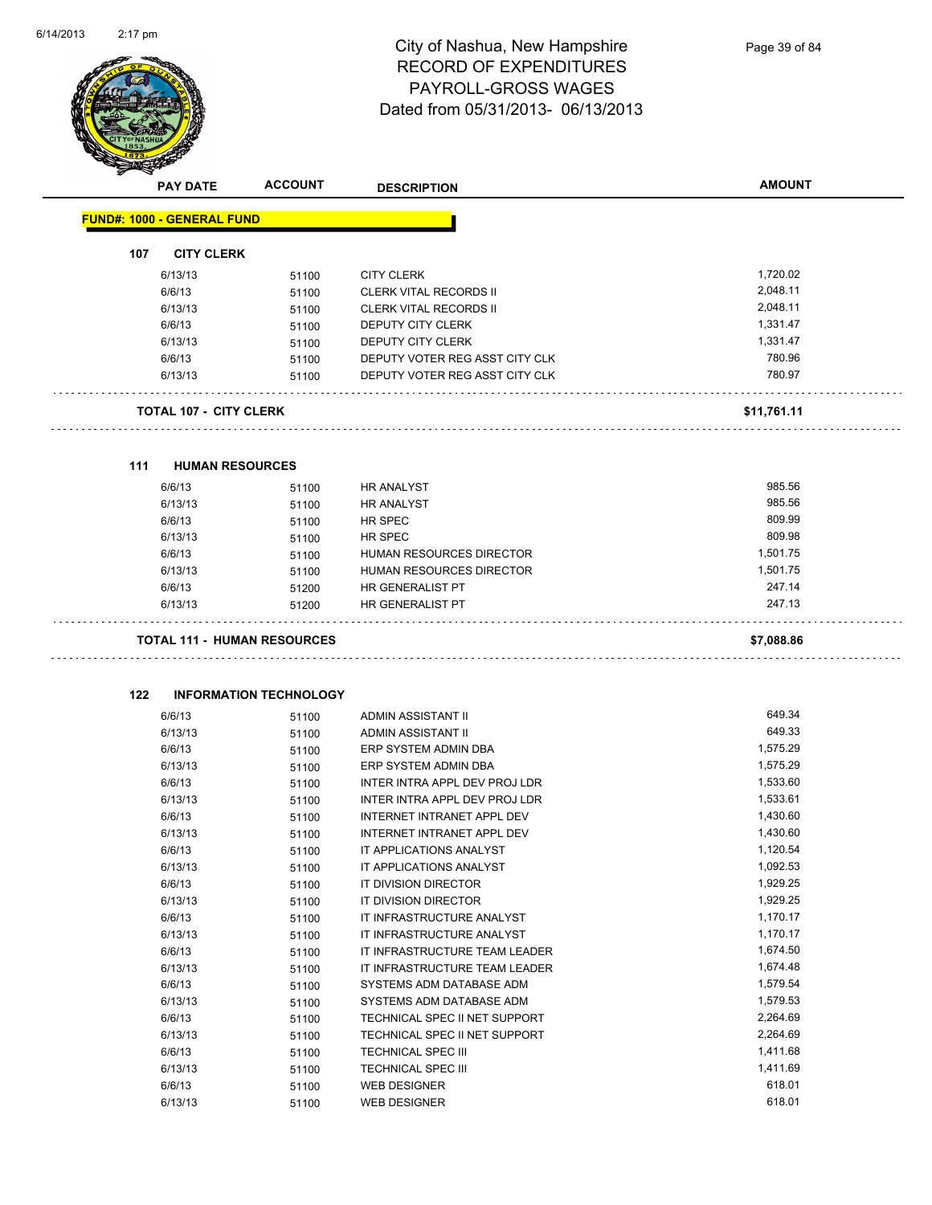# City of Nashua, New Hampshire
## RECORD OF EXPENDITURES
## PAYROLL-GROSS WAGES
## Dated from 05/31/2013- 06/13/2013

| PAY DATE | ACCOUNT | DESCRIPTION | AMOUNT |
|---|---|---|---|

**FUND#: 1000 - GENERAL FUND**

**107 CITY CLERK**

| PAY DATE | ACCOUNT | DESCRIPTION | AMOUNT |
|---|---|---|---|
| 6/13/13 | 51100 | CITY CLERK | 1,720.02 |
| 6/6/13 | 51100 | CLERK VITAL RECORDS II | 2,048.11 |
| 6/13/13 | 51100 | CLERK VITAL RECORDS II | 2,048.11 |
| 6/6/13 | 51100 | DEPUTY CITY CLERK | 1,331.47 |
| 6/13/13 | 51100 | DEPUTY CITY CLERK | 1,331.47 |
| 6/6/13 | 51100 | DEPUTY VOTER REG ASST CITY CLK | 780.96 |
| 6/13/13 | 51100 | DEPUTY VOTER REG ASST CITY CLK | 780.97 |

**TOTAL 107 - CITY CLERK** **$11,761.11**

**111 HUMAN RESOURCES**

| PAY DATE | ACCOUNT | DESCRIPTION | AMOUNT |
|---|---|---|---|
| 6/6/13 | 51100 | HR ANALYST | 985.56 |
| 6/13/13 | 51100 | HR ANALYST | 985.56 |
| 6/6/13 | 51100 | HR SPEC | 809.99 |
| 6/13/13 | 51100 | HR SPEC | 809.98 |
| 6/6/13 | 51100 | HUMAN RESOURCES DIRECTOR | 1,501.75 |
| 6/13/13 | 51100 | HUMAN RESOURCES DIRECTOR | 1,501.75 |
| 6/6/13 | 51200 | HR GENERALIST PT | 247.14 |
| 6/13/13 | 51200 | HR GENERALIST PT | 247.13 |

**TOTAL 111 - HUMAN RESOURCES** **$7,088.86**

**122 INFORMATION TECHNOLOGY**

| PAY DATE | ACCOUNT | DESCRIPTION | AMOUNT |
|---|---|---|---|
| 6/6/13 | 51100 | ADMIN ASSISTANT II | 649.34 |
| 6/13/13 | 51100 | ADMIN ASSISTANT II | 649.33 |
| 6/6/13 | 51100 | ERP SYSTEM ADMIN DBA | 1,575.29 |
| 6/13/13 | 51100 | ERP SYSTEM ADMIN DBA | 1,575.29 |
| 6/6/13 | 51100 | INTER INTRA APPL DEV PROJ LDR | 1,533.60 |
| 6/13/13 | 51100 | INTER INTRA APPL DEV PROJ LDR | 1,533.61 |
| 6/6/13 | 51100 | INTERNET INTRANET APPL DEV | 1,430.60 |
| 6/13/13 | 51100 | INTERNET INTRANET APPL DEV | 1,430.60 |
| 6/6/13 | 51100 | IT APPLICATIONS ANALYST | 1,120.54 |
| 6/13/13 | 51100 | IT APPLICATIONS ANALYST | 1,092.53 |
| 6/6/13 | 51100 | IT DIVISION DIRECTOR | 1,929.25 |
| 6/13/13 | 51100 | IT DIVISION DIRECTOR | 1,929.25 |
| 6/6/13 | 51100 | IT INFRASTRUCTURE ANALYST | 1,170.17 |
| 6/13/13 | 51100 | IT INFRASTRUCTURE ANALYST | 1,170.17 |
| 6/6/13 | 51100 | IT INFRASTRUCTURE TEAM LEADER | 1,674.50 |
| 6/13/13 | 51100 | IT INFRASTRUCTURE TEAM LEADER | 1,674.48 |
| 6/6/13 | 51100 | SYSTEMS ADM DATABASE ADM | 1,579.54 |
| 6/13/13 | 51100 | SYSTEMS ADM DATABASE ADM | 1,579.53 |
| 6/6/13 | 51100 | TECHNICAL SPEC II NET SUPPORT | 2,264.69 |
| 6/13/13 | 51100 | TECHNICAL SPEC II NET SUPPORT | 2,264.69 |
| 6/6/13 | 51100 | TECHNICAL SPEC III | 1,411.68 |
| 6/13/13 | 51100 | TECHNICAL SPEC III | 1,411.69 |
| 6/6/13 | 51100 | WEB DESIGNER | 618.01 |
| 6/13/13 | 51100 | WEB DESIGNER | 618.01 |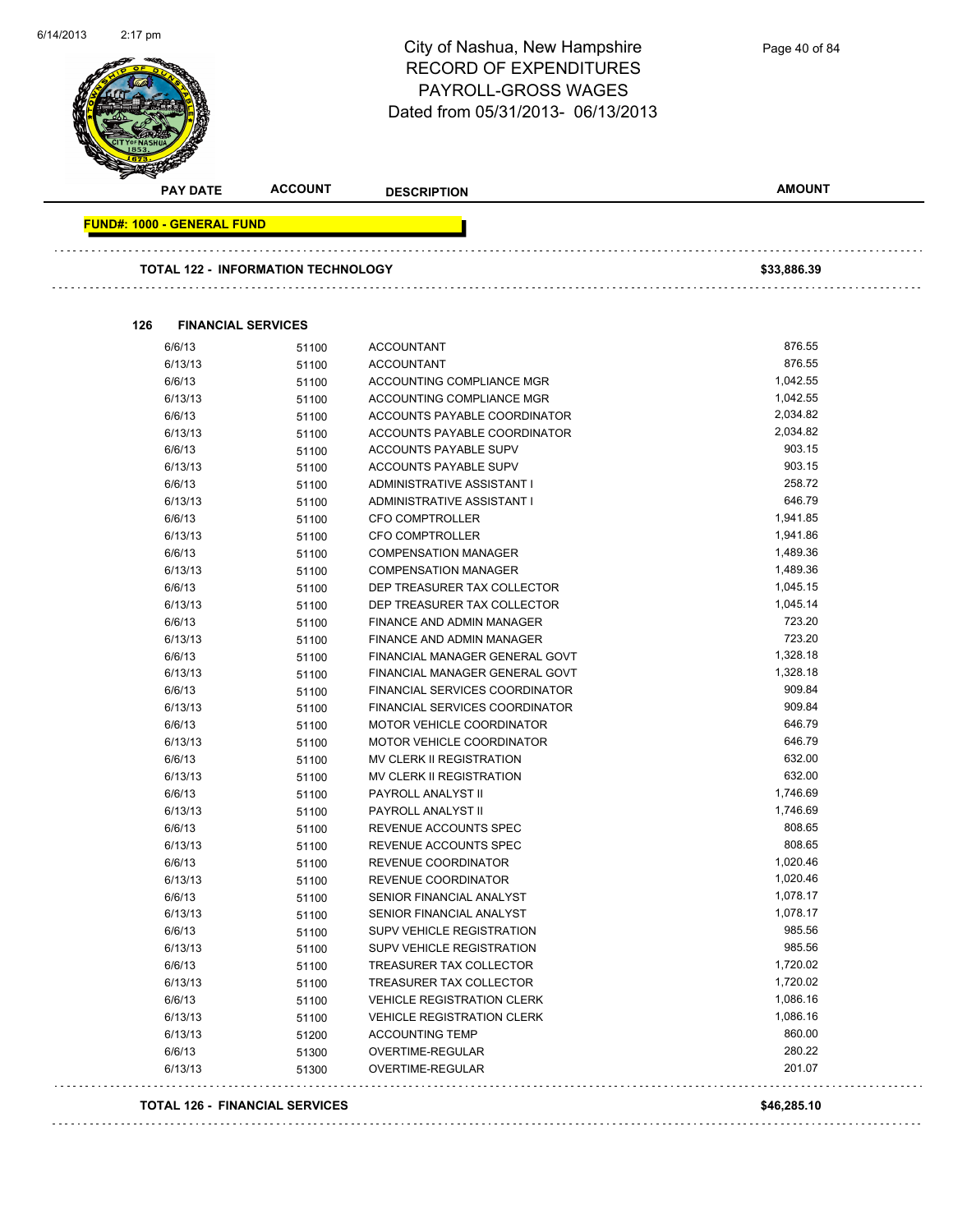# City of Nashua, New Hampshire
## RECORD OF EXPENDITURES
## PAYROLL-GROSS WAGES
## Dated from 05/31/2013- 06/13/2013

**FUND#: 1000 - GENERAL FUND**

| PAY DATE | ACCOUNT | DESCRIPTION | AMOUNT |
|---|---|---|---|
| **TOTAL 122 - INFORMATION TECHNOLOGY** | | | **$33,886.39** |
| **126 FINANCIAL SERVICES** | | | |
| 6/6/13 | 51100 | ACCOUNTANT | 876.55 |
| 6/13/13 | 51100 | ACCOUNTANT | 876.55 |
| 6/6/13 | 51100 | ACCOUNTING COMPLIANCE MGR | 1,042.55 |
| 6/13/13 | 51100 | ACCOUNTING COMPLIANCE MGR | 1,042.55 |
| 6/6/13 | 51100 | ACCOUNTS PAYABLE COORDINATOR | 2,034.82 |
| 6/13/13 | 51100 | ACCOUNTS PAYABLE COORDINATOR | 2,034.82 |
| 6/6/13 | 51100 | ACCOUNTS PAYABLE SUPV | 903.15 |
| 6/13/13 | 51100 | ACCOUNTS PAYABLE SUPV | 903.15 |
| 6/6/13 | 51100 | ADMINISTRATIVE ASSISTANT I | 258.72 |
| 6/13/13 | 51100 | ADMINISTRATIVE ASSISTANT I | 646.79 |
| 6/6/13 | 51100 | CFO COMPTROLLER | 1,941.85 |
| 6/13/13 | 51100 | CFO COMPTROLLER | 1,941.86 |
| 6/6/13 | 51100 | COMPENSATION MANAGER | 1,489.36 |
| 6/13/13 | 51100 | COMPENSATION MANAGER | 1,489.36 |
| 6/6/13 | 51100 | DEP TREASURER TAX COLLECTOR | 1,045.15 |
| 6/13/13 | 51100 | DEP TREASURER TAX COLLECTOR | 1,045.14 |
| 6/6/13 | 51100 | FINANCE AND ADMIN MANAGER | 723.20 |
| 6/13/13 | 51100 | FINANCE AND ADMIN MANAGER | 723.20 |
| 6/6/13 | 51100 | FINANCIAL MANAGER GENERAL GOVT | 1,328.18 |
| 6/13/13 | 51100 | FINANCIAL MANAGER GENERAL GOVT | 1,328.18 |
| 6/6/13 | 51100 | FINANCIAL SERVICES COORDINATOR | 909.84 |
| 6/13/13 | 51100 | FINANCIAL SERVICES COORDINATOR | 909.84 |
| 6/6/13 | 51100 | MOTOR VEHICLE COORDINATOR | 646.79 |
| 6/13/13 | 51100 | MOTOR VEHICLE COORDINATOR | 646.79 |
| 6/6/13 | 51100 | MV CLERK II REGISTRATION | 632.00 |
| 6/13/13 | 51100 | MV CLERK II REGISTRATION | 632.00 |
| 6/6/13 | 51100 | PAYROLL ANALYST II | 1,746.69 |
| 6/13/13 | 51100 | PAYROLL ANALYST II | 1,746.69 |
| 6/6/13 | 51100 | REVENUE ACCOUNTS SPEC | 808.65 |
| 6/13/13 | 51100 | REVENUE ACCOUNTS SPEC | 808.65 |
| 6/6/13 | 51100 | REVENUE COORDINATOR | 1,020.46 |
| 6/13/13 | 51100 | REVENUE COORDINATOR | 1,020.46 |
| 6/6/13 | 51100 | SENIOR FINANCIAL ANALYST | 1,078.17 |
| 6/13/13 | 51100 | SENIOR FINANCIAL ANALYST | 1,078.17 |
| 6/6/13 | 51100 | SUPV VEHICLE REGISTRATION | 985.56 |
| 6/13/13 | 51100 | SUPV VEHICLE REGISTRATION | 985.56 |
| 6/6/13 | 51100 | TREASURER TAX COLLECTOR | 1,720.02 |
| 6/13/13 | 51100 | TREASURER TAX COLLECTOR | 1,720.02 |
| 6/6/13 | 51100 | VEHICLE REGISTRATION CLERK | 1,086.16 |
| 6/13/13 | 51100 | VEHICLE REGISTRATION CLERK | 1,086.16 |
| 6/13/13 | 51200 | ACCOUNTING TEMP | 860.00 |
| 6/6/13 | 51300 | OVERTIME-REGULAR | 280.22 |
| 6/13/13 | 51300 | OVERTIME-REGULAR | 201.07 |
| **TOTAL 126 - FINANCIAL SERVICES** | | | **$46,285.10** |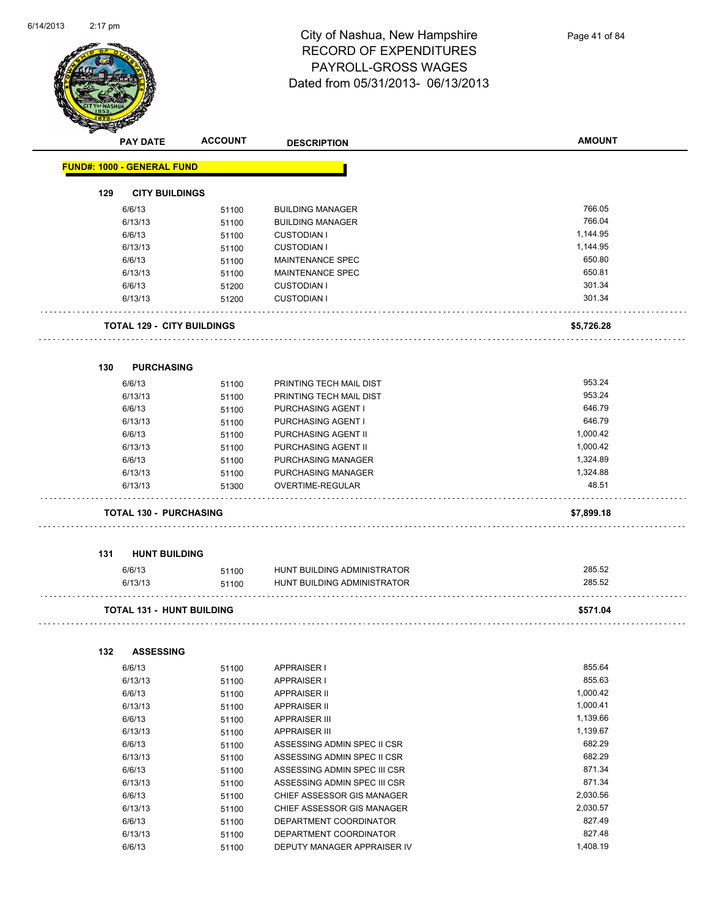# City of Nashua, New Hampshire
## RECORD OF EXPENDITURES
## PAYROLL-GROSS WAGES
### Dated from 05/31/2013- 06/13/2013

| PAY DATE | ACCOUNT | DESCRIPTION | AMOUNT |
|---|---|---|---|
| **FUND#: 1000 - GENERAL FUND** | | | |
| **129 CITY BUILDINGS** | | | |
| 6/6/13 | 51100 | BUILDING MANAGER | 766.05 |
| 6/13/13 | 51100 | BUILDING MANAGER | 766.04 |
| 6/6/13 | 51100 | CUSTODIAN I | 1,144.95 |
| 6/13/13 | 51100 | CUSTODIAN I | 1,144.95 |
| 6/6/13 | 51100 | MAINTENANCE SPEC | 650.80 |
| 6/13/13 | 51100 | MAINTENANCE SPEC | 650.81 |
| 6/6/13 | 51200 | CUSTODIAN I | 301.34 |
| 6/13/13 | 51200 | CUSTODIAN I | 301.34 |
| **TOTAL 129 - CITY BUILDINGS** | | | **$5,726.28** |
| **130 PURCHASING** | | | |
| 6/6/13 | 51100 | PRINTING TECH MAIL DIST | 953.24 |
| 6/13/13 | 51100 | PRINTING TECH MAIL DIST | 953.24 |
| 6/6/13 | 51100 | PURCHASING AGENT I | 646.79 |
| 6/13/13 | 51100 | PURCHASING AGENT I | 646.79 |
| 6/6/13 | 51100 | PURCHASING AGENT II | 1,000.42 |
| 6/13/13 | 51100 | PURCHASING AGENT II | 1,000.42 |
| 6/6/13 | 51100 | PURCHASING MANAGER | 1,324.89 |
| 6/13/13 | 51100 | PURCHASING MANAGER | 1,324.88 |
| 6/13/13 | 51300 | OVERTIME-REGULAR | 48.51 |
| **TOTAL 130 - PURCHASING** | | | **$7,899.18** |
| **131 HUNT BUILDING** | | | |
| 6/6/13 | 51100 | HUNT BUILDING ADMINISTRATOR | 285.52 |
| 6/13/13 | 51100 | HUNT BUILDING ADMINISTRATOR | 285.52 |
| **TOTAL 131 - HUNT BUILDING** | | | **$571.04** |
| **132 ASSESSING** | | | |
| 6/6/13 | 51100 | APPRAISER I | 855.64 |
| 6/13/13 | 51100 | APPRAISER I | 855.63 |
| 6/6/13 | 51100 | APPRAISER II | 1,000.42 |
| 6/13/13 | 51100 | APPRAISER II | 1,000.41 |
| 6/6/13 | 51100 | APPRAISER III | 1,139.66 |
| 6/13/13 | 51100 | APPRAISER III | 1,139.67 |
| 6/6/13 | 51100 | ASSESSING ADMIN SPEC II CSR | 682.29 |
| 6/13/13 | 51100 | ASSESSING ADMIN SPEC II CSR | 682.29 |
| 6/6/13 | 51100 | ASSESSING ADMIN SPEC III CSR | 871.34 |
| 6/13/13 | 51100 | ASSESSING ADMIN SPEC III CSR | 871.34 |
| 6/6/13 | 51100 | CHIEF ASSESSOR GIS MANAGER | 2,030.56 |
| 6/13/13 | 51100 | CHIEF ASSESSOR GIS MANAGER | 2,030.57 |
| 6/6/13 | 51100 | DEPARTMENT COORDINATOR | 827.49 |
| 6/13/13 | 51100 | DEPARTMENT COORDINATOR | 827.48 |
| 6/6/13 | 51100 | DEPUTY MANAGER APPRAISER IV | 1,408.19 |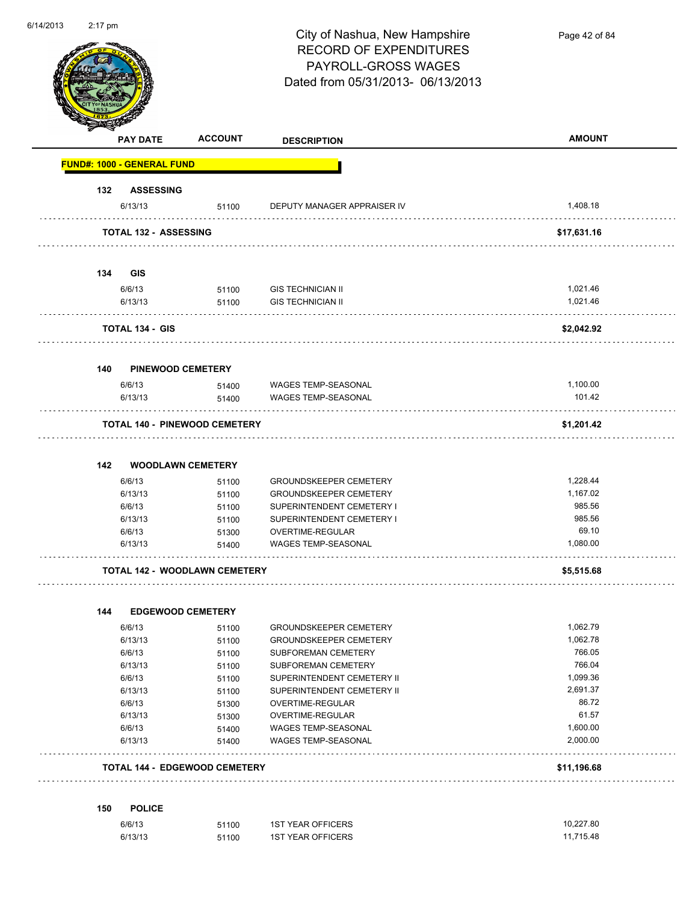# City of Nashua, New Hampshire
## RECORD OF EXPENDITURES
## PAYROLL-GROSS WAGES
## Dated from 05/31/2013- 06/13/2013

| PAY DATE | ACCOUNT | DESCRIPTION | AMOUNT |
|---|---|---|---|
| **FUND#: 1000 - GENERAL FUND** | | | |
| **132 ASSESSING** | | | |
| 6/13/13 | 51100 | DEPUTY MANAGER APPRAISER IV | 1,408.18 |
| **TOTAL 132 - ASSESSING** | | | **$17,631.16** |
| **134 GIS** | | | |
| 6/6/13 | 51100 | GIS TECHNICIAN II | 1,021.46 |
| 6/13/13 | 51100 | GIS TECHNICIAN II | 1,021.46 |
| **TOTAL 134 - GIS** | | | **$2,042.92** |
| **140 PINEWOOD CEMETERY** | | | |
| 6/6/13 | 51400 | WAGES TEMP-SEASONAL | 1,100.00 |
| 6/13/13 | 51400 | WAGES TEMP-SEASONAL | 101.42 |
| **TOTAL 140 - PINEWOOD CEMETERY** | | | **$1,201.42** |
| **142 WOODLAWN CEMETERY** | | | |
| 6/6/13 | 51100 | GROUNDSKEEPER CEMETERY | 1,228.44 |
| 6/13/13 | 51100 | GROUNDSKEEPER CEMETERY | 1,167.02 |
| 6/6/13 | 51100 | SUPERINTENDENT CEMETERY I | 985.56 |
| 6/13/13 | 51100 | SUPERINTENDENT CEMETERY I | 985.56 |
| 6/6/13 | 51300 | OVERTIME-REGULAR | 69.10 |
| 6/13/13 | 51400 | WAGES TEMP-SEASONAL | 1,080.00 |
| **TOTAL 142 - WOODLAWN CEMETERY** | | | **$5,515.68** |
| **144 EDGEWOOD CEMETERY** | | | |
| 6/6/13 | 51100 | GROUNDSKEEPER CEMETERY | 1,062.79 |
| 6/13/13 | 51100 | GROUNDSKEEPER CEMETERY | 1,062.78 |
| 6/6/13 | 51100 | SUBFOREMAN CEMETERY | 766.05 |
| 6/13/13 | 51100 | SUBFOREMAN CEMETERY | 766.04 |
| 6/6/13 | 51100 | SUPERINTENDENT CEMETERY II | 1,099.36 |
| 6/13/13 | 51100 | SUPERINTENDENT CEMETERY II | 2,691.37 |
| 6/6/13 | 51300 | OVERTIME-REGULAR | 86.72 |
| 6/13/13 | 51300 | OVERTIME-REGULAR | 61.57 |
| 6/6/13 | 51400 | WAGES TEMP-SEASONAL | 1,600.00 |
| 6/13/13 | 51400 | WAGES TEMP-SEASONAL | 2,000.00 |
| **TOTAL 144 - EDGEWOOD CEMETERY** | | | **$11,196.68** |
| **150 POLICE** | | | |
| 6/6/13 | 51100 | 1ST YEAR OFFICERS | 10,227.80 |
| 6/13/13 | 51100 | 1ST YEAR OFFICERS | 11,715.48 |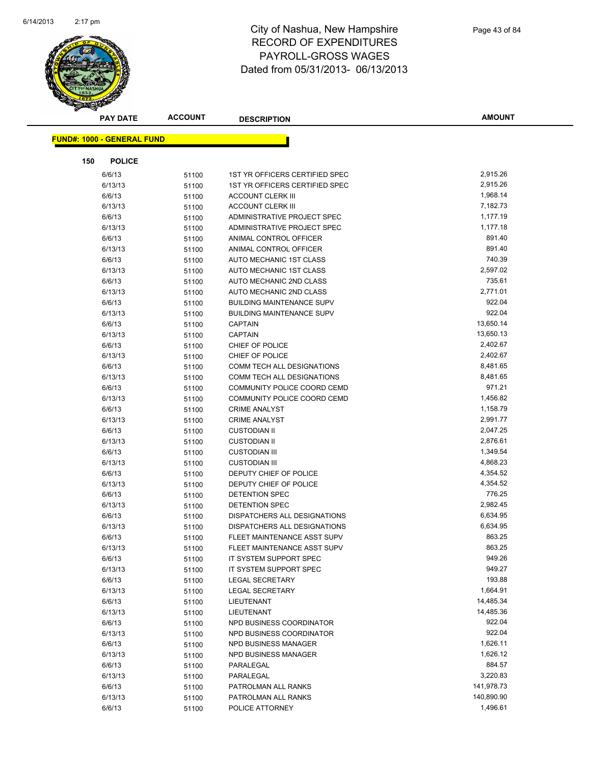# City of Nashua, New Hampshire
## RECORD OF EXPENDITURES
## PAYROLL-GROSS WAGES
## Dated from 05/31/2013- 06/13/2013

**FUND#: 1000 - GENERAL FUND**

**150 POLICE**

| PAY DATE | ACCOUNT | DESCRIPTION | AMOUNT |
|---|---|---|---|
| 6/6/13 | 51100 | 1ST YR OFFICERS CERTIFIED SPEC | 2,915.26 |
| 6/13/13 | 51100 | 1ST YR OFFICERS CERTIFIED SPEC | 2,915.26 |
| 6/6/13 | 51100 | ACCOUNT CLERK III | 1,968.14 |
| 6/13/13 | 51100 | ACCOUNT CLERK III | 7,182.73 |
| 6/6/13 | 51100 | ADMINISTRATIVE PROJECT SPEC | 1,177.19 |
| 6/13/13 | 51100 | ADMINISTRATIVE PROJECT SPEC | 1,177.18 |
| 6/6/13 | 51100 | ANIMAL CONTROL OFFICER | 891.40 |
| 6/13/13 | 51100 | ANIMAL CONTROL OFFICER | 891.40 |
| 6/6/13 | 51100 | AUTO MECHANIC 1ST CLASS | 740.39 |
| 6/13/13 | 51100 | AUTO MECHANIC 1ST CLASS | 2,597.02 |
| 6/6/13 | 51100 | AUTO MECHANIC 2ND CLASS | 735.61 |
| 6/13/13 | 51100 | AUTO MECHANIC 2ND CLASS | 2,771.01 |
| 6/6/13 | 51100 | BUILDING MAINTENANCE SUPV | 922.04 |
| 6/13/13 | 51100 | BUILDING MAINTENANCE SUPV | 922.04 |
| 6/6/13 | 51100 | CAPTAIN | 13,650.14 |
| 6/13/13 | 51100 | CAPTAIN | 13,650.13 |
| 6/6/13 | 51100 | CHIEF OF POLICE | 2,402.67 |
| 6/13/13 | 51100 | CHIEF OF POLICE | 2,402.67 |
| 6/6/13 | 51100 | COMM TECH ALL DESIGNATIONS | 8,481.65 |
| 6/13/13 | 51100 | COMM TECH ALL DESIGNATIONS | 8,481.65 |
| 6/6/13 | 51100 | COMMUNITY POLICE COORD CEMD | 971.21 |
| 6/13/13 | 51100 | COMMUNITY POLICE COORD CEMD | 1,456.82 |
| 6/6/13 | 51100 | CRIME ANALYST | 1,158.79 |
| 6/13/13 | 51100 | CRIME ANALYST | 2,991.77 |
| 6/6/13 | 51100 | CUSTODIAN II | 2,047.25 |
| 6/13/13 | 51100 | CUSTODIAN II | 2,876.61 |
| 6/6/13 | 51100 | CUSTODIAN III | 1,349.54 |
| 6/13/13 | 51100 | CUSTODIAN III | 4,868.23 |
| 6/6/13 | 51100 | DEPUTY CHIEF OF POLICE | 4,354.52 |
| 6/13/13 | 51100 | DEPUTY CHIEF OF POLICE | 4,354.52 |
| 6/6/13 | 51100 | DETENTION SPEC | 776.25 |
| 6/13/13 | 51100 | DETENTION SPEC | 2,982.45 |
| 6/6/13 | 51100 | DISPATCHERS ALL DESIGNATIONS | 6,634.95 |
| 6/13/13 | 51100 | DISPATCHERS ALL DESIGNATIONS | 6,634.95 |
| 6/6/13 | 51100 | FLEET MAINTENANCE ASST SUPV | 863.25 |
| 6/13/13 | 51100 | FLEET MAINTENANCE ASST SUPV | 863.25 |
| 6/6/13 | 51100 | IT SYSTEM SUPPORT SPEC | 949.26 |
| 6/13/13 | 51100 | IT SYSTEM SUPPORT SPEC | 949.27 |
| 6/6/13 | 51100 | LEGAL SECRETARY | 193.88 |
| 6/13/13 | 51100 | LEGAL SECRETARY | 1,664.91 |
| 6/6/13 | 51100 | LIEUTENANT | 14,485.34 |
| 6/13/13 | 51100 | LIEUTENANT | 14,485.36 |
| 6/6/13 | 51100 | NPD BUSINESS COORDINATOR | 922.04 |
| 6/13/13 | 51100 | NPD BUSINESS COORDINATOR | 922.04 |
| 6/6/13 | 51100 | NPD BUSINESS MANAGER | 1,626.11 |
| 6/13/13 | 51100 | NPD BUSINESS MANAGER | 1,626.12 |
| 6/6/13 | 51100 | PARALEGAL | 884.57 |
| 6/13/13 | 51100 | PARALEGAL | 3,220.83 |
| 6/6/13 | 51100 | PATROLMAN ALL RANKS | 141,978.73 |
| 6/13/13 | 51100 | PATROLMAN ALL RANKS | 140,890.90 |
| 6/6/13 | 51100 | POLICE ATTORNEY | 1,496.61 |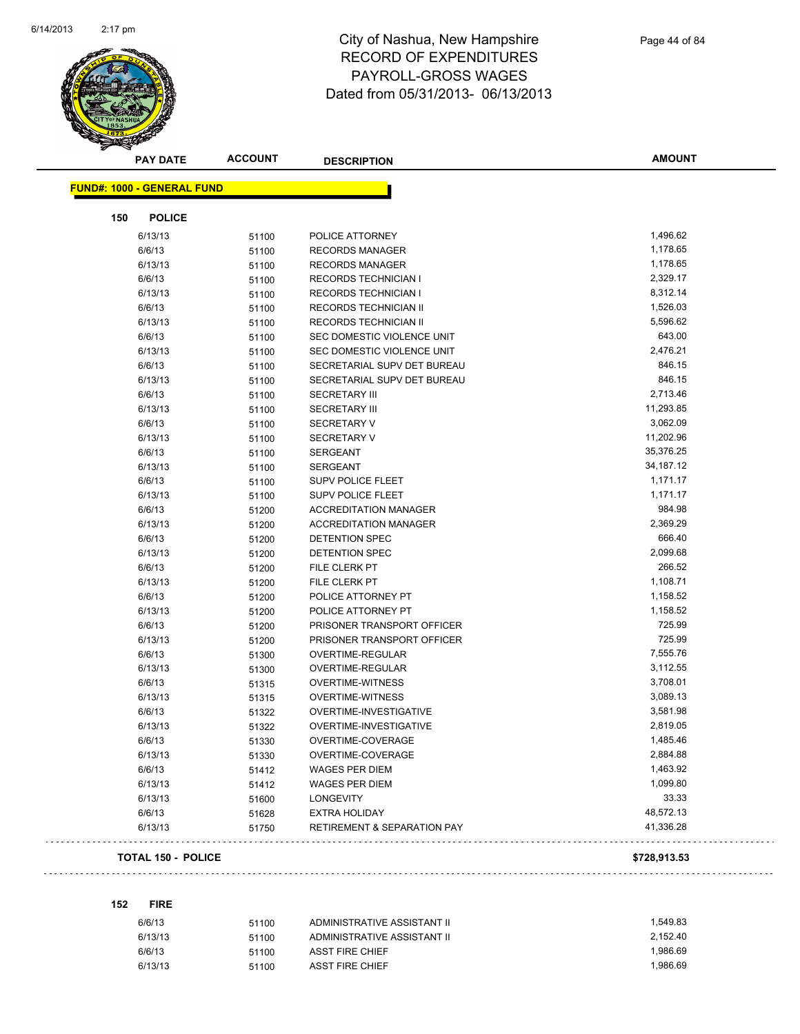# City of Nashua, New Hampshire
## RECORD OF EXPENDITURES
## PAYROLL-GROSS WAGES
## Dated from 05/31/2013- 06/13/2013

| PAY DATE | ACCOUNT | DESCRIPTION | AMOUNT |
|---|---|---|---|
| **FUND#: 1000 - GENERAL FUND** | | | |
| **150 POLICE** | | | |
| 6/13/13 | 51100 | POLICE ATTORNEY | 1,496.62 |
| 6/6/13 | 51100 | RECORDS MANAGER | 1,178.65 |
| 6/13/13 | 51100 | RECORDS MANAGER | 1,178.65 |
| 6/6/13 | 51100 | RECORDS TECHNICIAN I | 2,329.17 |
| 6/13/13 | 51100 | RECORDS TECHNICIAN I | 8,312.14 |
| 6/6/13 | 51100 | RECORDS TECHNICIAN II | 1,526.03 |
| 6/13/13 | 51100 | RECORDS TECHNICIAN II | 5,596.62 |
| 6/6/13 | 51100 | SEC DOMESTIC VIOLENCE UNIT | 643.00 |
| 6/13/13 | 51100 | SEC DOMESTIC VIOLENCE UNIT | 2,476.21 |
| 6/6/13 | 51100 | SECRETARIAL SUPV DET BUREAU | 846.15 |
| 6/13/13 | 51100 | SECRETARIAL SUPV DET BUREAU | 846.15 |
| 6/6/13 | 51100 | SECRETARY III | 2,713.46 |
| 6/13/13 | 51100 | SECRETARY III | 11,293.85 |
| 6/6/13 | 51100 | SECRETARY V | 3,062.09 |
| 6/13/13 | 51100 | SECRETARY V | 11,202.96 |
| 6/6/13 | 51100 | SERGEANT | 35,376.25 |
| 6/13/13 | 51100 | SERGEANT | 34,187.12 |
| 6/6/13 | 51100 | SUPV POLICE FLEET | 1,171.17 |
| 6/13/13 | 51100 | SUPV POLICE FLEET | 1,171.17 |
| 6/6/13 | 51200 | ACCREDITATION MANAGER | 984.98 |
| 6/13/13 | 51200 | ACCREDITATION MANAGER | 2,369.29 |
| 6/6/13 | 51200 | DETENTION SPEC | 666.40 |
| 6/13/13 | 51200 | DETENTION SPEC | 2,099.68 |
| 6/6/13 | 51200 | FILE CLERK PT | 266.52 |
| 6/13/13 | 51200 | FILE CLERK PT | 1,108.71 |
| 6/6/13 | 51200 | POLICE ATTORNEY PT | 1,158.52 |
| 6/13/13 | 51200 | POLICE ATTORNEY PT | 1,158.52 |
| 6/6/13 | 51200 | PRISONER TRANSPORT OFFICER | 725.99 |
| 6/13/13 | 51200 | PRISONER TRANSPORT OFFICER | 725.99 |
| 6/6/13 | 51300 | OVERTIME-REGULAR | 7,555.76 |
| 6/13/13 | 51300 | OVERTIME-REGULAR | 3,112.55 |
| 6/6/13 | 51315 | OVERTIME-WITNESS | 3,708.01 |
| 6/13/13 | 51315 | OVERTIME-WITNESS | 3,089.13 |
| 6/6/13 | 51322 | OVERTIME-INVESTIGATIVE | 3,581.98 |
| 6/13/13 | 51322 | OVERTIME-INVESTIGATIVE | 2,819.05 |
| 6/6/13 | 51330 | OVERTIME-COVERAGE | 1,485.46 |
| 6/13/13 | 51330 | OVERTIME-COVERAGE | 2,884.88 |
| 6/6/13 | 51412 | WAGES PER DIEM | 1,463.92 |
| 6/13/13 | 51412 | WAGES PER DIEM | 1,099.80 |
| 6/13/13 | 51600 | LONGEVITY | 33.33 |
| 6/6/13 | 51628 | EXTRA HOLIDAY | 48,572.13 |
| 6/13/13 | 51750 | RETIREMENT & SEPARATION PAY | 41,336.28 |
| **TOTAL 150 - POLICE** | | | **$728,913.53** |
| **152 FIRE** | | | |
| 6/6/13 | 51100 | ADMINISTRATIVE ASSISTANT II | 1,549.83 |
| 6/13/13 | 51100 | ADMINISTRATIVE ASSISTANT II | 2,152.40 |
| 6/6/13 | 51100 | ASST FIRE CHIEF | 1,986.69 |
| 6/13/13 | 51100 | ASST FIRE CHIEF | 1,986.69 |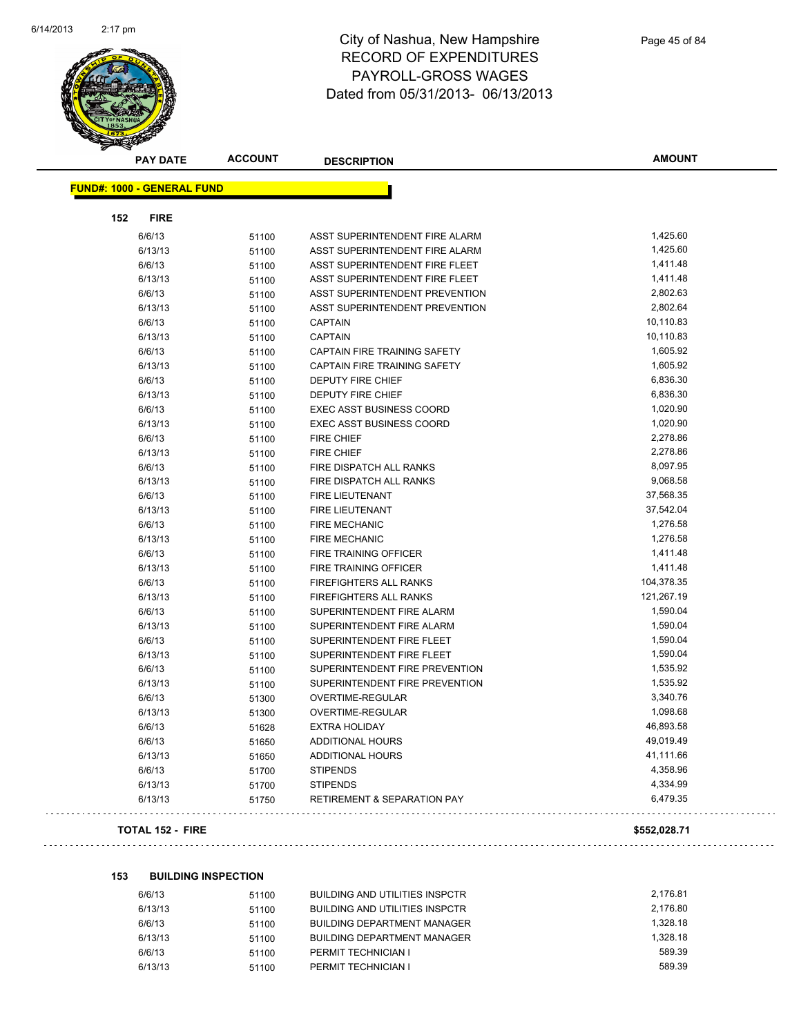# City of Nashua, New Hampshire
## RECORD OF EXPENDITURES
## PAYROLL-GROSS WAGES
### Dated from 05/31/2013- 06/13/2013

| PAY DATE | ACCOUNT | DESCRIPTION | AMOUNT |
|---|---|---|---|

**FUND#: 1000 - GENERAL FUND**

**152 FIRE**

| PAY DATE | ACCOUNT | DESCRIPTION | AMOUNT |
|---|---|---|---|
| 6/6/13 | 51100 | ASST SUPERINTENDENT FIRE ALARM | 1,425.60 |
| 6/13/13 | 51100 | ASST SUPERINTENDENT FIRE ALARM | 1,425.60 |
| 6/6/13 | 51100 | ASST SUPERINTENDENT FIRE FLEET | 1,411.48 |
| 6/13/13 | 51100 | ASST SUPERINTENDENT FIRE FLEET | 1,411.48 |
| 6/6/13 | 51100 | ASST SUPERINTENDENT PREVENTION | 2,802.63 |
| 6/13/13 | 51100 | ASST SUPERINTENDENT PREVENTION | 2,802.64 |
| 6/6/13 | 51100 | CAPTAIN | 10,110.83 |
| 6/13/13 | 51100 | CAPTAIN | 10,110.83 |
| 6/6/13 | 51100 | CAPTAIN FIRE TRAINING SAFETY | 1,605.92 |
| 6/13/13 | 51100 | CAPTAIN FIRE TRAINING SAFETY | 1,605.92 |
| 6/6/13 | 51100 | DEPUTY FIRE CHIEF | 6,836.30 |
| 6/13/13 | 51100 | DEPUTY FIRE CHIEF | 6,836.30 |
| 6/6/13 | 51100 | EXEC ASST BUSINESS COORD | 1,020.90 |
| 6/13/13 | 51100 | EXEC ASST BUSINESS COORD | 1,020.90 |
| 6/6/13 | 51100 | FIRE CHIEF | 2,278.86 |
| 6/13/13 | 51100 | FIRE CHIEF | 2,278.86 |
| 6/6/13 | 51100 | FIRE DISPATCH ALL RANKS | 8,097.95 |
| 6/13/13 | 51100 | FIRE DISPATCH ALL RANKS | 9,068.58 |
| 6/6/13 | 51100 | FIRE LIEUTENANT | 37,568.35 |
| 6/13/13 | 51100 | FIRE LIEUTENANT | 37,542.04 |
| 6/6/13 | 51100 | FIRE MECHANIC | 1,276.58 |
| 6/13/13 | 51100 | FIRE MECHANIC | 1,276.58 |
| 6/6/13 | 51100 | FIRE TRAINING OFFICER | 1,411.48 |
| 6/13/13 | 51100 | FIRE TRAINING OFFICER | 1,411.48 |
| 6/6/13 | 51100 | FIREFIGHTERS ALL RANKS | 104,378.35 |
| 6/13/13 | 51100 | FIREFIGHTERS ALL RANKS | 121,267.19 |
| 6/6/13 | 51100 | SUPERINTENDENT FIRE ALARM | 1,590.04 |
| 6/13/13 | 51100 | SUPERINTENDENT FIRE ALARM | 1,590.04 |
| 6/6/13 | 51100 | SUPERINTENDENT FIRE FLEET | 1,590.04 |
| 6/13/13 | 51100 | SUPERINTENDENT FIRE FLEET | 1,590.04 |
| 6/6/13 | 51100 | SUPERINTENDENT FIRE PREVENTION | 1,535.92 |
| 6/13/13 | 51100 | SUPERINTENDENT FIRE PREVENTION | 1,535.92 |
| 6/6/13 | 51300 | OVERTIME-REGULAR | 3,340.76 |
| 6/13/13 | 51300 | OVERTIME-REGULAR | 1,098.68 |
| 6/6/13 | 51628 | EXTRA HOLIDAY | 46,893.58 |
| 6/6/13 | 51650 | ADDITIONAL HOURS | 49,019.49 |
| 6/13/13 | 51650 | ADDITIONAL HOURS | 41,111.66 |
| 6/6/13 | 51700 | STIPENDS | 4,358.96 |
| 6/13/13 | 51700 | STIPENDS | 4,334.99 |
| 6/13/13 | 51750 | RETIREMENT & SEPARATION PAY | 6,479.35 |

**TOTAL 152 - FIRE** **$552,028.71**

**153 BUILDING INSPECTION**

| PAY DATE | ACCOUNT | DESCRIPTION | AMOUNT |
|---|---|---|---|
| 6/6/13 | 51100 | BUILDING AND UTILITIES INSPCTR | 2,176.81 |
| 6/13/13 | 51100 | BUILDING AND UTILITIES INSPCTR | 2,176.80 |
| 6/6/13 | 51100 | BUILDING DEPARTMENT MANAGER | 1,328.18 |
| 6/13/13 | 51100 | BUILDING DEPARTMENT MANAGER | 1,328.18 |
| 6/6/13 | 51100 | PERMIT TECHNICIAN I | 589.39 |
| 6/13/13 | 51100 | PERMIT TECHNICIAN I | 589.39 |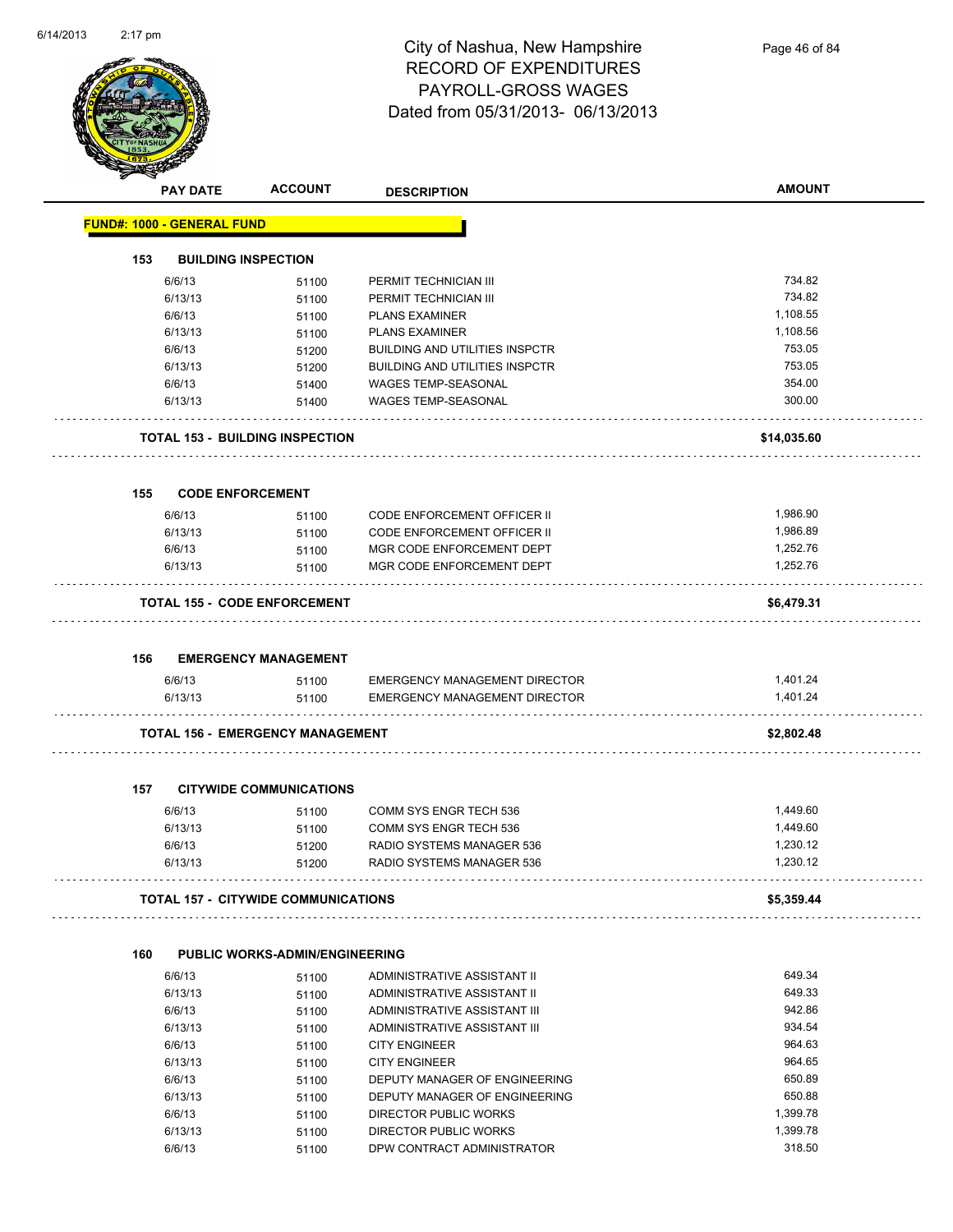# City of Nashua, New Hampshire
## RECORD OF EXPENDITURES
## PAYROLL-GROSS WAGES
## Dated from 05/31/2013- 06/13/2013

| PAY DATE | ACCOUNT | DESCRIPTION | AMOUNT |
|---|---|---|---|

**FUND#: 1000 - GENERAL FUND**

**153 BUILDING INSPECTION**

| PAY DATE | ACCOUNT | DESCRIPTION | AMOUNT |
|---|---|---|---|
| 6/6/13 | 51100 | PERMIT TECHNICIAN III | 734.82 |
| 6/13/13 | 51100 | PERMIT TECHNICIAN III | 734.82 |
| 6/6/13 | 51100 | PLANS EXAMINER | 1,108.55 |
| 6/13/13 | 51100 | PLANS EXAMINER | 1,108.56 |
| 6/6/13 | 51200 | BUILDING AND UTILITIES INSPCTR | 753.05 |
| 6/13/13 | 51200 | BUILDING AND UTILITIES INSPCTR | 753.05 |
| 6/6/13 | 51400 | WAGES TEMP-SEASONAL | 354.00 |
| 6/13/13 | 51400 | WAGES TEMP-SEASONAL | 300.00 |

**TOTAL 153 - BUILDING INSPECTION** **$14,035.60**

**155 CODE ENFORCEMENT**

| PAY DATE | ACCOUNT | DESCRIPTION | AMOUNT |
|---|---|---|---|
| 6/6/13 | 51100 | CODE ENFORCEMENT OFFICER II | 1,986.90 |
| 6/13/13 | 51100 | CODE ENFORCEMENT OFFICER II | 1,986.89 |
| 6/6/13 | 51100 | MGR CODE ENFORCEMENT DEPT | 1,252.76 |
| 6/13/13 | 51100 | MGR CODE ENFORCEMENT DEPT | 1,252.76 |

**TOTAL 155 - CODE ENFORCEMENT** **$6,479.31**

**156 EMERGENCY MANAGEMENT**

| PAY DATE | ACCOUNT | DESCRIPTION | AMOUNT |
|---|---|---|---|
| 6/6/13 | 51100 | EMERGENCY MANAGEMENT DIRECTOR | 1,401.24 |
| 6/13/13 | 51100 | EMERGENCY MANAGEMENT DIRECTOR | 1,401.24 |

**TOTAL 156 - EMERGENCY MANAGEMENT** **$2,802.48**

**157 CITYWIDE COMMUNICATIONS**

| PAY DATE | ACCOUNT | DESCRIPTION | AMOUNT |
|---|---|---|---|
| 6/6/13 | 51100 | COMM SYS ENGR TECH 536 | 1,449.60 |
| 6/13/13 | 51100 | COMM SYS ENGR TECH 536 | 1,449.60 |
| 6/6/13 | 51200 | RADIO SYSTEMS MANAGER 536 | 1,230.12 |
| 6/13/13 | 51200 | RADIO SYSTEMS MANAGER 536 | 1,230.12 |

**TOTAL 157 - CITYWIDE COMMUNICATIONS** **$5,359.44**

**160 PUBLIC WORKS-ADMIN/ENGINEERING**

| PAY DATE | ACCOUNT | DESCRIPTION | AMOUNT |
|---|---|---|---|
| 6/6/13 | 51100 | ADMINISTRATIVE ASSISTANT II | 649.34 |
| 6/13/13 | 51100 | ADMINISTRATIVE ASSISTANT II | 649.33 |
| 6/6/13 | 51100 | ADMINISTRATIVE ASSISTANT III | 942.86 |
| 6/13/13 | 51100 | ADMINISTRATIVE ASSISTANT III | 934.54 |
| 6/6/13 | 51100 | CITY ENGINEER | 964.63 |
| 6/13/13 | 51100 | CITY ENGINEER | 964.65 |
| 6/6/13 | 51100 | DEPUTY MANAGER OF ENGINEERING | 650.89 |
| 6/13/13 | 51100 | DEPUTY MANAGER OF ENGINEERING | 650.88 |
| 6/6/13 | 51100 | DIRECTOR PUBLIC WORKS | 1,399.78 |
| 6/13/13 | 51100 | DIRECTOR PUBLIC WORKS | 1,399.78 |
| 6/6/13 | 51100 | DPW CONTRACT ADMINISTRATOR | 318.50 |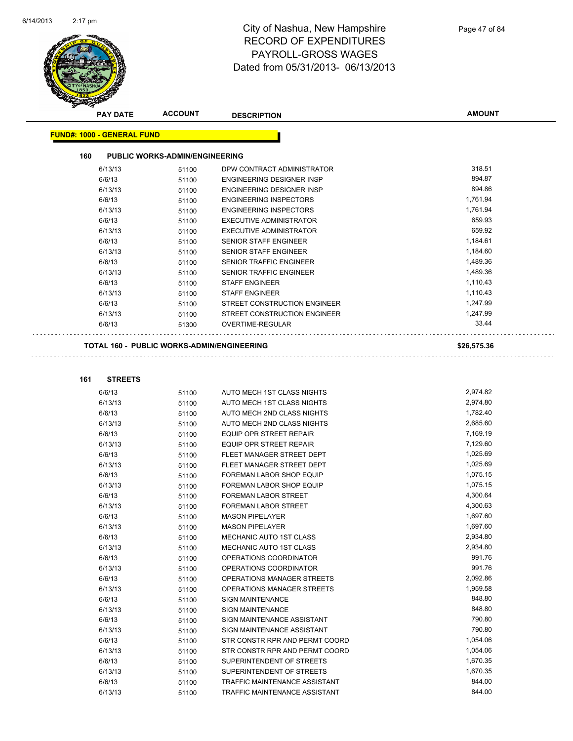# City of Nashua, New Hampshire
# RECORD OF EXPENDITURES
# PAYROLL-GROSS WAGES
# Dated from 05/31/2013- 06/13/2013

| PAY DATE | ACCOUNT | DESCRIPTION | AMOUNT |
|---|---|---|---|

**FUND#: 1000 - GENERAL FUND**

**160 PUBLIC WORKS-ADMIN/ENGINEERING**

| PAY DATE | ACCOUNT | DESCRIPTION | AMOUNT |
|---|---|---|---|
| 6/13/13 | 51100 | DPW CONTRACT ADMINISTRATOR | 318.51 |
| 6/6/13 | 51100 | ENGINEERING DESIGNER INSP | 894.87 |
| 6/13/13 | 51100 | ENGINEERING DESIGNER INSP | 894.86 |
| 6/6/13 | 51100 | ENGINEERING INSPECTORS | 1,761.94 |
| 6/13/13 | 51100 | ENGINEERING INSPECTORS | 1,761.94 |
| 6/6/13 | 51100 | EXECUTIVE ADMINISTRATOR | 659.93 |
| 6/13/13 | 51100 | EXECUTIVE ADMINISTRATOR | 659.92 |
| 6/6/13 | 51100 | SENIOR STAFF ENGINEER | 1,184.61 |
| 6/13/13 | 51100 | SENIOR STAFF ENGINEER | 1,184.60 |
| 6/6/13 | 51100 | SENIOR TRAFFIC ENGINEER | 1,489.36 |
| 6/13/13 | 51100 | SENIOR TRAFFIC ENGINEER | 1,489.36 |
| 6/6/13 | 51100 | STAFF ENGINEER | 1,110.43 |
| 6/13/13 | 51100 | STAFF ENGINEER | 1,110.43 |
| 6/6/13 | 51100 | STREET CONSTRUCTION ENGINEER | 1,247.99 |
| 6/13/13 | 51100 | STREET CONSTRUCTION ENGINEER | 1,247.99 |
| 6/6/13 | 51300 | OVERTIME-REGULAR | 33.44 |

**TOTAL 160 - PUBLIC WORKS-ADMIN/ENGINEERING** **$26,575.36**

**161 STREETS**

| PAY DATE | ACCOUNT | DESCRIPTION | AMOUNT |
|---|---|---|---|
| 6/6/13 | 51100 | AUTO MECH 1ST CLASS NIGHTS | 2,974.82 |
| 6/13/13 | 51100 | AUTO MECH 1ST CLASS NIGHTS | 2,974.80 |
| 6/6/13 | 51100 | AUTO MECH 2ND CLASS NIGHTS | 1,782.40 |
| 6/13/13 | 51100 | AUTO MECH 2ND CLASS NIGHTS | 2,685.60 |
| 6/6/13 | 51100 | EQUIP OPR STREET REPAIR | 7,169.19 |
| 6/13/13 | 51100 | EQUIP OPR STREET REPAIR | 7,129.60 |
| 6/6/13 | 51100 | FLEET MANAGER STREET DEPT | 1,025.69 |
| 6/13/13 | 51100 | FLEET MANAGER STREET DEPT | 1,025.69 |
| 6/6/13 | 51100 | FOREMAN LABOR SHOP EQUIP | 1,075.15 |
| 6/13/13 | 51100 | FOREMAN LABOR SHOP EQUIP | 1,075.15 |
| 6/6/13 | 51100 | FOREMAN LABOR STREET | 4,300.64 |
| 6/13/13 | 51100 | FOREMAN LABOR STREET | 4,300.63 |
| 6/6/13 | 51100 | MASON PIPELAYER | 1,697.60 |
| 6/13/13 | 51100 | MASON PIPELAYER | 1,697.60 |
| 6/6/13 | 51100 | MECHANIC AUTO 1ST CLASS | 2,934.80 |
| 6/13/13 | 51100 | MECHANIC AUTO 1ST CLASS | 2,934.80 |
| 6/6/13 | 51100 | OPERATIONS COORDINATOR | 991.76 |
| 6/13/13 | 51100 | OPERATIONS COORDINATOR | 991.76 |
| 6/6/13 | 51100 | OPERATIONS MANAGER STREETS | 2,092.86 |
| 6/13/13 | 51100 | OPERATIONS MANAGER STREETS | 1,959.58 |
| 6/6/13 | 51100 | SIGN MAINTENANCE | 848.80 |
| 6/13/13 | 51100 | SIGN MAINTENANCE | 848.80 |
| 6/6/13 | 51100 | SIGN MAINTENANCE ASSISTANT | 790.80 |
| 6/13/13 | 51100 | SIGN MAINTENANCE ASSISTANT | 790.80 |
| 6/6/13 | 51100 | STR CONSTR RPR AND PERMT COORD | 1,054.06 |
| 6/13/13 | 51100 | STR CONSTR RPR AND PERMT COORD | 1,054.06 |
| 6/6/13 | 51100 | SUPERINTENDENT OF STREETS | 1,670.35 |
| 6/13/13 | 51100 | SUPERINTENDENT OF STREETS | 1,670.35 |
| 6/6/13 | 51100 | TRAFFIC MAINTENANCE ASSISTANT | 844.00 |
| 6/13/13 | 51100 | TRAFFIC MAINTENANCE ASSISTANT | 844.00 |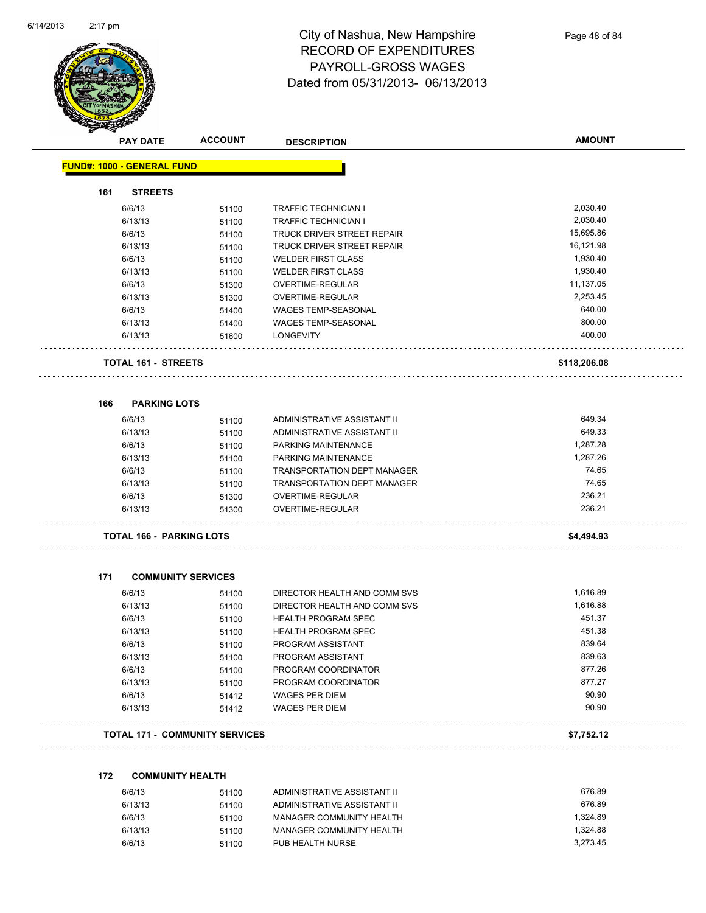# City of Nashua, New Hampshire
## RECORD OF EXPENDITURES
## PAYROLL-GROSS WAGES
## Dated from 05/31/2013- 06/13/2013

| PAY DATE | ACCOUNT | DESCRIPTION | AMOUNT |
|---|---|---|---|

**FUND#: 1000 - GENERAL FUND**

### 161 STREETS

| PAY DATE | ACCOUNT | DESCRIPTION | AMOUNT |
|---|---|---|---|
| 6/6/13 | 51100 | TRAFFIC TECHNICIAN I | 2,030.40 |
| 6/13/13 | 51100 | TRAFFIC TECHNICIAN I | 2,030.40 |
| 6/6/13 | 51100 | TRUCK DRIVER STREET REPAIR | 15,695.86 |
| 6/13/13 | 51100 | TRUCK DRIVER STREET REPAIR | 16,121.98 |
| 6/6/13 | 51100 | WELDER FIRST CLASS | 1,930.40 |
| 6/13/13 | 51100 | WELDER FIRST CLASS | 1,930.40 |
| 6/6/13 | 51300 | OVERTIME-REGULAR | 11,137.05 |
| 6/13/13 | 51300 | OVERTIME-REGULAR | 2,253.45 |
| 6/6/13 | 51400 | WAGES TEMP-SEASONAL | 640.00 |
| 6/13/13 | 51400 | WAGES TEMP-SEASONAL | 800.00 |
| 6/13/13 | 51600 | LONGEVITY | 400.00 |

**TOTAL 161 - STREETS** **$118,206.08**

### 166 PARKING LOTS

| PAY DATE | ACCOUNT | DESCRIPTION | AMOUNT |
|---|---|---|---|
| 6/6/13 | 51100 | ADMINISTRATIVE ASSISTANT II | 649.34 |
| 6/13/13 | 51100 | ADMINISTRATIVE ASSISTANT II | 649.33 |
| 6/6/13 | 51100 | PARKING MAINTENANCE | 1,287.28 |
| 6/13/13 | 51100 | PARKING MAINTENANCE | 1,287.26 |
| 6/6/13 | 51100 | TRANSPORTATION DEPT MANAGER | 74.65 |
| 6/13/13 | 51100 | TRANSPORTATION DEPT MANAGER | 74.65 |
| 6/6/13 | 51300 | OVERTIME-REGULAR | 236.21 |
| 6/13/13 | 51300 | OVERTIME-REGULAR | 236.21 |

**TOTAL 166 - PARKING LOTS** **$4,494.93**

### 171 COMMUNITY SERVICES

| PAY DATE | ACCOUNT | DESCRIPTION | AMOUNT |
|---|---|---|---|
| 6/6/13 | 51100 | DIRECTOR HEALTH AND COMM SVS | 1,616.89 |
| 6/13/13 | 51100 | DIRECTOR HEALTH AND COMM SVS | 1,616.88 |
| 6/6/13 | 51100 | HEALTH PROGRAM SPEC | 451.37 |
| 6/13/13 | 51100 | HEALTH PROGRAM SPEC | 451.38 |
| 6/6/13 | 51100 | PROGRAM ASSISTANT | 839.64 |
| 6/13/13 | 51100 | PROGRAM ASSISTANT | 839.63 |
| 6/6/13 | 51100 | PROGRAM COORDINATOR | 877.26 |
| 6/13/13 | 51100 | PROGRAM COORDINATOR | 877.27 |
| 6/6/13 | 51412 | WAGES PER DIEM | 90.90 |
| 6/13/13 | 51412 | WAGES PER DIEM | 90.90 |

**TOTAL 171 - COMMUNITY SERVICES** **$7,752.12**

### 172 COMMUNITY HEALTH

| PAY DATE | ACCOUNT | DESCRIPTION | AMOUNT |
|---|---|---|---|
| 6/6/13 | 51100 | ADMINISTRATIVE ASSISTANT II | 676.89 |
| 6/13/13 | 51100 | ADMINISTRATIVE ASSISTANT II | 676.89 |
| 6/6/13 | 51100 | MANAGER COMMUNITY HEALTH | 1,324.89 |
| 6/13/13 | 51100 | MANAGER COMMUNITY HEALTH | 1,324.88 |
| 6/6/13 | 51100 | PUB HEALTH NURSE | 3,273.45 |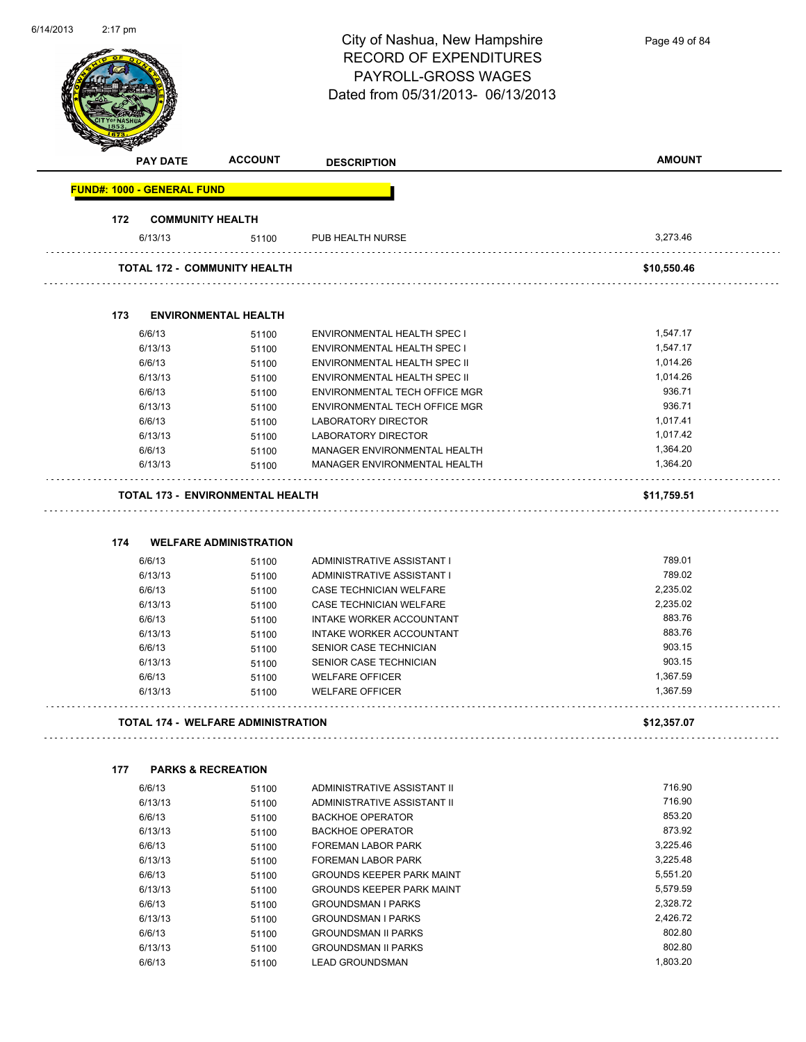# City of Nashua, New Hampshire
## RECORD OF EXPENDITURES
## PAYROLL-GROSS WAGES
### Dated from 05/31/2013- 06/13/2013

| PAY DATE | ACCOUNT | DESCRIPTION | AMOUNT |
|---|---|---|---|
| **FUND#: 1000 - GENERAL FUND** | | | |
| **172 COMMUNITY HEALTH** | | | |
| 6/13/13 | 51100 | PUB HEALTH NURSE | 3,273.46 |
| **TOTAL 172 - COMMUNITY HEALTH** | | | **$10,550.46** |
| **173 ENVIRONMENTAL HEALTH** | | | |
| 6/6/13 | 51100 | ENVIRONMENTAL HEALTH SPEC I | 1,547.17 |
| 6/13/13 | 51100 | ENVIRONMENTAL HEALTH SPEC I | 1,547.17 |
| 6/6/13 | 51100 | ENVIRONMENTAL HEALTH SPEC II | 1,014.26 |
| 6/13/13 | 51100 | ENVIRONMENTAL HEALTH SPEC II | 1,014.26 |
| 6/6/13 | 51100 | ENVIRONMENTAL TECH OFFICE MGR | 936.71 |
| 6/13/13 | 51100 | ENVIRONMENTAL TECH OFFICE MGR | 936.71 |
| 6/6/13 | 51100 | LABORATORY DIRECTOR | 1,017.41 |
| 6/13/13 | 51100 | LABORATORY DIRECTOR | 1,017.42 |
| 6/6/13 | 51100 | MANAGER ENVIRONMENTAL HEALTH | 1,364.20 |
| 6/13/13 | 51100 | MANAGER ENVIRONMENTAL HEALTH | 1,364.20 |
| **TOTAL 173 - ENVIRONMENTAL HEALTH** | | | **$11,759.51** |
| **174 WELFARE ADMINISTRATION** | | | |
| 6/6/13 | 51100 | ADMINISTRATIVE ASSISTANT I | 789.01 |
| 6/13/13 | 51100 | ADMINISTRATIVE ASSISTANT I | 789.02 |
| 6/6/13 | 51100 | CASE TECHNICIAN WELFARE | 2,235.02 |
| 6/13/13 | 51100 | CASE TECHNICIAN WELFARE | 2,235.02 |
| 6/6/13 | 51100 | INTAKE WORKER ACCOUNTANT | 883.76 |
| 6/13/13 | 51100 | INTAKE WORKER ACCOUNTANT | 883.76 |
| 6/6/13 | 51100 | SENIOR CASE TECHNICIAN | 903.15 |
| 6/13/13 | 51100 | SENIOR CASE TECHNICIAN | 903.15 |
| 6/6/13 | 51100 | WELFARE OFFICER | 1,367.59 |
| 6/13/13 | 51100 | WELFARE OFFICER | 1,367.59 |
| **TOTAL 174 - WELFARE ADMINISTRATION** | | | **$12,357.07** |
| **177 PARKS & RECREATION** | | | |
| 6/6/13 | 51100 | ADMINISTRATIVE ASSISTANT II | 716.90 |
| 6/13/13 | 51100 | ADMINISTRATIVE ASSISTANT II | 716.90 |
| 6/6/13 | 51100 | BACKHOE OPERATOR | 853.20 |
| 6/13/13 | 51100 | BACKHOE OPERATOR | 873.92 |
| 6/6/13 | 51100 | FOREMAN LABOR PARK | 3,225.46 |
| 6/13/13 | 51100 | FOREMAN LABOR PARK | 3,225.48 |
| 6/6/13 | 51100 | GROUNDS KEEPER PARK MAINT | 5,551.20 |
| 6/13/13 | 51100 | GROUNDS KEEPER PARK MAINT | 5,579.59 |
| 6/6/13 | 51100 | GROUNDSMAN I PARKS | 2,328.72 |
| 6/13/13 | 51100 | GROUNDSMAN I PARKS | 2,426.72 |
| 6/6/13 | 51100 | GROUNDSMAN II PARKS | 802.80 |
| 6/13/13 | 51100 | GROUNDSMAN II PARKS | 802.80 |
| 6/6/13 | 51100 | LEAD GROUNDSMAN | 1,803.20 |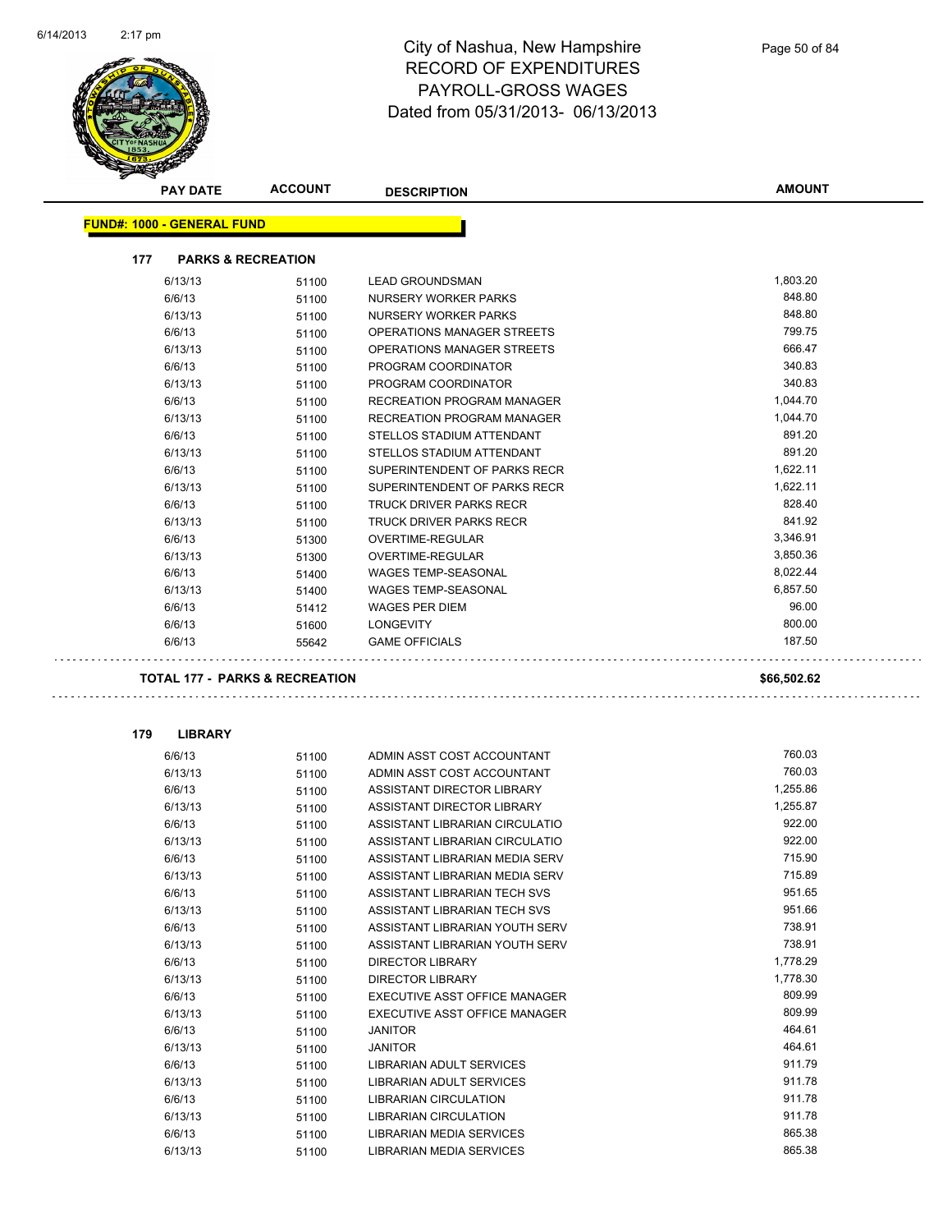# City of Nashua, New Hampshire
## RECORD OF EXPENDITURES
## PAYROLL-GROSS WAGES
## Dated from 05/31/2013- 06/13/2013

| PAY DATE | ACCOUNT | DESCRIPTION | AMOUNT |
|---|---|---|---|

**FUND#: 1000 - GENERAL FUND**

**177 PARKS & RECREATION**

| PAY DATE | ACCOUNT | DESCRIPTION | AMOUNT |
|---|---|---|---|
| 6/13/13 | 51100 | LEAD GROUNDSMAN | 1,803.20 |
| 6/6/13 | 51100 | NURSERY WORKER PARKS | 848.80 |
| 6/13/13 | 51100 | NURSERY WORKER PARKS | 848.80 |
| 6/6/13 | 51100 | OPERATIONS MANAGER STREETS | 799.75 |
| 6/13/13 | 51100 | OPERATIONS MANAGER STREETS | 666.47 |
| 6/6/13 | 51100 | PROGRAM COORDINATOR | 340.83 |
| 6/13/13 | 51100 | PROGRAM COORDINATOR | 340.83 |
| 6/6/13 | 51100 | RECREATION PROGRAM MANAGER | 1,044.70 |
| 6/13/13 | 51100 | RECREATION PROGRAM MANAGER | 1,044.70 |
| 6/6/13 | 51100 | STELLOS STADIUM ATTENDANT | 891.20 |
| 6/13/13 | 51100 | STELLOS STADIUM ATTENDANT | 891.20 |
| 6/6/13 | 51100 | SUPERINTENDENT OF PARKS RECR | 1,622.11 |
| 6/13/13 | 51100 | SUPERINTENDENT OF PARKS RECR | 1,622.11 |
| 6/6/13 | 51100 | TRUCK DRIVER PARKS RECR | 828.40 |
| 6/13/13 | 51100 | TRUCK DRIVER PARKS RECR | 841.92 |
| 6/6/13 | 51300 | OVERTIME-REGULAR | 3,346.91 |
| 6/13/13 | 51300 | OVERTIME-REGULAR | 3,850.36 |
| 6/6/13 | 51400 | WAGES TEMP-SEASONAL | 8,022.44 |
| 6/13/13 | 51400 | WAGES TEMP-SEASONAL | 6,857.50 |
| 6/6/13 | 51412 | WAGES PER DIEM | 96.00 |
| 6/6/13 | 51600 | LONGEVITY | 800.00 |
| 6/6/13 | 55642 | GAME OFFICIALS | 187.50 |

**TOTAL 177 - PARKS & RECREATION** **$66,502.62**

**179 LIBRARY**

| PAY DATE | ACCOUNT | DESCRIPTION | AMOUNT |
|---|---|---|---|
| 6/6/13 | 51100 | ADMIN ASST COST ACCOUNTANT | 760.03 |
| 6/13/13 | 51100 | ADMIN ASST COST ACCOUNTANT | 760.03 |
| 6/6/13 | 51100 | ASSISTANT DIRECTOR LIBRARY | 1,255.86 |
| 6/13/13 | 51100 | ASSISTANT DIRECTOR LIBRARY | 1,255.87 |
| 6/6/13 | 51100 | ASSISTANT LIBRARIAN CIRCULATIO | 922.00 |
| 6/13/13 | 51100 | ASSISTANT LIBRARIAN CIRCULATIO | 922.00 |
| 6/6/13 | 51100 | ASSISTANT LIBRARIAN MEDIA SERV | 715.90 |
| 6/13/13 | 51100 | ASSISTANT LIBRARIAN MEDIA SERV | 715.89 |
| 6/6/13 | 51100 | ASSISTANT LIBRARIAN TECH SVS | 951.65 |
| 6/13/13 | 51100 | ASSISTANT LIBRARIAN TECH SVS | 951.66 |
| 6/6/13 | 51100 | ASSISTANT LIBRARIAN YOUTH SERV | 738.91 |
| 6/13/13 | 51100 | ASSISTANT LIBRARIAN YOUTH SERV | 738.91 |
| 6/6/13 | 51100 | DIRECTOR LIBRARY | 1,778.29 |
| 6/13/13 | 51100 | DIRECTOR LIBRARY | 1,778.30 |
| 6/6/13 | 51100 | EXECUTIVE ASST OFFICE MANAGER | 809.99 |
| 6/13/13 | 51100 | EXECUTIVE ASST OFFICE MANAGER | 809.99 |
| 6/6/13 | 51100 | JANITOR | 464.61 |
| 6/13/13 | 51100 | JANITOR | 464.61 |
| 6/6/13 | 51100 | LIBRARIAN ADULT SERVICES | 911.79 |
| 6/13/13 | 51100 | LIBRARIAN ADULT SERVICES | 911.78 |
| 6/6/13 | 51100 | LIBRARIAN CIRCULATION | 911.78 |
| 6/13/13 | 51100 | LIBRARIAN CIRCULATION | 911.78 |
| 6/6/13 | 51100 | LIBRARIAN MEDIA SERVICES | 865.38 |
| 6/13/13 | 51100 | LIBRARIAN MEDIA SERVICES | 865.38 |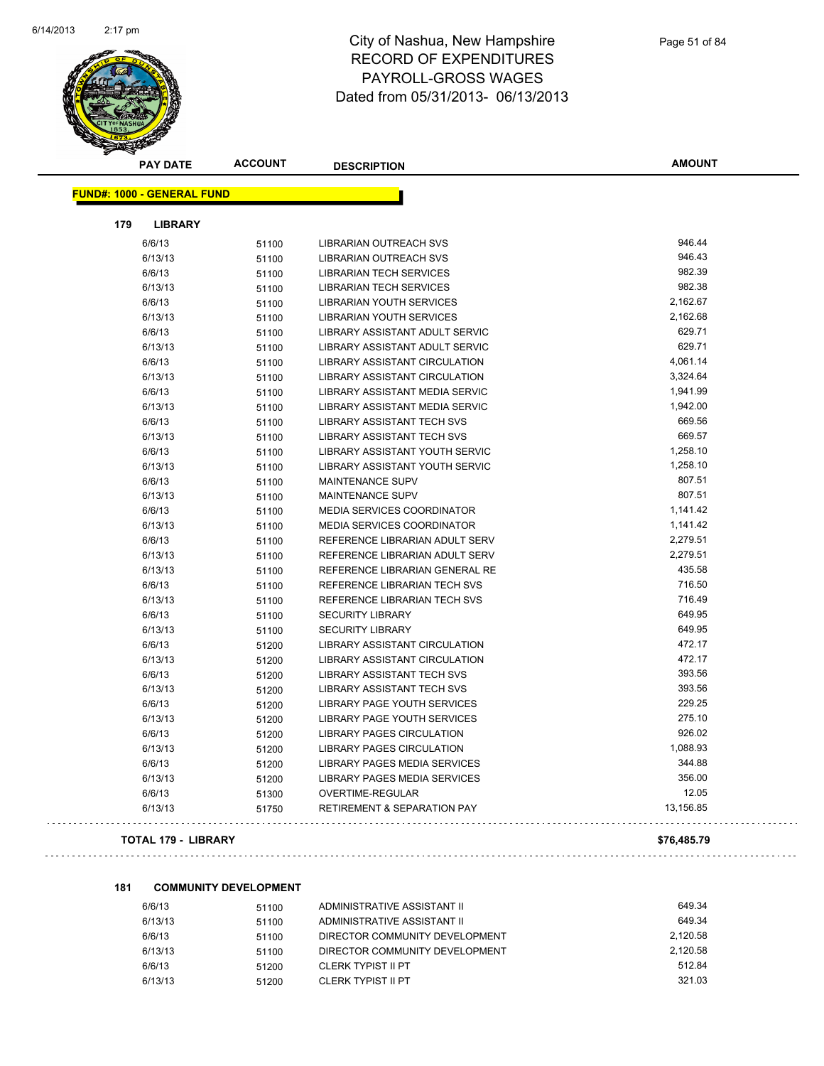# City of Nashua, New Hampshire
# RECORD OF EXPENDITURES
# PAYROLL-GROSS WAGES
# Dated from 05/31/2013- 06/13/2013

| PAY DATE | ACCOUNT | DESCRIPTION | AMOUNT |
|---|---|---|---|

**FUND#: 1000 - GENERAL FUND**

**179 LIBRARY**

| PAY DATE | ACCOUNT | DESCRIPTION | AMOUNT |
|---|---|---|---|
| 6/6/13 | 51100 | LIBRARIAN OUTREACH SVS | 946.44 |
| 6/13/13 | 51100 | LIBRARIAN OUTREACH SVS | 946.43 |
| 6/6/13 | 51100 | LIBRARIAN TECH SERVICES | 982.39 |
| 6/13/13 | 51100 | LIBRARIAN TECH SERVICES | 982.38 |
| 6/6/13 | 51100 | LIBRARIAN YOUTH SERVICES | 2,162.67 |
| 6/13/13 | 51100 | LIBRARIAN YOUTH SERVICES | 2,162.68 |
| 6/6/13 | 51100 | LIBRARY ASSISTANT ADULT SERVIC | 629.71 |
| 6/13/13 | 51100 | LIBRARY ASSISTANT ADULT SERVIC | 629.71 |
| 6/6/13 | 51100 | LIBRARY ASSISTANT CIRCULATION | 4,061.14 |
| 6/13/13 | 51100 | LIBRARY ASSISTANT CIRCULATION | 3,324.64 |
| 6/6/13 | 51100 | LIBRARY ASSISTANT MEDIA SERVIC | 1,941.99 |
| 6/13/13 | 51100 | LIBRARY ASSISTANT MEDIA SERVIC | 1,942.00 |
| 6/6/13 | 51100 | LIBRARY ASSISTANT TECH SVS | 669.56 |
| 6/13/13 | 51100 | LIBRARY ASSISTANT TECH SVS | 669.57 |
| 6/6/13 | 51100 | LIBRARY ASSISTANT YOUTH SERVIC | 1,258.10 |
| 6/13/13 | 51100 | LIBRARY ASSISTANT YOUTH SERVIC | 1,258.10 |
| 6/6/13 | 51100 | MAINTENANCE SUPV | 807.51 |
| 6/13/13 | 51100 | MAINTENANCE SUPV | 807.51 |
| 6/6/13 | 51100 | MEDIA SERVICES COORDINATOR | 1,141.42 |
| 6/13/13 | 51100 | MEDIA SERVICES COORDINATOR | 1,141.42 |
| 6/6/13 | 51100 | REFERENCE LIBRARIAN ADULT SERV | 2,279.51 |
| 6/13/13 | 51100 | REFERENCE LIBRARIAN ADULT SERV | 2,279.51 |
| 6/13/13 | 51100 | REFERENCE LIBRARIAN GENERAL RE | 435.58 |
| 6/6/13 | 51100 | REFERENCE LIBRARIAN TECH SVS | 716.50 |
| 6/13/13 | 51100 | REFERENCE LIBRARIAN TECH SVS | 716.49 |
| 6/6/13 | 51100 | SECURITY LIBRARY | 649.95 |
| 6/13/13 | 51100 | SECURITY LIBRARY | 649.95 |
| 6/6/13 | 51200 | LIBRARY ASSISTANT CIRCULATION | 472.17 |
| 6/13/13 | 51200 | LIBRARY ASSISTANT CIRCULATION | 472.17 |
| 6/6/13 | 51200 | LIBRARY ASSISTANT TECH SVS | 393.56 |
| 6/13/13 | 51200 | LIBRARY ASSISTANT TECH SVS | 393.56 |
| 6/6/13 | 51200 | LIBRARY PAGE YOUTH SERVICES | 229.25 |
| 6/13/13 | 51200 | LIBRARY PAGE YOUTH SERVICES | 275.10 |
| 6/6/13 | 51200 | LIBRARY PAGES CIRCULATION | 926.02 |
| 6/13/13 | 51200 | LIBRARY PAGES CIRCULATION | 1,088.93 |
| 6/6/13 | 51200 | LIBRARY PAGES MEDIA SERVICES | 344.88 |
| 6/13/13 | 51200 | LIBRARY PAGES MEDIA SERVICES | 356.00 |
| 6/6/13 | 51300 | OVERTIME-REGULAR | 12.05 |
| 6/13/13 | 51750 | RETIREMENT & SEPARATION PAY | 13,156.85 |

**TOTAL 179 - LIBRARY** **$76,485.79**

**181 COMMUNITY DEVELOPMENT**

| PAY DATE | ACCOUNT | DESCRIPTION | AMOUNT |
|---|---|---|---|
| 6/6/13 | 51100 | ADMINISTRATIVE ASSISTANT II | 649.34 |
| 6/13/13 | 51100 | ADMINISTRATIVE ASSISTANT II | 649.34 |
| 6/6/13 | 51100 | DIRECTOR COMMUNITY DEVELOPMENT | 2,120.58 |
| 6/13/13 | 51100 | DIRECTOR COMMUNITY DEVELOPMENT | 2,120.58 |
| 6/6/13 | 51200 | CLERK TYPIST II PT | 512.84 |
| 6/13/13 | 51200 | CLERK TYPIST II PT | 321.03 |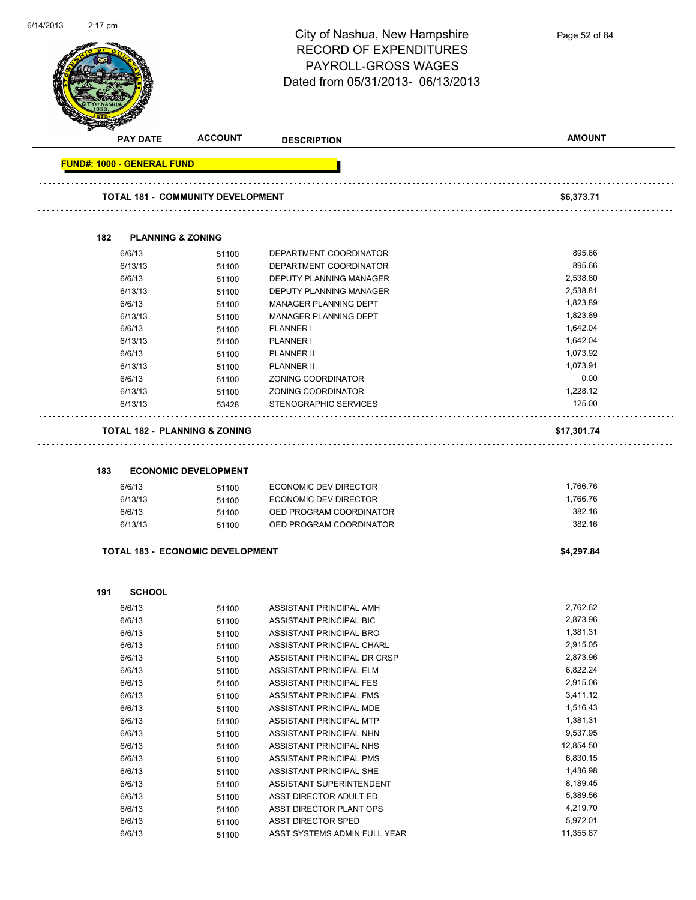# City of Nashua, New Hampshire
## RECORD OF EXPENDITURES
## PAYROLL-GROSS WAGES
## Dated from 05/31/2013- 06/13/2013

| PAY DATE | ACCOUNT | DESCRIPTION | AMOUNT |
|---|---|---|---|

**FUND#: 1000 - GENERAL FUND**

| | | | |
|---|---|---|---|
| **TOTAL 181 - COMMUNITY DEVELOPMENT** | | | **$6,373.71** |

### 182 PLANNING & ZONING

| PAY DATE | ACCOUNT | DESCRIPTION | AMOUNT |
|---|---|---|---|
| 6/6/13 | 51100 | DEPARTMENT COORDINATOR | 895.66 |
| 6/13/13 | 51100 | DEPARTMENT COORDINATOR | 895.66 |
| 6/6/13 | 51100 | DEPUTY PLANNING MANAGER | 2,538.80 |
| 6/13/13 | 51100 | DEPUTY PLANNING MANAGER | 2,538.81 |
| 6/6/13 | 51100 | MANAGER PLANNING DEPT | 1,823.89 |
| 6/13/13 | 51100 | MANAGER PLANNING DEPT | 1,823.89 |
| 6/6/13 | 51100 | PLANNER I | 1,642.04 |
| 6/13/13 | 51100 | PLANNER I | 1,642.04 |
| 6/6/13 | 51100 | PLANNER II | 1,073.92 |
| 6/13/13 | 51100 | PLANNER II | 1,073.91 |
| 6/6/13 | 51100 | ZONING COORDINATOR | 0.00 |
| 6/13/13 | 51100 | ZONING COORDINATOR | 1,228.12 |
| 6/13/13 | 53428 | STENOGRAPHIC SERVICES | 125.00 |
| **TOTAL 182 - PLANNING & ZONING** | | | **$17,301.74** |

### 183 ECONOMIC DEVELOPMENT

| PAY DATE | ACCOUNT | DESCRIPTION | AMOUNT |
|---|---|---|---|
| 6/6/13 | 51100 | ECONOMIC DEV DIRECTOR | 1,766.76 |
| 6/13/13 | 51100 | ECONOMIC DEV DIRECTOR | 1,766.76 |
| 6/6/13 | 51100 | OED PROGRAM COORDINATOR | 382.16 |
| 6/13/13 | 51100 | OED PROGRAM COORDINATOR | 382.16 |
| **TOTAL 183 - ECONOMIC DEVELOPMENT** | | | **$4,297.84** |

### 191 SCHOOL

| PAY DATE | ACCOUNT | DESCRIPTION | AMOUNT |
|---|---|---|---|
| 6/6/13 | 51100 | ASSISTANT PRINCIPAL AMH | 2,762.62 |
| 6/6/13 | 51100 | ASSISTANT PRINCIPAL BIC | 2,873.96 |
| 6/6/13 | 51100 | ASSISTANT PRINCIPAL BRO | 1,381.31 |
| 6/6/13 | 51100 | ASSISTANT PRINCIPAL CHARL | 2,915.05 |
| 6/6/13 | 51100 | ASSISTANT PRINCIPAL DR CRSP | 2,873.96 |
| 6/6/13 | 51100 | ASSISTANT PRINCIPAL ELM | 6,822.24 |
| 6/6/13 | 51100 | ASSISTANT PRINCIPAL FES | 2,915.06 |
| 6/6/13 | 51100 | ASSISTANT PRINCIPAL FMS | 3,411.12 |
| 6/6/13 | 51100 | ASSISTANT PRINCIPAL MDE | 1,516.43 |
| 6/6/13 | 51100 | ASSISTANT PRINCIPAL MTP | 1,381.31 |
| 6/6/13 | 51100 | ASSISTANT PRINCIPAL NHN | 9,537.95 |
| 6/6/13 | 51100 | ASSISTANT PRINCIPAL NHS | 12,854.50 |
| 6/6/13 | 51100 | ASSISTANT PRINCIPAL PMS | 6,830.15 |
| 6/6/13 | 51100 | ASSISTANT PRINCIPAL SHE | 1,436.98 |
| 6/6/13 | 51100 | ASSISTANT SUPERINTENDENT | 8,189.45 |
| 6/6/13 | 51100 | ASST DIRECTOR ADULT ED | 5,389.56 |
| 6/6/13 | 51100 | ASST DIRECTOR PLANT OPS | 4,219.70 |
| 6/6/13 | 51100 | ASST DIRECTOR SPED | 5,972.01 |
| 6/6/13 | 51100 | ASST SYSTEMS ADMIN FULL YEAR | 11,355.87 |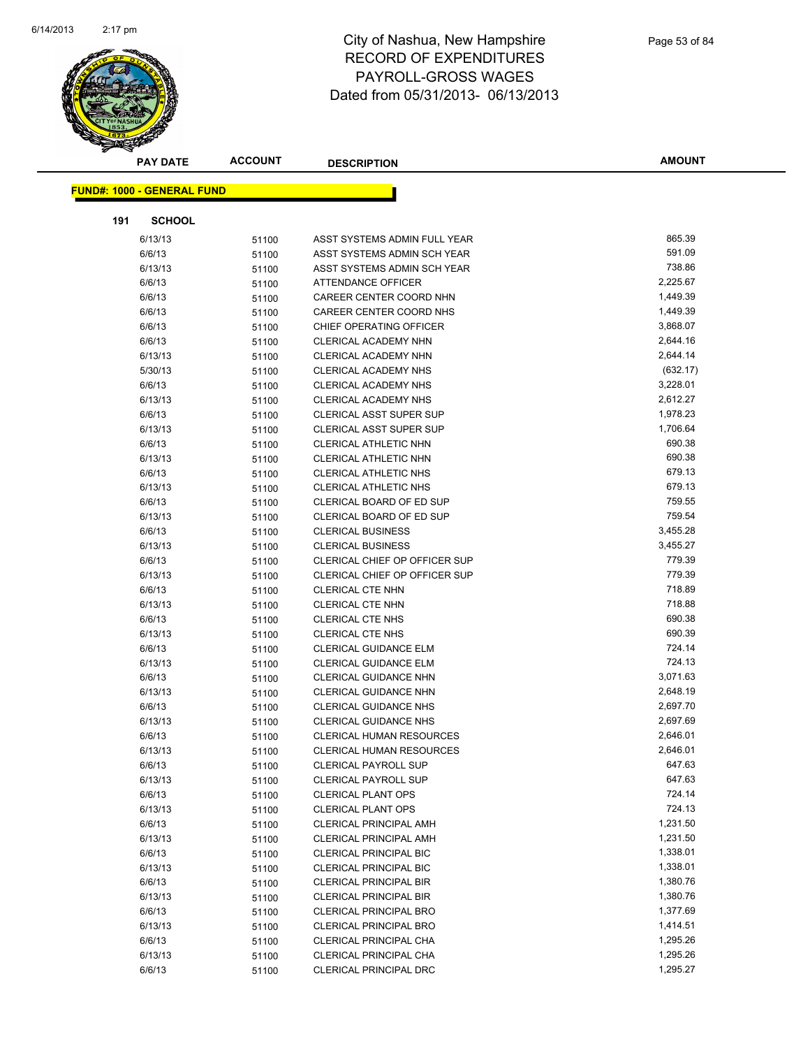# City of Nashua, New Hampshire
# RECORD OF EXPENDITURES
# PAYROLL-GROSS WAGES
# Dated from 05/31/2013- 06/13/2013

| PAY DATE | ACCOUNT | DESCRIPTION | AMOUNT |
|---|---|---|---|

**FUND#: 1000 - GENERAL FUND**

**191 SCHOOL**

| PAY DATE | ACCOUNT | DESCRIPTION | AMOUNT |
|---|---|---|---|
| 6/13/13 | 51100 | ASST SYSTEMS ADMIN FULL YEAR | 865.39 |
| 6/6/13 | 51100 | ASST SYSTEMS ADMIN SCH YEAR | 591.09 |
| 6/13/13 | 51100 | ASST SYSTEMS ADMIN SCH YEAR | 738.86 |
| 6/6/13 | 51100 | ATTENDANCE OFFICER | 2,225.67 |
| 6/6/13 | 51100 | CAREER CENTER COORD NHN | 1,449.39 |
| 6/6/13 | 51100 | CAREER CENTER COORD NHS | 1,449.39 |
| 6/6/13 | 51100 | CHIEF OPERATING OFFICER | 3,868.07 |
| 6/6/13 | 51100 | CLERICAL ACADEMY NHN | 2,644.16 |
| 6/13/13 | 51100 | CLERICAL ACADEMY NHN | 2,644.14 |
| 5/30/13 | 51100 | CLERICAL ACADEMY NHS | (632.17) |
| 6/6/13 | 51100 | CLERICAL ACADEMY NHS | 3,228.01 |
| 6/13/13 | 51100 | CLERICAL ACADEMY NHS | 2,612.27 |
| 6/6/13 | 51100 | CLERICAL ASST SUPER SUP | 1,978.23 |
| 6/13/13 | 51100 | CLERICAL ASST SUPER SUP | 1,706.64 |
| 6/6/13 | 51100 | CLERICAL ATHLETIC NHN | 690.38 |
| 6/13/13 | 51100 | CLERICAL ATHLETIC NHN | 690.38 |
| 6/6/13 | 51100 | CLERICAL ATHLETIC NHS | 679.13 |
| 6/13/13 | 51100 | CLERICAL ATHLETIC NHS | 679.13 |
| 6/6/13 | 51100 | CLERICAL BOARD OF ED SUP | 759.55 |
| 6/13/13 | 51100 | CLERICAL BOARD OF ED SUP | 759.54 |
| 6/6/13 | 51100 | CLERICAL BUSINESS | 3,455.28 |
| 6/13/13 | 51100 | CLERICAL BUSINESS | 3,455.27 |
| 6/6/13 | 51100 | CLERICAL CHIEF OP OFFICER SUP | 779.39 |
| 6/13/13 | 51100 | CLERICAL CHIEF OP OFFICER SUP | 779.39 |
| 6/6/13 | 51100 | CLERICAL CTE NHN | 718.89 |
| 6/13/13 | 51100 | CLERICAL CTE NHN | 718.88 |
| 6/6/13 | 51100 | CLERICAL CTE NHS | 690.38 |
| 6/13/13 | 51100 | CLERICAL CTE NHS | 690.39 |
| 6/6/13 | 51100 | CLERICAL GUIDANCE ELM | 724.14 |
| 6/13/13 | 51100 | CLERICAL GUIDANCE ELM | 724.13 |
| 6/6/13 | 51100 | CLERICAL GUIDANCE NHN | 3,071.63 |
| 6/13/13 | 51100 | CLERICAL GUIDANCE NHN | 2,648.19 |
| 6/6/13 | 51100 | CLERICAL GUIDANCE NHS | 2,697.70 |
| 6/13/13 | 51100 | CLERICAL GUIDANCE NHS | 2,697.69 |
| 6/6/13 | 51100 | CLERICAL HUMAN RESOURCES | 2,646.01 |
| 6/13/13 | 51100 | CLERICAL HUMAN RESOURCES | 2,646.01 |
| 6/6/13 | 51100 | CLERICAL PAYROLL SUP | 647.63 |
| 6/13/13 | 51100 | CLERICAL PAYROLL SUP | 647.63 |
| 6/6/13 | 51100 | CLERICAL PLANT OPS | 724.14 |
| 6/13/13 | 51100 | CLERICAL PLANT OPS | 724.13 |
| 6/6/13 | 51100 | CLERICAL PRINCIPAL AMH | 1,231.50 |
| 6/13/13 | 51100 | CLERICAL PRINCIPAL AMH | 1,231.50 |
| 6/6/13 | 51100 | CLERICAL PRINCIPAL BIC | 1,338.01 |
| 6/13/13 | 51100 | CLERICAL PRINCIPAL BIC | 1,338.01 |
| 6/6/13 | 51100 | CLERICAL PRINCIPAL BIR | 1,380.76 |
| 6/13/13 | 51100 | CLERICAL PRINCIPAL BIR | 1,380.76 |
| 6/6/13 | 51100 | CLERICAL PRINCIPAL BRO | 1,377.69 |
| 6/13/13 | 51100 | CLERICAL PRINCIPAL BRO | 1,414.51 |
| 6/6/13 | 51100 | CLERICAL PRINCIPAL CHA | 1,295.26 |
| 6/13/13 | 51100 | CLERICAL PRINCIPAL CHA | 1,295.26 |
| 6/6/13 | 51100 | CLERICAL PRINCIPAL DRC | 1,295.27 |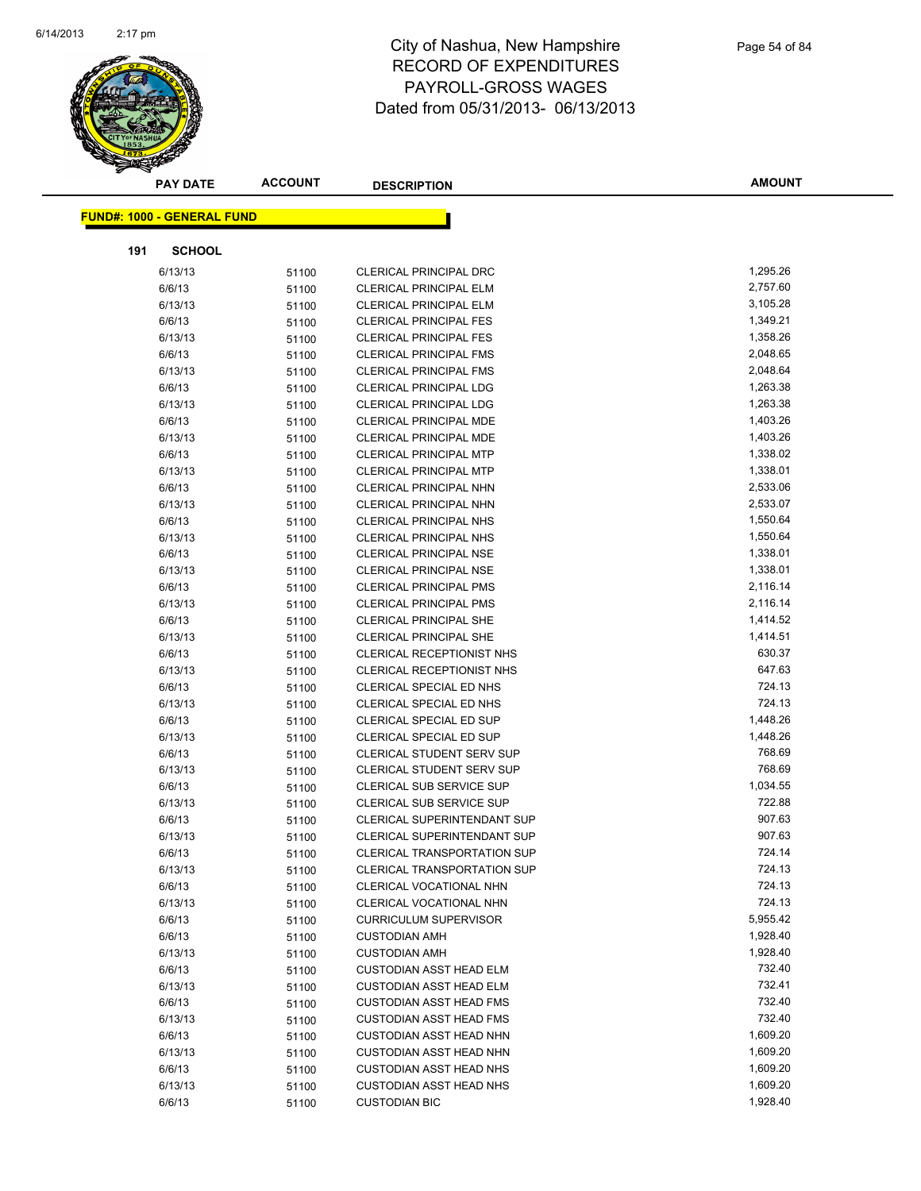# City of Nashua, New Hampshire
## RECORD OF EXPENDITURES
## PAYROLL-GROSS WAGES
## Dated from 05/31/2013- 06/13/2013

**FUND#: 1000 - GENERAL FUND**

**191 SCHOOL**

| PAY DATE | ACCOUNT | DESCRIPTION | AMOUNT |
|---|---|---|---|
| 6/13/13 | 51100 | CLERICAL PRINCIPAL DRC | 1,295.26 |
| 6/6/13 | 51100 | CLERICAL PRINCIPAL ELM | 2,757.60 |
| 6/13/13 | 51100 | CLERICAL PRINCIPAL ELM | 3,105.28 |
| 6/6/13 | 51100 | CLERICAL PRINCIPAL FES | 1,349.21 |
| 6/13/13 | 51100 | CLERICAL PRINCIPAL FES | 1,358.26 |
| 6/6/13 | 51100 | CLERICAL PRINCIPAL FMS | 2,048.65 |
| 6/13/13 | 51100 | CLERICAL PRINCIPAL FMS | 2,048.64 |
| 6/6/13 | 51100 | CLERICAL PRINCIPAL LDG | 1,263.38 |
| 6/13/13 | 51100 | CLERICAL PRINCIPAL LDG | 1,263.38 |
| 6/6/13 | 51100 | CLERICAL PRINCIPAL MDE | 1,403.26 |
| 6/13/13 | 51100 | CLERICAL PRINCIPAL MDE | 1,403.26 |
| 6/6/13 | 51100 | CLERICAL PRINCIPAL MTP | 1,338.02 |
| 6/13/13 | 51100 | CLERICAL PRINCIPAL MTP | 1,338.01 |
| 6/6/13 | 51100 | CLERICAL PRINCIPAL NHN | 2,533.06 |
| 6/13/13 | 51100 | CLERICAL PRINCIPAL NHN | 2,533.07 |
| 6/6/13 | 51100 | CLERICAL PRINCIPAL NHS | 1,550.64 |
| 6/13/13 | 51100 | CLERICAL PRINCIPAL NHS | 1,550.64 |
| 6/6/13 | 51100 | CLERICAL PRINCIPAL NSE | 1,338.01 |
| 6/13/13 | 51100 | CLERICAL PRINCIPAL NSE | 1,338.01 |
| 6/6/13 | 51100 | CLERICAL PRINCIPAL PMS | 2,116.14 |
| 6/13/13 | 51100 | CLERICAL PRINCIPAL PMS | 2,116.14 |
| 6/6/13 | 51100 | CLERICAL PRINCIPAL SHE | 1,414.52 |
| 6/13/13 | 51100 | CLERICAL PRINCIPAL SHE | 1,414.51 |
| 6/6/13 | 51100 | CLERICAL RECEPTIONIST NHS | 630.37 |
| 6/13/13 | 51100 | CLERICAL RECEPTIONIST NHS | 647.63 |
| 6/6/13 | 51100 | CLERICAL SPECIAL ED NHS | 724.13 |
| 6/13/13 | 51100 | CLERICAL SPECIAL ED NHS | 724.13 |
| 6/6/13 | 51100 | CLERICAL SPECIAL ED SUP | 1,448.26 |
| 6/13/13 | 51100 | CLERICAL SPECIAL ED SUP | 1,448.26 |
| 6/6/13 | 51100 | CLERICAL STUDENT SERV SUP | 768.69 |
| 6/13/13 | 51100 | CLERICAL STUDENT SERV SUP | 768.69 |
| 6/6/13 | 51100 | CLERICAL SUB SERVICE SUP | 1,034.55 |
| 6/13/13 | 51100 | CLERICAL SUB SERVICE SUP | 722.88 |
| 6/6/13 | 51100 | CLERICAL SUPERINTENDANT SUP | 907.63 |
| 6/13/13 | 51100 | CLERICAL SUPERINTENDANT SUP | 907.63 |
| 6/6/13 | 51100 | CLERICAL TRANSPORTATION SUP | 724.14 |
| 6/13/13 | 51100 | CLERICAL TRANSPORTATION SUP | 724.13 |
| 6/6/13 | 51100 | CLERICAL VOCATIONAL NHN | 724.13 |
| 6/13/13 | 51100 | CLERICAL VOCATIONAL NHN | 724.13 |
| 6/6/13 | 51100 | CURRICULUM SUPERVISOR | 5,955.42 |
| 6/6/13 | 51100 | CUSTODIAN AMH | 1,928.40 |
| 6/13/13 | 51100 | CUSTODIAN AMH | 1,928.40 |
| 6/6/13 | 51100 | CUSTODIAN ASST HEAD ELM | 732.40 |
| 6/13/13 | 51100 | CUSTODIAN ASST HEAD ELM | 732.41 |
| 6/6/13 | 51100 | CUSTODIAN ASST HEAD FMS | 732.40 |
| 6/13/13 | 51100 | CUSTODIAN ASST HEAD FMS | 732.40 |
| 6/6/13 | 51100 | CUSTODIAN ASST HEAD NHN | 1,609.20 |
| 6/13/13 | 51100 | CUSTODIAN ASST HEAD NHN | 1,609.20 |
| 6/6/13 | 51100 | CUSTODIAN ASST HEAD NHS | 1,609.20 |
| 6/13/13 | 51100 | CUSTODIAN ASST HEAD NHS | 1,609.20 |
| 6/6/13 | 51100 | CUSTODIAN BIC | 1,928.40 |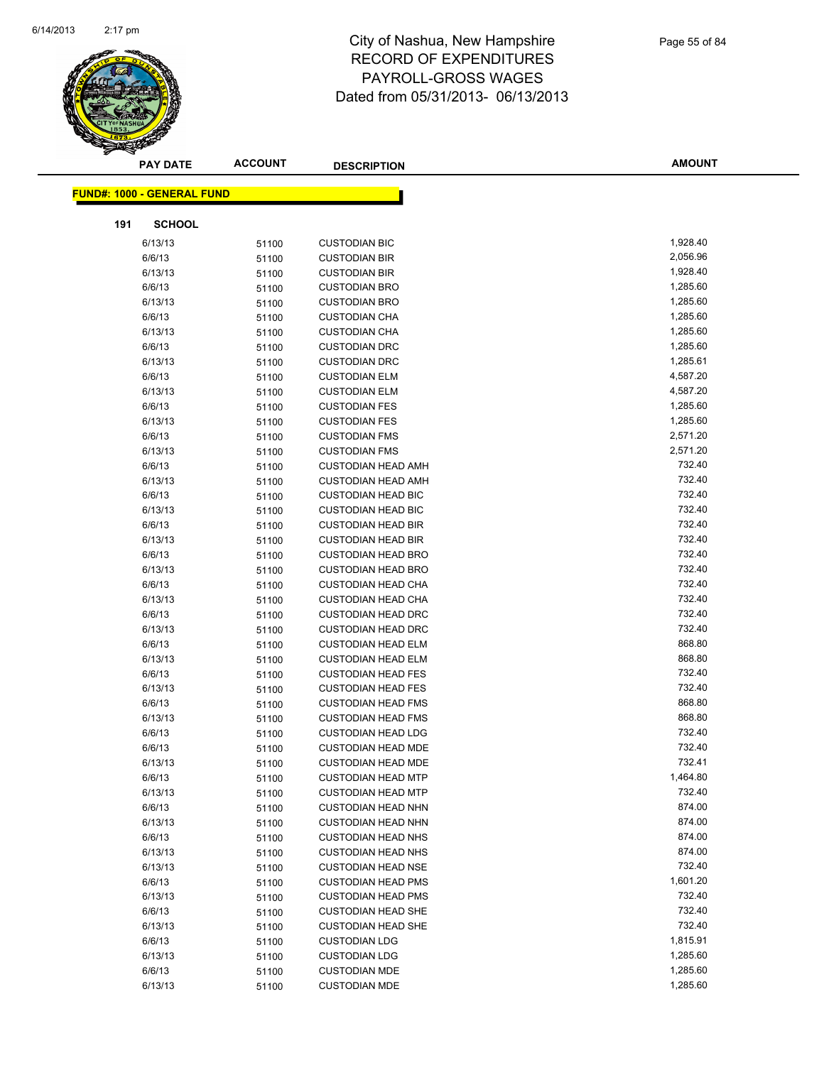# City of Nashua, New Hampshire
## RECORD OF EXPENDITURES
## PAYROLL-GROSS WAGES
## Dated from 05/31/2013- 06/13/2013

**FUND#: 1000 - GENERAL FUND**

**191 SCHOOL**

| PAY DATE | ACCOUNT | DESCRIPTION | AMOUNT |
|---|---|---|---|
| 6/13/13 | 51100 | CUSTODIAN BIC | 1,928.40 |
| 6/6/13 | 51100 | CUSTODIAN BIR | 2,056.96 |
| 6/13/13 | 51100 | CUSTODIAN BIR | 1,928.40 |
| 6/6/13 | 51100 | CUSTODIAN BRO | 1,285.60 |
| 6/13/13 | 51100 | CUSTODIAN BRO | 1,285.60 |
| 6/6/13 | 51100 | CUSTODIAN CHA | 1,285.60 |
| 6/13/13 | 51100 | CUSTODIAN CHA | 1,285.60 |
| 6/6/13 | 51100 | CUSTODIAN DRC | 1,285.60 |
| 6/13/13 | 51100 | CUSTODIAN DRC | 1,285.61 |
| 6/6/13 | 51100 | CUSTODIAN ELM | 4,587.20 |
| 6/13/13 | 51100 | CUSTODIAN ELM | 4,587.20 |
| 6/6/13 | 51100 | CUSTODIAN FES | 1,285.60 |
| 6/13/13 | 51100 | CUSTODIAN FES | 1,285.60 |
| 6/6/13 | 51100 | CUSTODIAN FMS | 2,571.20 |
| 6/13/13 | 51100 | CUSTODIAN FMS | 2,571.20 |
| 6/6/13 | 51100 | CUSTODIAN HEAD AMH | 732.40 |
| 6/13/13 | 51100 | CUSTODIAN HEAD AMH | 732.40 |
| 6/6/13 | 51100 | CUSTODIAN HEAD BIC | 732.40 |
| 6/13/13 | 51100 | CUSTODIAN HEAD BIC | 732.40 |
| 6/6/13 | 51100 | CUSTODIAN HEAD BIR | 732.40 |
| 6/13/13 | 51100 | CUSTODIAN HEAD BIR | 732.40 |
| 6/6/13 | 51100 | CUSTODIAN HEAD BRO | 732.40 |
| 6/13/13 | 51100 | CUSTODIAN HEAD BRO | 732.40 |
| 6/6/13 | 51100 | CUSTODIAN HEAD CHA | 732.40 |
| 6/13/13 | 51100 | CUSTODIAN HEAD CHA | 732.40 |
| 6/6/13 | 51100 | CUSTODIAN HEAD DRC | 732.40 |
| 6/13/13 | 51100 | CUSTODIAN HEAD DRC | 732.40 |
| 6/6/13 | 51100 | CUSTODIAN HEAD ELM | 868.80 |
| 6/13/13 | 51100 | CUSTODIAN HEAD ELM | 868.80 |
| 6/6/13 | 51100 | CUSTODIAN HEAD FES | 732.40 |
| 6/13/13 | 51100 | CUSTODIAN HEAD FES | 732.40 |
| 6/6/13 | 51100 | CUSTODIAN HEAD FMS | 868.80 |
| 6/13/13 | 51100 | CUSTODIAN HEAD FMS | 868.80 |
| 6/6/13 | 51100 | CUSTODIAN HEAD LDG | 732.40 |
| 6/6/13 | 51100 | CUSTODIAN HEAD MDE | 732.40 |
| 6/13/13 | 51100 | CUSTODIAN HEAD MDE | 732.41 |
| 6/6/13 | 51100 | CUSTODIAN HEAD MTP | 1,464.80 |
| 6/13/13 | 51100 | CUSTODIAN HEAD MTP | 732.40 |
| 6/6/13 | 51100 | CUSTODIAN HEAD NHN | 874.00 |
| 6/13/13 | 51100 | CUSTODIAN HEAD NHN | 874.00 |
| 6/6/13 | 51100 | CUSTODIAN HEAD NHS | 874.00 |
| 6/13/13 | 51100 | CUSTODIAN HEAD NHS | 874.00 |
| 6/13/13 | 51100 | CUSTODIAN HEAD NSE | 732.40 |
| 6/6/13 | 51100 | CUSTODIAN HEAD PMS | 1,601.20 |
| 6/13/13 | 51100 | CUSTODIAN HEAD PMS | 732.40 |
| 6/6/13 | 51100 | CUSTODIAN HEAD SHE | 732.40 |
| 6/13/13 | 51100 | CUSTODIAN HEAD SHE | 732.40 |
| 6/6/13 | 51100 | CUSTODIAN LDG | 1,815.91 |
| 6/13/13 | 51100 | CUSTODIAN LDG | 1,285.60 |
| 6/6/13 | 51100 | CUSTODIAN MDE | 1,285.60 |
| 6/13/13 | 51100 | CUSTODIAN MDE | 1,285.60 |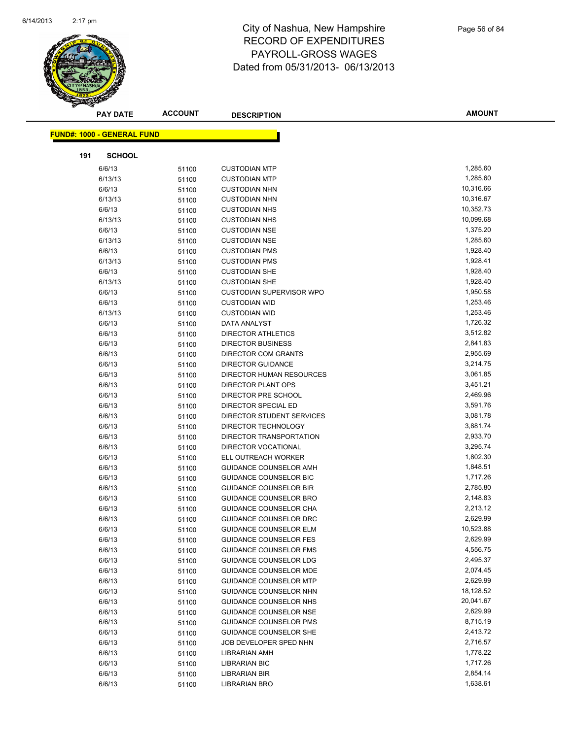# City of Nashua, New Hampshire
# RECORD OF EXPENDITURES
# PAYROLL-GROSS WAGES
# Dated from 05/31/2013- 06/13/2013

**FUND#: 1000 - GENERAL FUND**

**191 SCHOOL**

| PAY DATE | ACCOUNT | DESCRIPTION | AMOUNT |
|---|---|---|---|
| 6/6/13 | 51100 | CUSTODIAN MTP | 1,285.60 |
| 6/13/13 | 51100 | CUSTODIAN MTP | 1,285.60 |
| 6/6/13 | 51100 | CUSTODIAN NHN | 10,316.66 |
| 6/13/13 | 51100 | CUSTODIAN NHN | 10,316.67 |
| 6/6/13 | 51100 | CUSTODIAN NHS | 10,352.73 |
| 6/13/13 | 51100 | CUSTODIAN NHS | 10,099.68 |
| 6/6/13 | 51100 | CUSTODIAN NSE | 1,375.20 |
| 6/13/13 | 51100 | CUSTODIAN NSE | 1,285.60 |
| 6/6/13 | 51100 | CUSTODIAN PMS | 1,928.40 |
| 6/13/13 | 51100 | CUSTODIAN PMS | 1,928.41 |
| 6/6/13 | 51100 | CUSTODIAN SHE | 1,928.40 |
| 6/13/13 | 51100 | CUSTODIAN SHE | 1,928.40 |
| 6/6/13 | 51100 | CUSTODIAN SUPERVISOR WPO | 1,950.58 |
| 6/6/13 | 51100 | CUSTODIAN WID | 1,253.46 |
| 6/13/13 | 51100 | CUSTODIAN WID | 1,253.46 |
| 6/6/13 | 51100 | DATA ANALYST | 1,726.32 |
| 6/6/13 | 51100 | DIRECTOR ATHLETICS | 3,512.82 |
| 6/6/13 | 51100 | DIRECTOR BUSINESS | 2,841.83 |
| 6/6/13 | 51100 | DIRECTOR COM GRANTS | 2,955.69 |
| 6/6/13 | 51100 | DIRECTOR GUIDANCE | 3,214.75 |
| 6/6/13 | 51100 | DIRECTOR HUMAN RESOURCES | 3,061.85 |
| 6/6/13 | 51100 | DIRECTOR PLANT OPS | 3,451.21 |
| 6/6/13 | 51100 | DIRECTOR PRE SCHOOL | 2,469.96 |
| 6/6/13 | 51100 | DIRECTOR SPECIAL ED | 3,591.76 |
| 6/6/13 | 51100 | DIRECTOR STUDENT SERVICES | 3,081.78 |
| 6/6/13 | 51100 | DIRECTOR TECHNOLOGY | 3,881.74 |
| 6/6/13 | 51100 | DIRECTOR TRANSPORTATION | 2,933.70 |
| 6/6/13 | 51100 | DIRECTOR VOCATIONAL | 3,295.74 |
| 6/6/13 | 51100 | ELL OUTREACH WORKER | 1,802.30 |
| 6/6/13 | 51100 | GUIDANCE COUNSELOR AMH | 1,848.51 |
| 6/6/13 | 51100 | GUIDANCE COUNSELOR BIC | 1,717.26 |
| 6/6/13 | 51100 | GUIDANCE COUNSELOR BIR | 2,785.80 |
| 6/6/13 | 51100 | GUIDANCE COUNSELOR BRO | 2,148.83 |
| 6/6/13 | 51100 | GUIDANCE COUNSELOR CHA | 2,213.12 |
| 6/6/13 | 51100 | GUIDANCE COUNSELOR DRC | 2,629.99 |
| 6/6/13 | 51100 | GUIDANCE COUNSELOR ELM | 10,523.88 |
| 6/6/13 | 51100 | GUIDANCE COUNSELOR FES | 2,629.99 |
| 6/6/13 | 51100 | GUIDANCE COUNSELOR FMS | 4,556.75 |
| 6/6/13 | 51100 | GUIDANCE COUNSELOR LDG | 2,495.37 |
| 6/6/13 | 51100 | GUIDANCE COUNSELOR MDE | 2,074.45 |
| 6/6/13 | 51100 | GUIDANCE COUNSELOR MTP | 2,629.99 |
| 6/6/13 | 51100 | GUIDANCE COUNSELOR NHN | 18,128.52 |
| 6/6/13 | 51100 | GUIDANCE COUNSELOR NHS | 20,041.67 |
| 6/6/13 | 51100 | GUIDANCE COUNSELOR NSE | 2,629.99 |
| 6/6/13 | 51100 | GUIDANCE COUNSELOR PMS | 8,715.19 |
| 6/6/13 | 51100 | GUIDANCE COUNSELOR SHE | 2,413.72 |
| 6/6/13 | 51100 | JOB DEVELOPER SPED NHN | 2,716.57 |
| 6/6/13 | 51100 | LIBRARIAN AMH | 1,778.22 |
| 6/6/13 | 51100 | LIBRARIAN BIC | 1,717.26 |
| 6/6/13 | 51100 | LIBRARIAN BIR | 2,854.14 |
| 6/6/13 | 51100 | LIBRARIAN BRO | 1,638.61 |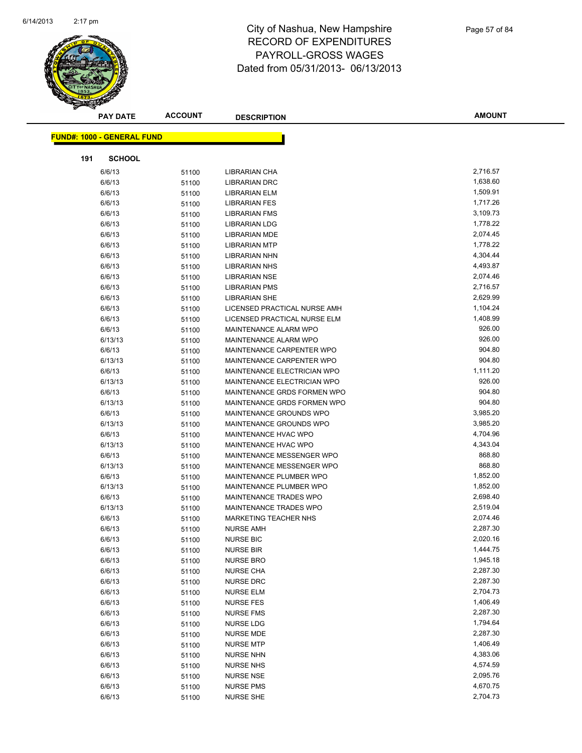# City of Nashua, New Hampshire
## RECORD OF EXPENDITURES
## PAYROLL-GROSS WAGES
## Dated from 05/31/2013- 06/13/2013

**FUND#: 1000 - GENERAL FUND**

**191 SCHOOL**

| PAY DATE | ACCOUNT | DESCRIPTION | AMOUNT |
|---|---|---|---|
| 6/6/13 | 51100 | LIBRARIAN CHA | 2,716.57 |
| 6/6/13 | 51100 | LIBRARIAN DRC | 1,638.60 |
| 6/6/13 | 51100 | LIBRARIAN ELM | 1,509.91 |
| 6/6/13 | 51100 | LIBRARIAN FES | 1,717.26 |
| 6/6/13 | 51100 | LIBRARIAN FMS | 3,109.73 |
| 6/6/13 | 51100 | LIBRARIAN LDG | 1,778.22 |
| 6/6/13 | 51100 | LIBRARIAN MDE | 2,074.45 |
| 6/6/13 | 51100 | LIBRARIAN MTP | 1,778.22 |
| 6/6/13 | 51100 | LIBRARIAN NHN | 4,304.44 |
| 6/6/13 | 51100 | LIBRARIAN NHS | 4,493.87 |
| 6/6/13 | 51100 | LIBRARIAN NSE | 2,074.46 |
| 6/6/13 | 51100 | LIBRARIAN PMS | 2,716.57 |
| 6/6/13 | 51100 | LIBRARIAN SHE | 2,629.99 |
| 6/6/13 | 51100 | LICENSED PRACTICAL NURSE AMH | 1,104.24 |
| 6/6/13 | 51100 | LICENSED PRACTICAL NURSE ELM | 1,408.99 |
| 6/6/13 | 51100 | MAINTENANCE ALARM WPO | 926.00 |
| 6/13/13 | 51100 | MAINTENANCE ALARM WPO | 926.00 |
| 6/6/13 | 51100 | MAINTENANCE CARPENTER WPO | 904.80 |
| 6/13/13 | 51100 | MAINTENANCE CARPENTER WPO | 904.80 |
| 6/6/13 | 51100 | MAINTENANCE ELECTRICIAN WPO | 1,111.20 |
| 6/13/13 | 51100 | MAINTENANCE ELECTRICIAN WPO | 926.00 |
| 6/6/13 | 51100 | MAINTENANCE GRDS FORMEN WPO | 904.80 |
| 6/13/13 | 51100 | MAINTENANCE GRDS FORMEN WPO | 904.80 |
| 6/6/13 | 51100 | MAINTENANCE GROUNDS WPO | 3,985.20 |
| 6/13/13 | 51100 | MAINTENANCE GROUNDS WPO | 3,985.20 |
| 6/6/13 | 51100 | MAINTENANCE HVAC WPO | 4,704.96 |
| 6/13/13 | 51100 | MAINTENANCE HVAC WPO | 4,343.04 |
| 6/6/13 | 51100 | MAINTENANCE MESSENGER WPO | 868.80 |
| 6/13/13 | 51100 | MAINTENANCE MESSENGER WPO | 868.80 |
| 6/6/13 | 51100 | MAINTENANCE PLUMBER WPO | 1,852.00 |
| 6/13/13 | 51100 | MAINTENANCE PLUMBER WPO | 1,852.00 |
| 6/6/13 | 51100 | MAINTENANCE TRADES WPO | 2,698.40 |
| 6/13/13 | 51100 | MAINTENANCE TRADES WPO | 2,519.04 |
| 6/6/13 | 51100 | MARKETING TEACHER NHS | 2,074.46 |
| 6/6/13 | 51100 | NURSE AMH | 2,287.30 |
| 6/6/13 | 51100 | NURSE BIC | 2,020.16 |
| 6/6/13 | 51100 | NURSE BIR | 1,444.75 |
| 6/6/13 | 51100 | NURSE BRO | 1,945.18 |
| 6/6/13 | 51100 | NURSE CHA | 2,287.30 |
| 6/6/13 | 51100 | NURSE DRC | 2,287.30 |
| 6/6/13 | 51100 | NURSE ELM | 2,704.73 |
| 6/6/13 | 51100 | NURSE FES | 1,406.49 |
| 6/6/13 | 51100 | NURSE FMS | 2,287.30 |
| 6/6/13 | 51100 | NURSE LDG | 1,794.64 |
| 6/6/13 | 51100 | NURSE MDE | 2,287.30 |
| 6/6/13 | 51100 | NURSE MTP | 1,406.49 |
| 6/6/13 | 51100 | NURSE NHN | 4,383.06 |
| 6/6/13 | 51100 | NURSE NHS | 4,574.59 |
| 6/6/13 | 51100 | NURSE NSE | 2,095.76 |
| 6/6/13 | 51100 | NURSE PMS | 4,670.75 |
| 6/6/13 | 51100 | NURSE SHE | 2,704.73 |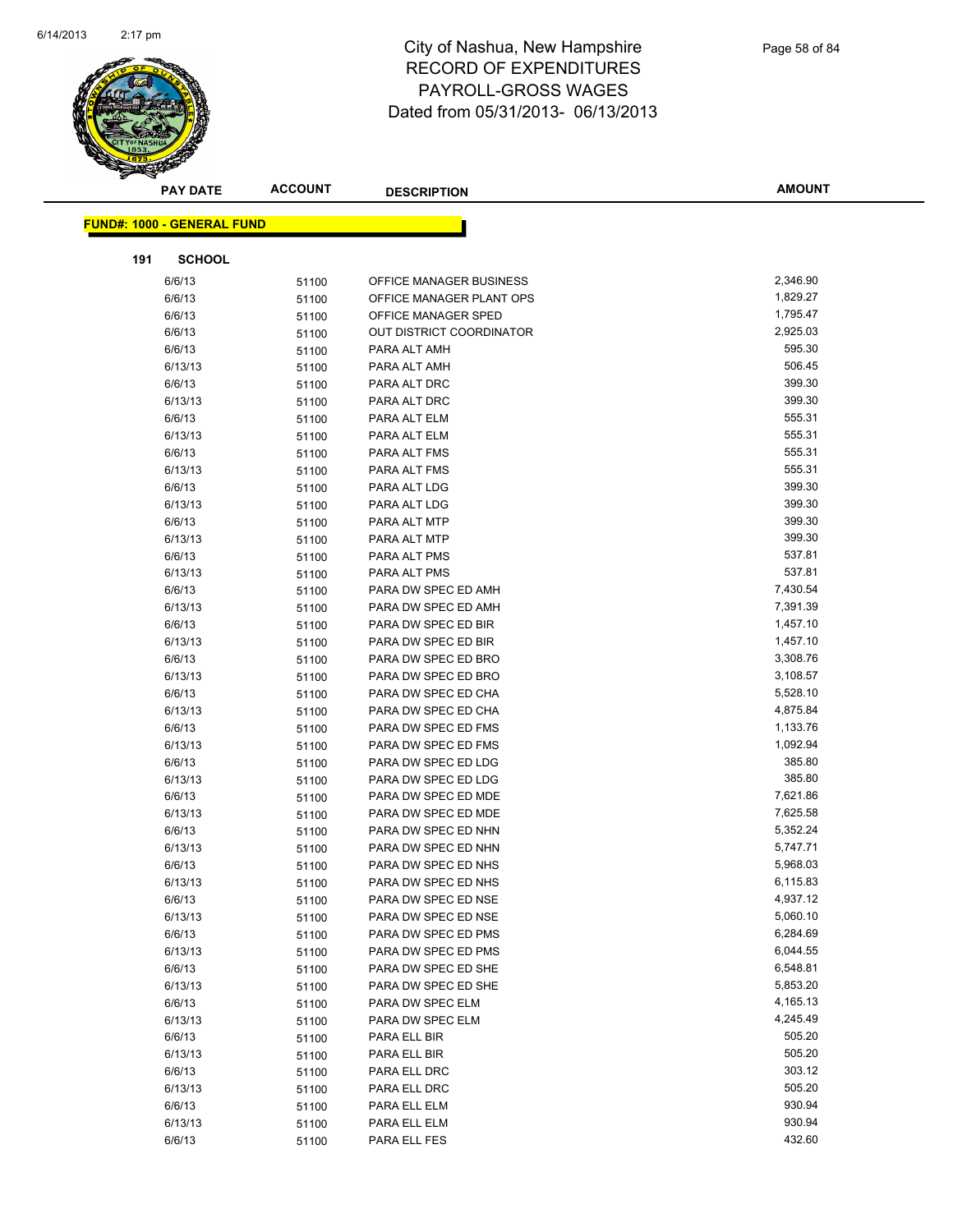# City of Nashua, New Hampshire
## RECORD OF EXPENDITURES
## PAYROLL-GROSS WAGES
## Dated from 05/31/2013- 06/13/2013

**FUND#: 1000 - GENERAL FUND**

**191 SCHOOL**

| PAY DATE | ACCOUNT | DESCRIPTION | AMOUNT |
|---|---|---|---|
| 6/6/13 | 51100 | OFFICE MANAGER BUSINESS | 2,346.90 |
| 6/6/13 | 51100 | OFFICE MANAGER PLANT OPS | 1,829.27 |
| 6/6/13 | 51100 | OFFICE MANAGER SPED | 1,795.47 |
| 6/6/13 | 51100 | OUT DISTRICT COORDINATOR | 2,925.03 |
| 6/6/13 | 51100 | PARA ALT AMH | 595.30 |
| 6/13/13 | 51100 | PARA ALT AMH | 506.45 |
| 6/6/13 | 51100 | PARA ALT DRC | 399.30 |
| 6/13/13 | 51100 | PARA ALT DRC | 399.30 |
| 6/6/13 | 51100 | PARA ALT ELM | 555.31 |
| 6/13/13 | 51100 | PARA ALT ELM | 555.31 |
| 6/6/13 | 51100 | PARA ALT FMS | 555.31 |
| 6/13/13 | 51100 | PARA ALT FMS | 555.31 |
| 6/6/13 | 51100 | PARA ALT LDG | 399.30 |
| 6/13/13 | 51100 | PARA ALT LDG | 399.30 |
| 6/6/13 | 51100 | PARA ALT MTP | 399.30 |
| 6/13/13 | 51100 | PARA ALT MTP | 399.30 |
| 6/6/13 | 51100 | PARA ALT PMS | 537.81 |
| 6/13/13 | 51100 | PARA ALT PMS | 537.81 |
| 6/6/13 | 51100 | PARA DW SPEC ED AMH | 7,430.54 |
| 6/13/13 | 51100 | PARA DW SPEC ED AMH | 7,391.39 |
| 6/6/13 | 51100 | PARA DW SPEC ED BIR | 1,457.10 |
| 6/13/13 | 51100 | PARA DW SPEC ED BIR | 1,457.10 |
| 6/6/13 | 51100 | PARA DW SPEC ED BRO | 3,308.76 |
| 6/13/13 | 51100 | PARA DW SPEC ED BRO | 3,108.57 |
| 6/6/13 | 51100 | PARA DW SPEC ED CHA | 5,528.10 |
| 6/13/13 | 51100 | PARA DW SPEC ED CHA | 4,875.84 |
| 6/6/13 | 51100 | PARA DW SPEC ED FMS | 1,133.76 |
| 6/13/13 | 51100 | PARA DW SPEC ED FMS | 1,092.94 |
| 6/6/13 | 51100 | PARA DW SPEC ED LDG | 385.80 |
| 6/13/13 | 51100 | PARA DW SPEC ED LDG | 385.80 |
| 6/6/13 | 51100 | PARA DW SPEC ED MDE | 7,621.86 |
| 6/13/13 | 51100 | PARA DW SPEC ED MDE | 7,625.58 |
| 6/6/13 | 51100 | PARA DW SPEC ED NHN | 5,352.24 |
| 6/13/13 | 51100 | PARA DW SPEC ED NHN | 5,747.71 |
| 6/6/13 | 51100 | PARA DW SPEC ED NHS | 5,968.03 |
| 6/13/13 | 51100 | PARA DW SPEC ED NHS | 6,115.83 |
| 6/6/13 | 51100 | PARA DW SPEC ED NSE | 4,937.12 |
| 6/13/13 | 51100 | PARA DW SPEC ED NSE | 5,060.10 |
| 6/6/13 | 51100 | PARA DW SPEC ED PMS | 6,284.69 |
| 6/13/13 | 51100 | PARA DW SPEC ED PMS | 6,044.55 |
| 6/6/13 | 51100 | PARA DW SPEC ED SHE | 6,548.81 |
| 6/13/13 | 51100 | PARA DW SPEC ED SHE | 5,853.20 |
| 6/6/13 | 51100 | PARA DW SPEC ELM | 4,165.13 |
| 6/13/13 | 51100 | PARA DW SPEC ELM | 4,245.49 |
| 6/6/13 | 51100 | PARA ELL BIR | 505.20 |
| 6/13/13 | 51100 | PARA ELL BIR | 505.20 |
| 6/6/13 | 51100 | PARA ELL DRC | 303.12 |
| 6/13/13 | 51100 | PARA ELL DRC | 505.20 |
| 6/6/13 | 51100 | PARA ELL ELM | 930.94 |
| 6/13/13 | 51100 | PARA ELL ELM | 930.94 |
| 6/6/13 | 51100 | PARA ELL FES | 432.60 |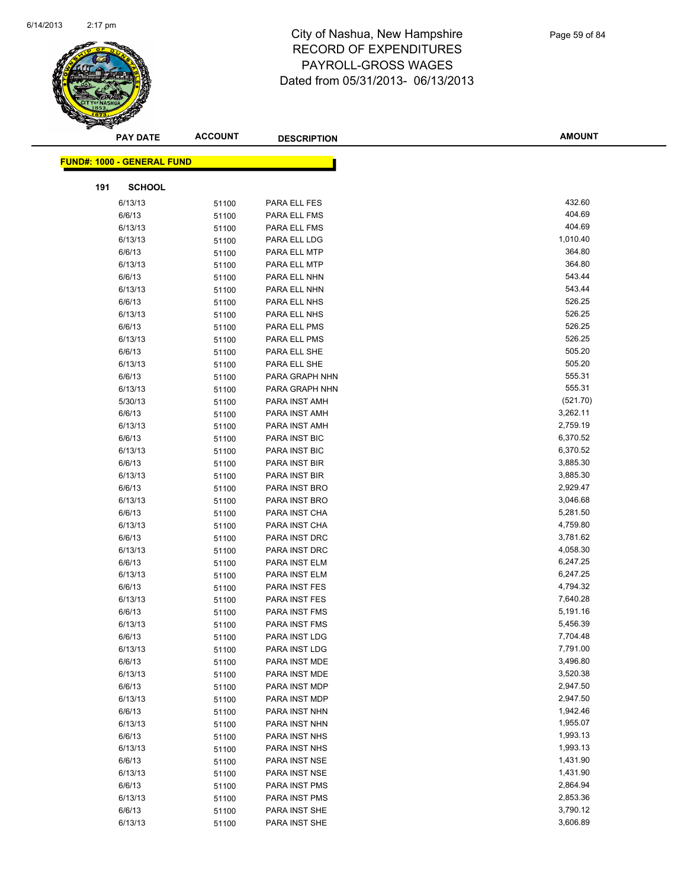# City of Nashua, New Hampshire
# RECORD OF EXPENDITURES
# PAYROLL-GROSS WAGES
# Dated from 05/31/2013- 06/13/2013

| PAY DATE | ACCOUNT | DESCRIPTION | AMOUNT |
|---|---|---|---|

**FUND#: 1000 - GENERAL FUND**

**191 SCHOOL**

| PAY DATE | ACCOUNT | DESCRIPTION | AMOUNT |
|---|---|---|---|
| 6/13/13 | 51100 | PARA ELL FES | 432.60 |
| 6/6/13 | 51100 | PARA ELL FMS | 404.69 |
| 6/13/13 | 51100 | PARA ELL FMS | 404.69 |
| 6/13/13 | 51100 | PARA ELL LDG | 1,010.40 |
| 6/6/13 | 51100 | PARA ELL MTP | 364.80 |
| 6/13/13 | 51100 | PARA ELL MTP | 364.80 |
| 6/6/13 | 51100 | PARA ELL NHN | 543.44 |
| 6/13/13 | 51100 | PARA ELL NHN | 543.44 |
| 6/6/13 | 51100 | PARA ELL NHS | 526.25 |
| 6/13/13 | 51100 | PARA ELL NHS | 526.25 |
| 6/6/13 | 51100 | PARA ELL PMS | 526.25 |
| 6/13/13 | 51100 | PARA ELL PMS | 526.25 |
| 6/6/13 | 51100 | PARA ELL SHE | 505.20 |
| 6/13/13 | 51100 | PARA ELL SHE | 505.20 |
| 6/6/13 | 51100 | PARA GRAPH NHN | 555.31 |
| 6/13/13 | 51100 | PARA GRAPH NHN | 555.31 |
| 5/30/13 | 51100 | PARA INST AMH | (521.70) |
| 6/6/13 | 51100 | PARA INST AMH | 3,262.11 |
| 6/13/13 | 51100 | PARA INST AMH | 2,759.19 |
| 6/6/13 | 51100 | PARA INST BIC | 6,370.52 |
| 6/13/13 | 51100 | PARA INST BIC | 6,370.52 |
| 6/6/13 | 51100 | PARA INST BIR | 3,885.30 |
| 6/13/13 | 51100 | PARA INST BIR | 3,885.30 |
| 6/6/13 | 51100 | PARA INST BRO | 2,929.47 |
| 6/13/13 | 51100 | PARA INST BRO | 3,046.68 |
| 6/6/13 | 51100 | PARA INST CHA | 5,281.50 |
| 6/13/13 | 51100 | PARA INST CHA | 4,759.80 |
| 6/6/13 | 51100 | PARA INST DRC | 3,781.62 |
| 6/13/13 | 51100 | PARA INST DRC | 4,058.30 |
| 6/6/13 | 51100 | PARA INST ELM | 6,247.25 |
| 6/13/13 | 51100 | PARA INST ELM | 6,247.25 |
| 6/6/13 | 51100 | PARA INST FES | 4,794.32 |
| 6/13/13 | 51100 | PARA INST FES | 7,640.28 |
| 6/6/13 | 51100 | PARA INST FMS | 5,191.16 |
| 6/13/13 | 51100 | PARA INST FMS | 5,456.39 |
| 6/6/13 | 51100 | PARA INST LDG | 7,704.48 |
| 6/13/13 | 51100 | PARA INST LDG | 7,791.00 |
| 6/6/13 | 51100 | PARA INST MDE | 3,496.80 |
| 6/13/13 | 51100 | PARA INST MDE | 3,520.38 |
| 6/6/13 | 51100 | PARA INST MDP | 2,947.50 |
| 6/13/13 | 51100 | PARA INST MDP | 2,947.50 |
| 6/6/13 | 51100 | PARA INST NHN | 1,942.46 |
| 6/13/13 | 51100 | PARA INST NHN | 1,955.07 |
| 6/6/13 | 51100 | PARA INST NHS | 1,993.13 |
| 6/13/13 | 51100 | PARA INST NHS | 1,993.13 |
| 6/6/13 | 51100 | PARA INST NSE | 1,431.90 |
| 6/13/13 | 51100 | PARA INST NSE | 1,431.90 |
| 6/6/13 | 51100 | PARA INST PMS | 2,864.94 |
| 6/13/13 | 51100 | PARA INST PMS | 2,853.36 |
| 6/6/13 | 51100 | PARA INST SHE | 3,790.12 |
| 6/13/13 | 51100 | PARA INST SHE | 3,606.89 |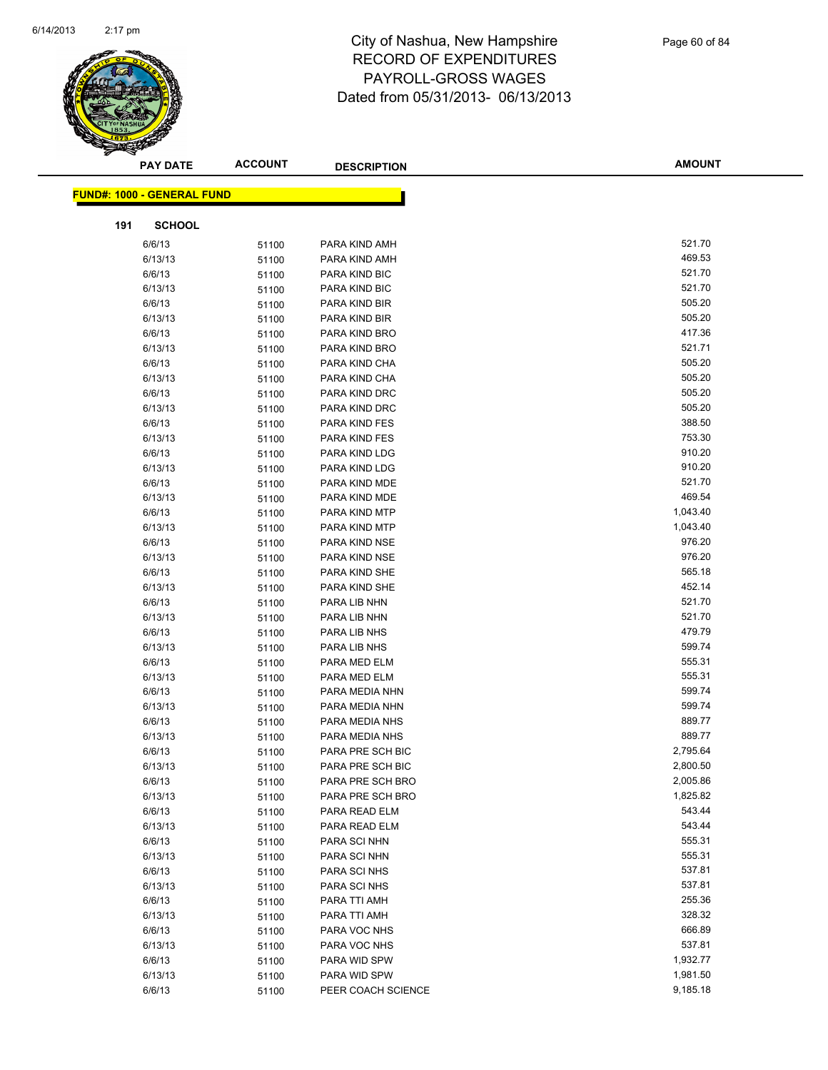# City of Nashua, New Hampshire
# RECORD OF EXPENDITURES
# PAYROLL-GROSS WAGES
# Dated from 05/31/2013- 06/13/2013

**FUND#: 1000 - GENERAL FUND**

**191 SCHOOL**

| PAY DATE | ACCOUNT | DESCRIPTION | AMOUNT |
|---|---|---|---|
| 6/6/13 | 51100 | PARA KIND AMH | 521.70 |
| 6/13/13 | 51100 | PARA KIND AMH | 469.53 |
| 6/6/13 | 51100 | PARA KIND BIC | 521.70 |
| 6/13/13 | 51100 | PARA KIND BIC | 521.70 |
| 6/6/13 | 51100 | PARA KIND BIR | 505.20 |
| 6/13/13 | 51100 | PARA KIND BIR | 505.20 |
| 6/6/13 | 51100 | PARA KIND BRO | 417.36 |
| 6/13/13 | 51100 | PARA KIND BRO | 521.71 |
| 6/6/13 | 51100 | PARA KIND CHA | 505.20 |
| 6/13/13 | 51100 | PARA KIND CHA | 505.20 |
| 6/6/13 | 51100 | PARA KIND DRC | 505.20 |
| 6/13/13 | 51100 | PARA KIND DRC | 505.20 |
| 6/6/13 | 51100 | PARA KIND FES | 388.50 |
| 6/13/13 | 51100 | PARA KIND FES | 753.30 |
| 6/6/13 | 51100 | PARA KIND LDG | 910.20 |
| 6/13/13 | 51100 | PARA KIND LDG | 910.20 |
| 6/6/13 | 51100 | PARA KIND MDE | 521.70 |
| 6/13/13 | 51100 | PARA KIND MDE | 469.54 |
| 6/6/13 | 51100 | PARA KIND MTP | 1,043.40 |
| 6/13/13 | 51100 | PARA KIND MTP | 1,043.40 |
| 6/6/13 | 51100 | PARA KIND NSE | 976.20 |
| 6/13/13 | 51100 | PARA KIND NSE | 976.20 |
| 6/6/13 | 51100 | PARA KIND SHE | 565.18 |
| 6/13/13 | 51100 | PARA KIND SHE | 452.14 |
| 6/6/13 | 51100 | PARA LIB NHN | 521.70 |
| 6/13/13 | 51100 | PARA LIB NHN | 521.70 |
| 6/6/13 | 51100 | PARA LIB NHS | 479.79 |
| 6/13/13 | 51100 | PARA LIB NHS | 599.74 |
| 6/6/13 | 51100 | PARA MED ELM | 555.31 |
| 6/13/13 | 51100 | PARA MED ELM | 555.31 |
| 6/6/13 | 51100 | PARA MEDIA NHN | 599.74 |
| 6/13/13 | 51100 | PARA MEDIA NHN | 599.74 |
| 6/6/13 | 51100 | PARA MEDIA NHS | 889.77 |
| 6/13/13 | 51100 | PARA MEDIA NHS | 889.77 |
| 6/6/13 | 51100 | PARA PRE SCH BIC | 2,795.64 |
| 6/13/13 | 51100 | PARA PRE SCH BIC | 2,800.50 |
| 6/6/13 | 51100 | PARA PRE SCH BRO | 2,005.86 |
| 6/13/13 | 51100 | PARA PRE SCH BRO | 1,825.82 |
| 6/6/13 | 51100 | PARA READ ELM | 543.44 |
| 6/13/13 | 51100 | PARA READ ELM | 543.44 |
| 6/6/13 | 51100 | PARA SCI NHN | 555.31 |
| 6/13/13 | 51100 | PARA SCI NHN | 555.31 |
| 6/6/13 | 51100 | PARA SCI NHS | 537.81 |
| 6/13/13 | 51100 | PARA SCI NHS | 537.81 |
| 6/6/13 | 51100 | PARA TTI AMH | 255.36 |
| 6/13/13 | 51100 | PARA TTI AMH | 328.32 |
| 6/6/13 | 51100 | PARA VOC NHS | 666.89 |
| 6/13/13 | 51100 | PARA VOC NHS | 537.81 |
| 6/6/13 | 51100 | PARA WID SPW | 1,932.77 |
| 6/13/13 | 51100 | PARA WID SPW | 1,981.50 |
| 6/6/13 | 51100 | PEER COACH SCIENCE | 9,185.18 |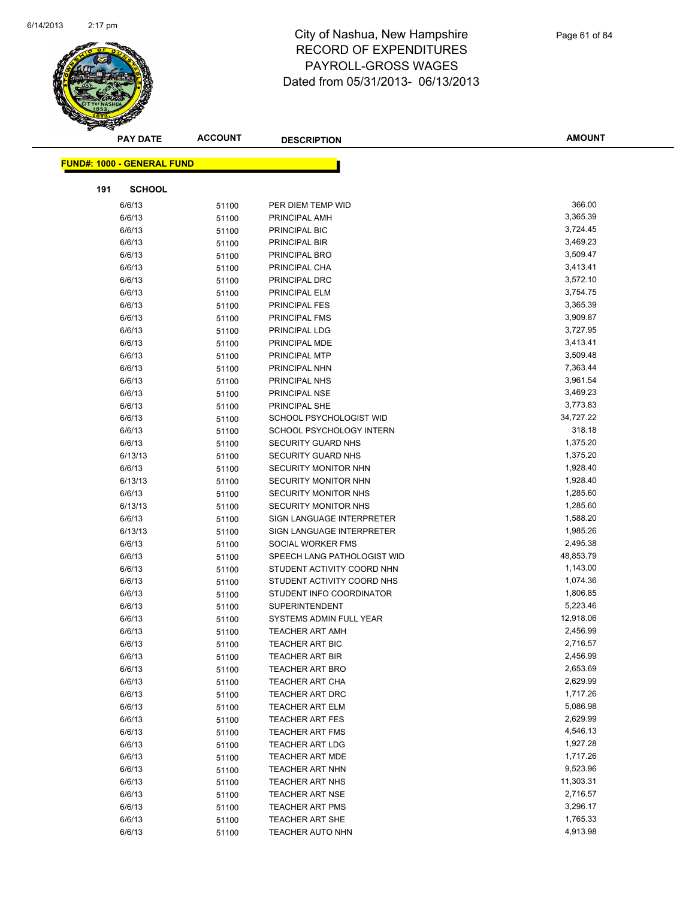# City of Nashua, New Hampshire
# RECORD OF EXPENDITURES
# PAYROLL-GROSS WAGES
# Dated from 05/31/2013- 06/13/2013

| PAY DATE | ACCOUNT | DESCRIPTION | AMOUNT |
|---|---|---|---|

**FUND#: 1000 - GENERAL FUND**

**191 SCHOOL**

| PAY DATE | ACCOUNT | DESCRIPTION | AMOUNT |
|---|---|---|---|
| 6/6/13 | 51100 | PER DIEM TEMP WID | 366.00 |
| 6/6/13 | 51100 | PRINCIPAL AMH | 3,365.39 |
| 6/6/13 | 51100 | PRINCIPAL BIC | 3,724.45 |
| 6/6/13 | 51100 | PRINCIPAL BIR | 3,469.23 |
| 6/6/13 | 51100 | PRINCIPAL BRO | 3,509.47 |
| 6/6/13 | 51100 | PRINCIPAL CHA | 3,413.41 |
| 6/6/13 | 51100 | PRINCIPAL DRC | 3,572.10 |
| 6/6/13 | 51100 | PRINCIPAL ELM | 3,754.75 |
| 6/6/13 | 51100 | PRINCIPAL FES | 3,365.39 |
| 6/6/13 | 51100 | PRINCIPAL FMS | 3,909.87 |
| 6/6/13 | 51100 | PRINCIPAL LDG | 3,727.95 |
| 6/6/13 | 51100 | PRINCIPAL MDE | 3,413.41 |
| 6/6/13 | 51100 | PRINCIPAL MTP | 3,509.48 |
| 6/6/13 | 51100 | PRINCIPAL NHN | 7,363.44 |
| 6/6/13 | 51100 | PRINCIPAL NHS | 3,961.54 |
| 6/6/13 | 51100 | PRINCIPAL NSE | 3,469.23 |
| 6/6/13 | 51100 | PRINCIPAL SHE | 3,773.83 |
| 6/6/13 | 51100 | SCHOOL PSYCHOLOGIST WID | 34,727.22 |
| 6/6/13 | 51100 | SCHOOL PSYCHOLOGY INTERN | 318.18 |
| 6/6/13 | 51100 | SECURITY GUARD NHS | 1,375.20 |
| 6/13/13 | 51100 | SECURITY GUARD NHS | 1,375.20 |
| 6/6/13 | 51100 | SECURITY MONITOR NHN | 1,928.40 |
| 6/13/13 | 51100 | SECURITY MONITOR NHN | 1,928.40 |
| 6/6/13 | 51100 | SECURITY MONITOR NHS | 1,285.60 |
| 6/13/13 | 51100 | SECURITY MONITOR NHS | 1,285.60 |
| 6/6/13 | 51100 | SIGN LANGUAGE INTERPRETER | 1,588.20 |
| 6/13/13 | 51100 | SIGN LANGUAGE INTERPRETER | 1,985.26 |
| 6/6/13 | 51100 | SOCIAL WORKER FMS | 2,495.38 |
| 6/6/13 | 51100 | SPEECH LANG PATHOLOGIST WID | 48,853.79 |
| 6/6/13 | 51100 | STUDENT ACTIVITY COORD NHN | 1,143.00 |
| 6/6/13 | 51100 | STUDENT ACTIVITY COORD NHS | 1,074.36 |
| 6/6/13 | 51100 | STUDENT INFO COORDINATOR | 1,806.85 |
| 6/6/13 | 51100 | SUPERINTENDENT | 5,223.46 |
| 6/6/13 | 51100 | SYSTEMS ADMIN FULL YEAR | 12,918.06 |
| 6/6/13 | 51100 | TEACHER ART AMH | 2,456.99 |
| 6/6/13 | 51100 | TEACHER ART BIC | 2,716.57 |
| 6/6/13 | 51100 | TEACHER ART BIR | 2,456.99 |
| 6/6/13 | 51100 | TEACHER ART BRO | 2,653.69 |
| 6/6/13 | 51100 | TEACHER ART CHA | 2,629.99 |
| 6/6/13 | 51100 | TEACHER ART DRC | 1,717.26 |
| 6/6/13 | 51100 | TEACHER ART ELM | 5,086.98 |
| 6/6/13 | 51100 | TEACHER ART FES | 2,629.99 |
| 6/6/13 | 51100 | TEACHER ART FMS | 4,546.13 |
| 6/6/13 | 51100 | TEACHER ART LDG | 1,927.28 |
| 6/6/13 | 51100 | TEACHER ART MDE | 1,717.26 |
| 6/6/13 | 51100 | TEACHER ART NHN | 9,523.96 |
| 6/6/13 | 51100 | TEACHER ART NHS | 11,303.31 |
| 6/6/13 | 51100 | TEACHER ART NSE | 2,716.57 |
| 6/6/13 | 51100 | TEACHER ART PMS | 3,296.17 |
| 6/6/13 | 51100 | TEACHER ART SHE | 1,765.33 |
| 6/6/13 | 51100 | TEACHER AUTO NHN | 4,913.98 |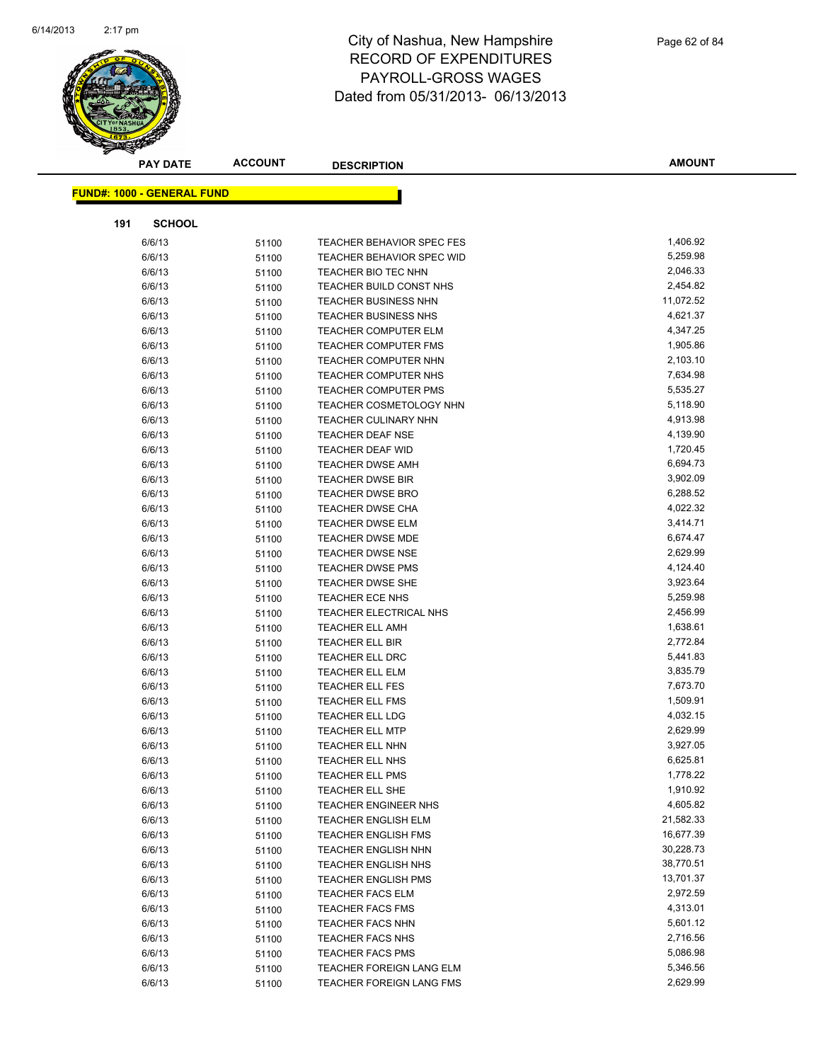# City of Nashua, New Hampshire
## RECORD OF EXPENDITURES
## PAYROLL-GROSS WAGES
### Dated from 05/31/2013- 06/13/2013

**FUND#: 1000 - GENERAL FUND**

**191 SCHOOL**

| PAY DATE | ACCOUNT | DESCRIPTION | AMOUNT |
|---|---|---|---|
| 6/6/13 | 51100 | TEACHER BEHAVIOR SPEC FES | 1,406.92 |
| 6/6/13 | 51100 | TEACHER BEHAVIOR SPEC WID | 5,259.98 |
| 6/6/13 | 51100 | TEACHER BIO TEC NHN | 2,046.33 |
| 6/6/13 | 51100 | TEACHER BUILD CONST NHS | 2,454.82 |
| 6/6/13 | 51100 | TEACHER BUSINESS NHN | 11,072.52 |
| 6/6/13 | 51100 | TEACHER BUSINESS NHS | 4,621.37 |
| 6/6/13 | 51100 | TEACHER COMPUTER ELM | 4,347.25 |
| 6/6/13 | 51100 | TEACHER COMPUTER FMS | 1,905.86 |
| 6/6/13 | 51100 | TEACHER COMPUTER NHN | 2,103.10 |
| 6/6/13 | 51100 | TEACHER COMPUTER NHS | 7,634.98 |
| 6/6/13 | 51100 | TEACHER COMPUTER PMS | 5,535.27 |
| 6/6/13 | 51100 | TEACHER COSMETOLOGY NHN | 5,118.90 |
| 6/6/13 | 51100 | TEACHER CULINARY NHN | 4,913.98 |
| 6/6/13 | 51100 | TEACHER DEAF NSE | 4,139.90 |
| 6/6/13 | 51100 | TEACHER DEAF WID | 1,720.45 |
| 6/6/13 | 51100 | TEACHER DWSE AMH | 6,694.73 |
| 6/6/13 | 51100 | TEACHER DWSE BIR | 3,902.09 |
| 6/6/13 | 51100 | TEACHER DWSE BRO | 6,288.52 |
| 6/6/13 | 51100 | TEACHER DWSE CHA | 4,022.32 |
| 6/6/13 | 51100 | TEACHER DWSE ELM | 3,414.71 |
| 6/6/13 | 51100 | TEACHER DWSE MDE | 6,674.47 |
| 6/6/13 | 51100 | TEACHER DWSE NSE | 2,629.99 |
| 6/6/13 | 51100 | TEACHER DWSE PMS | 4,124.40 |
| 6/6/13 | 51100 | TEACHER DWSE SHE | 3,923.64 |
| 6/6/13 | 51100 | TEACHER ECE NHS | 5,259.98 |
| 6/6/13 | 51100 | TEACHER ELECTRICAL NHS | 2,456.99 |
| 6/6/13 | 51100 | TEACHER ELL AMH | 1,638.61 |
| 6/6/13 | 51100 | TEACHER ELL BIR | 2,772.84 |
| 6/6/13 | 51100 | TEACHER ELL DRC | 5,441.83 |
| 6/6/13 | 51100 | TEACHER ELL ELM | 3,835.79 |
| 6/6/13 | 51100 | TEACHER ELL FES | 7,673.70 |
| 6/6/13 | 51100 | TEACHER ELL FMS | 1,509.91 |
| 6/6/13 | 51100 | TEACHER ELL LDG | 4,032.15 |
| 6/6/13 | 51100 | TEACHER ELL MTP | 2,629.99 |
| 6/6/13 | 51100 | TEACHER ELL NHN | 3,927.05 |
| 6/6/13 | 51100 | TEACHER ELL NHS | 6,625.81 |
| 6/6/13 | 51100 | TEACHER ELL PMS | 1,778.22 |
| 6/6/13 | 51100 | TEACHER ELL SHE | 1,910.92 |
| 6/6/13 | 51100 | TEACHER ENGINEER NHS | 4,605.82 |
| 6/6/13 | 51100 | TEACHER ENGLISH ELM | 21,582.33 |
| 6/6/13 | 51100 | TEACHER ENGLISH FMS | 16,677.39 |
| 6/6/13 | 51100 | TEACHER ENGLISH NHN | 30,228.73 |
| 6/6/13 | 51100 | TEACHER ENGLISH NHS | 38,770.51 |
| 6/6/13 | 51100 | TEACHER ENGLISH PMS | 13,701.37 |
| 6/6/13 | 51100 | TEACHER FACS ELM | 2,972.59 |
| 6/6/13 | 51100 | TEACHER FACS FMS | 4,313.01 |
| 6/6/13 | 51100 | TEACHER FACS NHN | 5,601.12 |
| 6/6/13 | 51100 | TEACHER FACS NHS | 2,716.56 |
| 6/6/13 | 51100 | TEACHER FACS PMS | 5,086.98 |
| 6/6/13 | 51100 | TEACHER FOREIGN LANG ELM | 5,346.56 |
| 6/6/13 | 51100 | TEACHER FOREIGN LANG FMS | 2,629.99 |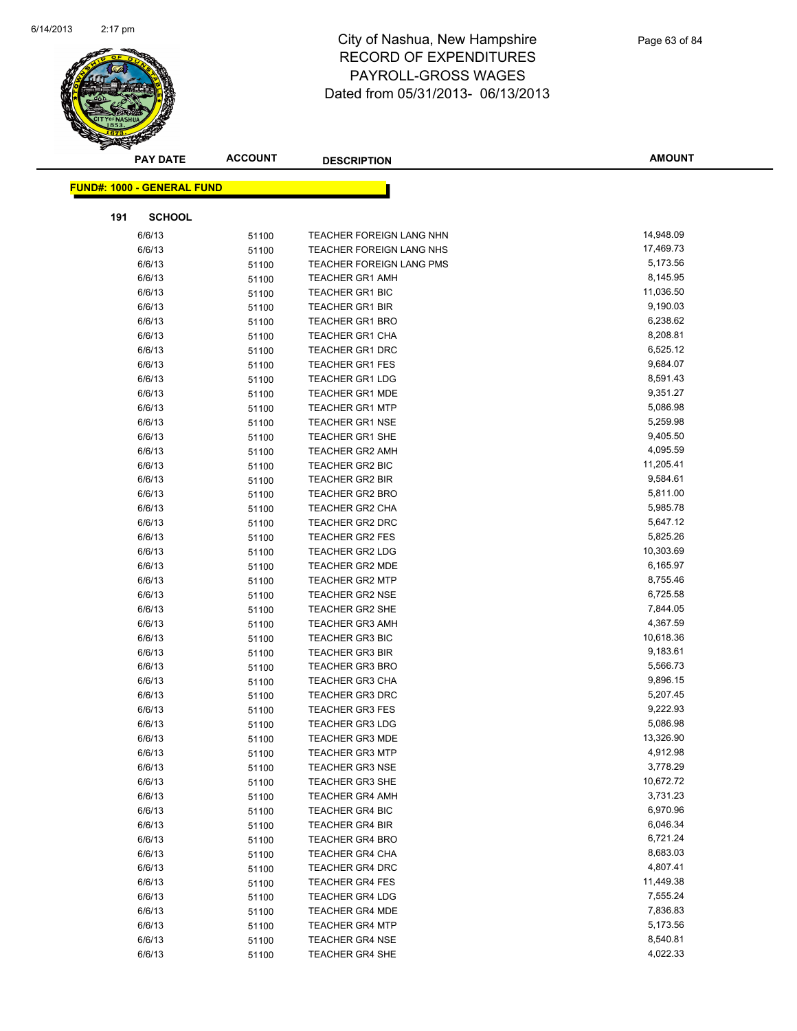# City of Nashua, New Hampshire
## RECORD OF EXPENDITURES
## PAYROLL-GROSS WAGES
## Dated from 05/31/2013- 06/13/2013

**FUND#: 1000 - GENERAL FUND**

**191 SCHOOL**

| PAY DATE | ACCOUNT | DESCRIPTION | AMOUNT |
|---|---|---|---|
| 6/6/13 | 51100 | TEACHER FOREIGN LANG NHN | 14,948.09 |
| 6/6/13 | 51100 | TEACHER FOREIGN LANG NHS | 17,469.73 |
| 6/6/13 | 51100 | TEACHER FOREIGN LANG PMS | 5,173.56 |
| 6/6/13 | 51100 | TEACHER GR1 AMH | 8,145.95 |
| 6/6/13 | 51100 | TEACHER GR1 BIC | 11,036.50 |
| 6/6/13 | 51100 | TEACHER GR1 BIR | 9,190.03 |
| 6/6/13 | 51100 | TEACHER GR1 BRO | 6,238.62 |
| 6/6/13 | 51100 | TEACHER GR1 CHA | 8,208.81 |
| 6/6/13 | 51100 | TEACHER GR1 DRC | 6,525.12 |
| 6/6/13 | 51100 | TEACHER GR1 FES | 9,684.07 |
| 6/6/13 | 51100 | TEACHER GR1 LDG | 8,591.43 |
| 6/6/13 | 51100 | TEACHER GR1 MDE | 9,351.27 |
| 6/6/13 | 51100 | TEACHER GR1 MTP | 5,086.98 |
| 6/6/13 | 51100 | TEACHER GR1 NSE | 5,259.98 |
| 6/6/13 | 51100 | TEACHER GR1 SHE | 9,405.50 |
| 6/6/13 | 51100 | TEACHER GR2 AMH | 4,095.59 |
| 6/6/13 | 51100 | TEACHER GR2 BIC | 11,205.41 |
| 6/6/13 | 51100 | TEACHER GR2 BIR | 9,584.61 |
| 6/6/13 | 51100 | TEACHER GR2 BRO | 5,811.00 |
| 6/6/13 | 51100 | TEACHER GR2 CHA | 5,985.78 |
| 6/6/13 | 51100 | TEACHER GR2 DRC | 5,647.12 |
| 6/6/13 | 51100 | TEACHER GR2 FES | 5,825.26 |
| 6/6/13 | 51100 | TEACHER GR2 LDG | 10,303.69 |
| 6/6/13 | 51100 | TEACHER GR2 MDE | 6,165.97 |
| 6/6/13 | 51100 | TEACHER GR2 MTP | 8,755.46 |
| 6/6/13 | 51100 | TEACHER GR2 NSE | 6,725.58 |
| 6/6/13 | 51100 | TEACHER GR2 SHE | 7,844.05 |
| 6/6/13 | 51100 | TEACHER GR3 AMH | 4,367.59 |
| 6/6/13 | 51100 | TEACHER GR3 BIC | 10,618.36 |
| 6/6/13 | 51100 | TEACHER GR3 BIR | 9,183.61 |
| 6/6/13 | 51100 | TEACHER GR3 BRO | 5,566.73 |
| 6/6/13 | 51100 | TEACHER GR3 CHA | 9,896.15 |
| 6/6/13 | 51100 | TEACHER GR3 DRC | 5,207.45 |
| 6/6/13 | 51100 | TEACHER GR3 FES | 9,222.93 |
| 6/6/13 | 51100 | TEACHER GR3 LDG | 5,086.98 |
| 6/6/13 | 51100 | TEACHER GR3 MDE | 13,326.90 |
| 6/6/13 | 51100 | TEACHER GR3 MTP | 4,912.98 |
| 6/6/13 | 51100 | TEACHER GR3 NSE | 3,778.29 |
| 6/6/13 | 51100 | TEACHER GR3 SHE | 10,672.72 |
| 6/6/13 | 51100 | TEACHER GR4 AMH | 3,731.23 |
| 6/6/13 | 51100 | TEACHER GR4 BIC | 6,970.96 |
| 6/6/13 | 51100 | TEACHER GR4 BIR | 6,046.34 |
| 6/6/13 | 51100 | TEACHER GR4 BRO | 6,721.24 |
| 6/6/13 | 51100 | TEACHER GR4 CHA | 8,683.03 |
| 6/6/13 | 51100 | TEACHER GR4 DRC | 4,807.41 |
| 6/6/13 | 51100 | TEACHER GR4 FES | 11,449.38 |
| 6/6/13 | 51100 | TEACHER GR4 LDG | 7,555.24 |
| 6/6/13 | 51100 | TEACHER GR4 MDE | 7,836.83 |
| 6/6/13 | 51100 | TEACHER GR4 MTP | 5,173.56 |
| 6/6/13 | 51100 | TEACHER GR4 NSE | 8,540.81 |
| 6/6/13 | 51100 | TEACHER GR4 SHE | 4,022.33 |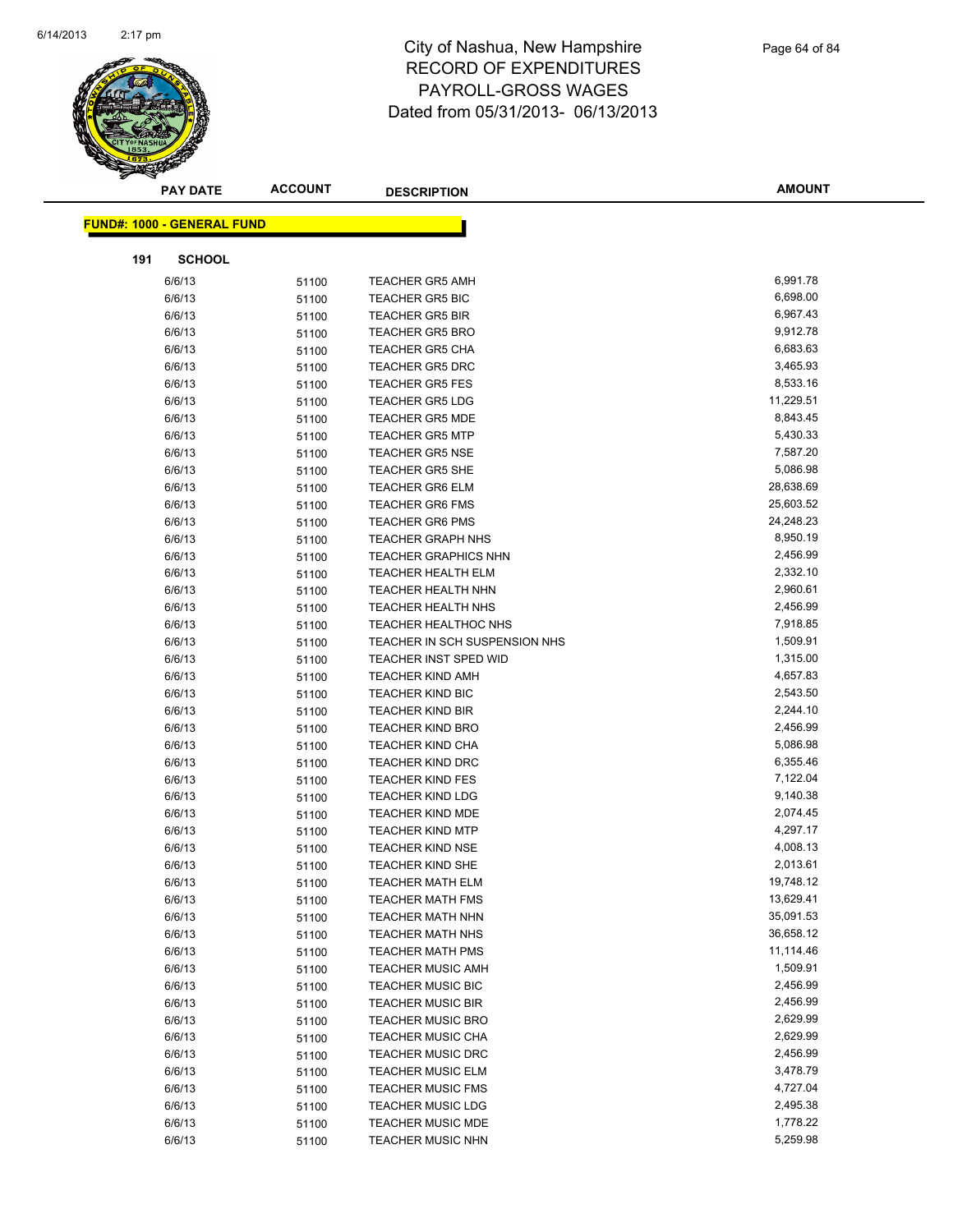# City of Nashua, New Hampshire
# RECORD OF EXPENDITURES
# PAYROLL-GROSS WAGES
# Dated from 05/31/2013- 06/13/2013

| PAY DATE | ACCOUNT | DESCRIPTION | AMOUNT |
|---|---|---|---|

**FUND#: 1000 - GENERAL FUND**

**191 SCHOOL**

| PAY DATE | ACCOUNT | DESCRIPTION | AMOUNT |
|---|---|---|---|
| 6/6/13 | 51100 | TEACHER GR5 AMH | 6,991.78 |
| 6/6/13 | 51100 | TEACHER GR5 BIC | 6,698.00 |
| 6/6/13 | 51100 | TEACHER GR5 BIR | 6,967.43 |
| 6/6/13 | 51100 | TEACHER GR5 BRO | 9,912.78 |
| 6/6/13 | 51100 | TEACHER GR5 CHA | 6,683.63 |
| 6/6/13 | 51100 | TEACHER GR5 DRC | 3,465.93 |
| 6/6/13 | 51100 | TEACHER GR5 FES | 8,533.16 |
| 6/6/13 | 51100 | TEACHER GR5 LDG | 11,229.51 |
| 6/6/13 | 51100 | TEACHER GR5 MDE | 8,843.45 |
| 6/6/13 | 51100 | TEACHER GR5 MTP | 5,430.33 |
| 6/6/13 | 51100 | TEACHER GR5 NSE | 7,587.20 |
| 6/6/13 | 51100 | TEACHER GR5 SHE | 5,086.98 |
| 6/6/13 | 51100 | TEACHER GR6 ELM | 28,638.69 |
| 6/6/13 | 51100 | TEACHER GR6 FMS | 25,603.52 |
| 6/6/13 | 51100 | TEACHER GR6 PMS | 24,248.23 |
| 6/6/13 | 51100 | TEACHER GRAPH NHS | 8,950.19 |
| 6/6/13 | 51100 | TEACHER GRAPHICS NHN | 2,456.99 |
| 6/6/13 | 51100 | TEACHER HEALTH ELM | 2,332.10 |
| 6/6/13 | 51100 | TEACHER HEALTH NHN | 2,960.61 |
| 6/6/13 | 51100 | TEACHER HEALTH NHS | 2,456.99 |
| 6/6/13 | 51100 | TEACHER HEALTHOC NHS | 7,918.85 |
| 6/6/13 | 51100 | TEACHER IN SCH SUSPENSION NHS | 1,509.91 |
| 6/6/13 | 51100 | TEACHER INST SPED WID | 1,315.00 |
| 6/6/13 | 51100 | TEACHER KIND AMH | 4,657.83 |
| 6/6/13 | 51100 | TEACHER KIND BIC | 2,543.50 |
| 6/6/13 | 51100 | TEACHER KIND BIR | 2,244.10 |
| 6/6/13 | 51100 | TEACHER KIND BRO | 2,456.99 |
| 6/6/13 | 51100 | TEACHER KIND CHA | 5,086.98 |
| 6/6/13 | 51100 | TEACHER KIND DRC | 6,355.46 |
| 6/6/13 | 51100 | TEACHER KIND FES | 7,122.04 |
| 6/6/13 | 51100 | TEACHER KIND LDG | 9,140.38 |
| 6/6/13 | 51100 | TEACHER KIND MDE | 2,074.45 |
| 6/6/13 | 51100 | TEACHER KIND MTP | 4,297.17 |
| 6/6/13 | 51100 | TEACHER KIND NSE | 4,008.13 |
| 6/6/13 | 51100 | TEACHER KIND SHE | 2,013.61 |
| 6/6/13 | 51100 | TEACHER MATH ELM | 19,748.12 |
| 6/6/13 | 51100 | TEACHER MATH FMS | 13,629.41 |
| 6/6/13 | 51100 | TEACHER MATH NHN | 35,091.53 |
| 6/6/13 | 51100 | TEACHER MATH NHS | 36,658.12 |
| 6/6/13 | 51100 | TEACHER MATH PMS | 11,114.46 |
| 6/6/13 | 51100 | TEACHER MUSIC AMH | 1,509.91 |
| 6/6/13 | 51100 | TEACHER MUSIC BIC | 2,456.99 |
| 6/6/13 | 51100 | TEACHER MUSIC BIR | 2,456.99 |
| 6/6/13 | 51100 | TEACHER MUSIC BRO | 2,629.99 |
| 6/6/13 | 51100 | TEACHER MUSIC CHA | 2,629.99 |
| 6/6/13 | 51100 | TEACHER MUSIC DRC | 2,456.99 |
| 6/6/13 | 51100 | TEACHER MUSIC ELM | 3,478.79 |
| 6/6/13 | 51100 | TEACHER MUSIC FMS | 4,727.04 |
| 6/6/13 | 51100 | TEACHER MUSIC LDG | 2,495.38 |
| 6/6/13 | 51100 | TEACHER MUSIC MDE | 1,778.22 |
| 6/6/13 | 51100 | TEACHER MUSIC NHN | 5,259.98 |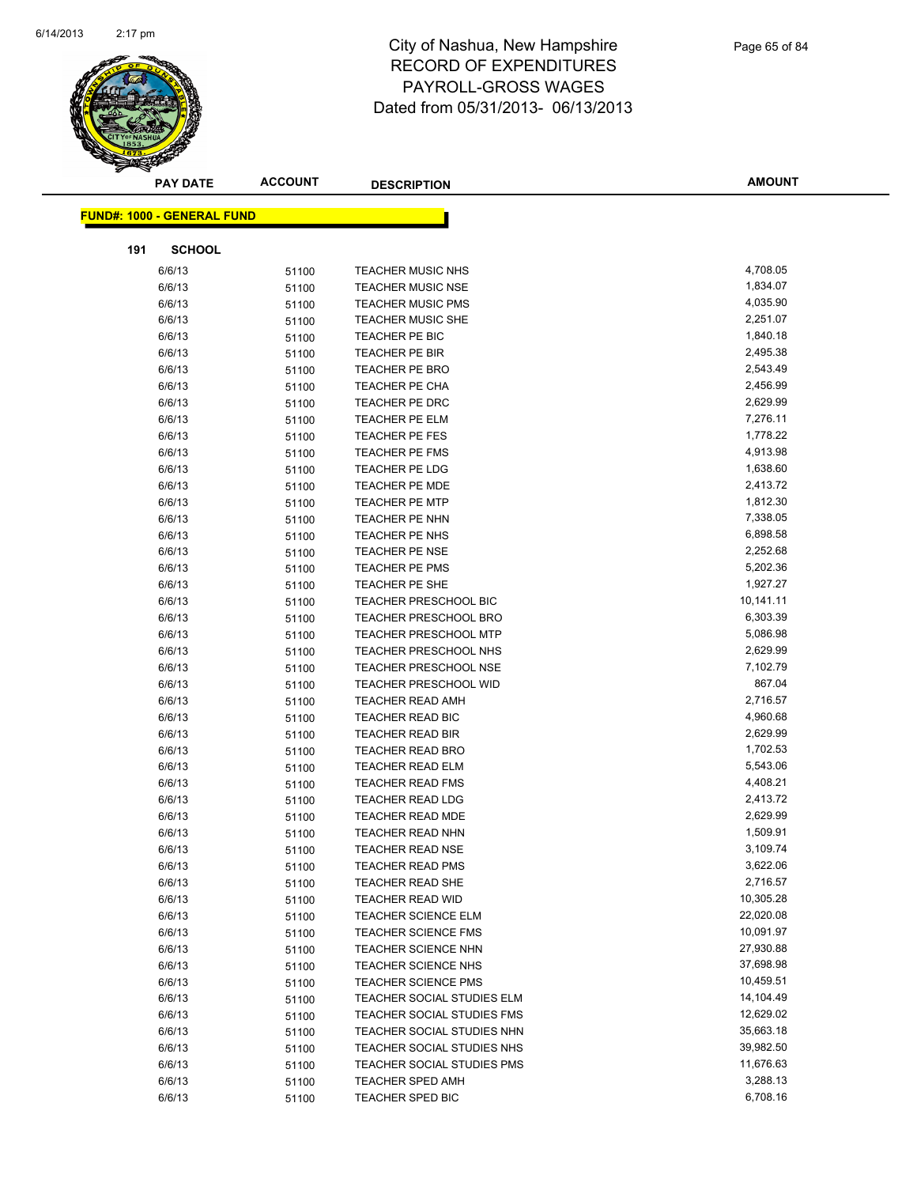# City of Nashua, New Hampshire
# RECORD OF EXPENDITURES
# PAYROLL-GROSS WAGES
# Dated from 05/31/2013- 06/13/2013

**FUND#: 1000 - GENERAL FUND**

**191 SCHOOL**

| PAY DATE | ACCOUNT | DESCRIPTION | AMOUNT |
|---|---|---|---|
| 6/6/13 | 51100 | TEACHER MUSIC NHS | 4,708.05 |
| 6/6/13 | 51100 | TEACHER MUSIC NSE | 1,834.07 |
| 6/6/13 | 51100 | TEACHER MUSIC PMS | 4,035.90 |
| 6/6/13 | 51100 | TEACHER MUSIC SHE | 2,251.07 |
| 6/6/13 | 51100 | TEACHER PE BIC | 1,840.18 |
| 6/6/13 | 51100 | TEACHER PE BIR | 2,495.38 |
| 6/6/13 | 51100 | TEACHER PE BRO | 2,543.49 |
| 6/6/13 | 51100 | TEACHER PE CHA | 2,456.99 |
| 6/6/13 | 51100 | TEACHER PE DRC | 2,629.99 |
| 6/6/13 | 51100 | TEACHER PE ELM | 7,276.11 |
| 6/6/13 | 51100 | TEACHER PE FES | 1,778.22 |
| 6/6/13 | 51100 | TEACHER PE FMS | 4,913.98 |
| 6/6/13 | 51100 | TEACHER PE LDG | 1,638.60 |
| 6/6/13 | 51100 | TEACHER PE MDE | 2,413.72 |
| 6/6/13 | 51100 | TEACHER PE MTP | 1,812.30 |
| 6/6/13 | 51100 | TEACHER PE NHN | 7,338.05 |
| 6/6/13 | 51100 | TEACHER PE NHS | 6,898.58 |
| 6/6/13 | 51100 | TEACHER PE NSE | 2,252.68 |
| 6/6/13 | 51100 | TEACHER PE PMS | 5,202.36 |
| 6/6/13 | 51100 | TEACHER PE SHE | 1,927.27 |
| 6/6/13 | 51100 | TEACHER PRESCHOOL BIC | 10,141.11 |
| 6/6/13 | 51100 | TEACHER PRESCHOOL BRO | 6,303.39 |
| 6/6/13 | 51100 | TEACHER PRESCHOOL MTP | 5,086.98 |
| 6/6/13 | 51100 | TEACHER PRESCHOOL NHS | 2,629.99 |
| 6/6/13 | 51100 | TEACHER PRESCHOOL NSE | 7,102.79 |
| 6/6/13 | 51100 | TEACHER PRESCHOOL WID | 867.04 |
| 6/6/13 | 51100 | TEACHER READ AMH | 2,716.57 |
| 6/6/13 | 51100 | TEACHER READ BIC | 4,960.68 |
| 6/6/13 | 51100 | TEACHER READ BIR | 2,629.99 |
| 6/6/13 | 51100 | TEACHER READ BRO | 1,702.53 |
| 6/6/13 | 51100 | TEACHER READ ELM | 5,543.06 |
| 6/6/13 | 51100 | TEACHER READ FMS | 4,408.21 |
| 6/6/13 | 51100 | TEACHER READ LDG | 2,413.72 |
| 6/6/13 | 51100 | TEACHER READ MDE | 2,629.99 |
| 6/6/13 | 51100 | TEACHER READ NHN | 1,509.91 |
| 6/6/13 | 51100 | TEACHER READ NSE | 3,109.74 |
| 6/6/13 | 51100 | TEACHER READ PMS | 3,622.06 |
| 6/6/13 | 51100 | TEACHER READ SHE | 2,716.57 |
| 6/6/13 | 51100 | TEACHER READ WID | 10,305.28 |
| 6/6/13 | 51100 | TEACHER SCIENCE ELM | 22,020.08 |
| 6/6/13 | 51100 | TEACHER SCIENCE FMS | 10,091.97 |
| 6/6/13 | 51100 | TEACHER SCIENCE NHN | 27,930.88 |
| 6/6/13 | 51100 | TEACHER SCIENCE NHS | 37,698.98 |
| 6/6/13 | 51100 | TEACHER SCIENCE PMS | 10,459.51 |
| 6/6/13 | 51100 | TEACHER SOCIAL STUDIES ELM | 14,104.49 |
| 6/6/13 | 51100 | TEACHER SOCIAL STUDIES FMS | 12,629.02 |
| 6/6/13 | 51100 | TEACHER SOCIAL STUDIES NHN | 35,663.18 |
| 6/6/13 | 51100 | TEACHER SOCIAL STUDIES NHS | 39,982.50 |
| 6/6/13 | 51100 | TEACHER SOCIAL STUDIES PMS | 11,676.63 |
| 6/6/13 | 51100 | TEACHER SPED AMH | 3,288.13 |
| 6/6/13 | 51100 | TEACHER SPED BIC | 6,708.16 |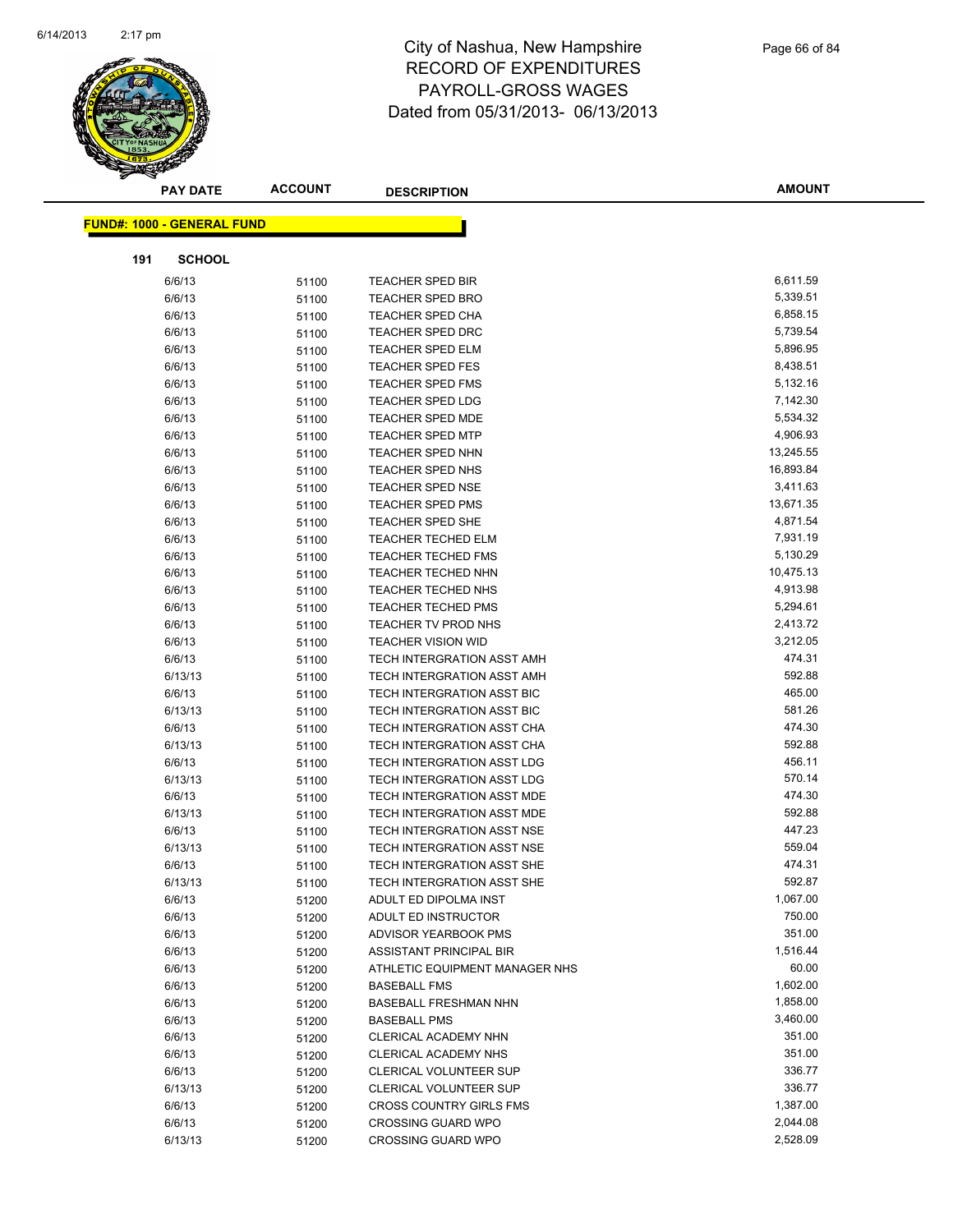# City of Nashua, New Hampshire
# RECORD OF EXPENDITURES
# PAYROLL-GROSS WAGES
# Dated from 05/31/2013- 06/13/2013

**FUND#: 1000 - GENERAL FUND**

**191 SCHOOL**

| PAY DATE | ACCOUNT | DESCRIPTION | AMOUNT |
|---|---|---|---|
| 6/6/13 | 51100 | TEACHER SPED BIR | 6,611.59 |
| 6/6/13 | 51100 | TEACHER SPED BRO | 5,339.51 |
| 6/6/13 | 51100 | TEACHER SPED CHA | 6,858.15 |
| 6/6/13 | 51100 | TEACHER SPED DRC | 5,739.54 |
| 6/6/13 | 51100 | TEACHER SPED ELM | 5,896.95 |
| 6/6/13 | 51100 | TEACHER SPED FES | 8,438.51 |
| 6/6/13 | 51100 | TEACHER SPED FMS | 5,132.16 |
| 6/6/13 | 51100 | TEACHER SPED LDG | 7,142.30 |
| 6/6/13 | 51100 | TEACHER SPED MDE | 5,534.32 |
| 6/6/13 | 51100 | TEACHER SPED MTP | 4,906.93 |
| 6/6/13 | 51100 | TEACHER SPED NHN | 13,245.55 |
| 6/6/13 | 51100 | TEACHER SPED NHS | 16,893.84 |
| 6/6/13 | 51100 | TEACHER SPED NSE | 3,411.63 |
| 6/6/13 | 51100 | TEACHER SPED PMS | 13,671.35 |
| 6/6/13 | 51100 | TEACHER SPED SHE | 4,871.54 |
| 6/6/13 | 51100 | TEACHER TECHED ELM | 7,931.19 |
| 6/6/13 | 51100 | TEACHER TECHED FMS | 5,130.29 |
| 6/6/13 | 51100 | TEACHER TECHED NHN | 10,475.13 |
| 6/6/13 | 51100 | TEACHER TECHED NHS | 4,913.98 |
| 6/6/13 | 51100 | TEACHER TECHED PMS | 5,294.61 |
| 6/6/13 | 51100 | TEACHER TV PROD NHS | 2,413.72 |
| 6/6/13 | 51100 | TEACHER VISION WID | 3,212.05 |
| 6/6/13 | 51100 | TECH INTERGRATION ASST AMH | 474.31 |
| 6/13/13 | 51100 | TECH INTERGRATION ASST AMH | 592.88 |
| 6/6/13 | 51100 | TECH INTERGRATION ASST BIC | 465.00 |
| 6/13/13 | 51100 | TECH INTERGRATION ASST BIC | 581.26 |
| 6/6/13 | 51100 | TECH INTERGRATION ASST CHA | 474.30 |
| 6/13/13 | 51100 | TECH INTERGRATION ASST CHA | 592.88 |
| 6/6/13 | 51100 | TECH INTERGRATION ASST LDG | 456.11 |
| 6/13/13 | 51100 | TECH INTERGRATION ASST LDG | 570.14 |
| 6/6/13 | 51100 | TECH INTERGRATION ASST MDE | 474.30 |
| 6/13/13 | 51100 | TECH INTERGRATION ASST MDE | 592.88 |
| 6/6/13 | 51100 | TECH INTERGRATION ASST NSE | 447.23 |
| 6/13/13 | 51100 | TECH INTERGRATION ASST NSE | 559.04 |
| 6/6/13 | 51100 | TECH INTERGRATION ASST SHE | 474.31 |
| 6/13/13 | 51100 | TECH INTERGRATION ASST SHE | 592.87 |
| 6/6/13 | 51200 | ADULT ED DIPOLMA INST | 1,067.00 |
| 6/6/13 | 51200 | ADULT ED INSTRUCTOR | 750.00 |
| 6/6/13 | 51200 | ADVISOR YEARBOOK PMS | 351.00 |
| 6/6/13 | 51200 | ASSISTANT PRINCIPAL BIR | 1,516.44 |
| 6/6/13 | 51200 | ATHLETIC EQUIPMENT MANAGER NHS | 60.00 |
| 6/6/13 | 51200 | BASEBALL FMS | 1,602.00 |
| 6/6/13 | 51200 | BASEBALL FRESHMAN NHN | 1,858.00 |
| 6/6/13 | 51200 | BASEBALL PMS | 3,460.00 |
| 6/6/13 | 51200 | CLERICAL ACADEMY NHN | 351.00 |
| 6/6/13 | 51200 | CLERICAL ACADEMY NHS | 351.00 |
| 6/6/13 | 51200 | CLERICAL VOLUNTEER SUP | 336.77 |
| 6/13/13 | 51200 | CLERICAL VOLUNTEER SUP | 336.77 |
| 6/6/13 | 51200 | CROSS COUNTRY GIRLS FMS | 1,387.00 |
| 6/6/13 | 51200 | CROSSING GUARD WPO | 2,044.08 |
| 6/13/13 | 51200 | CROSSING GUARD WPO | 2,528.09 |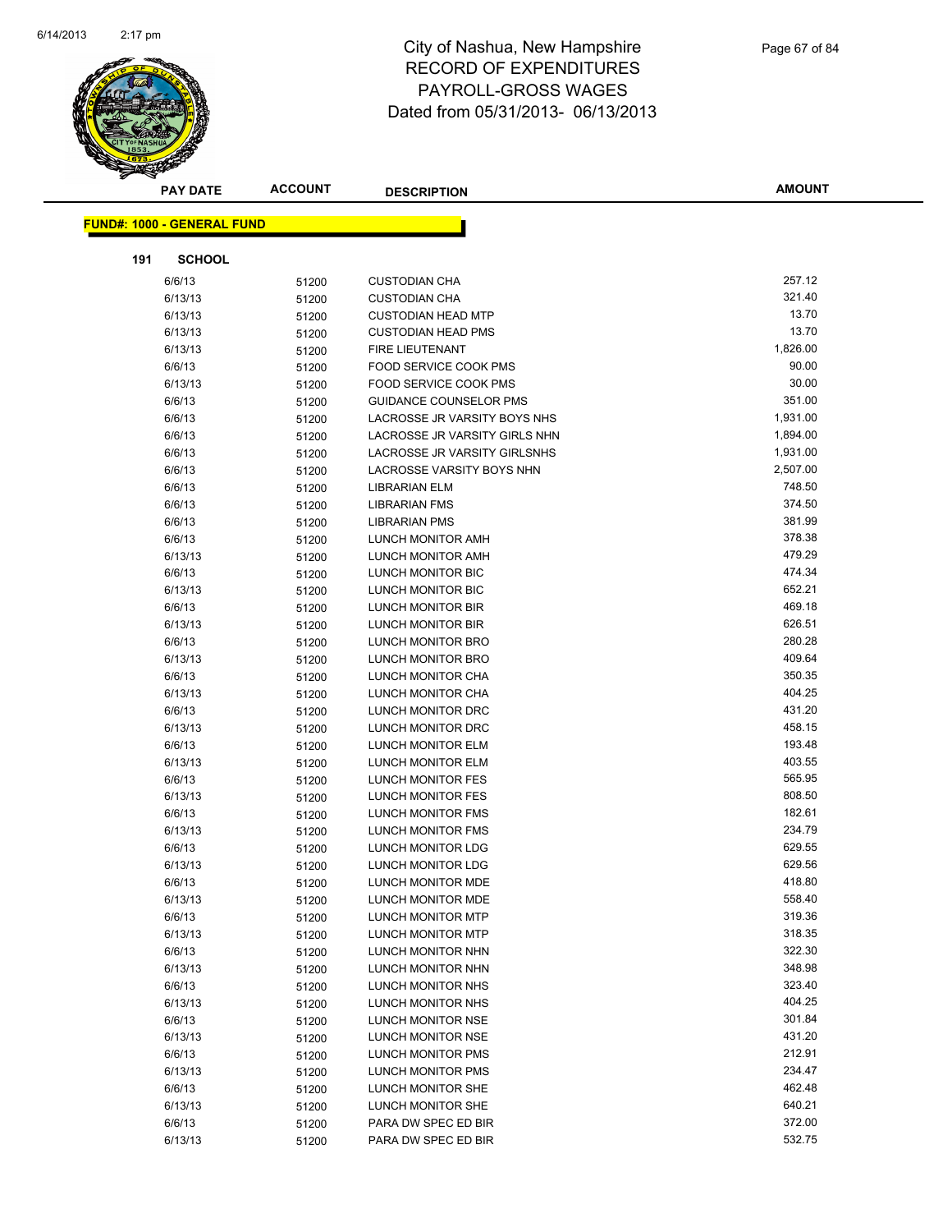# City of Nashua, New Hampshire
# RECORD OF EXPENDITURES
# PAYROLL-GROSS WAGES
# Dated from 05/31/2013- 06/13/2013

**FUND#: 1000 - GENERAL FUND**

**191 SCHOOL**

| PAY DATE | ACCOUNT | DESCRIPTION | AMOUNT |
|---|---|---|---|
| 6/6/13 | 51200 | CUSTODIAN CHA | 257.12 |
| 6/13/13 | 51200 | CUSTODIAN CHA | 321.40 |
| 6/13/13 | 51200 | CUSTODIAN HEAD MTP | 13.70 |
| 6/13/13 | 51200 | CUSTODIAN HEAD PMS | 13.70 |
| 6/13/13 | 51200 | FIRE LIEUTENANT | 1,826.00 |
| 6/6/13 | 51200 | FOOD SERVICE COOK PMS | 90.00 |
| 6/13/13 | 51200 | FOOD SERVICE COOK PMS | 30.00 |
| 6/6/13 | 51200 | GUIDANCE COUNSELOR PMS | 351.00 |
| 6/6/13 | 51200 | LACROSSE JR VARSITY BOYS NHS | 1,931.00 |
| 6/6/13 | 51200 | LACROSSE JR VARSITY GIRLS NHN | 1,894.00 |
| 6/6/13 | 51200 | LACROSSE JR VARSITY GIRLSNHS | 1,931.00 |
| 6/6/13 | 51200 | LACROSSE VARSITY BOYS NHN | 2,507.00 |
| 6/6/13 | 51200 | LIBRARIAN ELM | 748.50 |
| 6/6/13 | 51200 | LIBRARIAN FMS | 374.50 |
| 6/6/13 | 51200 | LIBRARIAN PMS | 381.99 |
| 6/6/13 | 51200 | LUNCH MONITOR AMH | 378.38 |
| 6/13/13 | 51200 | LUNCH MONITOR AMH | 479.29 |
| 6/6/13 | 51200 | LUNCH MONITOR BIC | 474.34 |
| 6/13/13 | 51200 | LUNCH MONITOR BIC | 652.21 |
| 6/6/13 | 51200 | LUNCH MONITOR BIR | 469.18 |
| 6/13/13 | 51200 | LUNCH MONITOR BIR | 626.51 |
| 6/6/13 | 51200 | LUNCH MONITOR BRO | 280.28 |
| 6/13/13 | 51200 | LUNCH MONITOR BRO | 409.64 |
| 6/6/13 | 51200 | LUNCH MONITOR CHA | 350.35 |
| 6/13/13 | 51200 | LUNCH MONITOR CHA | 404.25 |
| 6/6/13 | 51200 | LUNCH MONITOR DRC | 431.20 |
| 6/13/13 | 51200 | LUNCH MONITOR DRC | 458.15 |
| 6/6/13 | 51200 | LUNCH MONITOR ELM | 193.48 |
| 6/13/13 | 51200 | LUNCH MONITOR ELM | 403.55 |
| 6/6/13 | 51200 | LUNCH MONITOR FES | 565.95 |
| 6/13/13 | 51200 | LUNCH MONITOR FES | 808.50 |
| 6/6/13 | 51200 | LUNCH MONITOR FMS | 182.61 |
| 6/13/13 | 51200 | LUNCH MONITOR FMS | 234.79 |
| 6/6/13 | 51200 | LUNCH MONITOR LDG | 629.55 |
| 6/13/13 | 51200 | LUNCH MONITOR LDG | 629.56 |
| 6/6/13 | 51200 | LUNCH MONITOR MDE | 418.80 |
| 6/13/13 | 51200 | LUNCH MONITOR MDE | 558.40 |
| 6/6/13 | 51200 | LUNCH MONITOR MTP | 319.36 |
| 6/13/13 | 51200 | LUNCH MONITOR MTP | 318.35 |
| 6/6/13 | 51200 | LUNCH MONITOR NHN | 322.30 |
| 6/13/13 | 51200 | LUNCH MONITOR NHN | 348.98 |
| 6/6/13 | 51200 | LUNCH MONITOR NHS | 323.40 |
| 6/13/13 | 51200 | LUNCH MONITOR NHS | 404.25 |
| 6/6/13 | 51200 | LUNCH MONITOR NSE | 301.84 |
| 6/13/13 | 51200 | LUNCH MONITOR NSE | 431.20 |
| 6/6/13 | 51200 | LUNCH MONITOR PMS | 212.91 |
| 6/13/13 | 51200 | LUNCH MONITOR PMS | 234.47 |
| 6/6/13 | 51200 | LUNCH MONITOR SHE | 462.48 |
| 6/13/13 | 51200 | LUNCH MONITOR SHE | 640.21 |
| 6/6/13 | 51200 | PARA DW SPEC ED BIR | 372.00 |
| 6/13/13 | 51200 | PARA DW SPEC ED BIR | 532.75 |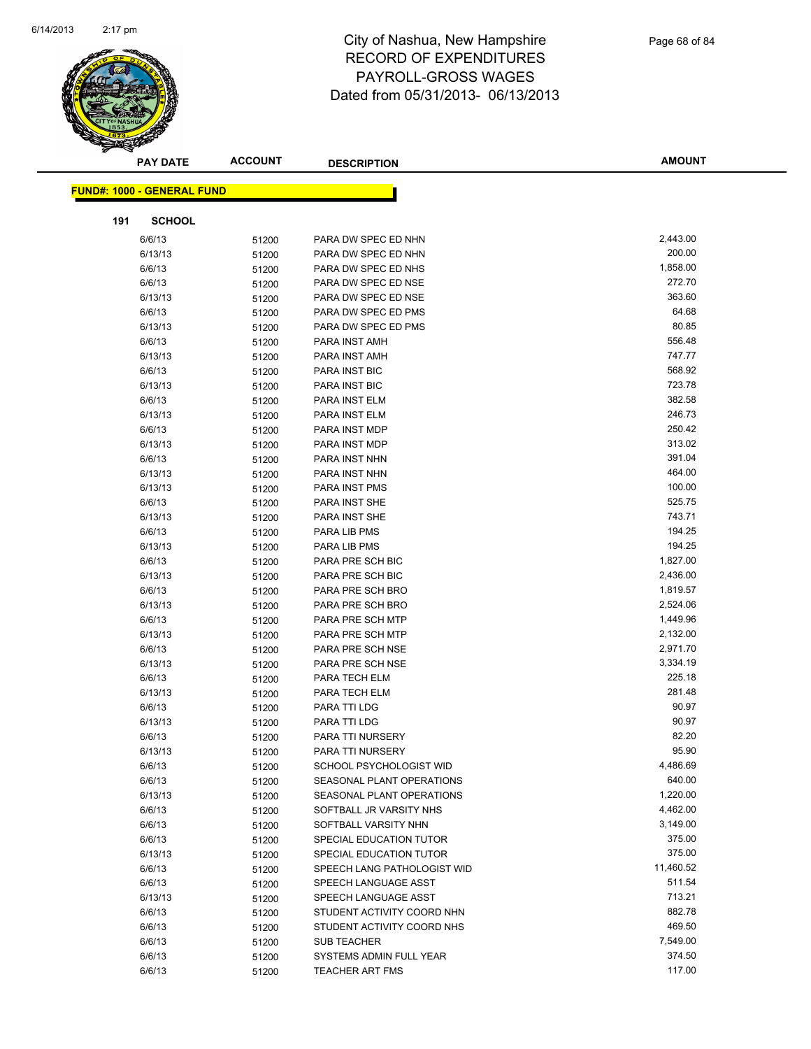# City of Nashua, New Hampshire
# RECORD OF EXPENDITURES
# PAYROLL-GROSS WAGES
# Dated from 05/31/2013- 06/13/2013

**FUND#: 1000 - GENERAL FUND**

**191 SCHOOL**

| PAY DATE | ACCOUNT | DESCRIPTION | AMOUNT |
|---|---|---|---|
| 6/6/13 | 51200 | PARA DW SPEC ED NHN | 2,443.00 |
| 6/13/13 | 51200 | PARA DW SPEC ED NHN | 200.00 |
| 6/6/13 | 51200 | PARA DW SPEC ED NHS | 1,858.00 |
| 6/6/13 | 51200 | PARA DW SPEC ED NSE | 272.70 |
| 6/13/13 | 51200 | PARA DW SPEC ED NSE | 363.60 |
| 6/6/13 | 51200 | PARA DW SPEC ED PMS | 64.68 |
| 6/13/13 | 51200 | PARA DW SPEC ED PMS | 80.85 |
| 6/6/13 | 51200 | PARA INST AMH | 556.48 |
| 6/13/13 | 51200 | PARA INST AMH | 747.77 |
| 6/6/13 | 51200 | PARA INST BIC | 568.92 |
| 6/13/13 | 51200 | PARA INST BIC | 723.78 |
| 6/6/13 | 51200 | PARA INST ELM | 382.58 |
| 6/13/13 | 51200 | PARA INST ELM | 246.73 |
| 6/6/13 | 51200 | PARA INST MDP | 250.42 |
| 6/13/13 | 51200 | PARA INST MDP | 313.02 |
| 6/6/13 | 51200 | PARA INST NHN | 391.04 |
| 6/13/13 | 51200 | PARA INST NHN | 464.00 |
| 6/13/13 | 51200 | PARA INST PMS | 100.00 |
| 6/6/13 | 51200 | PARA INST SHE | 525.75 |
| 6/13/13 | 51200 | PARA INST SHE | 743.71 |
| 6/6/13 | 51200 | PARA LIB PMS | 194.25 |
| 6/13/13 | 51200 | PARA LIB PMS | 194.25 |
| 6/6/13 | 51200 | PARA PRE SCH BIC | 1,827.00 |
| 6/13/13 | 51200 | PARA PRE SCH BIC | 2,436.00 |
| 6/6/13 | 51200 | PARA PRE SCH BRO | 1,819.57 |
| 6/13/13 | 51200 | PARA PRE SCH BRO | 2,524.06 |
| 6/6/13 | 51200 | PARA PRE SCH MTP | 1,449.96 |
| 6/13/13 | 51200 | PARA PRE SCH MTP | 2,132.00 |
| 6/6/13 | 51200 | PARA PRE SCH NSE | 2,971.70 |
| 6/13/13 | 51200 | PARA PRE SCH NSE | 3,334.19 |
| 6/6/13 | 51200 | PARA TECH ELM | 225.18 |
| 6/13/13 | 51200 | PARA TECH ELM | 281.48 |
| 6/6/13 | 51200 | PARA TTI LDG | 90.97 |
| 6/13/13 | 51200 | PARA TTI LDG | 90.97 |
| 6/6/13 | 51200 | PARA TTI NURSERY | 82.20 |
| 6/13/13 | 51200 | PARA TTI NURSERY | 95.90 |
| 6/6/13 | 51200 | SCHOOL PSYCHOLOGIST WID | 4,486.69 |
| 6/6/13 | 51200 | SEASONAL PLANT OPERATIONS | 640.00 |
| 6/13/13 | 51200 | SEASONAL PLANT OPERATIONS | 1,220.00 |
| 6/6/13 | 51200 | SOFTBALL JR VARSITY NHS | 4,462.00 |
| 6/6/13 | 51200 | SOFTBALL VARSITY NHN | 3,149.00 |
| 6/6/13 | 51200 | SPECIAL EDUCATION TUTOR | 375.00 |
| 6/13/13 | 51200 | SPECIAL EDUCATION TUTOR | 375.00 |
| 6/6/13 | 51200 | SPEECH LANG PATHOLOGIST WID | 11,460.52 |
| 6/6/13 | 51200 | SPEECH LANGUAGE ASST | 511.54 |
| 6/13/13 | 51200 | SPEECH LANGUAGE ASST | 713.21 |
| 6/6/13 | 51200 | STUDENT ACTIVITY COORD NHN | 882.78 |
| 6/6/13 | 51200 | STUDENT ACTIVITY COORD NHS | 469.50 |
| 6/6/13 | 51200 | SUB TEACHER | 7,549.00 |
| 6/6/13 | 51200 | SYSTEMS ADMIN FULL YEAR | 374.50 |
| 6/6/13 | 51200 | TEACHER ART FMS | 117.00 |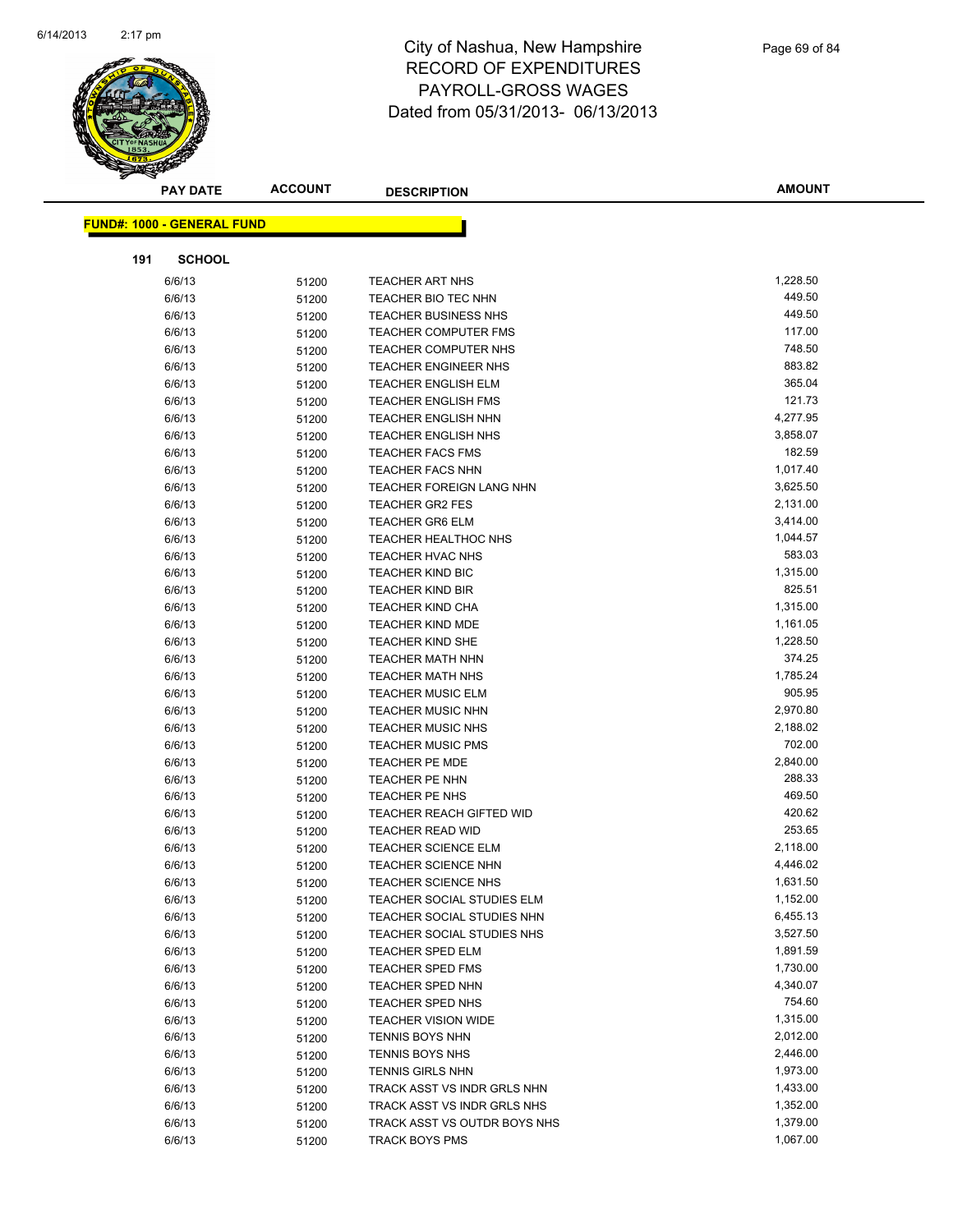# City of Nashua, New Hampshire
# RECORD OF EXPENDITURES
# PAYROLL-GROSS WAGES
# Dated from 05/31/2013- 06/13/2013

| PAY DATE | ACCOUNT | DESCRIPTION | AMOUNT |
|---|---|---|---|

**FUND#: 1000 - GENERAL FUND**

**191 SCHOOL**

| PAY DATE | ACCOUNT | DESCRIPTION | AMOUNT |
|---|---|---|---|
| 6/6/13 | 51200 | TEACHER ART NHS | 1,228.50 |
| 6/6/13 | 51200 | TEACHER BIO TEC NHN | 449.50 |
| 6/6/13 | 51200 | TEACHER BUSINESS NHS | 449.50 |
| 6/6/13 | 51200 | TEACHER COMPUTER FMS | 117.00 |
| 6/6/13 | 51200 | TEACHER COMPUTER NHS | 748.50 |
| 6/6/13 | 51200 | TEACHER ENGINEER NHS | 883.82 |
| 6/6/13 | 51200 | TEACHER ENGLISH ELM | 365.04 |
| 6/6/13 | 51200 | TEACHER ENGLISH FMS | 121.73 |
| 6/6/13 | 51200 | TEACHER ENGLISH NHN | 4,277.95 |
| 6/6/13 | 51200 | TEACHER ENGLISH NHS | 3,858.07 |
| 6/6/13 | 51200 | TEACHER FACS FMS | 182.59 |
| 6/6/13 | 51200 | TEACHER FACS NHN | 1,017.40 |
| 6/6/13 | 51200 | TEACHER FOREIGN LANG NHN | 3,625.50 |
| 6/6/13 | 51200 | TEACHER GR2 FES | 2,131.00 |
| 6/6/13 | 51200 | TEACHER GR6 ELM | 3,414.00 |
| 6/6/13 | 51200 | TEACHER HEALTHOC NHS | 1,044.57 |
| 6/6/13 | 51200 | TEACHER HVAC NHS | 583.03 |
| 6/6/13 | 51200 | TEACHER KIND BIC | 1,315.00 |
| 6/6/13 | 51200 | TEACHER KIND BIR | 825.51 |
| 6/6/13 | 51200 | TEACHER KIND CHA | 1,315.00 |
| 6/6/13 | 51200 | TEACHER KIND MDE | 1,161.05 |
| 6/6/13 | 51200 | TEACHER KIND SHE | 1,228.50 |
| 6/6/13 | 51200 | TEACHER MATH NHN | 374.25 |
| 6/6/13 | 51200 | TEACHER MATH NHS | 1,785.24 |
| 6/6/13 | 51200 | TEACHER MUSIC ELM | 905.95 |
| 6/6/13 | 51200 | TEACHER MUSIC NHN | 2,970.80 |
| 6/6/13 | 51200 | TEACHER MUSIC NHS | 2,188.02 |
| 6/6/13 | 51200 | TEACHER MUSIC PMS | 702.00 |
| 6/6/13 | 51200 | TEACHER PE MDE | 2,840.00 |
| 6/6/13 | 51200 | TEACHER PE NHN | 288.33 |
| 6/6/13 | 51200 | TEACHER PE NHS | 469.50 |
| 6/6/13 | 51200 | TEACHER REACH GIFTED WID | 420.62 |
| 6/6/13 | 51200 | TEACHER READ WID | 253.65 |
| 6/6/13 | 51200 | TEACHER SCIENCE ELM | 2,118.00 |
| 6/6/13 | 51200 | TEACHER SCIENCE NHN | 4,446.02 |
| 6/6/13 | 51200 | TEACHER SCIENCE NHS | 1,631.50 |
| 6/6/13 | 51200 | TEACHER SOCIAL STUDIES ELM | 1,152.00 |
| 6/6/13 | 51200 | TEACHER SOCIAL STUDIES NHN | 6,455.13 |
| 6/6/13 | 51200 | TEACHER SOCIAL STUDIES NHS | 3,527.50 |
| 6/6/13 | 51200 | TEACHER SPED ELM | 1,891.59 |
| 6/6/13 | 51200 | TEACHER SPED FMS | 1,730.00 |
| 6/6/13 | 51200 | TEACHER SPED NHN | 4,340.07 |
| 6/6/13 | 51200 | TEACHER SPED NHS | 754.60 |
| 6/6/13 | 51200 | TEACHER VISION WIDE | 1,315.00 |
| 6/6/13 | 51200 | TENNIS BOYS NHN | 2,012.00 |
| 6/6/13 | 51200 | TENNIS BOYS NHS | 2,446.00 |
| 6/6/13 | 51200 | TENNIS GIRLS NHN | 1,973.00 |
| 6/6/13 | 51200 | TRACK ASST VS INDR GRLS NHN | 1,433.00 |
| 6/6/13 | 51200 | TRACK ASST VS INDR GRLS NHS | 1,352.00 |
| 6/6/13 | 51200 | TRACK ASST VS OUTDR BOYS NHS | 1,379.00 |
| 6/6/13 | 51200 | TRACK BOYS PMS | 1,067.00 |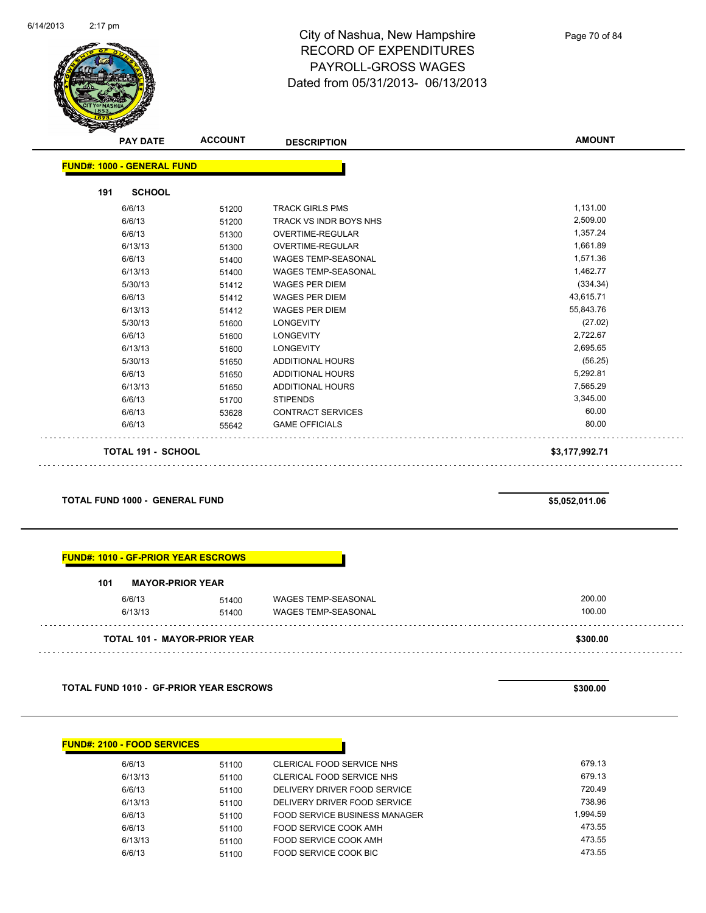# City of Nashua, New Hampshire
## RECORD OF EXPENDITURES
## PAYROLL-GROSS WAGES
### Dated from 05/31/2013- 06/13/2013

| PAY DATE | ACCOUNT | DESCRIPTION | AMOUNT |
|---|---|---|---|

**FUND#: 1000 - GENERAL FUND**

**191 SCHOOL**

| PAY DATE | ACCOUNT | DESCRIPTION | AMOUNT |
|---|---|---|---|
| 6/6/13 | 51200 | TRACK GIRLS PMS | 1,131.00 |
| 6/6/13 | 51200 | TRACK VS INDR BOYS NHS | 2,509.00 |
| 6/6/13 | 51300 | OVERTIME-REGULAR | 1,357.24 |
| 6/13/13 | 51300 | OVERTIME-REGULAR | 1,661.89 |
| 6/6/13 | 51400 | WAGES TEMP-SEASONAL | 1,571.36 |
| 6/13/13 | 51400 | WAGES TEMP-SEASONAL | 1,462.77 |
| 5/30/13 | 51412 | WAGES PER DIEM | (334.34) |
| 6/6/13 | 51412 | WAGES PER DIEM | 43,615.71 |
| 6/13/13 | 51412 | WAGES PER DIEM | 55,843.76 |
| 5/30/13 | 51600 | LONGEVITY | (27.02) |
| 6/6/13 | 51600 | LONGEVITY | 2,722.67 |
| 6/13/13 | 51600 | LONGEVITY | 2,695.65 |
| 5/30/13 | 51650 | ADDITIONAL HOURS | (56.25) |
| 6/6/13 | 51650 | ADDITIONAL HOURS | 5,292.81 |
| 6/13/13 | 51650 | ADDITIONAL HOURS | 7,565.29 |
| 6/6/13 | 51700 | STIPENDS | 3,345.00 |
| 6/6/13 | 53628 | CONTRACT SERVICES | 60.00 |
| 6/6/13 | 55642 | GAME OFFICIALS | 80.00 |

**TOTAL 191 - SCHOOL** **$3,177,992.71**

**TOTAL FUND 1000 - GENERAL FUND** **$5,052,011.06**

**FUND#: 1010 - GF-PRIOR YEAR ESCROWS**

**101 MAYOR-PRIOR YEAR**

| PAY DATE | ACCOUNT | DESCRIPTION | AMOUNT |
|---|---|---|---|
| 6/6/13 | 51400 | WAGES TEMP-SEASONAL | 200.00 |
| 6/13/13 | 51400 | WAGES TEMP-SEASONAL | 100.00 |

**TOTAL 101 - MAYOR-PRIOR YEAR** **$300.00**

**TOTAL FUND 1010 - GF-PRIOR YEAR ESCROWS** **$300.00**

**FUND#: 2100 - FOOD SERVICES**

| PAY DATE | ACCOUNT | DESCRIPTION | AMOUNT |
|---|---|---|---|
| 6/6/13 | 51100 | CLERICAL FOOD SERVICE NHS | 679.13 |
| 6/13/13 | 51100 | CLERICAL FOOD SERVICE NHS | 679.13 |
| 6/6/13 | 51100 | DELIVERY DRIVER FOOD SERVICE | 720.49 |
| 6/13/13 | 51100 | DELIVERY DRIVER FOOD SERVICE | 738.96 |
| 6/6/13 | 51100 | FOOD SERVICE BUSINESS MANAGER | 1,994.59 |
| 6/6/13 | 51100 | FOOD SERVICE COOK AMH | 473.55 |
| 6/13/13 | 51100 | FOOD SERVICE COOK AMH | 473.55 |
| 6/6/13 | 51100 | FOOD SERVICE COOK BIC | 473.55 |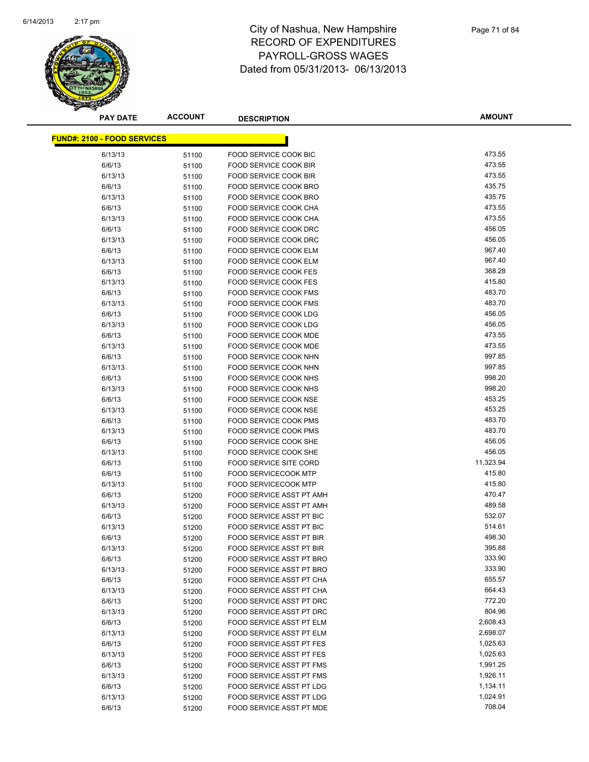# City of Nashua, New Hampshire
# RECORD OF EXPENDITURES
# PAYROLL-GROSS WAGES
# Dated from 05/31/2013- 06/13/2013

| PAY DATE | ACCOUNT | DESCRIPTION | AMOUNT |
|---|---|---|---|
| **FUND#: 2100 - FOOD SERVICES** | | | |
| 6/13/13 | 51100 | FOOD SERVICE COOK BIC | 473.55 |
| 6/6/13 | 51100 | FOOD SERVICE COOK BIR | 473.55 |
| 6/13/13 | 51100 | FOOD SERVICE COOK BIR | 473.55 |
| 6/6/13 | 51100 | FOOD SERVICE COOK BRO | 435.75 |
| 6/13/13 | 51100 | FOOD SERVICE COOK BRO | 435.75 |
| 6/6/13 | 51100 | FOOD SERVICE COOK CHA | 473.55 |
| 6/13/13 | 51100 | FOOD SERVICE COOK CHA | 473.55 |
| 6/6/13 | 51100 | FOOD SERVICE COOK DRC | 456.05 |
| 6/13/13 | 51100 | FOOD SERVICE COOK DRC | 456.05 |
| 6/6/13 | 51100 | FOOD SERVICE COOK ELM | 967.40 |
| 6/13/13 | 51100 | FOOD SERVICE COOK ELM | 967.40 |
| 6/6/13 | 51100 | FOOD SERVICE COOK FES | 368.28 |
| 6/13/13 | 51100 | FOOD SERVICE COOK FES | 415.80 |
| 6/6/13 | 51100 | FOOD SERVICE COOK FMS | 483.70 |
| 6/13/13 | 51100 | FOOD SERVICE COOK FMS | 483.70 |
| 6/6/13 | 51100 | FOOD SERVICE COOK LDG | 456.05 |
| 6/13/13 | 51100 | FOOD SERVICE COOK LDG | 456.05 |
| 6/6/13 | 51100 | FOOD SERVICE COOK MDE | 473.55 |
| 6/13/13 | 51100 | FOOD SERVICE COOK MDE | 473.55 |
| 6/6/13 | 51100 | FOOD SERVICE COOK NHN | 997.85 |
| 6/13/13 | 51100 | FOOD SERVICE COOK NHN | 997.85 |
| 6/6/13 | 51100 | FOOD SERVICE COOK NHS | 998.20 |
| 6/13/13 | 51100 | FOOD SERVICE COOK NHS | 998.20 |
| 6/6/13 | 51100 | FOOD SERVICE COOK NSE | 453.25 |
| 6/13/13 | 51100 | FOOD SERVICE COOK NSE | 453.25 |
| 6/6/13 | 51100 | FOOD SERVICE COOK PMS | 483.70 |
| 6/13/13 | 51100 | FOOD SERVICE COOK PMS | 483.70 |
| 6/6/13 | 51100 | FOOD SERVICE COOK SHE | 456.05 |
| 6/13/13 | 51100 | FOOD SERVICE COOK SHE | 456.05 |
| 6/6/13 | 51100 | FOOD SERVICE SITE CORD | 11,323.94 |
| 6/6/13 | 51100 | FOOD SERVICECOOK MTP | 415.80 |
| 6/13/13 | 51100 | FOOD SERVICECOOK MTP | 415.80 |
| 6/6/13 | 51200 | FOOD SERVICE ASST PT AMH | 470.47 |
| 6/13/13 | 51200 | FOOD SERVICE ASST PT AMH | 489.58 |
| 6/6/13 | 51200 | FOOD SERVICE ASST PT BIC | 532.07 |
| 6/13/13 | 51200 | FOOD SERVICE ASST PT BIC | 514.61 |
| 6/6/13 | 51200 | FOOD SERVICE ASST PT BIR | 498.30 |
| 6/13/13 | 51200 | FOOD SERVICE ASST PT BIR | 395.88 |
| 6/6/13 | 51200 | FOOD SERVICE ASST PT BRO | 333.90 |
| 6/13/13 | 51200 | FOOD SERVICE ASST PT BRO | 333.90 |
| 6/6/13 | 51200 | FOOD SERVICE ASST PT CHA | 655.57 |
| 6/13/13 | 51200 | FOOD SERVICE ASST PT CHA | 664.43 |
| 6/6/13 | 51200 | FOOD SERVICE ASST PT DRC | 772.20 |
| 6/13/13 | 51200 | FOOD SERVICE ASST PT DRC | 804.96 |
| 6/6/13 | 51200 | FOOD SERVICE ASST PT ELM | 2,608.43 |
| 6/13/13 | 51200 | FOOD SERVICE ASST PT ELM | 2,698.07 |
| 6/6/13 | 51200 | FOOD SERVICE ASST PT FES | 1,025.63 |
| 6/13/13 | 51200 | FOOD SERVICE ASST PT FES | 1,025.63 |
| 6/6/13 | 51200 | FOOD SERVICE ASST PT FMS | 1,991.25 |
| 6/13/13 | 51200 | FOOD SERVICE ASST PT FMS | 1,926.11 |
| 6/6/13 | 51200 | FOOD SERVICE ASST PT LDG | 1,134.11 |
| 6/13/13 | 51200 | FOOD SERVICE ASST PT LDG | 1,024.91 |
| 6/6/13 | 51200 | FOOD SERVICE ASST PT MDE | 708.04 |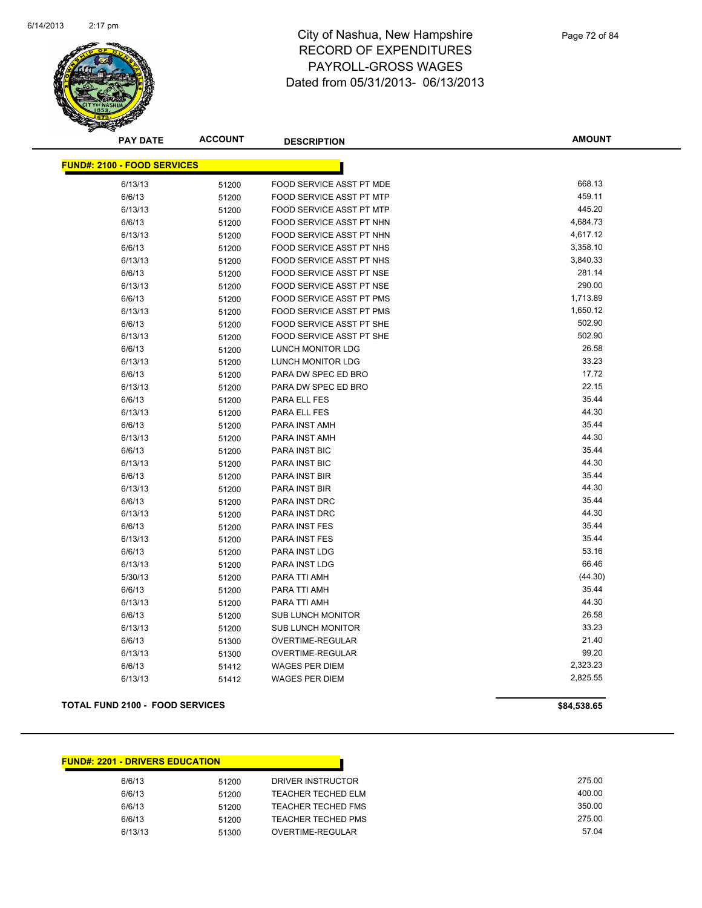# City of Nashua, New Hampshire
## RECORD OF EXPENDITURES
## PAYROLL-GROSS WAGES
## Dated from 05/31/2013- 06/13/2013

| PAY DATE | ACCOUNT | DESCRIPTION | AMOUNT |
|---|---|---|---|
| **FUND#: 2100 - FOOD SERVICES** | | | |
| 6/13/13 | 51200 | FOOD SERVICE ASST PT MDE | 668.13 |
| 6/6/13 | 51200 | FOOD SERVICE ASST PT MTP | 459.11 |
| 6/13/13 | 51200 | FOOD SERVICE ASST PT MTP | 445.20 |
| 6/6/13 | 51200 | FOOD SERVICE ASST PT NHN | 4,684.73 |
| 6/13/13 | 51200 | FOOD SERVICE ASST PT NHN | 4,617.12 |
| 6/6/13 | 51200 | FOOD SERVICE ASST PT NHS | 3,358.10 |
| 6/13/13 | 51200 | FOOD SERVICE ASST PT NHS | 3,840.33 |
| 6/6/13 | 51200 | FOOD SERVICE ASST PT NSE | 281.14 |
| 6/13/13 | 51200 | FOOD SERVICE ASST PT NSE | 290.00 |
| 6/6/13 | 51200 | FOOD SERVICE ASST PT PMS | 1,713.89 |
| 6/13/13 | 51200 | FOOD SERVICE ASST PT PMS | 1,650.12 |
| 6/6/13 | 51200 | FOOD SERVICE ASST PT SHE | 502.90 |
| 6/13/13 | 51200 | FOOD SERVICE ASST PT SHE | 502.90 |
| 6/6/13 | 51200 | LUNCH MONITOR LDG | 26.58 |
| 6/13/13 | 51200 | LUNCH MONITOR LDG | 33.23 |
| 6/6/13 | 51200 | PARA DW SPEC ED BRO | 17.72 |
| 6/13/13 | 51200 | PARA DW SPEC ED BRO | 22.15 |
| 6/6/13 | 51200 | PARA ELL FES | 35.44 |
| 6/13/13 | 51200 | PARA ELL FES | 44.30 |
| 6/6/13 | 51200 | PARA INST AMH | 35.44 |
| 6/13/13 | 51200 | PARA INST AMH | 44.30 |
| 6/6/13 | 51200 | PARA INST BIC | 35.44 |
| 6/13/13 | 51200 | PARA INST BIC | 44.30 |
| 6/6/13 | 51200 | PARA INST BIR | 35.44 |
| 6/13/13 | 51200 | PARA INST BIR | 44.30 |
| 6/6/13 | 51200 | PARA INST DRC | 35.44 |
| 6/13/13 | 51200 | PARA INST DRC | 44.30 |
| 6/6/13 | 51200 | PARA INST FES | 35.44 |
| 6/13/13 | 51200 | PARA INST FES | 35.44 |
| 6/6/13 | 51200 | PARA INST LDG | 53.16 |
| 6/13/13 | 51200 | PARA INST LDG | 66.46 |
| 5/30/13 | 51200 | PARA TTI AMH | (44.30) |
| 6/6/13 | 51200 | PARA TTI AMH | 35.44 |
| 6/13/13 | 51200 | PARA TTI AMH | 44.30 |
| 6/6/13 | 51200 | SUB LUNCH MONITOR | 26.58 |
| 6/13/13 | 51200 | SUB LUNCH MONITOR | 33.23 |
| 6/6/13 | 51300 | OVERTIME-REGULAR | 21.40 |
| 6/13/13 | 51300 | OVERTIME-REGULAR | 99.20 |
| 6/6/13 | 51412 | WAGES PER DIEM | 2,323.23 |
| 6/13/13 | 51412 | WAGES PER DIEM | 2,825.55 |
| **TOTAL FUND 2100 - FOOD SERVICES** | | | **$84,538.65** |

| PAY DATE | ACCOUNT | DESCRIPTION | AMOUNT |
|---|---|---|---|
| **FUND#: 2201 - DRIVERS EDUCATION** | | | |
| 6/6/13 | 51200 | DRIVER INSTRUCTOR | 275.00 |
| 6/6/13 | 51200 | TEACHER TECHED ELM | 400.00 |
| 6/6/13 | 51200 | TEACHER TECHED FMS | 350.00 |
| 6/6/13 | 51200 | TEACHER TECHED PMS | 275.00 |
| 6/13/13 | 51300 | OVERTIME-REGULAR | 57.04 |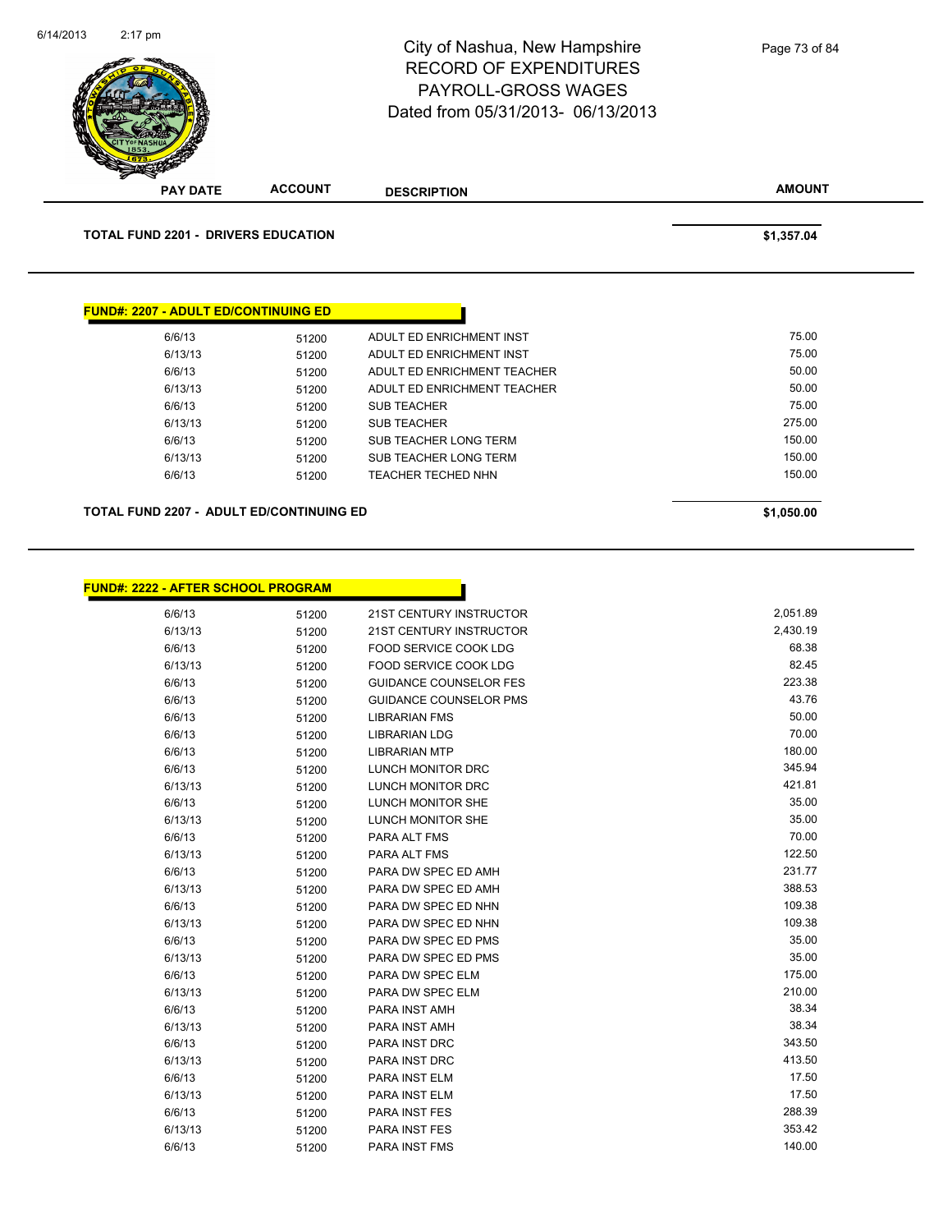# City of Nashua, New Hampshire
## RECORD OF EXPENDITURES
## PAYROLL-GROSS WAGES
### Dated from 05/31/2013- 06/13/2013

| PAY DATE | ACCOUNT | DESCRIPTION | AMOUNT |
|---|---|---|---|
| **TOTAL FUND 2201 - DRIVERS EDUCATION** | | | **$1,357.04** |

**FUND#: 2207 - ADULT ED/CONTINUING ED**

| PAY DATE | ACCOUNT | DESCRIPTION | AMOUNT |
|---|---|---|---|
| 6/6/13 | 51200 | ADULT ED ENRICHMENT INST | 75.00 |
| 6/13/13 | 51200 | ADULT ED ENRICHMENT INST | 75.00 |
| 6/6/13 | 51200 | ADULT ED ENRICHMENT TEACHER | 50.00 |
| 6/13/13 | 51200 | ADULT ED ENRICHMENT TEACHER | 50.00 |
| 6/6/13 | 51200 | SUB TEACHER | 75.00 |
| 6/13/13 | 51200 | SUB TEACHER | 275.00 |
| 6/6/13 | 51200 | SUB TEACHER LONG TERM | 150.00 |
| 6/13/13 | 51200 | SUB TEACHER LONG TERM | 150.00 |
| 6/6/13 | 51200 | TEACHER TECHED NHN | 150.00 |
| **TOTAL FUND 2207 - ADULT ED/CONTINUING ED** | | | **$1,050.00** |

**FUND#: 2222 - AFTER SCHOOL PROGRAM**

| PAY DATE | ACCOUNT | DESCRIPTION | AMOUNT |
|---|---|---|---|
| 6/6/13 | 51200 | 21ST CENTURY INSTRUCTOR | 2,051.89 |
| 6/13/13 | 51200 | 21ST CENTURY INSTRUCTOR | 2,430.19 |
| 6/6/13 | 51200 | FOOD SERVICE COOK LDG | 68.38 |
| 6/13/13 | 51200 | FOOD SERVICE COOK LDG | 82.45 |
| 6/6/13 | 51200 | GUIDANCE COUNSELOR FES | 223.38 |
| 6/6/13 | 51200 | GUIDANCE COUNSELOR PMS | 43.76 |
| 6/6/13 | 51200 | LIBRARIAN FMS | 50.00 |
| 6/6/13 | 51200 | LIBRARIAN LDG | 70.00 |
| 6/6/13 | 51200 | LIBRARIAN MTP | 180.00 |
| 6/6/13 | 51200 | LUNCH MONITOR DRC | 345.94 |
| 6/13/13 | 51200 | LUNCH MONITOR DRC | 421.81 |
| 6/6/13 | 51200 | LUNCH MONITOR SHE | 35.00 |
| 6/13/13 | 51200 | LUNCH MONITOR SHE | 35.00 |
| 6/6/13 | 51200 | PARA ALT FMS | 70.00 |
| 6/13/13 | 51200 | PARA ALT FMS | 122.50 |
| 6/6/13 | 51200 | PARA DW SPEC ED AMH | 231.77 |
| 6/13/13 | 51200 | PARA DW SPEC ED AMH | 388.53 |
| 6/6/13 | 51200 | PARA DW SPEC ED NHN | 109.38 |
| 6/13/13 | 51200 | PARA DW SPEC ED NHN | 109.38 |
| 6/6/13 | 51200 | PARA DW SPEC ED PMS | 35.00 |
| 6/13/13 | 51200 | PARA DW SPEC ED PMS | 35.00 |
| 6/6/13 | 51200 | PARA DW SPEC ELM | 175.00 |
| 6/13/13 | 51200 | PARA DW SPEC ELM | 210.00 |
| 6/6/13 | 51200 | PARA INST AMH | 38.34 |
| 6/13/13 | 51200 | PARA INST AMH | 38.34 |
| 6/6/13 | 51200 | PARA INST DRC | 343.50 |
| 6/13/13 | 51200 | PARA INST DRC | 413.50 |
| 6/6/13 | 51200 | PARA INST ELM | 17.50 |
| 6/13/13 | 51200 | PARA INST ELM | 17.50 |
| 6/6/13 | 51200 | PARA INST FES | 288.39 |
| 6/13/13 | 51200 | PARA INST FES | 353.42 |
| 6/6/13 | 51200 | PARA INST FMS | 140.00 |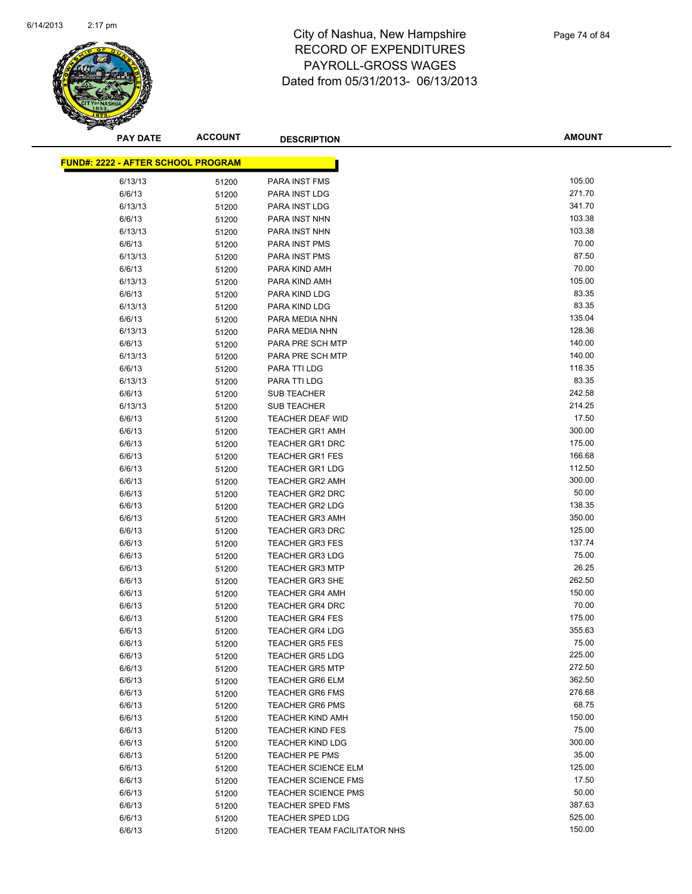# City of Nashua, New Hampshire
# RECORD OF EXPENDITURES
# PAYROLL-GROSS WAGES
# Dated from 05/31/2013- 06/13/2013

| PAY DATE | ACCOUNT | DESCRIPTION | AMOUNT |
|---|---|---|---|
| **FUND#: 2222 - AFTER SCHOOL PROGRAM** | | | |
| 6/13/13 | 51200 | PARA INST FMS | 105.00 |
| 6/6/13 | 51200 | PARA INST LDG | 271.70 |
| 6/13/13 | 51200 | PARA INST LDG | 341.70 |
| 6/6/13 | 51200 | PARA INST NHN | 103.38 |
| 6/13/13 | 51200 | PARA INST NHN | 103.38 |
| 6/6/13 | 51200 | PARA INST PMS | 70.00 |
| 6/13/13 | 51200 | PARA INST PMS | 87.50 |
| 6/6/13 | 51200 | PARA KIND AMH | 70.00 |
| 6/13/13 | 51200 | PARA KIND AMH | 105.00 |
| 6/6/13 | 51200 | PARA KIND LDG | 83.35 |
| 6/13/13 | 51200 | PARA KIND LDG | 83.35 |
| 6/6/13 | 51200 | PARA MEDIA NHN | 135.04 |
| 6/13/13 | 51200 | PARA MEDIA NHN | 128.36 |
| 6/6/13 | 51200 | PARA PRE SCH MTP | 140.00 |
| 6/13/13 | 51200 | PARA PRE SCH MTP | 140.00 |
| 6/6/13 | 51200 | PARA TTI LDG | 118.35 |
| 6/13/13 | 51200 | PARA TTI LDG | 83.35 |
| 6/6/13 | 51200 | SUB TEACHER | 242.58 |
| 6/13/13 | 51200 | SUB TEACHER | 214.25 |
| 6/6/13 | 51200 | TEACHER DEAF WID | 17.50 |
| 6/6/13 | 51200 | TEACHER GR1 AMH | 300.00 |
| 6/6/13 | 51200 | TEACHER GR1 DRC | 175.00 |
| 6/6/13 | 51200 | TEACHER GR1 FES | 166.68 |
| 6/6/13 | 51200 | TEACHER GR1 LDG | 112.50 |
| 6/6/13 | 51200 | TEACHER GR2 AMH | 300.00 |
| 6/6/13 | 51200 | TEACHER GR2 DRC | 50.00 |
| 6/6/13 | 51200 | TEACHER GR2 LDG | 138.35 |
| 6/6/13 | 51200 | TEACHER GR3 AMH | 350.00 |
| 6/6/13 | 51200 | TEACHER GR3 DRC | 125.00 |
| 6/6/13 | 51200 | TEACHER GR3 FES | 137.74 |
| 6/6/13 | 51200 | TEACHER GR3 LDG | 75.00 |
| 6/6/13 | 51200 | TEACHER GR3 MTP | 26.25 |
| 6/6/13 | 51200 | TEACHER GR3 SHE | 262.50 |
| 6/6/13 | 51200 | TEACHER GR4 AMH | 150.00 |
| 6/6/13 | 51200 | TEACHER GR4 DRC | 70.00 |
| 6/6/13 | 51200 | TEACHER GR4 FES | 175.00 |
| 6/6/13 | 51200 | TEACHER GR4 LDG | 355.63 |
| 6/6/13 | 51200 | TEACHER GR5 FES | 75.00 |
| 6/6/13 | 51200 | TEACHER GR5 LDG | 225.00 |
| 6/6/13 | 51200 | TEACHER GR5 MTP | 272.50 |
| 6/6/13 | 51200 | TEACHER GR6 ELM | 362.50 |
| 6/6/13 | 51200 | TEACHER GR6 FMS | 276.68 |
| 6/6/13 | 51200 | TEACHER GR6 PMS | 68.75 |
| 6/6/13 | 51200 | TEACHER KIND AMH | 150.00 |
| 6/6/13 | 51200 | TEACHER KIND FES | 75.00 |
| 6/6/13 | 51200 | TEACHER KIND LDG | 300.00 |
| 6/6/13 | 51200 | TEACHER PE PMS | 35.00 |
| 6/6/13 | 51200 | TEACHER SCIENCE ELM | 125.00 |
| 6/6/13 | 51200 | TEACHER SCIENCE FMS | 17.50 |
| 6/6/13 | 51200 | TEACHER SCIENCE PMS | 50.00 |
| 6/6/13 | 51200 | TEACHER SPED FMS | 387.63 |
| 6/6/13 | 51200 | TEACHER SPED LDG | 525.00 |
| 6/6/13 | 51200 | TEACHER TEAM FACILITATOR NHS | 150.00 |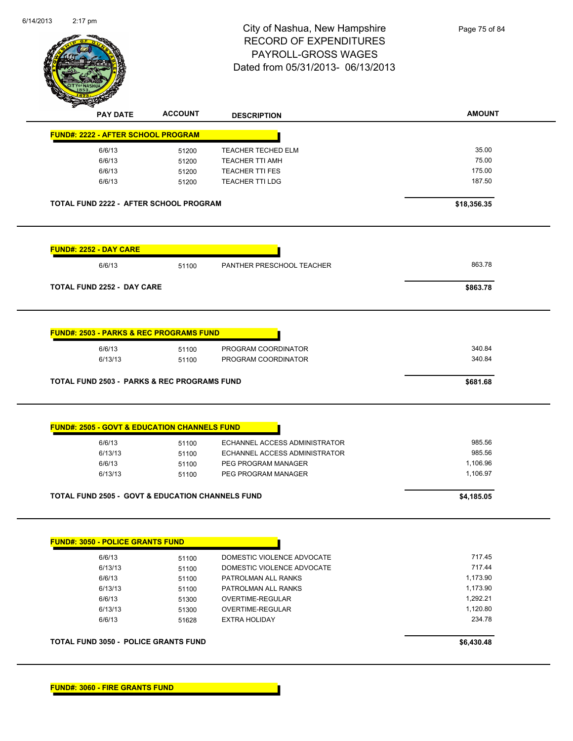City of Nashua, New Hampshire
RECORD OF EXPENDITURES
PAYROLL-GROSS WAGES
Dated from 05/31/2013- 06/13/2013

| PAY DATE | ACCOUNT | DESCRIPTION | AMOUNT |
|---|---|---|---|
| **FUND#: 2222 - AFTER SCHOOL PROGRAM** | | | |
| 6/6/13 | 51200 | TEACHER TECHED ELM | 35.00 |
| 6/6/13 | 51200 | TEACHER TTI AMH | 75.00 |
| 6/6/13 | 51200 | TEACHER TTI FES | 175.00 |
| 6/6/13 | 51200 | TEACHER TTI LDG | 187.50 |
| **TOTAL FUND 2222 - AFTER SCHOOL PROGRAM** | | | **$18,356.35** |
| **FUND#: 2252 - DAY CARE** | | | |
| 6/6/13 | 51100 | PANTHER PRESCHOOL TEACHER | 863.78 |
| **TOTAL FUND 2252 - DAY CARE** | | | **$863.78** |
| **FUND#: 2503 - PARKS & REC PROGRAMS FUND** | | | |
| 6/6/13 | 51100 | PROGRAM COORDINATOR | 340.84 |
| 6/13/13 | 51100 | PROGRAM COORDINATOR | 340.84 |
| **TOTAL FUND 2503 - PARKS & REC PROGRAMS FUND** | | | **$681.68** |
| **FUND#: 2505 - GOVT & EDUCATION CHANNELS FUND** | | | |
| 6/6/13 | 51100 | ECHANNEL ACCESS ADMINISTRATOR | 985.56 |
| 6/13/13 | 51100 | ECHANNEL ACCESS ADMINISTRATOR | 985.56 |
| 6/6/13 | 51100 | PEG PROGRAM MANAGER | 1,106.96 |
| 6/13/13 | 51100 | PEG PROGRAM MANAGER | 1,106.97 |
| **TOTAL FUND 2505 - GOVT & EDUCATION CHANNELS FUND** | | | **$4,185.05** |
| **FUND#: 3050 - POLICE GRANTS FUND** | | | |
| 6/6/13 | 51100 | DOMESTIC VIOLENCE ADVOCATE | 717.45 |
| 6/13/13 | 51100 | DOMESTIC VIOLENCE ADVOCATE | 717.44 |
| 6/6/13 | 51100 | PATROLMAN ALL RANKS | 1,173.90 |
| 6/13/13 | 51100 | PATROLMAN ALL RANKS | 1,173.90 |
| 6/6/13 | 51300 | OVERTIME-REGULAR | 1,292.21 |
| 6/13/13 | 51300 | OVERTIME-REGULAR | 1,120.80 |
| 6/6/13 | 51628 | EXTRA HOLIDAY | 234.78 |
| **TOTAL FUND 3050 - POLICE GRANTS FUND** | | | **$6,430.48** |
| **FUND#: 3060 - FIRE GRANTS FUND** | | | |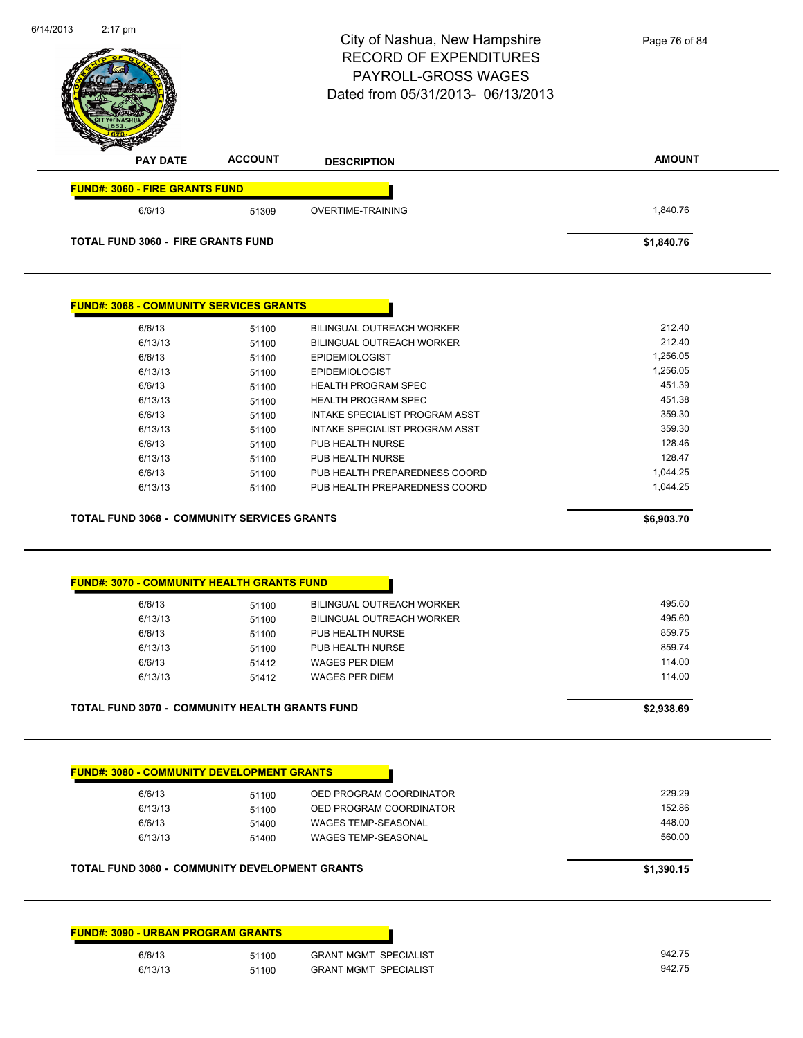# City of Nashua, New Hampshire
## RECORD OF EXPENDITURES
## PAYROLL-GROSS WAGES
## Dated from 05/31/2013- 06/13/2013

| PAY DATE | ACCOUNT | DESCRIPTION | AMOUNT |
|---|---|---|---|
| **FUND#: 3060 - FIRE GRANTS FUND** | | | |
| 6/6/13 | 51309 | OVERTIME-TRAINING | 1,840.76 |
| **TOTAL FUND 3060 - FIRE GRANTS FUND** | | | **$1,840.76** |

| PAY DATE | ACCOUNT | DESCRIPTION | AMOUNT |
|---|---|---|---|
| **FUND#: 3068 - COMMUNITY SERVICES GRANTS** | | | |
| 6/6/13 | 51100 | BILINGUAL OUTREACH WORKER | 212.40 |
| 6/13/13 | 51100 | BILINGUAL OUTREACH WORKER | 212.40 |
| 6/6/13 | 51100 | EPIDEMIOLOGIST | 1,256.05 |
| 6/13/13 | 51100 | EPIDEMIOLOGIST | 1,256.05 |
| 6/6/13 | 51100 | HEALTH PROGRAM SPEC | 451.39 |
| 6/13/13 | 51100 | HEALTH PROGRAM SPEC | 451.38 |
| 6/6/13 | 51100 | INTAKE SPECIALIST PROGRAM ASST | 359.30 |
| 6/13/13 | 51100 | INTAKE SPECIALIST PROGRAM ASST | 359.30 |
| 6/6/13 | 51100 | PUB HEALTH NURSE | 128.46 |
| 6/13/13 | 51100 | PUB HEALTH NURSE | 128.47 |
| 6/6/13 | 51100 | PUB HEALTH PREPAREDNESS COORD | 1,044.25 |
| 6/13/13 | 51100 | PUB HEALTH PREPAREDNESS COORD | 1,044.25 |
| **TOTAL FUND 3068 - COMMUNITY SERVICES GRANTS** | | | **$6,903.70** |

| PAY DATE | ACCOUNT | DESCRIPTION | AMOUNT |
|---|---|---|---|
| **FUND#: 3070 - COMMUNITY HEALTH GRANTS FUND** | | | |
| 6/6/13 | 51100 | BILINGUAL OUTREACH WORKER | 495.60 |
| 6/13/13 | 51100 | BILINGUAL OUTREACH WORKER | 495.60 |
| 6/6/13 | 51100 | PUB HEALTH NURSE | 859.75 |
| 6/13/13 | 51100 | PUB HEALTH NURSE | 859.74 |
| 6/6/13 | 51412 | WAGES PER DIEM | 114.00 |
| 6/13/13 | 51412 | WAGES PER DIEM | 114.00 |
| **TOTAL FUND 3070 - COMMUNITY HEALTH GRANTS FUND** | | | **$2,938.69** |

| PAY DATE | ACCOUNT | DESCRIPTION | AMOUNT |
|---|---|---|---|
| **FUND#: 3080 - COMMUNITY DEVELOPMENT GRANTS** | | | |
| 6/6/13 | 51100 | OED PROGRAM COORDINATOR | 229.29 |
| 6/13/13 | 51100 | OED PROGRAM COORDINATOR | 152.86 |
| 6/6/13 | 51400 | WAGES TEMP-SEASONAL | 448.00 |
| 6/13/13 | 51400 | WAGES TEMP-SEASONAL | 560.00 |
| **TOTAL FUND 3080 - COMMUNITY DEVELOPMENT GRANTS** | | | **$1,390.15** |

| PAY DATE | ACCOUNT | DESCRIPTION | AMOUNT |
|---|---|---|---|
| **FUND#: 3090 - URBAN PROGRAM GRANTS** | | | |
| 6/6/13 | 51100 | GRANT MGMT SPECIALIST | 942.75 |
| 6/13/13 | 51100 | GRANT MGMT SPECIALIST | 942.75 |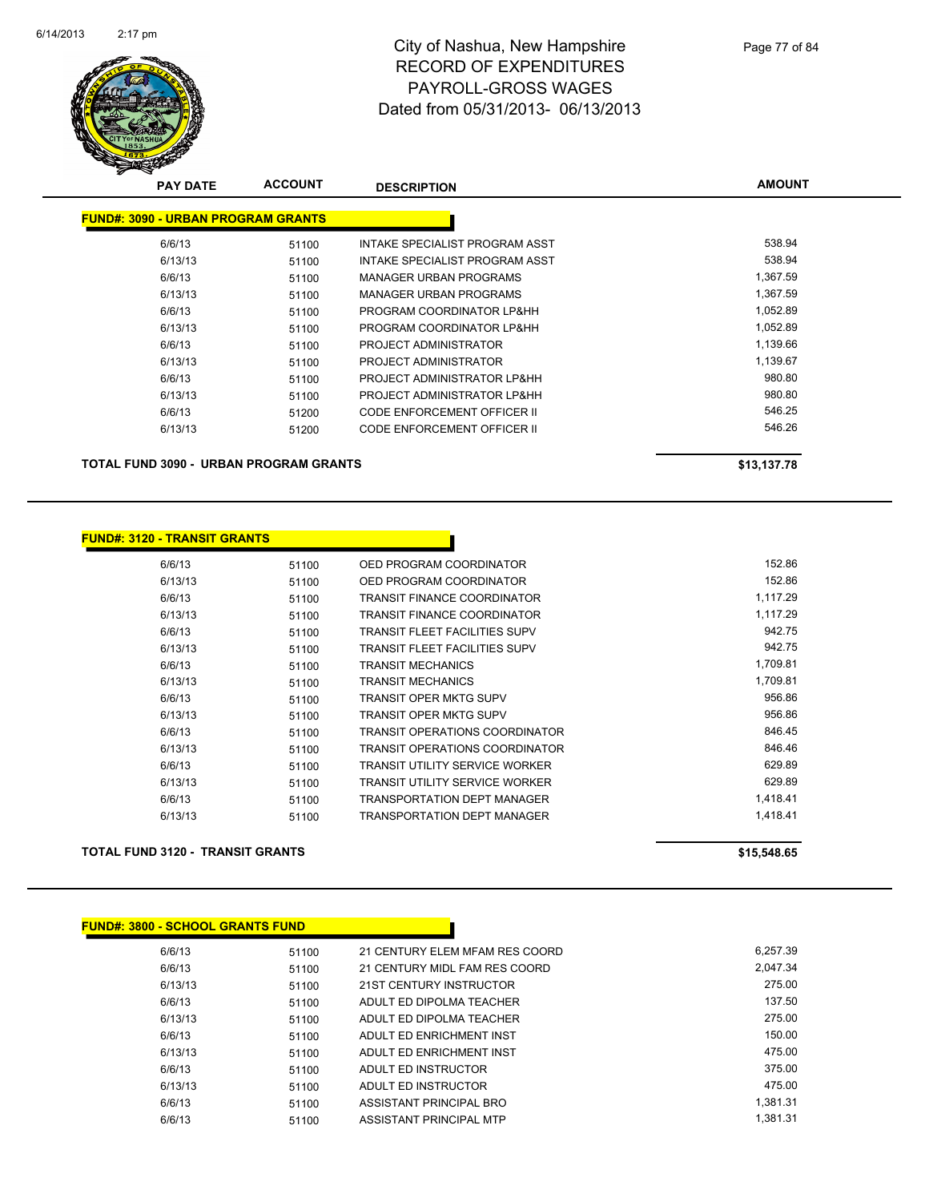# City of Nashua, New Hampshire
## RECORD OF EXPENDITURES
## PAYROLL-GROSS WAGES
## Dated from 05/31/2013- 06/13/2013

**FUND#: 3090 - URBAN PROGRAM GRANTS**

| PAY DATE | ACCOUNT | DESCRIPTION | AMOUNT |
|---|---|---|---|
| 6/6/13 | 51100 | INTAKE SPECIALIST PROGRAM ASST | 538.94 |
| 6/13/13 | 51100 | INTAKE SPECIALIST PROGRAM ASST | 538.94 |
| 6/6/13 | 51100 | MANAGER URBAN PROGRAMS | 1,367.59 |
| 6/13/13 | 51100 | MANAGER URBAN PROGRAMS | 1,367.59 |
| 6/6/13 | 51100 | PROGRAM COORDINATOR LP&HH | 1,052.89 |
| 6/13/13 | 51100 | PROGRAM COORDINATOR LP&HH | 1,052.89 |
| 6/6/13 | 51100 | PROJECT ADMINISTRATOR | 1,139.66 |
| 6/13/13 | 51100 | PROJECT ADMINISTRATOR | 1,139.67 |
| 6/6/13 | 51100 | PROJECT ADMINISTRATOR LP&HH | 980.80 |
| 6/13/13 | 51100 | PROJECT ADMINISTRATOR LP&HH | 980.80 |
| 6/6/13 | 51200 | CODE ENFORCEMENT OFFICER II | 546.25 |
| 6/13/13 | 51200 | CODE ENFORCEMENT OFFICER II | 546.26 |

**TOTAL FUND 3090 - URBAN PROGRAM GRANTS** **$13,137.78**

**FUND#: 3120 - TRANSIT GRANTS**

| PAY DATE | ACCOUNT | DESCRIPTION | AMOUNT |
|---|---|---|---|
| 6/6/13 | 51100 | OED PROGRAM COORDINATOR | 152.86 |
| 6/13/13 | 51100 | OED PROGRAM COORDINATOR | 152.86 |
| 6/6/13 | 51100 | TRANSIT FINANCE COORDINATOR | 1,117.29 |
| 6/13/13 | 51100 | TRANSIT FINANCE COORDINATOR | 1,117.29 |
| 6/6/13 | 51100 | TRANSIT FLEET FACILITIES SUPV | 942.75 |
| 6/13/13 | 51100 | TRANSIT FLEET FACILITIES SUPV | 942.75 |
| 6/6/13 | 51100 | TRANSIT MECHANICS | 1,709.81 |
| 6/13/13 | 51100 | TRANSIT MECHANICS | 1,709.81 |
| 6/6/13 | 51100 | TRANSIT OPER MKTG SUPV | 956.86 |
| 6/13/13 | 51100 | TRANSIT OPER MKTG SUPV | 956.86 |
| 6/6/13 | 51100 | TRANSIT OPERATIONS COORDINATOR | 846.45 |
| 6/13/13 | 51100 | TRANSIT OPERATIONS COORDINATOR | 846.46 |
| 6/6/13 | 51100 | TRANSIT UTILITY SERVICE WORKER | 629.89 |
| 6/13/13 | 51100 | TRANSIT UTILITY SERVICE WORKER | 629.89 |
| 6/6/13 | 51100 | TRANSPORTATION DEPT MANAGER | 1,418.41 |
| 6/13/13 | 51100 | TRANSPORTATION DEPT MANAGER | 1,418.41 |

**TOTAL FUND 3120 - TRANSIT GRANTS** **$15,548.65**

**FUND#: 3800 - SCHOOL GRANTS FUND**

| PAY DATE | ACCOUNT | DESCRIPTION | AMOUNT |
|---|---|---|---|
| 6/6/13 | 51100 | 21 CENTURY ELEM MFAM RES COORD | 6,257.39 |
| 6/6/13 | 51100 | 21 CENTURY MIDL FAM RES COORD | 2,047.34 |
| 6/13/13 | 51100 | 21ST CENTURY INSTRUCTOR | 275.00 |
| 6/6/13 | 51100 | ADULT ED DIPOLMA TEACHER | 137.50 |
| 6/13/13 | 51100 | ADULT ED DIPOLMA TEACHER | 275.00 |
| 6/6/13 | 51100 | ADULT ED ENRICHMENT INST | 150.00 |
| 6/13/13 | 51100 | ADULT ED ENRICHMENT INST | 475.00 |
| 6/6/13 | 51100 | ADULT ED INSTRUCTOR | 375.00 |
| 6/13/13 | 51100 | ADULT ED INSTRUCTOR | 475.00 |
| 6/6/13 | 51100 | ASSISTANT PRINCIPAL BRO | 1,381.31 |
| 6/6/13 | 51100 | ASSISTANT PRINCIPAL MTP | 1,381.31 |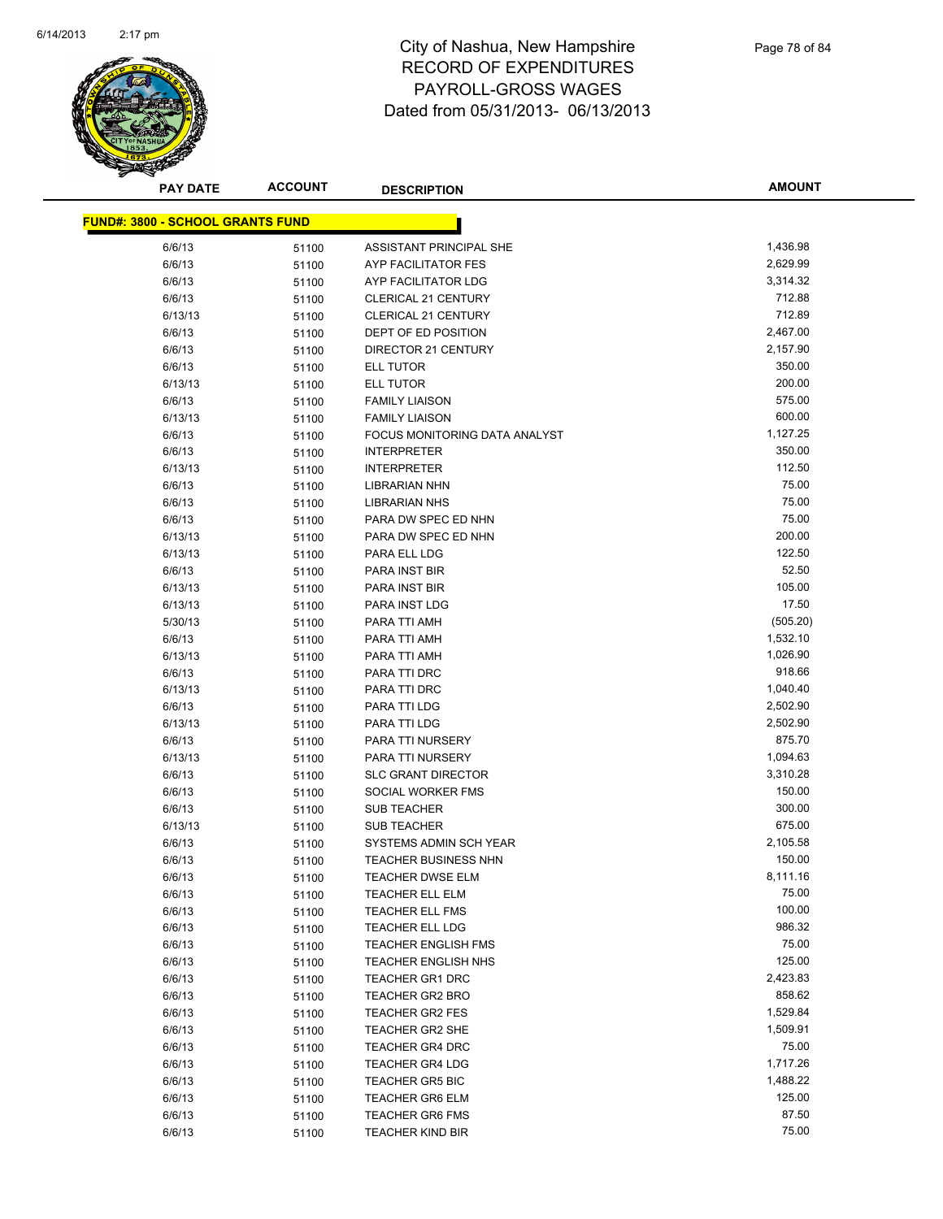# City of Nashua, New Hampshire
# RECORD OF EXPENDITURES
# PAYROLL-GROSS WAGES
# Dated from 05/31/2013- 06/13/2013

**FUND#: 3800 - SCHOOL GRANTS FUND**

| PAY DATE | ACCOUNT | DESCRIPTION | AMOUNT |
|---|---|---|---|
| 6/6/13 | 51100 | ASSISTANT PRINCIPAL SHE | 1,436.98 |
| 6/6/13 | 51100 | AYP FACILITATOR FES | 2,629.99 |
| 6/6/13 | 51100 | AYP FACILITATOR LDG | 3,314.32 |
| 6/6/13 | 51100 | CLERICAL 21 CENTURY | 712.88 |
| 6/13/13 | 51100 | CLERICAL 21 CENTURY | 712.89 |
| 6/6/13 | 51100 | DEPT OF ED POSITION | 2,467.00 |
| 6/6/13 | 51100 | DIRECTOR 21 CENTURY | 2,157.90 |
| 6/6/13 | 51100 | ELL TUTOR | 350.00 |
| 6/13/13 | 51100 | ELL TUTOR | 200.00 |
| 6/6/13 | 51100 | FAMILY LIAISON | 575.00 |
| 6/13/13 | 51100 | FAMILY LIAISON | 600.00 |
| 6/6/13 | 51100 | FOCUS MONITORING DATA ANALYST | 1,127.25 |
| 6/6/13 | 51100 | INTERPRETER | 350.00 |
| 6/13/13 | 51100 | INTERPRETER | 112.50 |
| 6/6/13 | 51100 | LIBRARIAN NHN | 75.00 |
| 6/6/13 | 51100 | LIBRARIAN NHS | 75.00 |
| 6/6/13 | 51100 | PARA DW SPEC ED NHN | 75.00 |
| 6/13/13 | 51100 | PARA DW SPEC ED NHN | 200.00 |
| 6/13/13 | 51100 | PARA ELL LDG | 122.50 |
| 6/6/13 | 51100 | PARA INST BIR | 52.50 |
| 6/13/13 | 51100 | PARA INST BIR | 105.00 |
| 6/13/13 | 51100 | PARA INST LDG | 17.50 |
| 5/30/13 | 51100 | PARA TTI AMH | (505.20) |
| 6/6/13 | 51100 | PARA TTI AMH | 1,532.10 |
| 6/13/13 | 51100 | PARA TTI AMH | 1,026.90 |
| 6/6/13 | 51100 | PARA TTI DRC | 918.66 |
| 6/13/13 | 51100 | PARA TTI DRC | 1,040.40 |
| 6/6/13 | 51100 | PARA TTI LDG | 2,502.90 |
| 6/13/13 | 51100 | PARA TTI LDG | 2,502.90 |
| 6/6/13 | 51100 | PARA TTI NURSERY | 875.70 |
| 6/13/13 | 51100 | PARA TTI NURSERY | 1,094.63 |
| 6/6/13 | 51100 | SLC GRANT DIRECTOR | 3,310.28 |
| 6/6/13 | 51100 | SOCIAL WORKER FMS | 150.00 |
| 6/6/13 | 51100 | SUB TEACHER | 300.00 |
| 6/13/13 | 51100 | SUB TEACHER | 675.00 |
| 6/6/13 | 51100 | SYSTEMS ADMIN SCH YEAR | 2,105.58 |
| 6/6/13 | 51100 | TEACHER BUSINESS NHN | 150.00 |
| 6/6/13 | 51100 | TEACHER DWSE ELM | 8,111.16 |
| 6/6/13 | 51100 | TEACHER ELL ELM | 75.00 |
| 6/6/13 | 51100 | TEACHER ELL FMS | 100.00 |
| 6/6/13 | 51100 | TEACHER ELL LDG | 986.32 |
| 6/6/13 | 51100 | TEACHER ENGLISH FMS | 75.00 |
| 6/6/13 | 51100 | TEACHER ENGLISH NHS | 125.00 |
| 6/6/13 | 51100 | TEACHER GR1 DRC | 2,423.83 |
| 6/6/13 | 51100 | TEACHER GR2 BRO | 858.62 |
| 6/6/13 | 51100 | TEACHER GR2 FES | 1,529.84 |
| 6/6/13 | 51100 | TEACHER GR2 SHE | 1,509.91 |
| 6/6/13 | 51100 | TEACHER GR4 DRC | 75.00 |
| 6/6/13 | 51100 | TEACHER GR4 LDG | 1,717.26 |
| 6/6/13 | 51100 | TEACHER GR5 BIC | 1,488.22 |
| 6/6/13 | 51100 | TEACHER GR6 ELM | 125.00 |
| 6/6/13 | 51100 | TEACHER GR6 FMS | 87.50 |
| 6/6/13 | 51100 | TEACHER KIND BIR | 75.00 |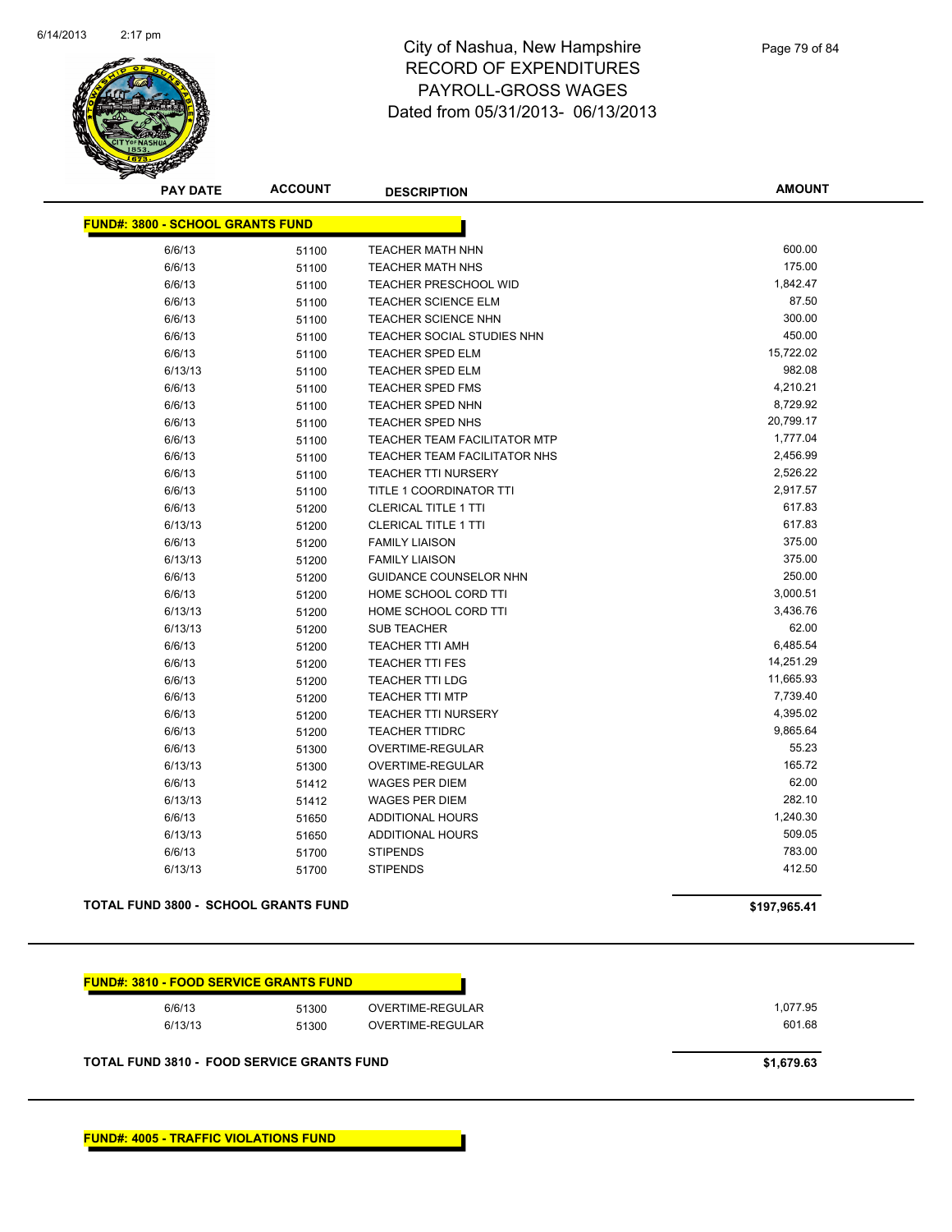# City of Nashua, New Hampshire
## RECORD OF EXPENDITURES
## PAYROLL-GROSS WAGES
## Dated from 05/31/2013- 06/13/2013

**FUND#: 3800 - SCHOOL GRANTS FUND**

| PAY DATE | ACCOUNT | DESCRIPTION | AMOUNT |
|---|---|---|---|
| 6/6/13 | 51100 | TEACHER MATH NHN | 600.00 |
| 6/6/13 | 51100 | TEACHER MATH NHS | 175.00 |
| 6/6/13 | 51100 | TEACHER PRESCHOOL WID | 1,842.47 |
| 6/6/13 | 51100 | TEACHER SCIENCE ELM | 87.50 |
| 6/6/13 | 51100 | TEACHER SCIENCE NHN | 300.00 |
| 6/6/13 | 51100 | TEACHER SOCIAL STUDIES NHN | 450.00 |
| 6/6/13 | 51100 | TEACHER SPED ELM | 15,722.02 |
| 6/13/13 | 51100 | TEACHER SPED ELM | 982.08 |
| 6/6/13 | 51100 | TEACHER SPED FMS | 4,210.21 |
| 6/6/13 | 51100 | TEACHER SPED NHN | 8,729.92 |
| 6/6/13 | 51100 | TEACHER SPED NHS | 20,799.17 |
| 6/6/13 | 51100 | TEACHER TEAM FACILITATOR MTP | 1,777.04 |
| 6/6/13 | 51100 | TEACHER TEAM FACILITATOR NHS | 2,456.99 |
| 6/6/13 | 51100 | TEACHER TTI NURSERY | 2,526.22 |
| 6/6/13 | 51100 | TITLE 1 COORDINATOR TTI | 2,917.57 |
| 6/6/13 | 51200 | CLERICAL TITLE 1 TTI | 617.83 |
| 6/13/13 | 51200 | CLERICAL TITLE 1 TTI | 617.83 |
| 6/6/13 | 51200 | FAMILY LIAISON | 375.00 |
| 6/13/13 | 51200 | FAMILY LIAISON | 375.00 |
| 6/6/13 | 51200 | GUIDANCE COUNSELOR NHN | 250.00 |
| 6/6/13 | 51200 | HOME SCHOOL CORD TTI | 3,000.51 |
| 6/13/13 | 51200 | HOME SCHOOL CORD TTI | 3,436.76 |
| 6/13/13 | 51200 | SUB TEACHER | 62.00 |
| 6/6/13 | 51200 | TEACHER TTI AMH | 6,485.54 |
| 6/6/13 | 51200 | TEACHER TTI FES | 14,251.29 |
| 6/6/13 | 51200 | TEACHER TTI LDG | 11,665.93 |
| 6/6/13 | 51200 | TEACHER TTI MTP | 7,739.40 |
| 6/6/13 | 51200 | TEACHER TTI NURSERY | 4,395.02 |
| 6/6/13 | 51200 | TEACHER TTIDRC | 9,865.64 |
| 6/6/13 | 51300 | OVERTIME-REGULAR | 55.23 |
| 6/13/13 | 51300 | OVERTIME-REGULAR | 165.72 |
| 6/6/13 | 51412 | WAGES PER DIEM | 62.00 |
| 6/13/13 | 51412 | WAGES PER DIEM | 282.10 |
| 6/6/13 | 51650 | ADDITIONAL HOURS | 1,240.30 |
| 6/13/13 | 51650 | ADDITIONAL HOURS | 509.05 |
| 6/6/13 | 51700 | STIPENDS | 783.00 |
| 6/13/13 | 51700 | STIPENDS | 412.50 |

**TOTAL FUND 3800 - SCHOOL GRANTS FUND** **$197,965.41**

**FUND#: 3810 - FOOD SERVICE GRANTS FUND**

| PAY DATE | ACCOUNT | DESCRIPTION | AMOUNT |
|---|---|---|---|
| 6/6/13 | 51300 | OVERTIME-REGULAR | 1,077.95 |
| 6/13/13 | 51300 | OVERTIME-REGULAR | 601.68 |

**TOTAL FUND 3810 - FOOD SERVICE GRANTS FUND** **$1,679.63**

**FUND#: 4005 - TRAFFIC VIOLATIONS FUND**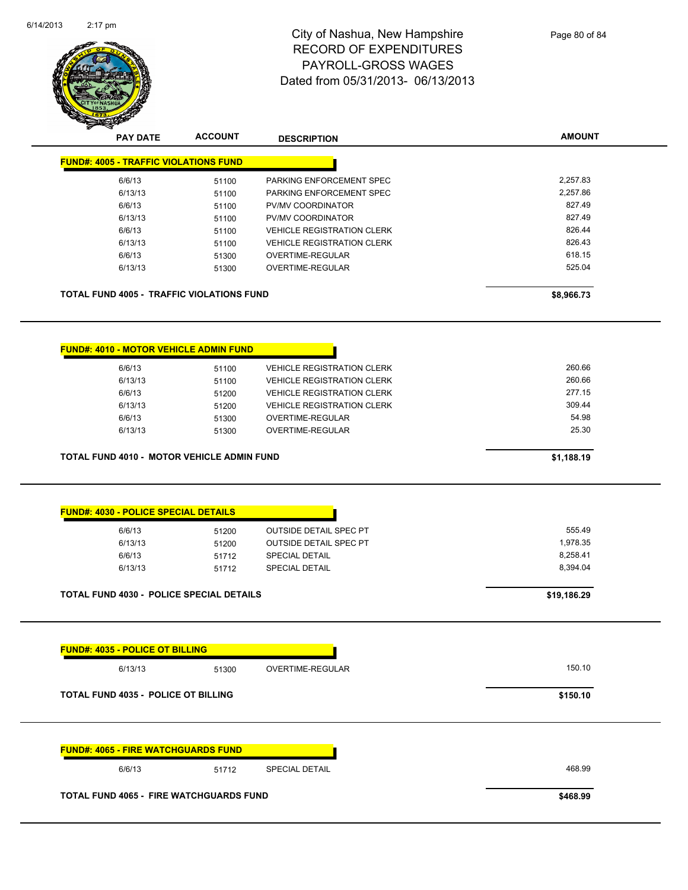# City of Nashua, New Hampshire
## RECORD OF EXPENDITURES
## PAYROLL-GROSS WAGES
## Dated from 05/31/2013- 06/13/2013

| PAY DATE | ACCOUNT | DESCRIPTION | AMOUNT |
|---|---|---|---|
| **FUND#: 4005 - TRAFFIC VIOLATIONS FUND** | | | |
| 6/6/13 | 51100 | PARKING ENFORCEMENT SPEC | 2,257.83 |
| 6/13/13 | 51100 | PARKING ENFORCEMENT SPEC | 2,257.86 |
| 6/6/13 | 51100 | PV/MV COORDINATOR | 827.49 |
| 6/13/13 | 51100 | PV/MV COORDINATOR | 827.49 |
| 6/6/13 | 51100 | VEHICLE REGISTRATION CLERK | 826.44 |
| 6/13/13 | 51100 | VEHICLE REGISTRATION CLERK | 826.43 |
| 6/6/13 | 51300 | OVERTIME-REGULAR | 618.15 |
| 6/13/13 | 51300 | OVERTIME-REGULAR | 525.04 |
| **TOTAL FUND 4005 - TRAFFIC VIOLATIONS FUND** | | | **$8,966.73** |
| **FUND#: 4010 - MOTOR VEHICLE ADMIN FUND** | | | |
| 6/6/13 | 51100 | VEHICLE REGISTRATION CLERK | 260.66 |
| 6/13/13 | 51100 | VEHICLE REGISTRATION CLERK | 260.66 |
| 6/6/13 | 51200 | VEHICLE REGISTRATION CLERK | 277.15 |
| 6/13/13 | 51200 | VEHICLE REGISTRATION CLERK | 309.44 |
| 6/6/13 | 51300 | OVERTIME-REGULAR | 54.98 |
| 6/13/13 | 51300 | OVERTIME-REGULAR | 25.30 |
| **TOTAL FUND 4010 - MOTOR VEHICLE ADMIN FUND** | | | **$1,188.19** |
| **FUND#: 4030 - POLICE SPECIAL DETAILS** | | | |
| 6/6/13 | 51200 | OUTSIDE DETAIL SPEC PT | 555.49 |
| 6/13/13 | 51200 | OUTSIDE DETAIL SPEC PT | 1,978.35 |
| 6/6/13 | 51712 | SPECIAL DETAIL | 8,258.41 |
| 6/13/13 | 51712 | SPECIAL DETAIL | 8,394.04 |
| **TOTAL FUND 4030 - POLICE SPECIAL DETAILS** | | | **$19,186.29** |
| **FUND#: 4035 - POLICE OT BILLING** | | | |
| 6/13/13 | 51300 | OVERTIME-REGULAR | 150.10 |
| **TOTAL FUND 4035 - POLICE OT BILLING** | | | **$150.10** |
| **FUND#: 4065 - FIRE WATCHGUARDS FUND** | | | |
| 6/6/13 | 51712 | SPECIAL DETAIL | 468.99 |
| **TOTAL FUND 4065 - FIRE WATCHGUARDS FUND** | | | **$468.99** |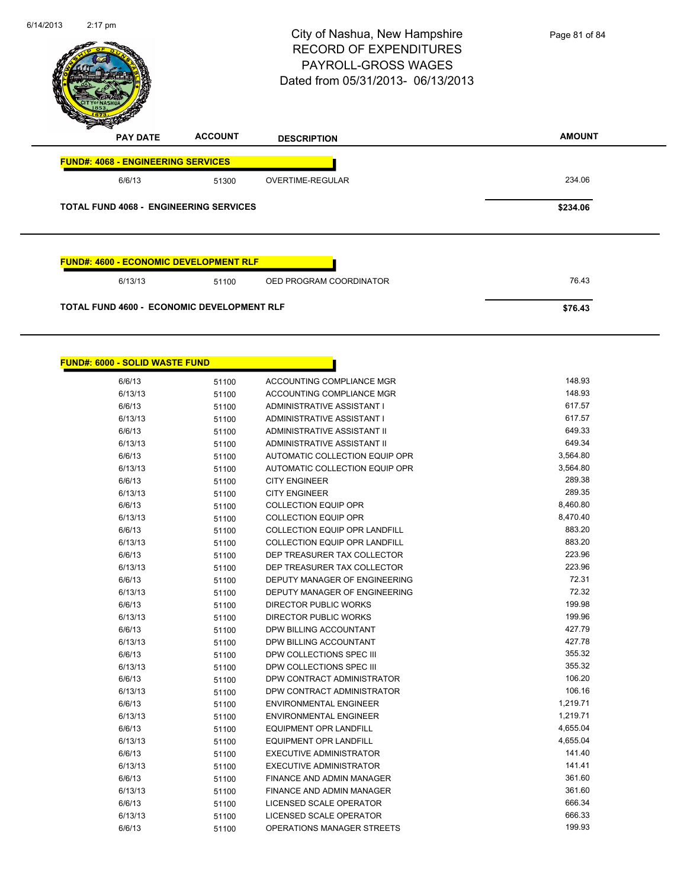# City of Nashua, New Hampshire
## RECORD OF EXPENDITURES
## PAYROLL-GROSS WAGES
Dated from 05/31/2013- 06/13/2013

| PAY DATE | ACCOUNT | DESCRIPTION | AMOUNT |
|---|---|---|---|
| **FUND#: 4068 - ENGINEERING SERVICES** | | | |
| 6/6/13 | 51300 | OVERTIME-REGULAR | 234.06 |
| **TOTAL FUND 4068 - ENGINEERING SERVICES** | | | **$234.06** |

| PAY DATE | ACCOUNT | DESCRIPTION | AMOUNT |
|---|---|---|---|
| **FUND#: 4600 - ECONOMIC DEVELOPMENT RLF** | | | |
| 6/13/13 | 51100 | OED PROGRAM COORDINATOR | 76.43 |
| **TOTAL FUND 4600 - ECONOMIC DEVELOPMENT RLF** | | | **$76.43** |

| PAY DATE | ACCOUNT | DESCRIPTION | AMOUNT |
|---|---|---|---|
| **FUND#: 6000 - SOLID WASTE FUND** | | | |
| 6/6/13 | 51100 | ACCOUNTING COMPLIANCE MGR | 148.93 |
| 6/13/13 | 51100 | ACCOUNTING COMPLIANCE MGR | 148.93 |
| 6/6/13 | 51100 | ADMINISTRATIVE ASSISTANT I | 617.57 |
| 6/13/13 | 51100 | ADMINISTRATIVE ASSISTANT I | 617.57 |
| 6/6/13 | 51100 | ADMINISTRATIVE ASSISTANT II | 649.33 |
| 6/13/13 | 51100 | ADMINISTRATIVE ASSISTANT II | 649.34 |
| 6/6/13 | 51100 | AUTOMATIC COLLECTION EQUIP OPR | 3,564.80 |
| 6/13/13 | 51100 | AUTOMATIC COLLECTION EQUIP OPR | 3,564.80 |
| 6/6/13 | 51100 | CITY ENGINEER | 289.38 |
| 6/13/13 | 51100 | CITY ENGINEER | 289.35 |
| 6/6/13 | 51100 | COLLECTION EQUIP OPR | 8,460.80 |
| 6/13/13 | 51100 | COLLECTION EQUIP OPR | 8,470.40 |
| 6/6/13 | 51100 | COLLECTION EQUIP OPR LANDFILL | 883.20 |
| 6/13/13 | 51100 | COLLECTION EQUIP OPR LANDFILL | 883.20 |
| 6/6/13 | 51100 | DEP TREASURER TAX COLLECTOR | 223.96 |
| 6/13/13 | 51100 | DEP TREASURER TAX COLLECTOR | 223.96 |
| 6/6/13 | 51100 | DEPUTY MANAGER OF ENGINEERING | 72.31 |
| 6/13/13 | 51100 | DEPUTY MANAGER OF ENGINEERING | 72.32 |
| 6/6/13 | 51100 | DIRECTOR PUBLIC WORKS | 199.98 |
| 6/13/13 | 51100 | DIRECTOR PUBLIC WORKS | 199.96 |
| 6/6/13 | 51100 | DPW BILLING ACCOUNTANT | 427.79 |
| 6/13/13 | 51100 | DPW BILLING ACCOUNTANT | 427.78 |
| 6/6/13 | 51100 | DPW COLLECTIONS SPEC III | 355.32 |
| 6/13/13 | 51100 | DPW COLLECTIONS SPEC III | 355.32 |
| 6/6/13 | 51100 | DPW CONTRACT ADMINISTRATOR | 106.20 |
| 6/13/13 | 51100 | DPW CONTRACT ADMINISTRATOR | 106.16 |
| 6/6/13 | 51100 | ENVIRONMENTAL ENGINEER | 1,219.71 |
| 6/13/13 | 51100 | ENVIRONMENTAL ENGINEER | 1,219.71 |
| 6/6/13 | 51100 | EQUIPMENT OPR LANDFILL | 4,655.04 |
| 6/13/13 | 51100 | EQUIPMENT OPR LANDFILL | 4,655.04 |
| 6/6/13 | 51100 | EXECUTIVE ADMINISTRATOR | 141.40 |
| 6/13/13 | 51100 | EXECUTIVE ADMINISTRATOR | 141.41 |
| 6/6/13 | 51100 | FINANCE AND ADMIN MANAGER | 361.60 |
| 6/13/13 | 51100 | FINANCE AND ADMIN MANAGER | 361.60 |
| 6/6/13 | 51100 | LICENSED SCALE OPERATOR | 666.34 |
| 6/13/13 | 51100 | LICENSED SCALE OPERATOR | 666.33 |
| 6/6/13 | 51100 | OPERATIONS MANAGER STREETS | 199.93 |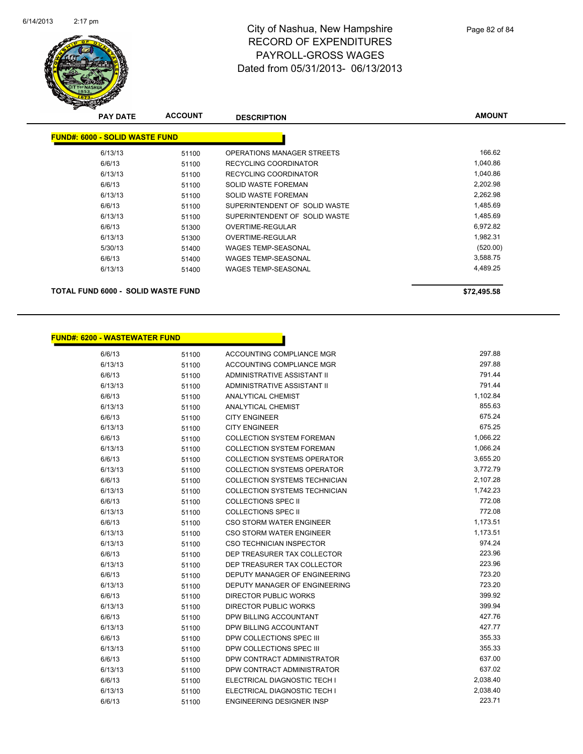# City of Nashua, New Hampshire
# RECORD OF EXPENDITURES
# PAYROLL-GROSS WAGES
# Dated from 05/31/2013- 06/13/2013

| PAY DATE | ACCOUNT | DESCRIPTION | AMOUNT |
|---|---|---|---|
| **FUND#: 6000 - SOLID WASTE FUND** | | | |
| 6/13/13 | 51100 | OPERATIONS MANAGER STREETS | 166.62 |
| 6/6/13 | 51100 | RECYCLING COORDINATOR | 1,040.86 |
| 6/13/13 | 51100 | RECYCLING COORDINATOR | 1,040.86 |
| 6/6/13 | 51100 | SOLID WASTE FOREMAN | 2,202.98 |
| 6/13/13 | 51100 | SOLID WASTE FOREMAN | 2,262.98 |
| 6/6/13 | 51100 | SUPERINTENDENT OF SOLID WASTE | 1,485.69 |
| 6/13/13 | 51100 | SUPERINTENDENT OF SOLID WASTE | 1,485.69 |
| 6/6/13 | 51300 | OVERTIME-REGULAR | 6,972.82 |
| 6/13/13 | 51300 | OVERTIME-REGULAR | 1,982.31 |
| 5/30/13 | 51400 | WAGES TEMP-SEASONAL | (520.00) |
| 6/6/13 | 51400 | WAGES TEMP-SEASONAL | 3,588.75 |
| 6/13/13 | 51400 | WAGES TEMP-SEASONAL | 4,489.25 |
| **TOTAL FUND 6000 - SOLID WASTE FUND** | | | **$72,495.58** |

| PAY DATE | ACCOUNT | DESCRIPTION | AMOUNT |
|---|---|---|---|
| **FUND#: 6200 - WASTEWATER FUND** | | | |
| 6/6/13 | 51100 | ACCOUNTING COMPLIANCE MGR | 297.88 |
| 6/13/13 | 51100 | ACCOUNTING COMPLIANCE MGR | 297.88 |
| 6/6/13 | 51100 | ADMINISTRATIVE ASSISTANT II | 791.44 |
| 6/13/13 | 51100 | ADMINISTRATIVE ASSISTANT II | 791.44 |
| 6/6/13 | 51100 | ANALYTICAL CHEMIST | 1,102.84 |
| 6/13/13 | 51100 | ANALYTICAL CHEMIST | 855.63 |
| 6/6/13 | 51100 | CITY ENGINEER | 675.24 |
| 6/13/13 | 51100 | CITY ENGINEER | 675.25 |
| 6/6/13 | 51100 | COLLECTION SYSTEM FOREMAN | 1,066.22 |
| 6/13/13 | 51100 | COLLECTION SYSTEM FOREMAN | 1,066.24 |
| 6/6/13 | 51100 | COLLECTION SYSTEMS OPERATOR | 3,655.20 |
| 6/13/13 | 51100 | COLLECTION SYSTEMS OPERATOR | 3,772.79 |
| 6/6/13 | 51100 | COLLECTION SYSTEMS TECHNICIAN | 2,107.28 |
| 6/13/13 | 51100 | COLLECTION SYSTEMS TECHNICIAN | 1,742.23 |
| 6/6/13 | 51100 | COLLECTIONS SPEC II | 772.08 |
| 6/13/13 | 51100 | COLLECTIONS SPEC II | 772.08 |
| 6/6/13 | 51100 | CSO STORM WATER ENGINEER | 1,173.51 |
| 6/13/13 | 51100 | CSO STORM WATER ENGINEER | 1,173.51 |
| 6/13/13 | 51100 | CSO TECHNICIAN INSPECTOR | 974.24 |
| 6/6/13 | 51100 | DEP TREASURER TAX COLLECTOR | 223.96 |
| 6/13/13 | 51100 | DEP TREASURER TAX COLLECTOR | 223.96 |
| 6/6/13 | 51100 | DEPUTY MANAGER OF ENGINEERING | 723.20 |
| 6/13/13 | 51100 | DEPUTY MANAGER OF ENGINEERING | 723.20 |
| 6/6/13 | 51100 | DIRECTOR PUBLIC WORKS | 399.92 |
| 6/13/13 | 51100 | DIRECTOR PUBLIC WORKS | 399.94 |
| 6/6/13 | 51100 | DPW BILLING ACCOUNTANT | 427.76 |
| 6/13/13 | 51100 | DPW BILLING ACCOUNTANT | 427.77 |
| 6/6/13 | 51100 | DPW COLLECTIONS SPEC III | 355.33 |
| 6/13/13 | 51100 | DPW COLLECTIONS SPEC III | 355.33 |
| 6/6/13 | 51100 | DPW CONTRACT ADMINISTRATOR | 637.00 |
| 6/13/13 | 51100 | DPW CONTRACT ADMINISTRATOR | 637.02 |
| 6/6/13 | 51100 | ELECTRICAL DIAGNOSTIC TECH I | 2,038.40 |
| 6/13/13 | 51100 | ELECTRICAL DIAGNOSTIC TECH I | 2,038.40 |
| 6/6/13 | 51100 | ENGINEERING DESIGNER INSP | 223.71 |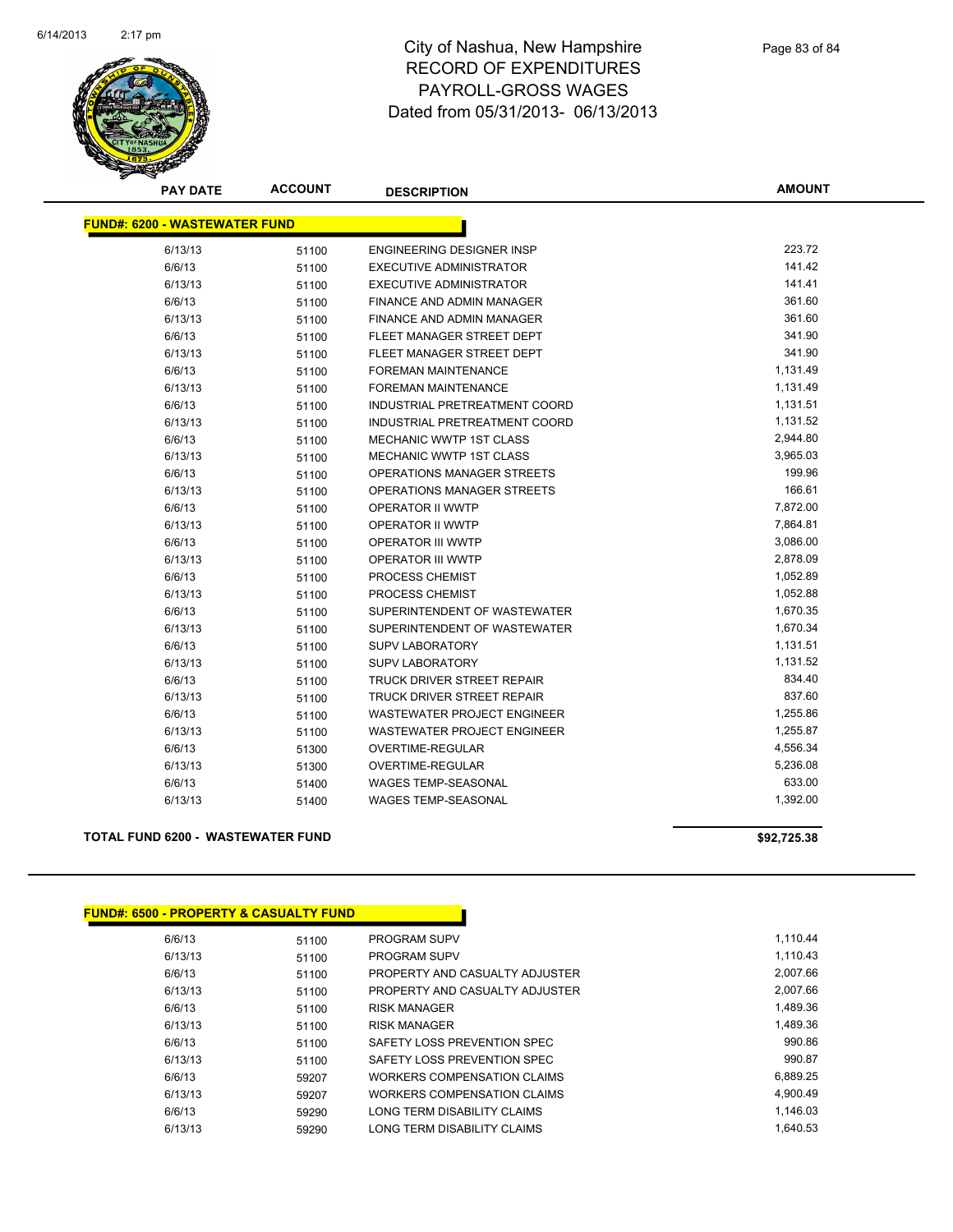# City of Nashua, New Hampshire
## RECORD OF EXPENDITURES
## PAYROLL-GROSS WAGES
## Dated from 05/31/2013- 06/13/2013

| PAY DATE | ACCOUNT | DESCRIPTION | AMOUNT |
|---|---|---|---|
| **FUND#: 6200 - WASTEWATER FUND** | | | |
| 6/13/13 | 51100 | ENGINEERING DESIGNER INSP | 223.72 |
| 6/6/13 | 51100 | EXECUTIVE ADMINISTRATOR | 141.42 |
| 6/13/13 | 51100 | EXECUTIVE ADMINISTRATOR | 141.41 |
| 6/6/13 | 51100 | FINANCE AND ADMIN MANAGER | 361.60 |
| 6/13/13 | 51100 | FINANCE AND ADMIN MANAGER | 361.60 |
| 6/6/13 | 51100 | FLEET MANAGER STREET DEPT | 341.90 |
| 6/13/13 | 51100 | FLEET MANAGER STREET DEPT | 341.90 |
| 6/6/13 | 51100 | FOREMAN MAINTENANCE | 1,131.49 |
| 6/13/13 | 51100 | FOREMAN MAINTENANCE | 1,131.49 |
| 6/6/13 | 51100 | INDUSTRIAL PRETREATMENT COORD | 1,131.51 |
| 6/13/13 | 51100 | INDUSTRIAL PRETREATMENT COORD | 1,131.52 |
| 6/6/13 | 51100 | MECHANIC WWTP 1ST CLASS | 2,944.80 |
| 6/13/13 | 51100 | MECHANIC WWTP 1ST CLASS | 3,965.03 |
| 6/6/13 | 51100 | OPERATIONS MANAGER STREETS | 199.96 |
| 6/13/13 | 51100 | OPERATIONS MANAGER STREETS | 166.61 |
| 6/6/13 | 51100 | OPERATOR II WWTP | 7,872.00 |
| 6/13/13 | 51100 | OPERATOR II WWTP | 7,864.81 |
| 6/6/13 | 51100 | OPERATOR III WWTP | 3,086.00 |
| 6/13/13 | 51100 | OPERATOR III WWTP | 2,878.09 |
| 6/6/13 | 51100 | PROCESS CHEMIST | 1,052.89 |
| 6/13/13 | 51100 | PROCESS CHEMIST | 1,052.88 |
| 6/6/13 | 51100 | SUPERINTENDENT OF WASTEWATER | 1,670.35 |
| 6/13/13 | 51100 | SUPERINTENDENT OF WASTEWATER | 1,670.34 |
| 6/6/13 | 51100 | SUPV LABORATORY | 1,131.51 |
| 6/13/13 | 51100 | SUPV LABORATORY | 1,131.52 |
| 6/6/13 | 51100 | TRUCK DRIVER STREET REPAIR | 834.40 |
| 6/13/13 | 51100 | TRUCK DRIVER STREET REPAIR | 837.60 |
| 6/6/13 | 51100 | WASTEWATER PROJECT ENGINEER | 1,255.86 |
| 6/13/13 | 51100 | WASTEWATER PROJECT ENGINEER | 1,255.87 |
| 6/6/13 | 51300 | OVERTIME-REGULAR | 4,556.34 |
| 6/13/13 | 51300 | OVERTIME-REGULAR | 5,236.08 |
| 6/6/13 | 51400 | WAGES TEMP-SEASONAL | 633.00 |
| 6/13/13 | 51400 | WAGES TEMP-SEASONAL | 1,392.00 |
| **TOTAL FUND 6200 - WASTEWATER FUND** | | | **$92,725.38** |

| PAY DATE | ACCOUNT | DESCRIPTION | AMOUNT |
|---|---|---|---|
| **FUND#: 6500 - PROPERTY & CASUALTY FUND** | | | |
| 6/6/13 | 51100 | PROGRAM SUPV | 1,110.44 |
| 6/13/13 | 51100 | PROGRAM SUPV | 1,110.43 |
| 6/6/13 | 51100 | PROPERTY AND CASUALTY ADJUSTER | 2,007.66 |
| 6/13/13 | 51100 | PROPERTY AND CASUALTY ADJUSTER | 2,007.66 |
| 6/6/13 | 51100 | RISK MANAGER | 1,489.36 |
| 6/13/13 | 51100 | RISK MANAGER | 1,489.36 |
| 6/6/13 | 51100 | SAFETY LOSS PREVENTION SPEC | 990.86 |
| 6/13/13 | 51100 | SAFETY LOSS PREVENTION SPEC | 990.87 |
| 6/6/13 | 59207 | WORKERS COMPENSATION CLAIMS | 6,889.25 |
| 6/13/13 | 59207 | WORKERS COMPENSATION CLAIMS | 4,900.49 |
| 6/6/13 | 59290 | LONG TERM DISABILITY CLAIMS | 1,146.03 |
| 6/13/13 | 59290 | LONG TERM DISABILITY CLAIMS | 1,640.53 |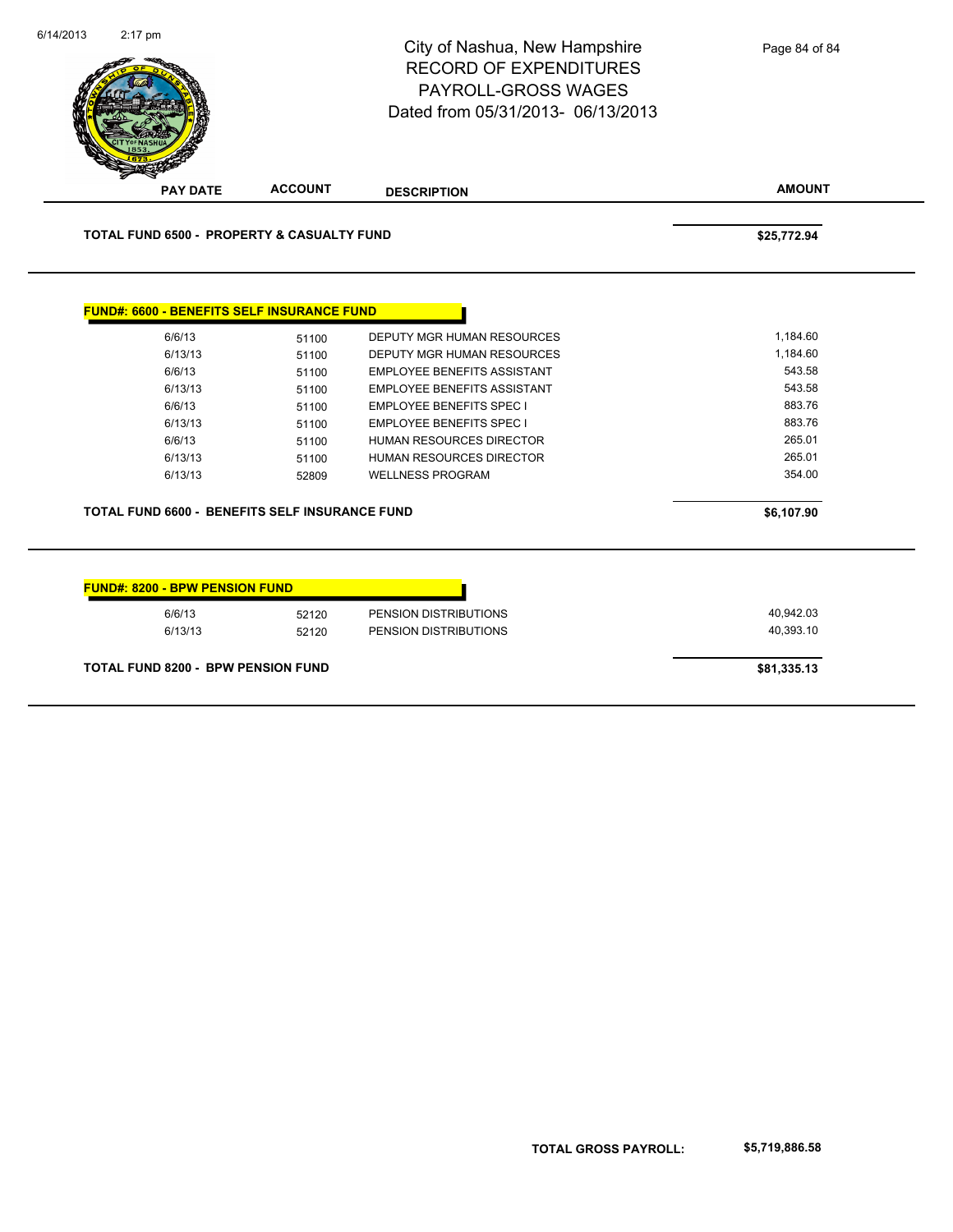# City of Nashua, New Hampshire
## RECORD OF EXPENDITURES
## PAYROLL-GROSS WAGES
## Dated from 05/31/2013- 06/13/2013

| PAY DATE | ACCOUNT | DESCRIPTION | AMOUNT |
|---|---|---|---|
| **TOTAL FUND 6500 - PROPERTY & CASUALTY FUND** | | | **$25,772.94** |

**FUND#: 6600 - BENEFITS SELF INSURANCE FUND**

| PAY DATE | ACCOUNT | DESCRIPTION | AMOUNT |
|---|---|---|---|
| 6/6/13 | 51100 | DEPUTY MGR HUMAN RESOURCES | 1,184.60 |
| 6/13/13 | 51100 | DEPUTY MGR HUMAN RESOURCES | 1,184.60 |
| 6/6/13 | 51100 | EMPLOYEE BENEFITS ASSISTANT | 543.58 |
| 6/13/13 | 51100 | EMPLOYEE BENEFITS ASSISTANT | 543.58 |
| 6/6/13 | 51100 | EMPLOYEE BENEFITS SPEC I | 883.76 |
| 6/13/13 | 51100 | EMPLOYEE BENEFITS SPEC I | 883.76 |
| 6/6/13 | 51100 | HUMAN RESOURCES DIRECTOR | 265.01 |
| 6/13/13 | 51100 | HUMAN RESOURCES DIRECTOR | 265.01 |
| 6/13/13 | 52809 | WELLNESS PROGRAM | 354.00 |
| **TOTAL FUND 6600 - BENEFITS SELF INSURANCE FUND** | | | **$6,107.90** |

**FUND#: 8200 - BPW PENSION FUND**

| PAY DATE | ACCOUNT | DESCRIPTION | AMOUNT |
|---|---|---|---|
| 6/6/13 | 52120 | PENSION DISTRIBUTIONS | 40,942.03 |
| 6/13/13 | 52120 | PENSION DISTRIBUTIONS | 40,393.10 |
| **TOTAL FUND 8200 - BPW PENSION FUND** | | | **$81,335.13** |

**TOTAL GROSS PAYROLL: $5,719,886.58**